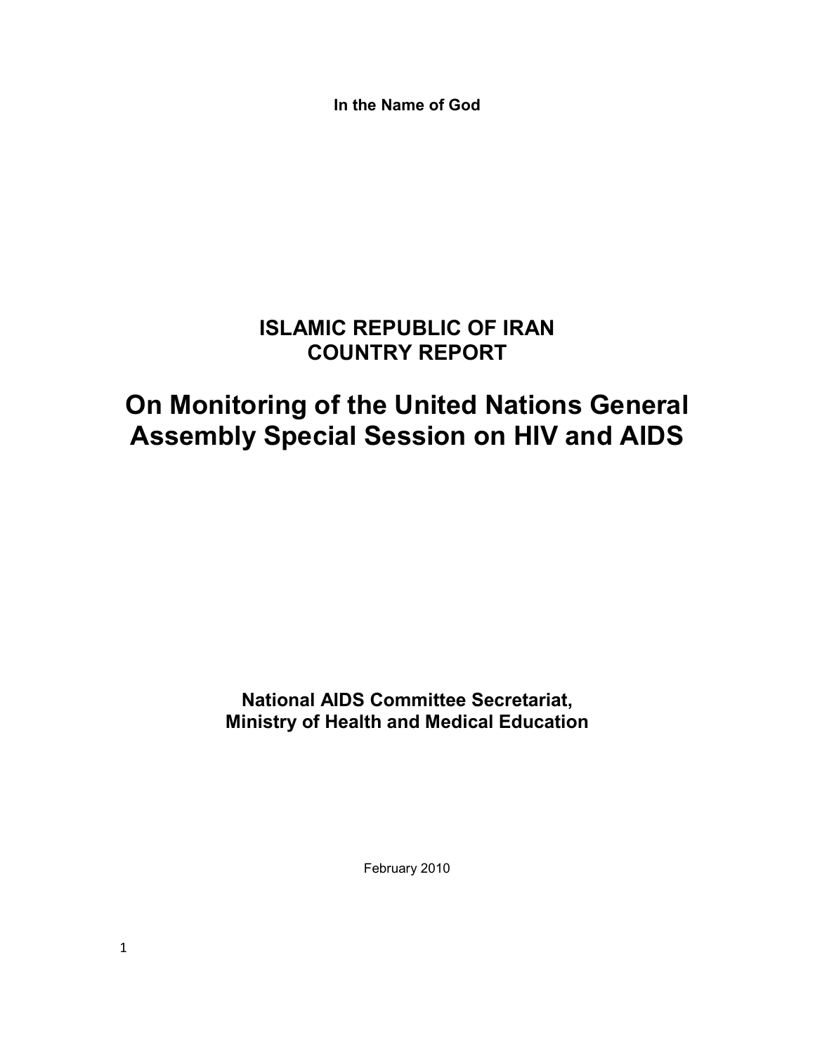**In the Name of God**

# ISLAMIC REPUBLIC OF IRAN
# COUNTRY REPORT

# On Monitoring of the United Nations General Assembly Special Session on HIV and AIDS

**National AIDS Committee Secretariat,**
**Ministry of Health and Medical Education**

February 2010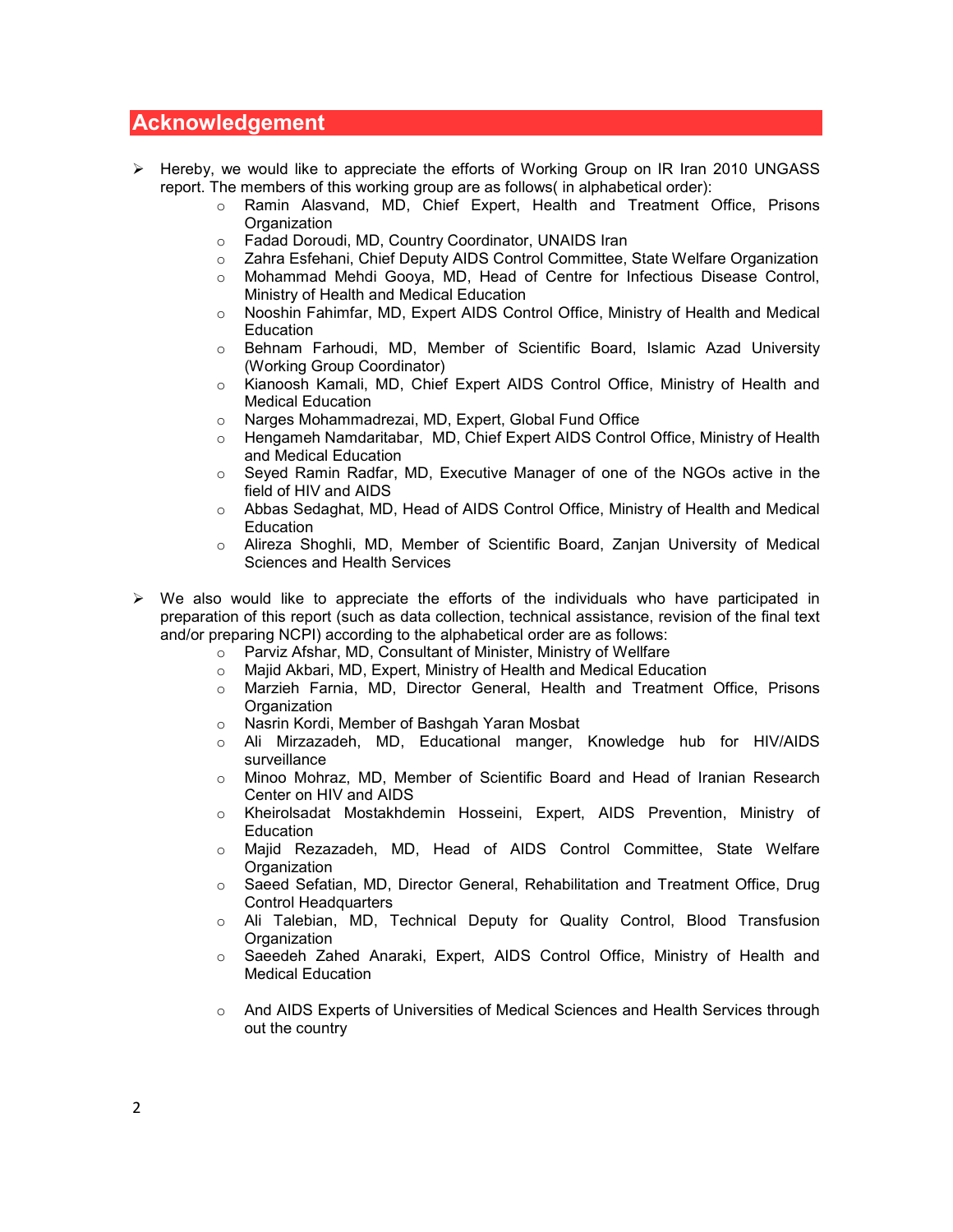## Acknowledgement

- Hereby, we would like to appreciate the efforts of Working Group on IR Iran 2010 UNGASS report. The members of this working group are as follows( in alphabetical order):
  - Ramin Alasvand, MD, Chief Expert, Health and Treatment Office, Prisons Organization
  - Fadad Doroudi, MD, Country Coordinator, UNAIDS Iran
  - Zahra Esfehani, Chief Deputy AIDS Control Committee, State Welfare Organization
  - Mohammad Mehdi Gooya, MD, Head of Centre for Infectious Disease Control, Ministry of Health and Medical Education
  - Nooshin Fahimfar, MD, Expert AIDS Control Office, Ministry of Health and Medical Education
  - Behnam Farhoudi, MD, Member of Scientific Board, Islamic Azad University (Working Group Coordinator)
  - Kianoosh Kamali, MD, Chief Expert AIDS Control Office, Ministry of Health and Medical Education
  - Narges Mohammadrezai, MD, Expert, Global Fund Office
  - Hengameh Namdaritabar, MD, Chief Expert AIDS Control Office, Ministry of Health and Medical Education
  - Seyed Ramin Radfar, MD, Executive Manager of one of the NGOs active in the field of HIV and AIDS
  - Abbas Sedaghat, MD, Head of AIDS Control Office, Ministry of Health and Medical Education
  - Alireza Shoghli, MD, Member of Scientific Board, Zanjan University of Medical Sciences and Health Services

- We also would like to appreciate the efforts of the individuals who have participated in preparation of this report (such as data collection, technical assistance, revision of the final text and/or preparing NCPI) according to the alphabetical order are as follows:
  - Parviz Afshar, MD, Consultant of Minister, Ministry of Wellfare
  - Majid Akbari, MD, Expert, Ministry of Health and Medical Education
  - Marzieh Farnia, MD, Director General, Health and Treatment Office, Prisons Organization
  - Nasrin Kordi, Member of Bashgah Yaran Mosbat
  - Ali Mirzazadeh, MD, Educational manger, Knowledge hub for HIV/AIDS surveillance
  - Minoo Mohraz, MD, Member of Scientific Board and Head of Iranian Research Center on HIV and AIDS
  - Kheirolsadat Mostakhdemin Hosseini, Expert, AIDS Prevention, Ministry of Education
  - Majid Rezazadeh, MD, Head of AIDS Control Committee, State Welfare Organization
  - Saeed Sefatian, MD, Director General, Rehabilitation and Treatment Office, Drug Control Headquarters
  - Ali Talebian, MD, Technical Deputy for Quality Control, Blood Transfusion Organization
  - Saeedeh Zahed Anaraki, Expert, AIDS Control Office, Ministry of Health and Medical Education
  - And AIDS Experts of Universities of Medical Sciences and Health Services through out the country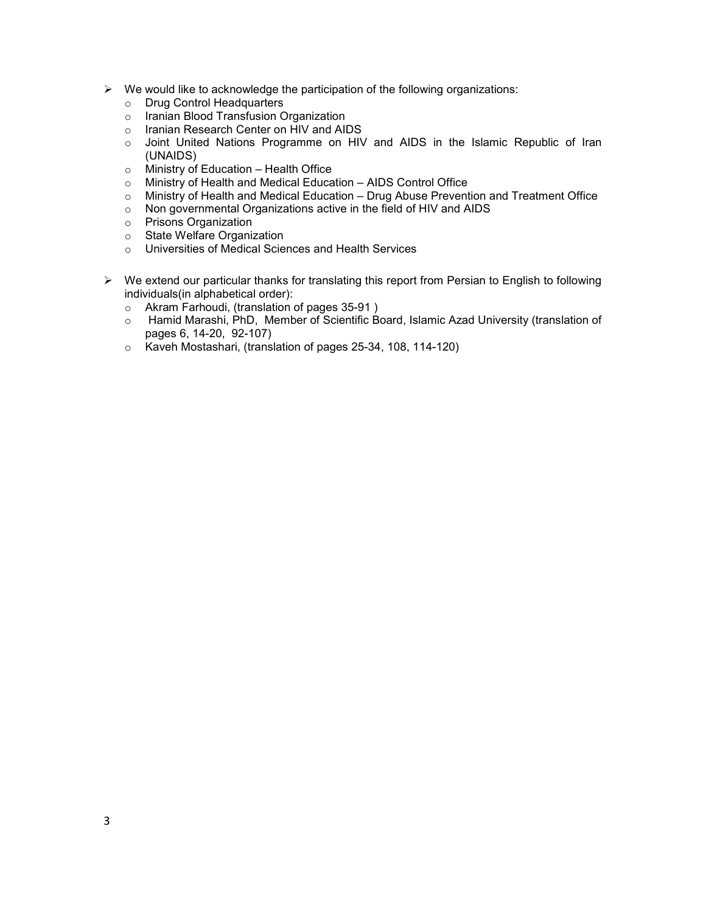- We would like to acknowledge the participation of the following organizations:
  - Drug Control Headquarters
  - Iranian Blood Transfusion Organization
  - Iranian Research Center on HIV and AIDS
  - Joint United Nations Programme on HIV and AIDS in the Islamic Republic of Iran (UNAIDS)
  - Ministry of Education – Health Office
  - Ministry of Health and Medical Education – AIDS Control Office
  - Ministry of Health and Medical Education – Drug Abuse Prevention and Treatment Office
  - Non governmental Organizations active in the field of HIV and AIDS
  - Prisons Organization
  - State Welfare Organization
  - Universities of Medical Sciences and Health Services

- We extend our particular thanks for translating this report from Persian to English to following individuals(in alphabetical order):
  - Akram Farhoudi, (translation of pages 35-91 )
  - Hamid Marashi, PhD, Member of Scientific Board, Islamic Azad University (translation of pages 6, 14-20, 92-107)
  - Kaveh Mostashari, (translation of pages 25-34, 108, 114-120)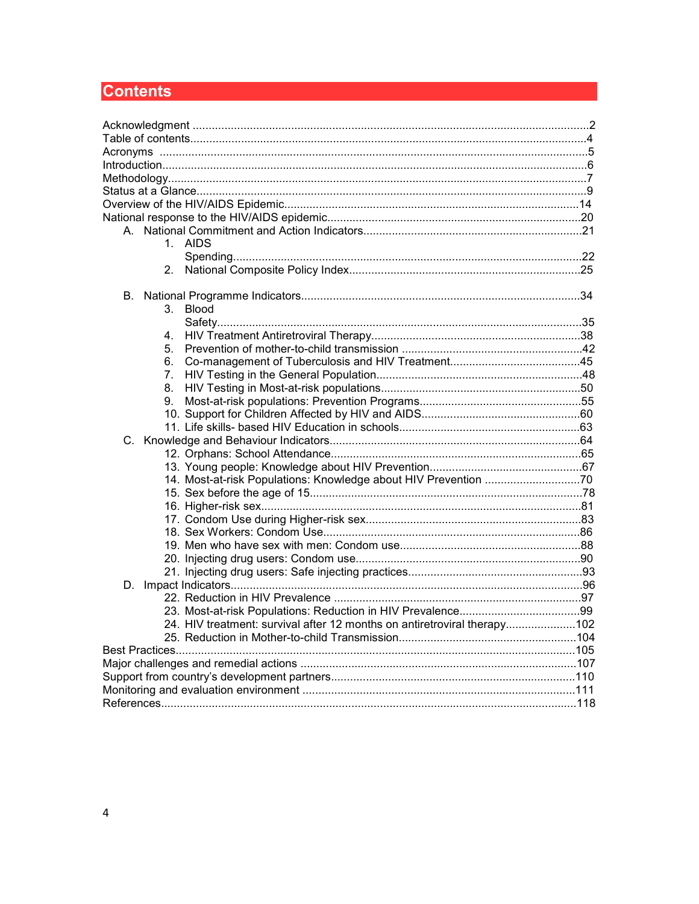# Contents

Acknowledgment ....................................................................................................................2
Table of contents....................................................................................................................4
Acronyms ...............................................................................................................................5
Introduction.............................................................................................................................6
Methodology...........................................................................................................................7
Status at a Glance...................................................................................................................9
Overview of the HIV/AIDS Epidemic.....................................................................................14
National response to the HIV/AIDS epidemic.......................................................................20

- A. National Commitment and Action Indicators......................................................................21
  1. AIDS Spending.....................................................................................................22
  2. National Composite Policy Index...........................................................................25
- B. National Programme Indicators.........................................................................................34
  3. Blood Safety..........................................................................................................35
  4. HIV Treatment Antiretroviral Therapy....................................................................38
  5. Prevention of mother-to-child transmission ..........................................................42
  6. Co-management of Tuberculosis and HIV Treatment...........................................45
  7. HIV Testing in the General Population..................................................................48
  8. HIV Testing in Most-at-risk populations.................................................................50
  9. Most-at-risk populations: Prevention Programs......................................................55
  10. Support for Children Affected by HIV and AIDS...................................................60
  11. Life skills- based HIV Education in schools..........................................................63
- C. Knowledge and Behaviour Indicators................................................................................64
  12. Orphans: School Attendance................................................................................65
  13. Young people: Knowledge about HIV Prevention.................................................67
  14. Most-at-risk Populations: Knowledge about HIV Prevention ................................70
  15. Sex before the age of 15......................................................................................78
  16. Higher-risk sex.....................................................................................................81
  17. Condom Use during Higher-risk sex....................................................................83
  18. Sex Workers: Condom Use..................................................................................86
  19. Men who have sex with men: Condom use..........................................................88
  20. Injecting drug users: Condom use.......................................................................90
  21. Injecting drug users: Safe injecting practices.......................................................93
- D. Impact Indicators..............................................................................................................96
  22. Reduction in HIV Prevalence ..............................................................................97
  23. Most-at-risk Populations: Reduction in HIV Prevalence.......................................99
  24. HIV treatment: survival after 12 months on antiretroviral therapy.......................102
  25. Reduction in Mother-to-child Transmission........................................................104

Best Practices.....................................................................................................................105
Major challenges and remedial actions ..............................................................................107
Support from country's development partners.....................................................................110
Monitoring and evaluation environment ..............................................................................111
References..........................................................................................................................118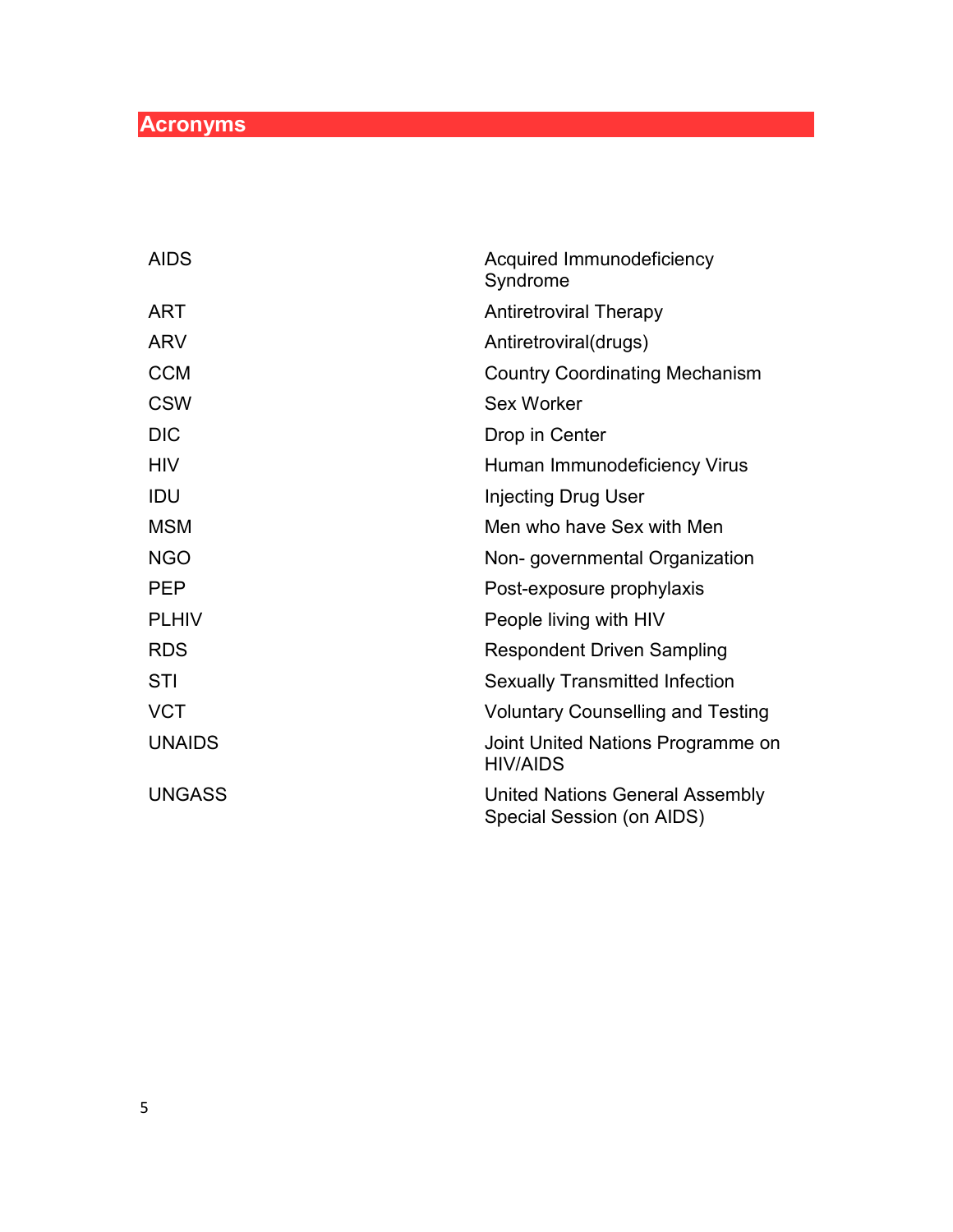# Acronyms

| | |
|---|---|
| AIDS | Acquired Immunodeficiency Syndrome |
| ART | Antiretroviral Therapy |
| ARV | Antiretroviral(drugs) |
| CCM | Country Coordinating Mechanism |
| CSW | Sex Worker |
| DIC | Drop in Center |
| HIV | Human Immunodeficiency Virus |
| IDU | Injecting Drug User |
| MSM | Men who have Sex with Men |
| NGO | Non- governmental Organization |
| PEP | Post-exposure prophylaxis |
| PLHIV | People living with HIV |
| RDS | Respondent Driven Sampling |
| STI | Sexually Transmitted Infection |
| VCT | Voluntary Counselling and Testing |
| UNAIDS | Joint United Nations Programme on HIV/AIDS |
| UNGASS | United Nations General Assembly Special Session (on AIDS) |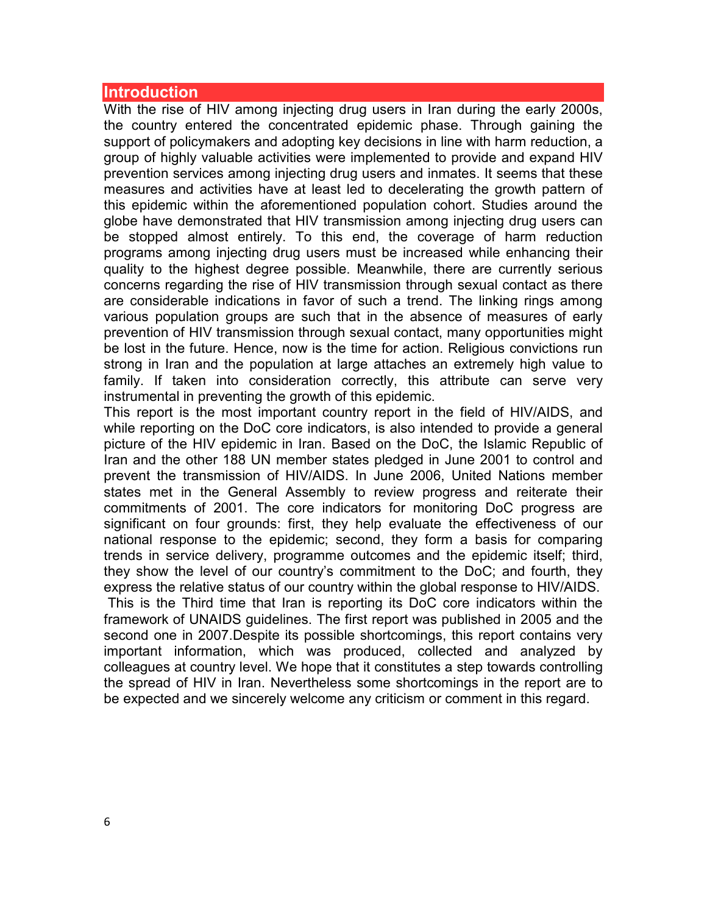# Introduction

With the rise of HIV among injecting drug users in Iran during the early 2000s, the country entered the concentrated epidemic phase. Through gaining the support of policymakers and adopting key decisions in line with harm reduction, a group of highly valuable activities were implemented to provide and expand HIV prevention services among injecting drug users and inmates. It seems that these measures and activities have at least led to decelerating the growth pattern of this epidemic within the aforementioned population cohort. Studies around the globe have demonstrated that HIV transmission among injecting drug users can be stopped almost entirely. To this end, the coverage of harm reduction programs among injecting drug users must be increased while enhancing their quality to the highest degree possible. Meanwhile, there are currently serious concerns regarding the rise of HIV transmission through sexual contact as there are considerable indications in favor of such a trend. The linking rings among various population groups are such that in the absence of measures of early prevention of HIV transmission through sexual contact, many opportunities might be lost in the future. Hence, now is the time for action. Religious convictions run strong in Iran and the population at large attaches an extremely high value to family. If taken into consideration correctly, this attribute can serve very instrumental in preventing the growth of this epidemic.

This report is the most important country report in the field of HIV/AIDS, and while reporting on the DoC core indicators, is also intended to provide a general picture of the HIV epidemic in Iran. Based on the DoC, the Islamic Republic of Iran and the other 188 UN member states pledged in June 2001 to control and prevent the transmission of HIV/AIDS. In June 2006, United Nations member states met in the General Assembly to review progress and reiterate their commitments of 2001. The core indicators for monitoring DoC progress are significant on four grounds: first, they help evaluate the effectiveness of our national response to the epidemic; second, they form a basis for comparing trends in service delivery, programme outcomes and the epidemic itself; third, they show the level of our country's commitment to the DoC; and fourth, they express the relative status of our country within the global response to HIV/AIDS.

This is the Third time that Iran is reporting its DoC core indicators within the framework of UNAIDS guidelines. The first report was published in 2005 and the second one in 2007.Despite its possible shortcomings, this report contains very important information, which was produced, collected and analyzed by colleagues at country level. We hope that it constitutes a step towards controlling the spread of HIV in Iran. Nevertheless some shortcomings in the report are to be expected and we sincerely welcome any criticism or comment in this regard.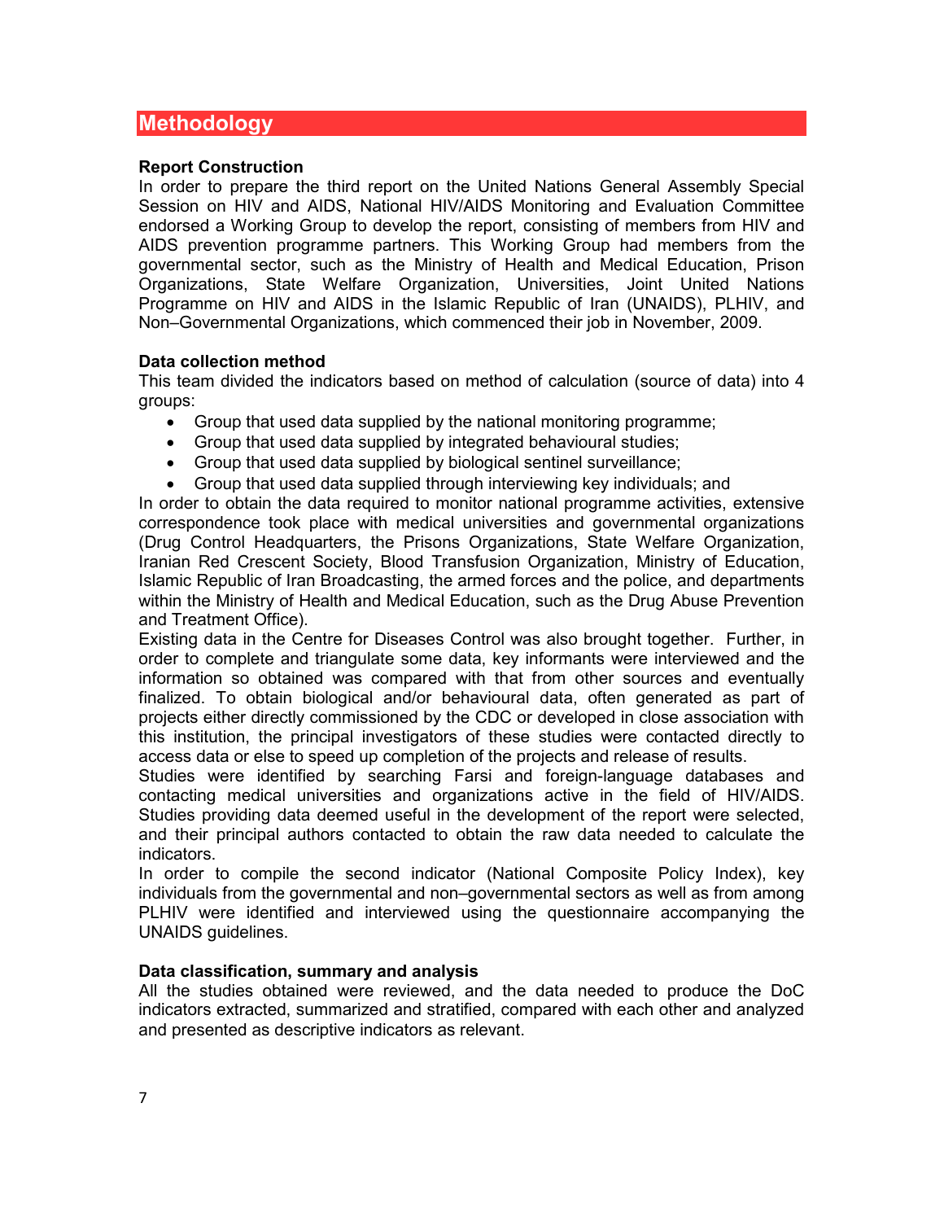# Methodology

**Report Construction**

In order to prepare the third report on the United Nations General Assembly Special Session on HIV and AIDS, National HIV/AIDS Monitoring and Evaluation Committee endorsed a Working Group to develop the report, consisting of members from HIV and AIDS prevention programme partners. This Working Group had members from the governmental sector, such as the Ministry of Health and Medical Education, Prison Organizations, State Welfare Organization, Universities, Joint United Nations Programme on HIV and AIDS in the Islamic Republic of Iran (UNAIDS), PLHIV, and Non–Governmental Organizations, which commenced their job in November, 2009.

**Data collection method**

This team divided the indicators based on method of calculation (source of data) into 4 groups:

- Group that used data supplied by the national monitoring programme;
- Group that used data supplied by integrated behavioural studies;
- Group that used data supplied by biological sentinel surveillance;
- Group that used data supplied through interviewing key individuals; and

In order to obtain the data required to monitor national programme activities, extensive correspondence took place with medical universities and governmental organizations (Drug Control Headquarters, the Prisons Organizations, State Welfare Organization, Iranian Red Crescent Society, Blood Transfusion Organization, Ministry of Education, Islamic Republic of Iran Broadcasting, the armed forces and the police, and departments within the Ministry of Health and Medical Education, such as the Drug Abuse Prevention and Treatment Office).

Existing data in the Centre for Diseases Control was also brought together. Further, in order to complete and triangulate some data, key informants were interviewed and the information so obtained was compared with that from other sources and eventually finalized. To obtain biological and/or behavioural data, often generated as part of projects either directly commissioned by the CDC or developed in close association with this institution, the principal investigators of these studies were contacted directly to access data or else to speed up completion of the projects and release of results.

Studies were identified by searching Farsi and foreign-language databases and contacting medical universities and organizations active in the field of HIV/AIDS. Studies providing data deemed useful in the development of the report were selected, and their principal authors contacted to obtain the raw data needed to calculate the indicators.

In order to compile the second indicator (National Composite Policy Index), key individuals from the governmental and non–governmental sectors as well as from among PLHIV were identified and interviewed using the questionnaire accompanying the UNAIDS guidelines.

**Data classification, summary and analysis**

All the studies obtained were reviewed, and the data needed to produce the DoC indicators extracted, summarized and stratified, compared with each other and analyzed and presented as descriptive indicators as relevant.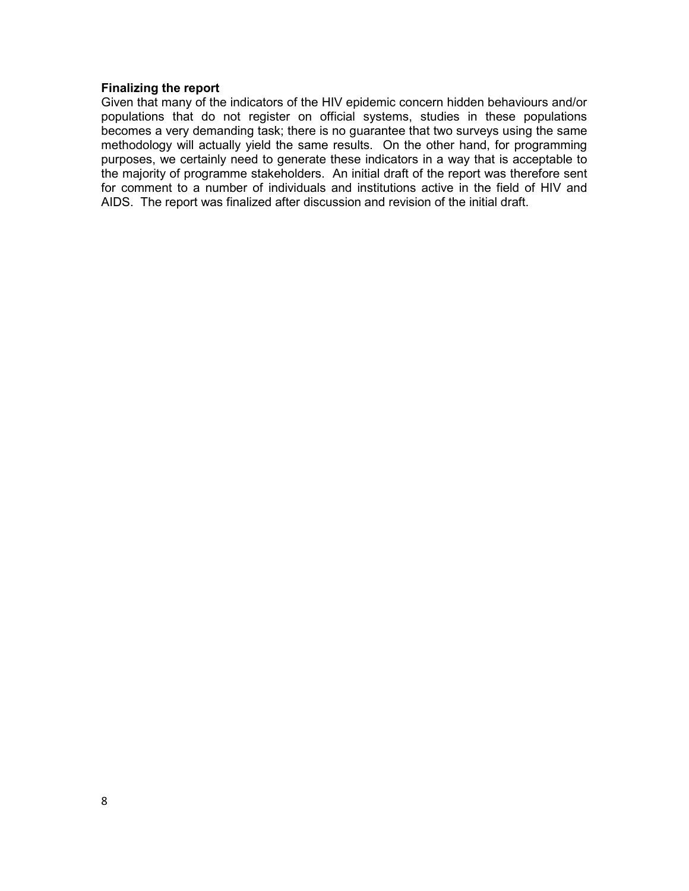**Finalizing the report**

Given that many of the indicators of the HIV epidemic concern hidden behaviours and/or populations that do not register on official systems, studies in these populations becomes a very demanding task; there is no guarantee that two surveys using the same methodology will actually yield the same results. On the other hand, for programming purposes, we certainly need to generate these indicators in a way that is acceptable to the majority of programme stakeholders. An initial draft of the report was therefore sent for comment to a number of individuals and institutions active in the field of HIV and AIDS. The report was finalized after discussion and revision of the initial draft.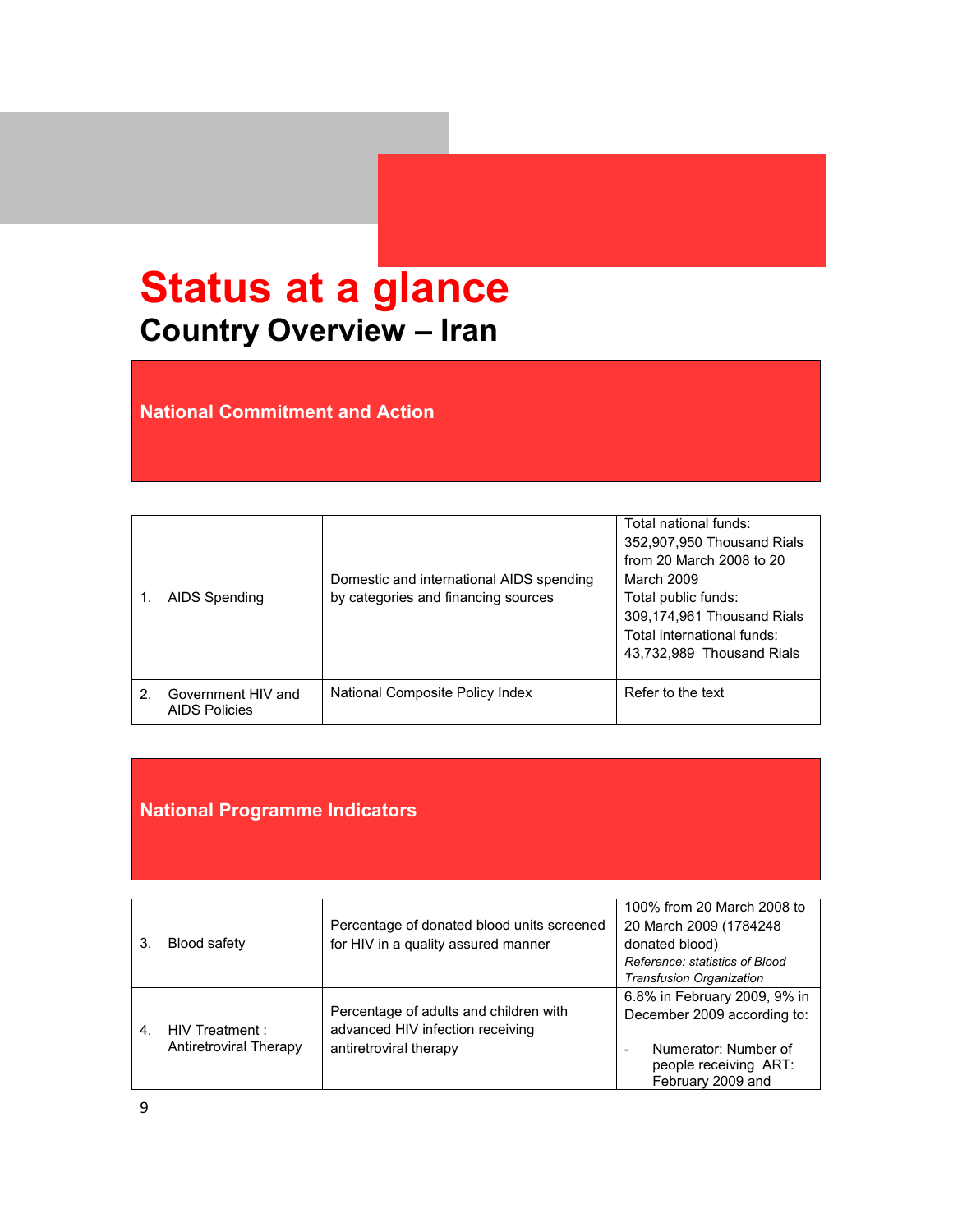# Status at a glance

## Country Overview – Iran

### National Commitment and Action

| | | |
|---|---|---|
| 1. AIDS Spending | Domestic and international AIDS spending by categories and financing sources | Total national funds: 352,907,950 Thousand Rials from 20 March 2008 to 20 March 2009<br>Total public funds: 309,174,961 Thousand Rials<br>Total international funds: 43,732,989 Thousand Rials |
| 2. Government HIV and AIDS Policies | National Composite Policy Index | Refer to the text |

### National Programme Indicators

| | | |
|---|---|---|
| 3. Blood safety | Percentage of donated blood units screened for HIV in a quality assured manner | 100% from 20 March 2008 to 20 March 2009 (1784248 donated blood)<br>*Reference: statistics of Blood Transfusion Organization* |
| 4. HIV Treatment : Antiretroviral Therapy | Percentage of adults and children with advanced HIV infection receiving antiretroviral therapy | 6.8% in February 2009, 9% in December 2009 according to:<br>- Numerator: Number of people receiving ART: February 2009 and |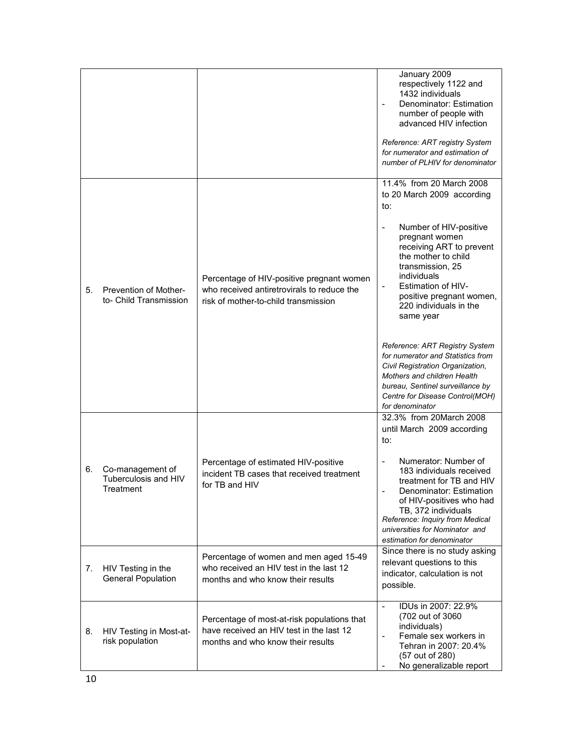| | | |
|---|---|---|
| | | January 2009 respectively 1122 and 1432 individuals<br>- Denominator: Estimation number of people with advanced HIV infection<br><br>*Reference: ART registry System for numerator and estimation of number of PLHIV for denominator* |
| 5. Prevention of Mother-to- Child Transmission | Percentage of HIV-positive pregnant women who received antiretrovirals to reduce the risk of mother-to-child transmission | 11.4% from 20 March 2008 to 20 March 2009 according to:<br><br>- Number of HIV-positive pregnant women receiving ART to prevent the mother to child transmission, 25 individuals<br>- Estimation of HIV-positive pregnant women, 220 individuals in the same year<br><br>*Reference: ART Registry System for numerator and Statistics from Civil Registration Organization, Mothers and children Health bureau, Sentinel surveillance by Centre for Disease Control(MOH) for denominator* |
| 6. Co-management of Tuberculosis and HIV Treatment | Percentage of estimated HIV-positive incident TB cases that received treatment for TB and HIV | 32.3% from 20March 2008 until March 2009 according to:<br><br>- Numerator: Number of 183 individuals received treatment for TB and HIV<br>- Denominator: Estimation of HIV-positives who had TB, 372 individuals<br>*Reference: Inquiry from Medical universities for Nominator and estimation for denominator* |
| 7. HIV Testing in the General Population | Percentage of women and men aged 15-49 who received an HIV test in the last 12 months and who know their results | Since there is no study asking relevant questions to this indicator, calculation is not possible. |
| 8. HIV Testing in Most-at-risk population | Percentage of most-at-risk populations that have received an HIV test in the last 12 months and who know their results | - IDUs in 2007: 22.9% (702 out of 3060 individuals)<br>- Female sex workers in Tehran in 2007: 20.4% (57 out of 280)<br>- No generalizable report |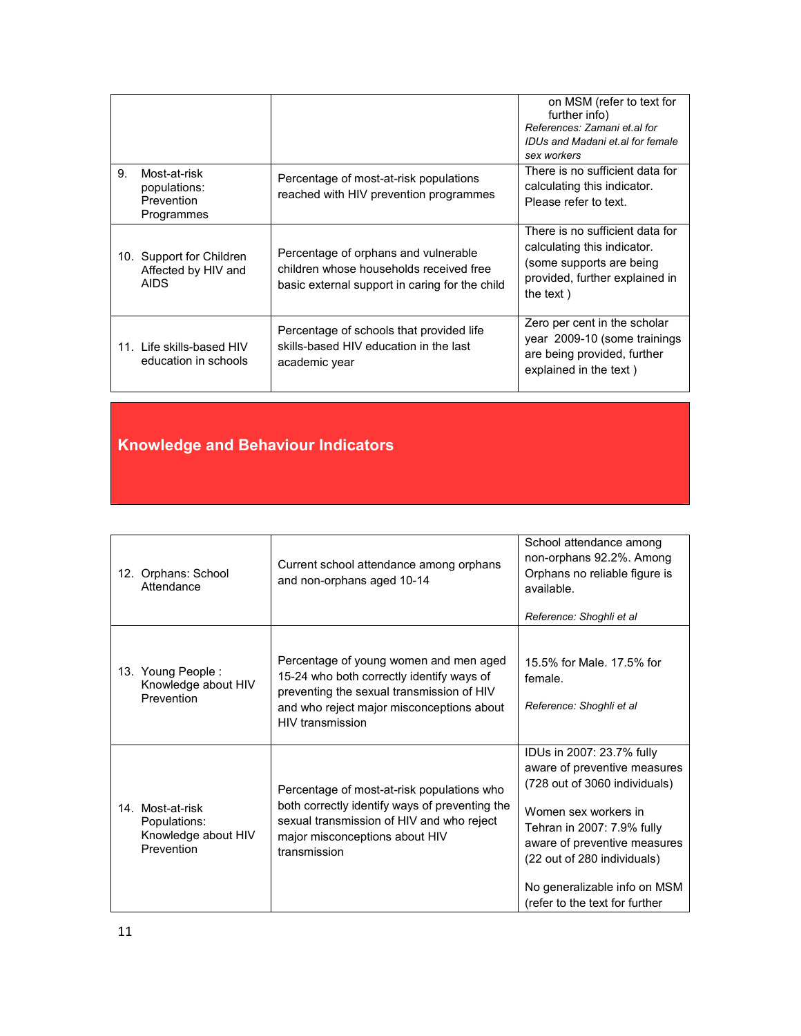|  |  | on MSM (refer to text for further info)<br>*References: Zamani et.al for IDUs and Madani et.al for female sex workers* |
|---|---|---|
| 9. Most-at-risk populations: Prevention Programmes | Percentage of most-at-risk populations reached with HIV prevention programmes | There is no sufficient data for calculating this indicator. Please refer to text. |
| 10. Support for Children Affected by HIV and AIDS | Percentage of orphans and vulnerable children whose households received free basic external support in caring for the child | There is no sufficient data for calculating this indicator. (some supports are being provided, further explained in the text ) |
| 11. Life skills-based HIV education in schools | Percentage of schools that provided life skills-based HIV education in the last academic year | Zero per cent in the scholar year 2009-10 (some trainings are being provided, further explained in the text ) |

## Knowledge and Behaviour Indicators

|  |  |  |
|---|---|---|
| 12. Orphans: School Attendance | Current school attendance among orphans and non-orphans aged 10-14 | School attendance among non-orphans 92.2%. Among Orphans no reliable figure is available.<br><br>*Reference: Shoghli et al* |
| 13. Young People : Knowledge about HIV Prevention | Percentage of young women and men aged 15-24 who both correctly identify ways of preventing the sexual transmission of HIV and who reject major misconceptions about HIV transmission | 15.5% for Male. 17.5% for female.<br><br>*Reference: Shoghli et al* |
| 14. Most-at-risk Populations: Knowledge about HIV Prevention | Percentage of most-at-risk populations who both correctly identify ways of preventing the sexual transmission of HIV and who reject major misconceptions about HIV transmission | IDUs in 2007: 23.7% fully aware of preventive measures (728 out of 3060 individuals)<br><br>Women sex workers in Tehran in 2007: 7.9% fully aware of preventive measures (22 out of 280 individuals)<br><br>No generalizable info on MSM (refer to the text for further |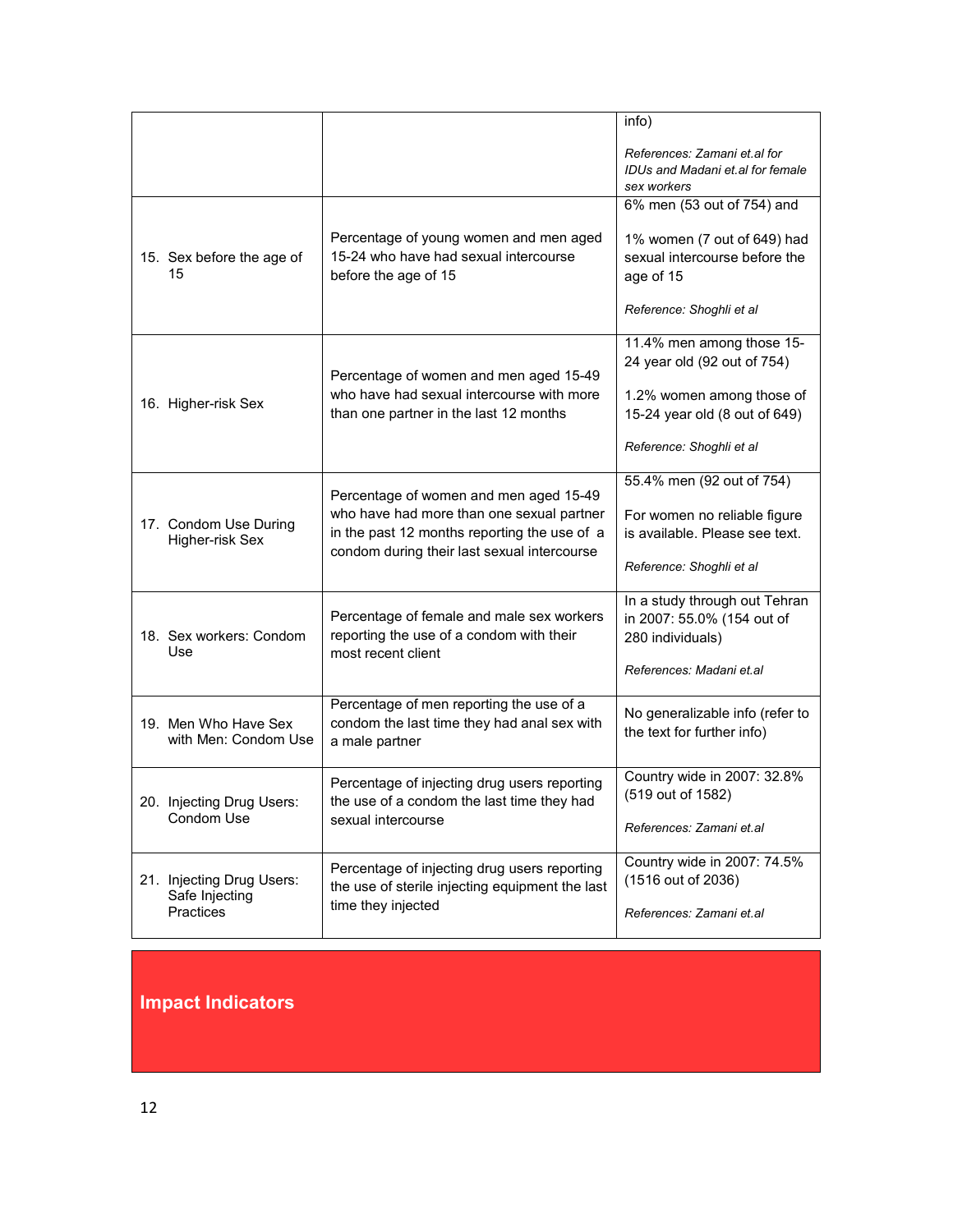| | | |
|---|---|---|
| | | info)<br><br>*References: Zamani et.al for IDUs and Madani et.al for female sex workers* |
| 15. Sex before the age of 15 | Percentage of young women and men aged 15-24 who have had sexual intercourse before the age of 15 | 6% men (53 out of 754) and<br><br>1% women (7 out of 649) had sexual intercourse before the age of 15<br><br>*Reference: Shoghli et al* |
| 16. Higher-risk Sex | Percentage of women and men aged 15-49 who have had sexual intercourse with more than one partner in the last 12 months | 11.4% men among those 15-24 year old (92 out of 754)<br><br>1.2% women among those of 15-24 year old (8 out of 649)<br><br>*Reference: Shoghli et al* |
| 17. Condom Use During Higher-risk Sex | Percentage of women and men aged 15-49 who have had more than one sexual partner in the past 12 months reporting the use of a condom during their last sexual intercourse | 55.4% men (92 out of 754)<br><br>For women no reliable figure is available. Please see text.<br><br>*Reference: Shoghli et al* |
| 18. Sex workers: Condom Use | Percentage of female and male sex workers reporting the use of a condom with their most recent client | In a study through out Tehran in 2007: 55.0% (154 out of 280 individuals)<br><br>*References: Madani et.al* |
| 19. Men Who Have Sex with Men: Condom Use | Percentage of men reporting the use of a condom the last time they had anal sex with a male partner | No generalizable info (refer to the text for further info) |
| 20. Injecting Drug Users: Condom Use | Percentage of injecting drug users reporting the use of a condom the last time they had sexual intercourse | Country wide in 2007: 32.8% (519 out of 1582)<br><br>*References: Zamani et.al* |
| 21. Injecting Drug Users: Safe Injecting Practices | Percentage of injecting drug users reporting the use of sterile injecting equipment the last time they injected | Country wide in 2007: 74.5% (1516 out of 2036)<br><br>*References: Zamani et.al* |

## Impact Indicators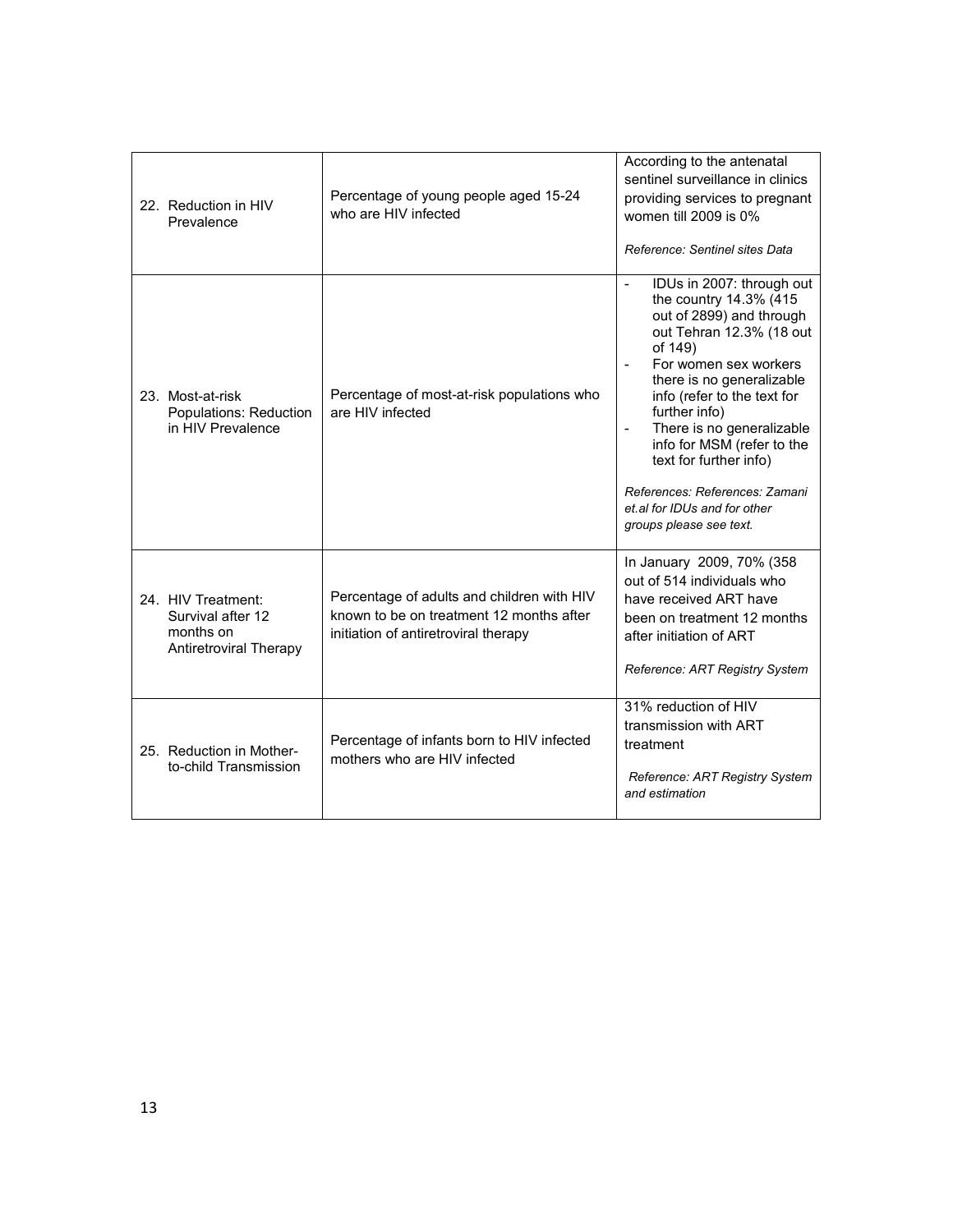| | | |
|---|---|---|
| 22. Reduction in HIV Prevalence | Percentage of young people aged 15-24 who are HIV infected | According to the antenatal sentinel surveillance in clinics providing services to pregnant women till 2009 is 0%<br><br>*Reference: Sentinel sites Data* |
| 23. Most-at-risk Populations: Reduction in HIV Prevalence | Percentage of most-at-risk populations who are HIV infected | - IDUs in 2007: through out the country 14.3% (415 out of 2899) and through out Tehran 12.3% (18 out of 149)<br>- For women sex workers there is no generalizable info (refer to the text for further info)<br>- There is no generalizable info for MSM (refer to the text for further info)<br><br>*References: References: Zamani et.al for IDUs and for other groups please see text.* |
| 24. HIV Treatment: Survival after 12 months on Antiretroviral Therapy | Percentage of adults and children with HIV known to be on treatment 12 months after initiation of antiretroviral therapy | In January 2009, 70% (358 out of 514 individuals who have received ART have been on treatment 12 months after initiation of ART<br><br>*Reference: ART Registry System* |
| 25. Reduction in Mother-to-child Transmission | Percentage of infants born to HIV infected mothers who are HIV infected | 31% reduction of HIV transmission with ART treatment<br><br>*Reference: ART Registry System and estimation* |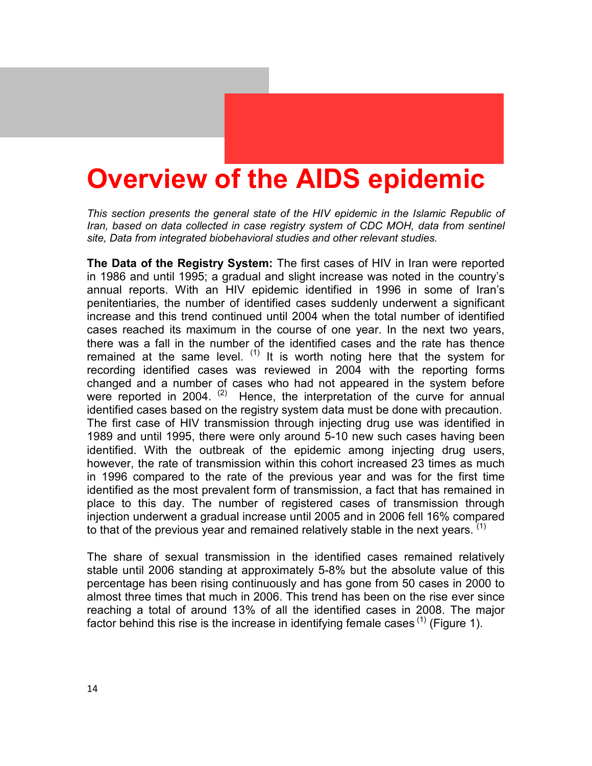# Overview of the AIDS epidemic

*This section presents the general state of the HIV epidemic in the Islamic Republic of Iran, based on data collected in case registry system of CDC MOH, data from sentinel site, Data from integrated biobehavioral studies and other relevant studies.*

**The Data of the Registry System:** The first cases of HIV in Iran were reported in 1986 and until 1995; a gradual and slight increase was noted in the country's annual reports. With an HIV epidemic identified in 1996 in some of Iran's penitentiaries, the number of identified cases suddenly underwent a significant increase and this trend continued until 2004 when the total number of identified cases reached its maximum in the course of one year. In the next two years, there was a fall in the number of the identified cases and the rate has thence remained at the same level. [1] It is worth noting here that the system for recording identified cases was reviewed in 2004 with the reporting forms changed and a number of cases who had not appeared in the system before were reported in 2004. [2] Hence, the interpretation of the curve for annual identified cases based on the registry system data must be done with precaution. The first case of HIV transmission through injecting drug use was identified in 1989 and until 1995, there were only around 5-10 new such cases having been identified. With the outbreak of the epidemic among injecting drug users, however, the rate of transmission within this cohort increased 23 times as much in 1996 compared to the rate of the previous year and was for the first time identified as the most prevalent form of transmission, a fact that has remained in place to this day. The number of registered cases of transmission through injection underwent a gradual increase until 2005 and in 2006 fell 16% compared to that of the previous year and remained relatively stable in the next years. [1]

The share of sexual transmission in the identified cases remained relatively stable until 2006 standing at approximately 5-8% but the absolute value of this percentage has been rising continuously and has gone from 50 cases in 2000 to almost three times that much in 2006. This trend has been on the rise ever since reaching a total of around 13% of all the identified cases in 2008. The major factor behind this rise is the increase in identifying female cases [1] (Figure 1).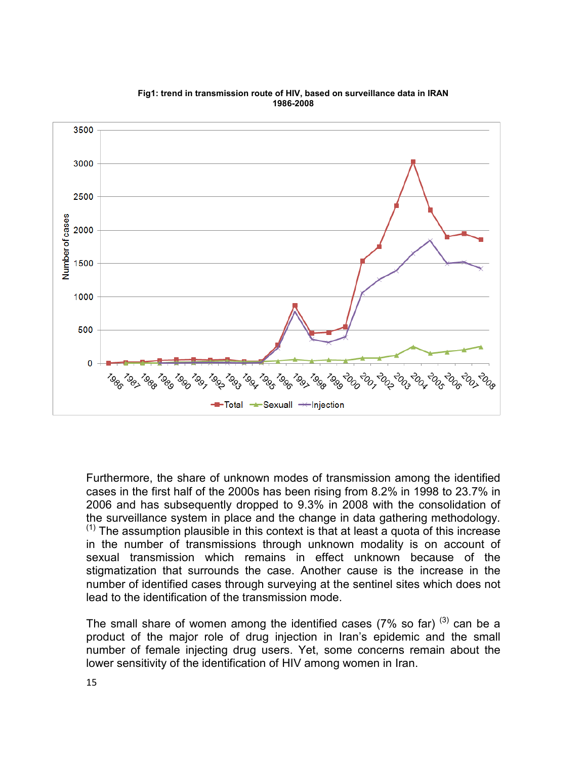**Fig1: trend in transmission route of HIV, based on surveillance data in IRAN 1986-2008**

Furthermore, the share of unknown modes of transmission among the identified cases in the first half of the 2000s has been rising from 8.2% in 1998 to 23.7% in 2006 and has subsequently dropped to 9.3% in 2008 with the consolidation of the surveillance system in place and the change in data gathering methodology. (1) The assumption plausible in this context is that at least a quota of this increase in the number of transmissions through unknown modality is on account of sexual transmission which remains in effect unknown because of the stigmatization that surrounds the case. Another cause is the increase in the number of identified cases through surveying at the sentinel sites which does not lead to the identification of the transmission mode.

The small share of women among the identified cases (7% so far) (3) can be a product of the major role of drug injection in Iran's epidemic and the small number of female injecting drug users. Yet, some concerns remain about the lower sensitivity of the identification of HIV among women in Iran.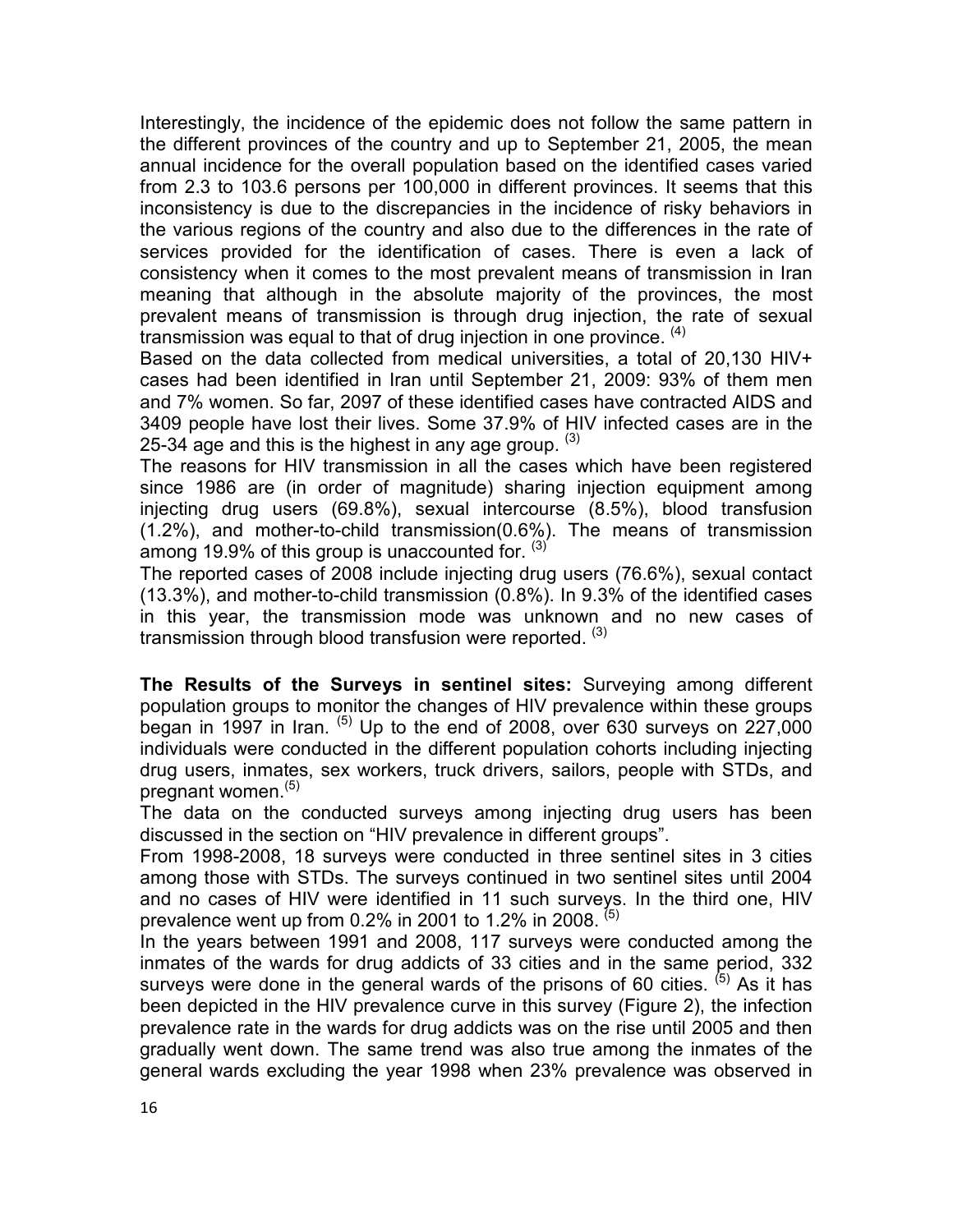Interestingly, the incidence of the epidemic does not follow the same pattern in the different provinces of the country and up to September 21, 2005, the mean annual incidence for the overall population based on the identified cases varied from 2.3 to 103.6 persons per 100,000 in different provinces. It seems that this inconsistency is due to the discrepancies in the incidence of risky behaviors in the various regions of the country and also due to the differences in the rate of services provided for the identification of cases. There is even a lack of consistency when it comes to the most prevalent means of transmission in Iran meaning that although in the absolute majority of the provinces, the most prevalent means of transmission is through drug injection, the rate of sexual transmission was equal to that of drug injection in one province. (4)

Based on the data collected from medical universities, a total of 20,130 HIV+ cases had been identified in Iran until September 21, 2009: 93% of them men and 7% women. So far, 2097 of these identified cases have contracted AIDS and 3409 people have lost their lives. Some 37.9% of HIV infected cases are in the 25-34 age and this is the highest in any age group. (3)

The reasons for HIV transmission in all the cases which have been registered since 1986 are (in order of magnitude) sharing injection equipment among injecting drug users (69.8%), sexual intercourse (8.5%), blood transfusion (1.2%), and mother-to-child transmission(0.6%). The means of transmission among 19.9% of this group is unaccounted for. (3)

The reported cases of 2008 include injecting drug users (76.6%), sexual contact (13.3%), and mother-to-child transmission (0.8%). In 9.3% of the identified cases in this year, the transmission mode was unknown and no new cases of transmission through blood transfusion were reported. (3)

**The Results of the Surveys in sentinel sites:** Surveying among different population groups to monitor the changes of HIV prevalence within these groups began in 1997 in Iran. (5) Up to the end of 2008, over 630 surveys on 227,000 individuals were conducted in the different population cohorts including injecting drug users, inmates, sex workers, truck drivers, sailors, people with STDs, and pregnant women.(5)

The data on the conducted surveys among injecting drug users has been discussed in the section on "HIV prevalence in different groups".

From 1998-2008, 18 surveys were conducted in three sentinel sites in 3 cities among those with STDs. The surveys continued in two sentinel sites until 2004 and no cases of HIV were identified in 11 such surveys. In the third one, HIV prevalence went up from 0.2% in 2001 to 1.2% in 2008. (5)

In the years between 1991 and 2008, 117 surveys were conducted among the inmates of the wards for drug addicts of 33 cities and in the same period, 332 surveys were done in the general wards of the prisons of 60 cities. (5) As it has been depicted in the HIV prevalence curve in this survey (Figure 2), the infection prevalence rate in the wards for drug addicts was on the rise until 2005 and then gradually went down. The same trend was also true among the inmates of the general wards excluding the year 1998 when 23% prevalence was observed in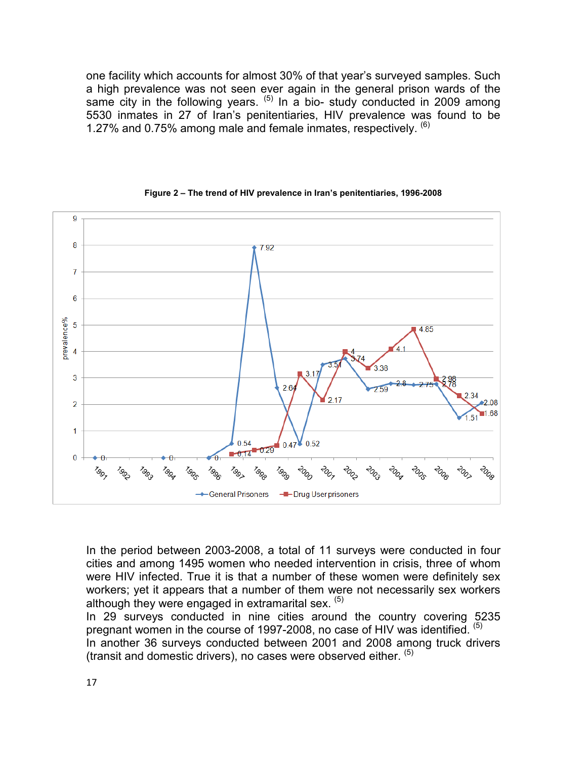one facility which accounts for almost 30% of that year's surveyed samples. Such a high prevalence was not seen ever again in the general prison wards of the same city in the following years. [5] In a bio- study conducted in 2009 among 5530 inmates in 27 of Iran's penitentiaries, HIV prevalence was found to be 1.27% and 0.75% among male and female inmates, respectively. [6]

**Figure 2 – The trend of HIV prevalence in Iran's penitentiaries, 1996-2008**

In the period between 2003-2008, a total of 11 surveys were conducted in four cities and among 1495 women who needed intervention in crisis, three of whom were HIV infected. True it is that a number of these women were definitely sex workers; yet it appears that a number of them were not necessarily sex workers although they were engaged in extramarital sex. [5]

In 29 surveys conducted in nine cities around the country covering 5235 pregnant women in the course of 1997-2008, no case of HIV was identified. [5]

In another 36 surveys conducted between 2001 and 2008 among truck drivers (transit and domestic drivers), no cases were observed either. [5]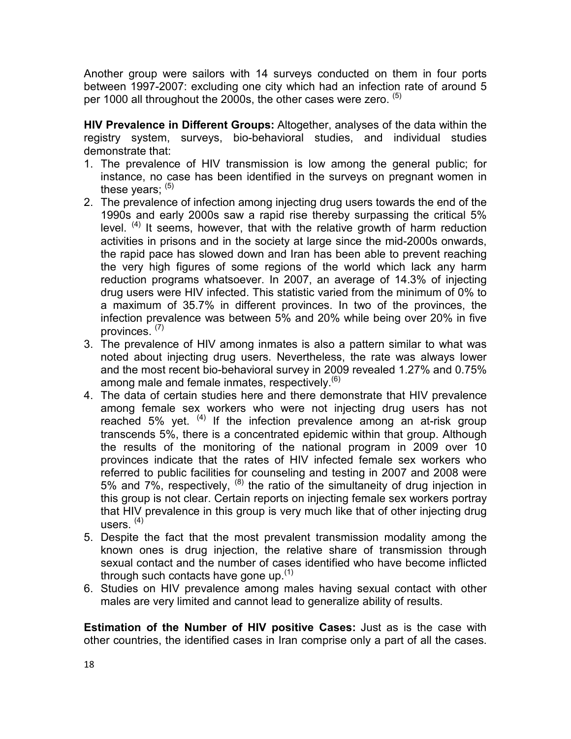Another group were sailors with 14 surveys conducted on them in four ports between 1997-2007: excluding one city which had an infection rate of around 5 per 1000 all throughout the 2000s, the other cases were zero. [5]

**HIV Prevalence in Different Groups:** Altogether, analyses of the data within the registry system, surveys, bio-behavioral studies, and individual studies demonstrate that:

1. The prevalence of HIV transmission is low among the general public; for instance, no case has been identified in the surveys on pregnant women in these years; [5]
2. The prevalence of infection among injecting drug users towards the end of the 1990s and early 2000s saw a rapid rise thereby surpassing the critical 5% level. [4] It seems, however, that with the relative growth of harm reduction activities in prisons and in the society at large since the mid-2000s onwards, the rapid pace has slowed down and Iran has been able to prevent reaching the very high figures of some regions of the world which lack any harm reduction programs whatsoever. In 2007, an average of 14.3% of injecting drug users were HIV infected. This statistic varied from the minimum of 0% to a maximum of 35.7% in different provinces. In two of the provinces, the infection prevalence was between 5% and 20% while being over 20% in five provinces. [7]
3. The prevalence of HIV among inmates is also a pattern similar to what was noted about injecting drug users. Nevertheless, the rate was always lower and the most recent bio-behavioral survey in 2009 revealed 1.27% and 0.75% among male and female inmates, respectively.[6]
4. The data of certain studies here and there demonstrate that HIV prevalence among female sex workers who were not injecting drug users has not reached 5% yet. [4] If the infection prevalence among an at-risk group transcends 5%, there is a concentrated epidemic within that group. Although the results of the monitoring of the national program in 2009 over 10 provinces indicate that the rates of HIV infected female sex workers who referred to public facilities for counseling and testing in 2007 and 2008 were 5% and 7%, respectively, [8] the ratio of the simultaneity of drug injection in this group is not clear. Certain reports on injecting female sex workers portray that HIV prevalence in this group is very much like that of other injecting drug users. [4]
5. Despite the fact that the most prevalent transmission modality among the known ones is drug injection, the relative share of transmission through sexual contact and the number of cases identified who have become inflicted through such contacts have gone up.[1]
6. Studies on HIV prevalence among males having sexual contact with other males are very limited and cannot lead to generalize ability of results.

**Estimation of the Number of HIV positive Cases:** Just as is the case with other countries, the identified cases in Iran comprise only a part of all the cases.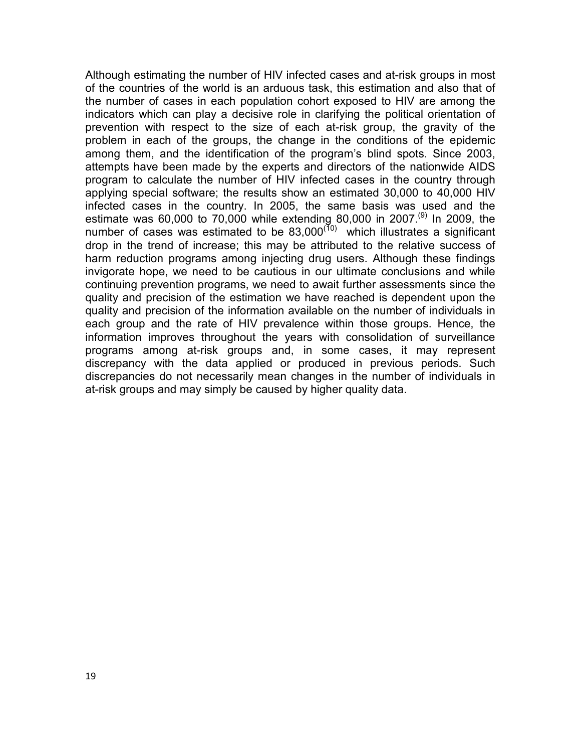Although estimating the number of HIV infected cases and at-risk groups in most of the countries of the world is an arduous task, this estimation and also that of the number of cases in each population cohort exposed to HIV are among the indicators which can play a decisive role in clarifying the political orientation of prevention with respect to the size of each at-risk group, the gravity of the problem in each of the groups, the change in the conditions of the epidemic among them, and the identification of the program's blind spots. Since 2003, attempts have been made by the experts and directors of the nationwide AIDS program to calculate the number of HIV infected cases in the country through applying special software; the results show an estimated 30,000 to 40,000 HIV infected cases in the country. In 2005, the same basis was used and the estimate was 60,000 to 70,000 while extending 80,000 in 2007.[9] In 2009, the number of cases was estimated to be 83,000[10] which illustrates a significant drop in the trend of increase; this may be attributed to the relative success of harm reduction programs among injecting drug users. Although these findings invigorate hope, we need to be cautious in our ultimate conclusions and while continuing prevention programs, we need to await further assessments since the quality and precision of the estimation we have reached is dependent upon the quality and precision of the information available on the number of individuals in each group and the rate of HIV prevalence within those groups. Hence, the information improves throughout the years with consolidation of surveillance programs among at-risk groups and, in some cases, it may represent discrepancy with the data applied or produced in previous periods. Such discrepancies do not necessarily mean changes in the number of individuals in at-risk groups and may simply be caused by higher quality data.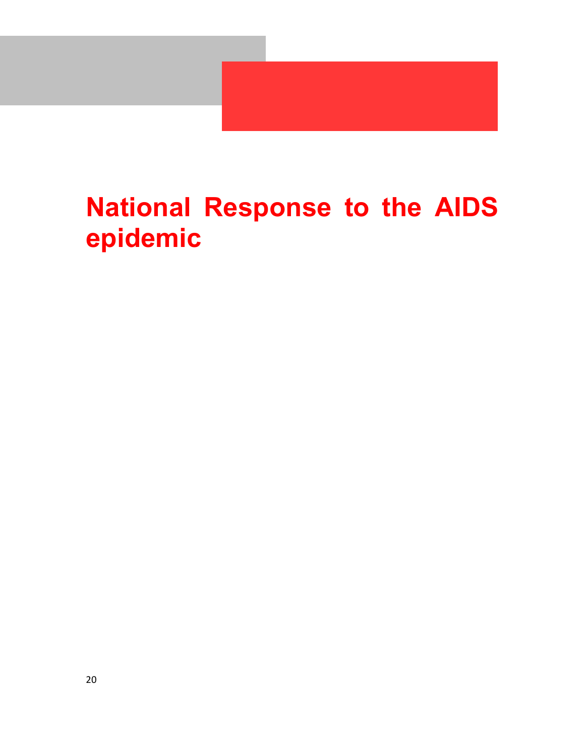# National Response to the AIDS epidemic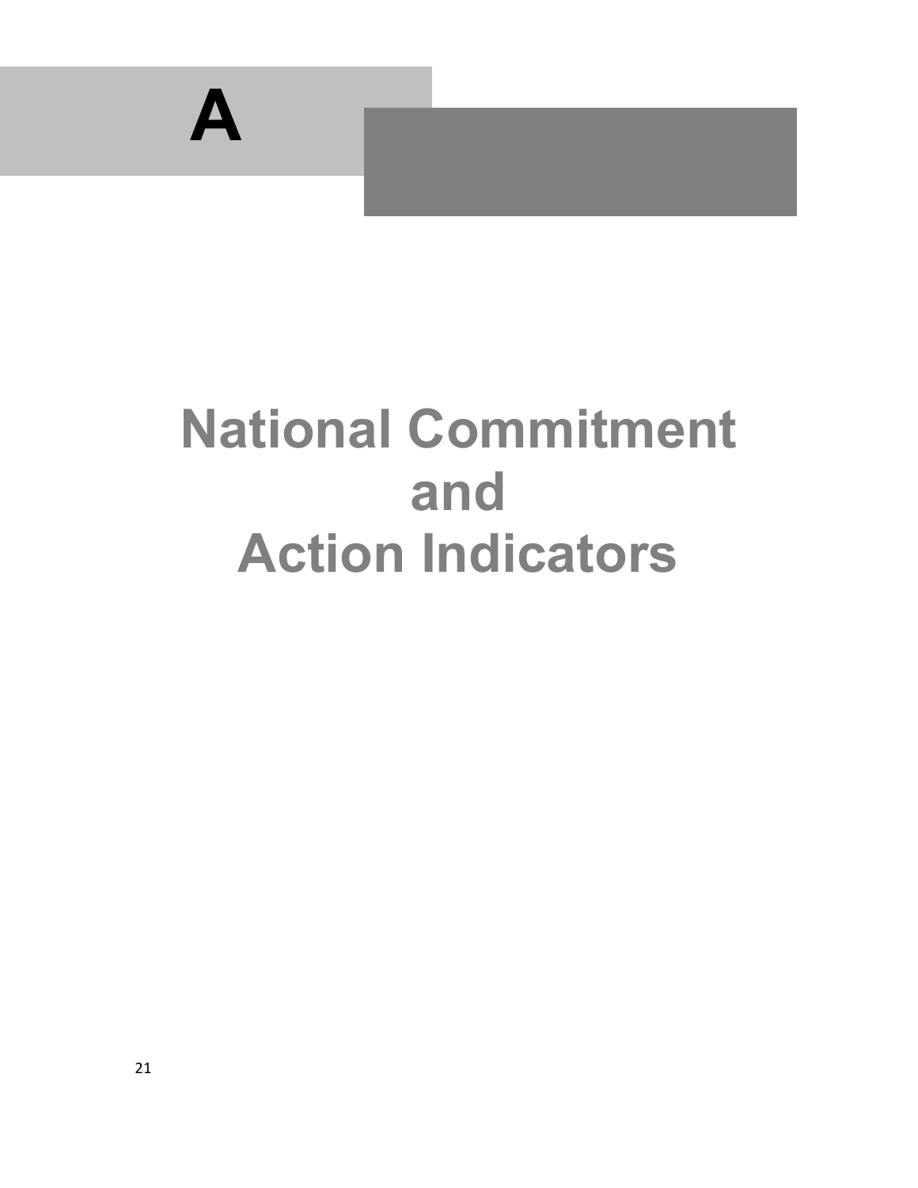# A

# National Commitment and Action Indicators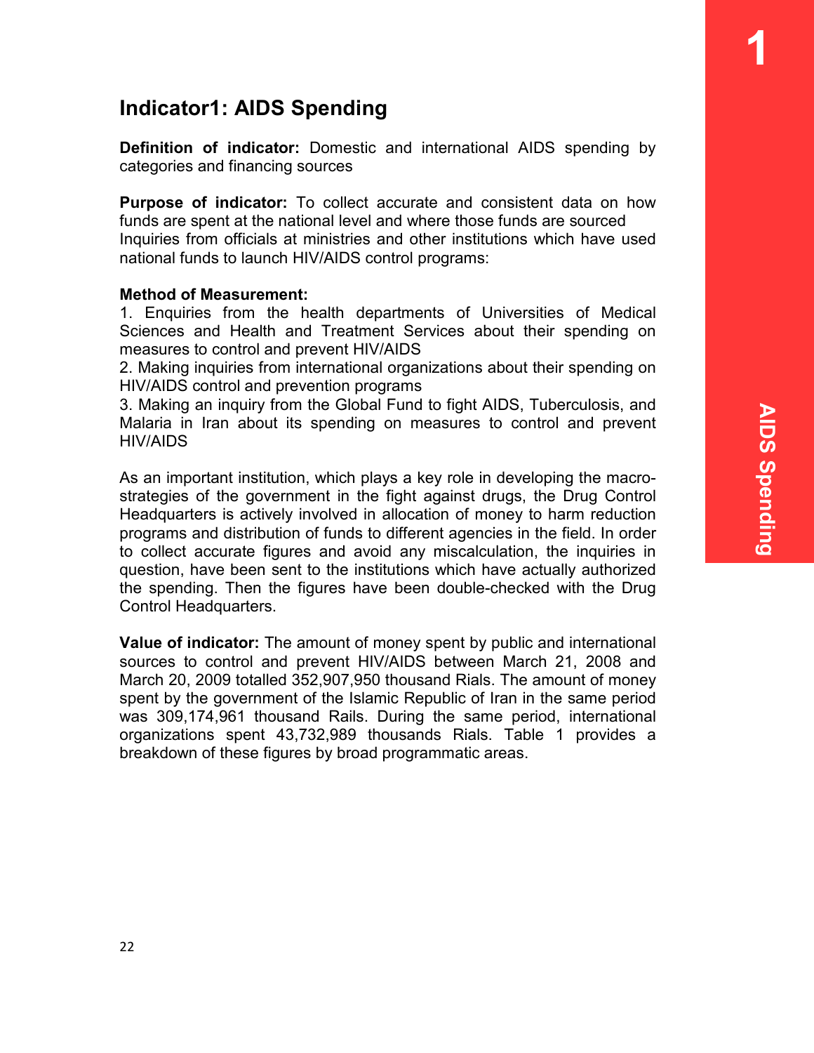## Indicator1: AIDS Spending

**Definition of indicator:** Domestic and international AIDS spending by categories and financing sources

**Purpose of indicator:** To collect accurate and consistent data on how funds are spent at the national level and where those funds are sourced
Inquiries from officials at ministries and other institutions which have used national funds to launch HIV/AIDS control programs:

**Method of Measurement:**
1. Enquiries from the health departments of Universities of Medical Sciences and Health and Treatment Services about their spending on measures to control and prevent HIV/AIDS
2. Making inquiries from international organizations about their spending on HIV/AIDS control and prevention programs
3. Making an inquiry from the Global Fund to fight AIDS, Tuberculosis, and Malaria in Iran about its spending on measures to control and prevent HIV/AIDS

As an important institution, which plays a key role in developing the macro-strategies of the government in the fight against drugs, the Drug Control Headquarters is actively involved in allocation of money to harm reduction programs and distribution of funds to different agencies in the field. In order to collect accurate figures and avoid any miscalculation, the inquiries in question, have been sent to the institutions which have actually authorized the spending. Then the figures have been double-checked with the Drug Control Headquarters.

**Value of indicator:** The amount of money spent by public and international sources to control and prevent HIV/AIDS between March 21, 2008 and March 20, 2009 totalled 352,907,950 thousand Rials. The amount of money spent by the government of the Islamic Republic of Iran in the same period was 309,174,961 thousand Rails. During the same period, international organizations spent 43,732,989 thousands Rials. Table 1 provides a breakdown of these figures by broad programmatic areas.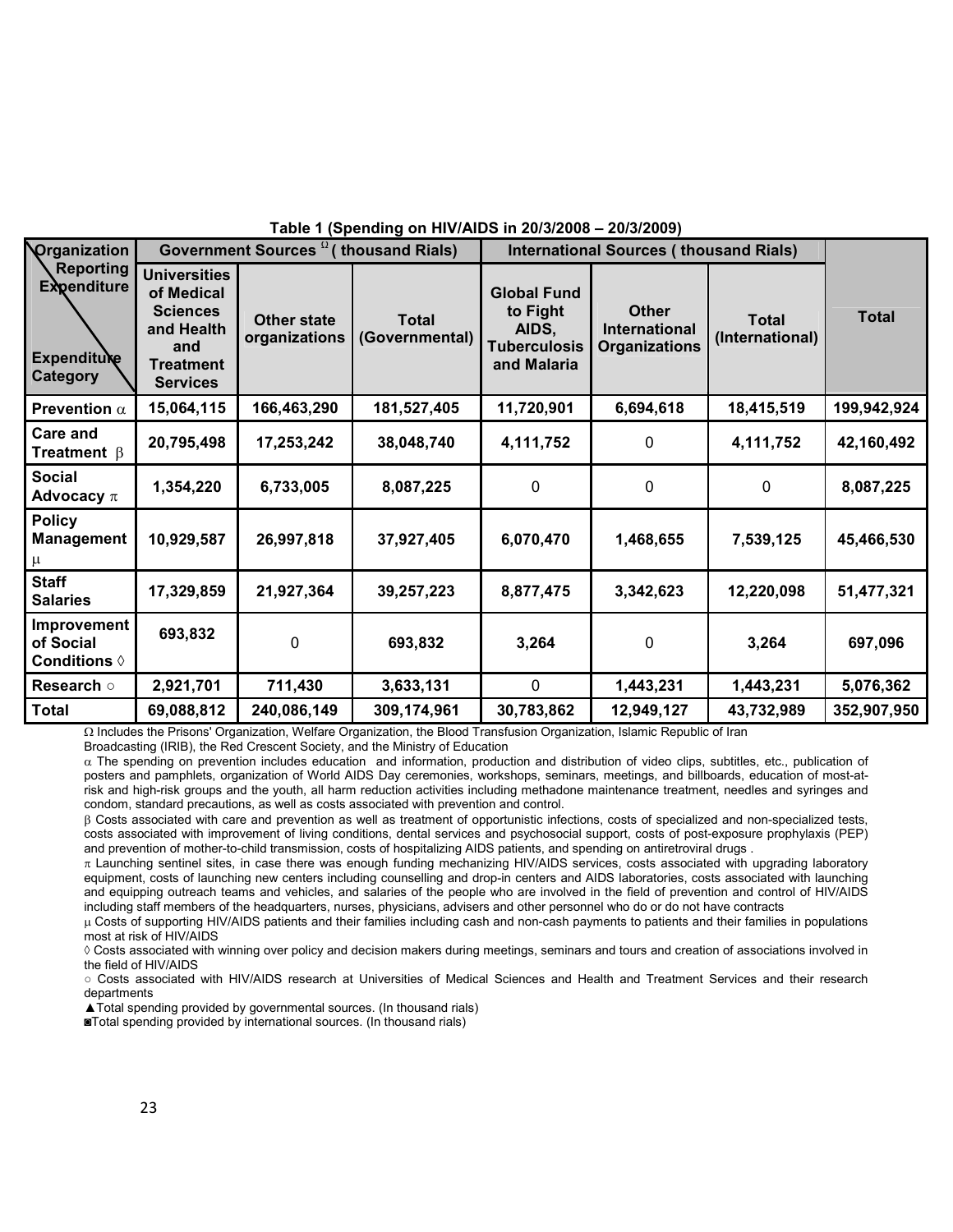**Table 1 (Spending on HIV/AIDS in 20/3/2008 – 20/3/2009)**

| Organization Reporting Expenditure / Expenditure Category | Government Sources Ω ( thousand Rials) | | | International Sources ( thousand Rials) | | | Total |
|---|---|---|---|---|---|---|---|
| | Universities of Medical Sciences and Health and Treatment Services | Other state organizations | Total (Governmental) | Global Fund to Fight AIDS, Tuberculosis and Malaria | Other International Organizations | Total (International) | |
| Prevention α | 15,064,115 | 166,463,290 | 181,527,405 | 11,720,901 | 6,694,618 | 18,415,519 | 199,942,924 |
| Care and Treatment β | 20,795,498 | 17,253,242 | 38,048,740 | 4,111,752 | 0 | 4,111,752 | 42,160,492 |
| Social Advocacy π | 1,354,220 | 6,733,005 | 8,087,225 | 0 | 0 | 0 | 8,087,225 |
| Policy Management μ | 10,929,587 | 26,997,818 | 37,927,405 | 6,070,470 | 1,468,655 | 7,539,125 | 45,466,530 |
| Staff Salaries | 17,329,859 | 21,927,364 | 39,257,223 | 8,877,475 | 3,342,623 | 12,220,098 | 51,477,321 |
| Improvement of Social Conditions ◊ | 693,832 | 0 | 693,832 | 3,264 | 0 | 3,264 | 697,096 |
| Research ○ | 2,921,701 | 711,430 | 3,633,131 | 0 | 1,443,231 | 1,443,231 | 5,076,362 |
| Total | 69,088,812 | 240,086,149 | 309,174,961 | 30,783,862 | 12,949,127 | 43,732,989 | 352,907,950 |

Ω Includes the Prisons' Organization, Welfare Organization, the Blood Transfusion Organization, Islamic Republic of Iran Broadcasting (IRIB), the Red Crescent Society, and the Ministry of Education

α The spending on prevention includes education and information, production and distribution of video clips, subtitles, etc., publication of posters and pamphlets, organization of World AIDS Day ceremonies, workshops, seminars, meetings, and billboards, education of most-at-risk and high-risk groups and the youth, all harm reduction activities including methadone maintenance treatment, needles and syringes and condom, standard precautions, as well as costs associated with prevention and control.

β Costs associated with care and prevention as well as treatment of opportunistic infections, costs of specialized and non-specialized tests, costs associated with improvement of living conditions, dental services and psychosocial support, costs of post-exposure prophylaxis (PEP) and prevention of mother-to-child transmission, costs of hospitalizing AIDS patients, and spending on antiretroviral drugs .

π Launching sentinel sites, in case there was enough funding mechanizing HIV/AIDS services, costs associated with upgrading laboratory equipment, costs of launching new centers including counselling and drop-in centers and AIDS laboratories, costs associated with launching and equipping outreach teams and vehicles, and salaries of the people who are involved in the field of prevention and control of HIV/AIDS including staff members of the headquarters, nurses, physicians, advisers and other personnel who do or do not have contracts

μ Costs of supporting HIV/AIDS patients and their families including cash and non-cash payments to patients and their families in populations most at risk of HIV/AIDS

◊ Costs associated with winning over policy and decision makers during meetings, seminars and tours and creation of associations involved in the field of HIV/AIDS

○ Costs associated with HIV/AIDS research at Universities of Medical Sciences and Health and Treatment Services and their research departments

▲Total spending provided by governmental sources. (In thousand rials)

◙Total spending provided by international sources. (In thousand rials)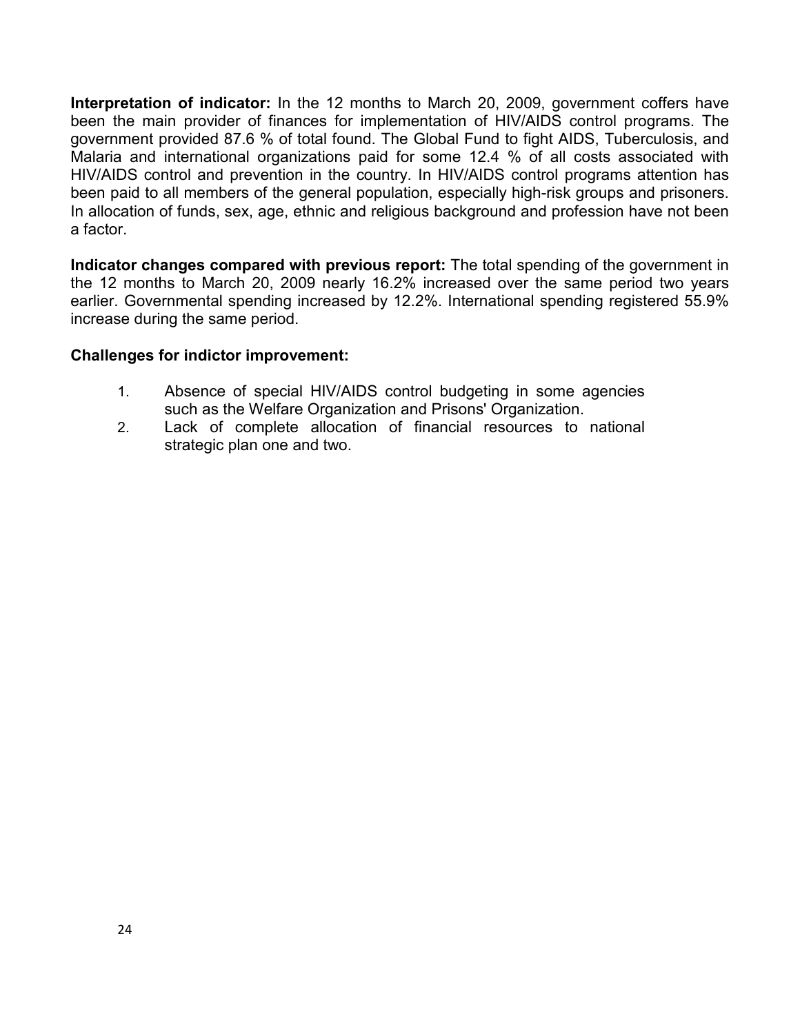**Interpretation of indicator:** In the 12 months to March 20, 2009, government coffers have been the main provider of finances for implementation of HIV/AIDS control programs. The government provided 87.6 % of total found. The Global Fund to fight AIDS, Tuberculosis, and Malaria and international organizations paid for some 12.4 % of all costs associated with HIV/AIDS control and prevention in the country. In HIV/AIDS control programs attention has been paid to all members of the general population, especially high-risk groups and prisoners. In allocation of funds, sex, age, ethnic and religious background and profession have not been a factor.

**Indicator changes compared with previous report:** The total spending of the government in the 12 months to March 20, 2009 nearly 16.2% increased over the same period two years earlier. Governmental spending increased by 12.2%. International spending registered 55.9% increase during the same period.

**Challenges for indictor improvement:**

1. Absence of special HIV/AIDS control budgeting in some agencies such as the Welfare Organization and Prisons' Organization.
2. Lack of complete allocation of financial resources to national strategic plan one and two.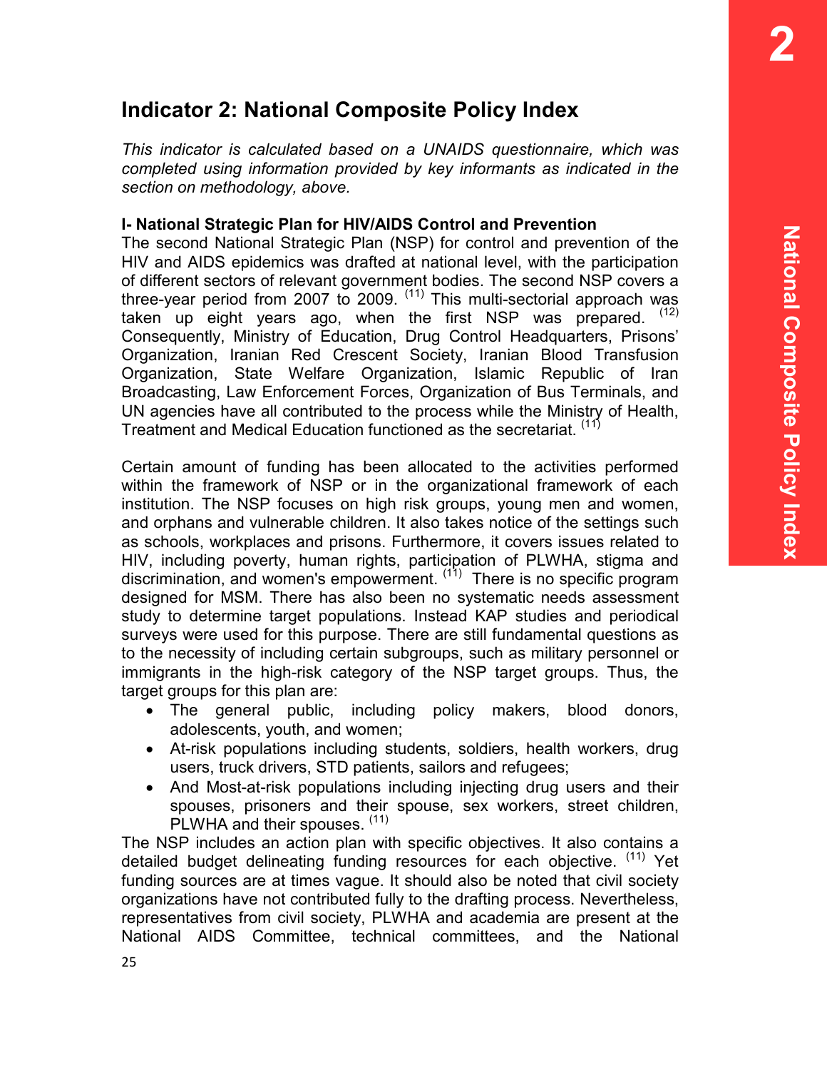## Indicator 2: National Composite Policy Index

*This indicator is calculated based on a UNAIDS questionnaire, which was completed using information provided by key informants as indicated in the section on methodology, above.*

**I- National Strategic Plan for HIV/AIDS Control and Prevention**

The second National Strategic Plan (NSP) for control and prevention of the HIV and AIDS epidemics was drafted at national level, with the participation of different sectors of relevant government bodies. The second NSP covers a three-year period from 2007 to 2009. [11] This multi-sectorial approach was taken up eight years ago, when the first NSP was prepared. [12] Consequently, Ministry of Education, Drug Control Headquarters, Prisons' Organization, Iranian Red Crescent Society, Iranian Blood Transfusion Organization, State Welfare Organization, Islamic Republic of Iran Broadcasting, Law Enforcement Forces, Organization of Bus Terminals, and UN agencies have all contributed to the process while the Ministry of Health, Treatment and Medical Education functioned as the secretariat. [11]

Certain amount of funding has been allocated to the activities performed within the framework of NSP or in the organizational framework of each institution. The NSP focuses on high risk groups, young men and women, and orphans and vulnerable children. It also takes notice of the settings such as schools, workplaces and prisons. Furthermore, it covers issues related to HIV, including poverty, human rights, participation of PLWHA, stigma and discrimination, and women's empowerment. [11] There is no specific program designed for MSM. There has also been no systematic needs assessment study to determine target populations. Instead KAP studies and periodical surveys were used for this purpose. There are still fundamental questions as to the necessity of including certain subgroups, such as military personnel or immigrants in the high-risk category of the NSP target groups. Thus, the target groups for this plan are:

- The general public, including policy makers, blood donors, adolescents, youth, and women;
- At-risk populations including students, soldiers, health workers, drug users, truck drivers, STD patients, sailors and refugees;
- And Most-at-risk populations including injecting drug users and their spouses, prisoners and their spouse, sex workers, street children, PLWHA and their spouses. [11]

The NSP includes an action plan with specific objectives. It also contains a detailed budget delineating funding resources for each objective. [11] Yet funding sources are at times vague. It should also be noted that civil society organizations have not contributed fully to the drafting process. Nevertheless, representatives from civil society, PLWHA and academia are present at the National AIDS Committee, technical committees, and the National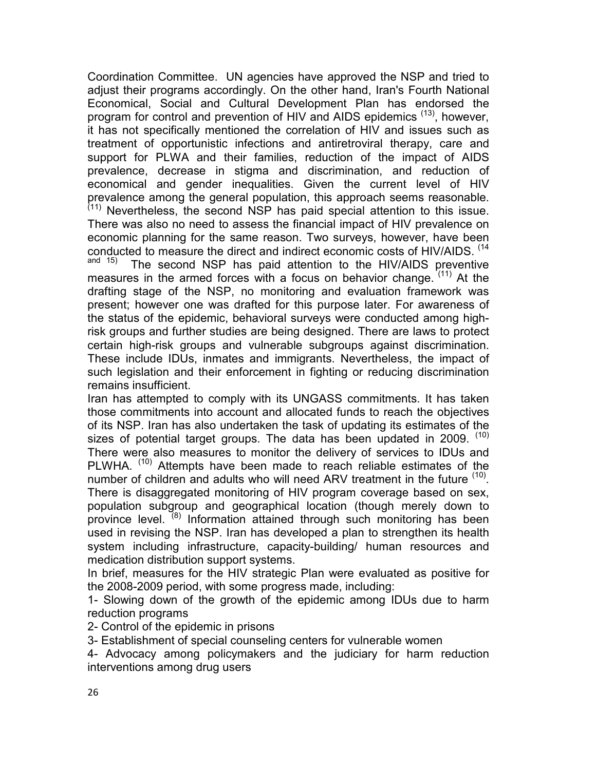Coordination Committee. UN agencies have approved the NSP and tried to adjust their programs accordingly. On the other hand, Iran's Fourth National Economical, Social and Cultural Development Plan has endorsed the program for control and prevention of HIV and AIDS epidemics [13], however, it has not specifically mentioned the correlation of HIV and issues such as treatment of opportunistic infections and antiretroviral therapy, care and support for PLWA and their families, reduction of the impact of AIDS prevalence, decrease in stigma and discrimination, and reduction of economical and gender inequalities. Given the current level of HIV prevalence among the general population, this approach seems reasonable. [11] Nevertheless, the second NSP has paid special attention to this issue. There was also no need to assess the financial impact of HIV prevalence on economic planning for the same reason. Two surveys, however, have been conducted to measure the direct and indirect economic costs of HIV/AIDS. [14 and 15] The second NSP has paid attention to the HIV/AIDS preventive measures in the armed forces with a focus on behavior change. [11] At the drafting stage of the NSP, no monitoring and evaluation framework was present; however one was drafted for this purpose later. For awareness of the status of the epidemic, behavioral surveys were conducted among high-risk groups and further studies are being designed. There are laws to protect certain high-risk groups and vulnerable subgroups against discrimination. These include IDUs, inmates and immigrants. Nevertheless, the impact of such legislation and their enforcement in fighting or reducing discrimination remains insufficient.

Iran has attempted to comply with its UNGASS commitments. It has taken those commitments into account and allocated funds to reach the objectives of its NSP. Iran has also undertaken the task of updating its estimates of the sizes of potential target groups. The data has been updated in 2009. [10] There were also measures to monitor the delivery of services to IDUs and PLWHA. [10] Attempts have been made to reach reliable estimates of the number of children and adults who will need ARV treatment in the future [10]. There is disaggregated monitoring of HIV program coverage based on sex, population subgroup and geographical location (though merely down to province level. [8] Information attained through such monitoring has been used in revising the NSP. Iran has developed a plan to strengthen its health system including infrastructure, capacity-building/ human resources and medication distribution support systems.

In brief, measures for the HIV strategic Plan were evaluated as positive for the 2008-2009 period, with some progress made, including:

1- Slowing down of the growth of the epidemic among IDUs due to harm reduction programs

2- Control of the epidemic in prisons

3- Establishment of special counseling centers for vulnerable women

4- Advocacy among policymakers and the judiciary for harm reduction interventions among drug users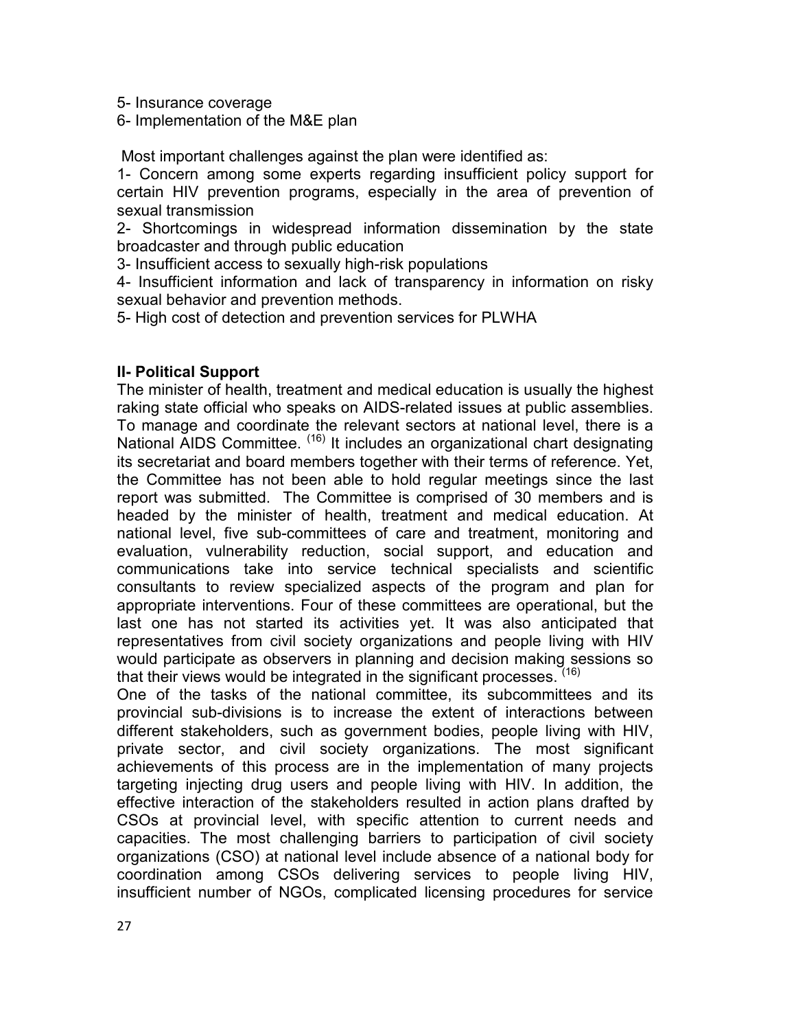5- Insurance coverage
6- Implementation of the M&E plan

Most important challenges against the plan were identified as:

1- Concern among some experts regarding insufficient policy support for certain HIV prevention programs, especially in the area of prevention of sexual transmission
2- Shortcomings in widespread information dissemination by the state broadcaster and through public education
3- Insufficient access to sexually high-risk populations
4- Insufficient information and lack of transparency in information on risky sexual behavior and prevention methods.
5- High cost of detection and prevention services for PLWHA

**II- Political Support**

The minister of health, treatment and medical education is usually the highest raking state official who speaks on AIDS-related issues at public assemblies. To manage and coordinate the relevant sectors at national level, there is a National AIDS Committee. [16] It includes an organizational chart designating its secretariat and board members together with their terms of reference. Yet, the Committee has not been able to hold regular meetings since the last report was submitted. The Committee is comprised of 30 members and is headed by the minister of health, treatment and medical education. At national level, five sub-committees of care and treatment, monitoring and evaluation, vulnerability reduction, social support, and education and communications take into service technical specialists and scientific consultants to review specialized aspects of the program and plan for appropriate interventions. Four of these committees are operational, but the last one has not started its activities yet. It was also anticipated that representatives from civil society organizations and people living with HIV would participate as observers in planning and decision making sessions so that their views would be integrated in the significant processes. [16]

One of the tasks of the national committee, its subcommittees and its provincial sub-divisions is to increase the extent of interactions between different stakeholders, such as government bodies, people living with HIV, private sector, and civil society organizations. The most significant achievements of this process are in the implementation of many projects targeting injecting drug users and people living with HIV. In addition, the effective interaction of the stakeholders resulted in action plans drafted by CSOs at provincial level, with specific attention to current needs and capacities. The most challenging barriers to participation of civil society organizations (CSO) at national level include absence of a national body for coordination among CSOs delivering services to people living HIV, insufficient number of NGOs, complicated licensing procedures for service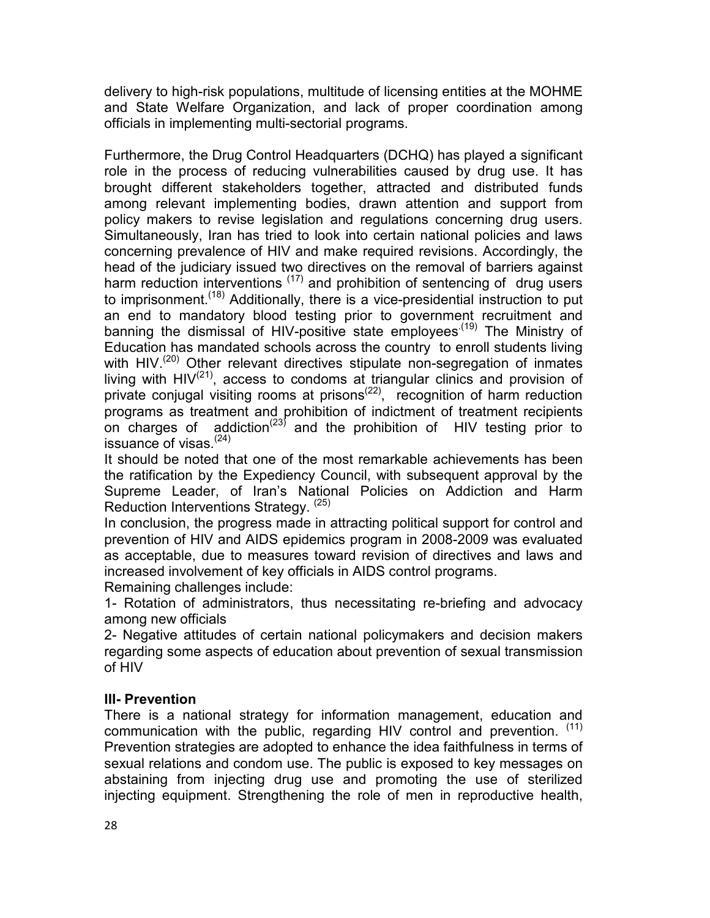delivery to high-risk populations, multitude of licensing entities at the MOHME and State Welfare Organization, and lack of proper coordination among officials in implementing multi-sectorial programs.

Furthermore, the Drug Control Headquarters (DCHQ) has played a significant role in the process of reducing vulnerabilities caused by drug use. It has brought different stakeholders together, attracted and distributed funds among relevant implementing bodies, drawn attention and support from policy makers to revise legislation and regulations concerning drug users. Simultaneously, Iran has tried to look into certain national policies and laws concerning prevalence of HIV and make required revisions. Accordingly, the head of the judiciary issued two directives on the removal of barriers against harm reduction interventions [17] and prohibition of sentencing of drug users to imprisonment.[18] Additionally, there is a vice-presidential instruction to put an end to mandatory blood testing prior to government recruitment and banning the dismissal of HIV-positive state employees.[19] The Ministry of Education has mandated schools across the country to enroll students living with HIV.[20] Other relevant directives stipulate non-segregation of inmates living with HIV[21], access to condoms at triangular clinics and provision of private conjugal visiting rooms at prisons[22], recognition of harm reduction programs as treatment and prohibition of indictment of treatment recipients on charges of addiction[23] and the prohibition of HIV testing prior to issuance of visas.[24]

It should be noted that one of the most remarkable achievements has been the ratification by the Expediency Council, with subsequent approval by the Supreme Leader, of Iran's National Policies on Addiction and Harm Reduction Interventions Strategy. [25]

In conclusion, the progress made in attracting political support for control and prevention of HIV and AIDS epidemics program in 2008-2009 was evaluated as acceptable, due to measures toward revision of directives and laws and increased involvement of key officials in AIDS control programs.

Remaining challenges include:

1- Rotation of administrators, thus necessitating re-briefing and advocacy among new officials

2- Negative attitudes of certain national policymakers and decision makers regarding some aspects of education about prevention of sexual transmission of HIV

### III- Prevention

There is a national strategy for information management, education and communication with the public, regarding HIV control and prevention. [11] Prevention strategies are adopted to enhance the idea faithfulness in terms of sexual relations and condom use. The public is exposed to key messages on abstaining from injecting drug use and promoting the use of sterilized injecting equipment. Strengthening the role of men in reproductive health,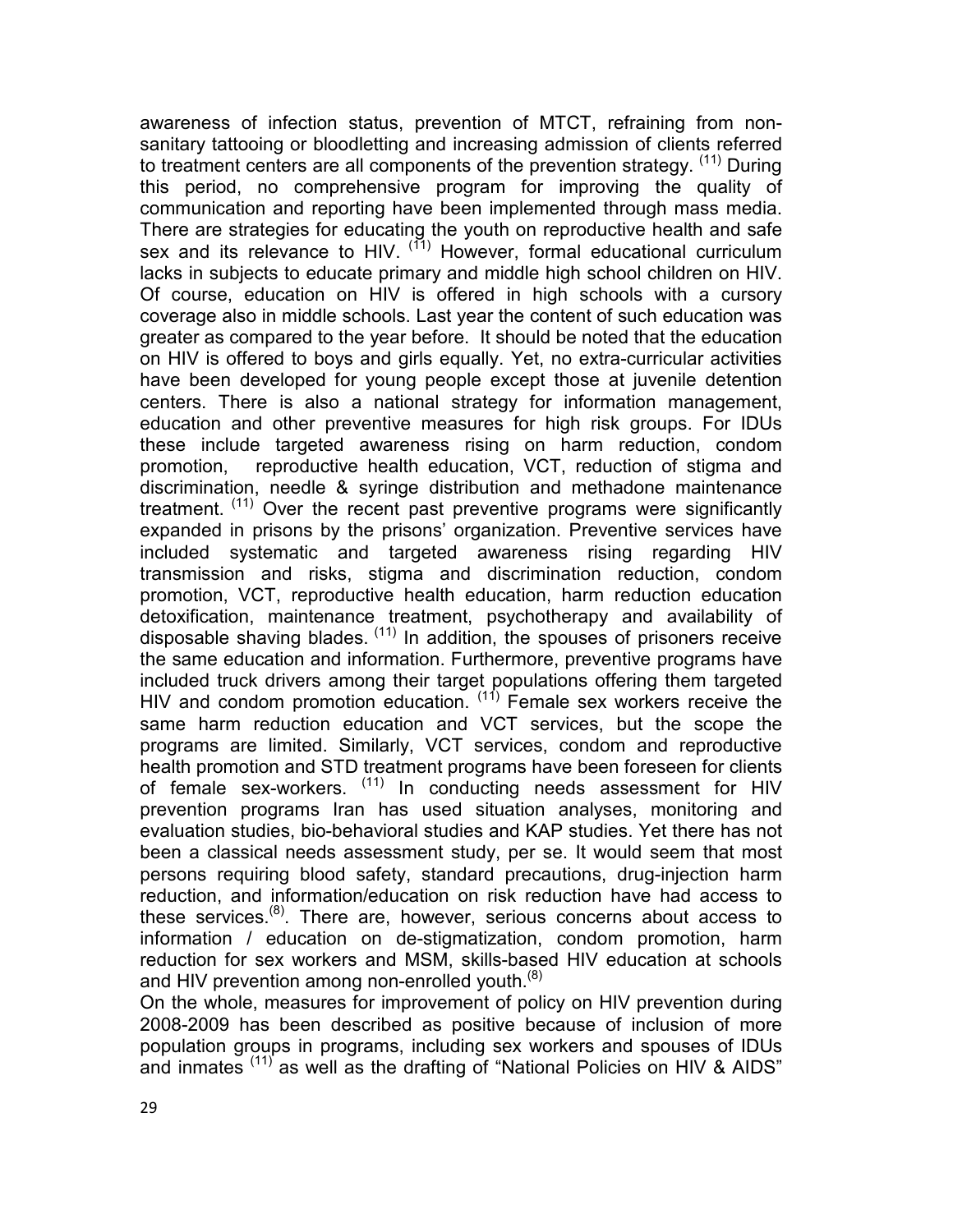awareness of infection status, prevention of MTCT, refraining from non-sanitary tattooing or bloodletting and increasing admission of clients referred to treatment centers are all components of the prevention strategy. [11] During this period, no comprehensive program for improving the quality of communication and reporting have been implemented through mass media. There are strategies for educating the youth on reproductive health and safe sex and its relevance to HIV. [11] However, formal educational curriculum lacks in subjects to educate primary and middle high school children on HIV. Of course, education on HIV is offered in high schools with a cursory coverage also in middle schools. Last year the content of such education was greater as compared to the year before. It should be noted that the education on HIV is offered to boys and girls equally. Yet, no extra-curricular activities have been developed for young people except those at juvenile detention centers. There is also a national strategy for information management, education and other preventive measures for high risk groups. For IDUs these include targeted awareness rising on harm reduction, condom promotion, reproductive health education, VCT, reduction of stigma and discrimination, needle & syringe distribution and methadone maintenance treatment. [11] Over the recent past preventive programs were significantly expanded in prisons by the prisons' organization. Preventive services have included systematic and targeted awareness rising regarding HIV transmission and risks, stigma and discrimination reduction, condom promotion, VCT, reproductive health education, harm reduction education detoxification, maintenance treatment, psychotherapy and availability of disposable shaving blades. [11] In addition, the spouses of prisoners receive the same education and information. Furthermore, preventive programs have included truck drivers among their target populations offering them targeted HIV and condom promotion education. [11] Female sex workers receive the same harm reduction education and VCT services, but the scope the programs are limited. Similarly, VCT services, condom and reproductive health promotion and STD treatment programs have been foreseen for clients of female sex-workers. [11] In conducting needs assessment for HIV prevention programs Iran has used situation analyses, monitoring and evaluation studies, bio-behavioral studies and KAP studies. Yet there has not been a classical needs assessment study, per se. It would seem that most persons requiring blood safety, standard precautions, drug-injection harm reduction, and information/education on risk reduction have had access to these services.[8]. There are, however, serious concerns about access to information / education on de-stigmatization, condom promotion, harm reduction for sex workers and MSM, skills-based HIV education at schools and HIV prevention among non-enrolled youth.[8]

On the whole, measures for improvement of policy on HIV prevention during 2008-2009 has been described as positive because of inclusion of more population groups in programs, including sex workers and spouses of IDUs and inmates [11] as well as the drafting of "National Policies on HIV & AIDS"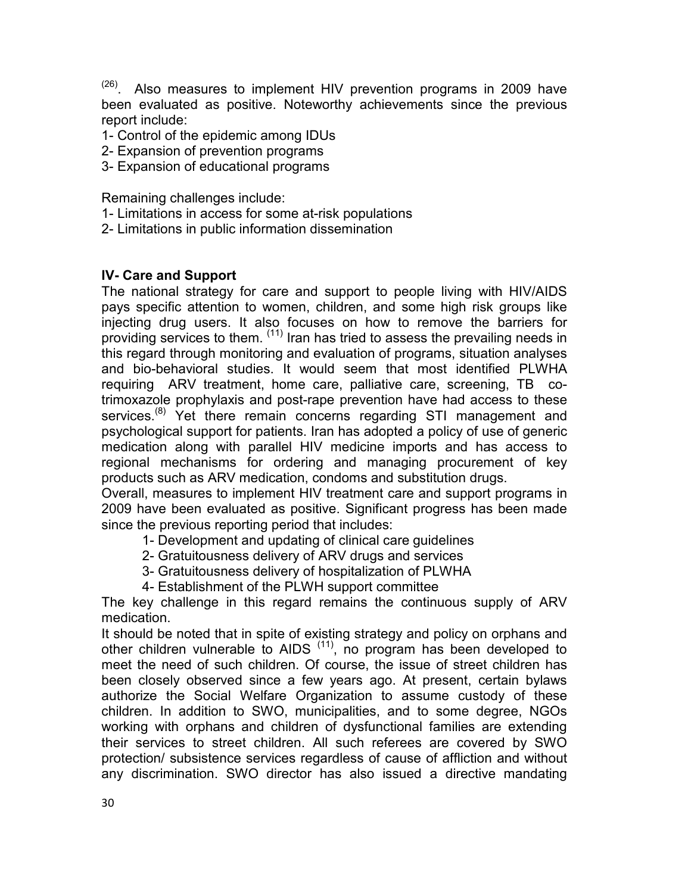[26]. Also measures to implement HIV prevention programs in 2009 have been evaluated as positive. Noteworthy achievements since the previous report include:

1- Control of the epidemic among IDUs
2- Expansion of prevention programs
3- Expansion of educational programs

Remaining challenges include:

1- Limitations in access for some at-risk populations
2- Limitations in public information dissemination

**IV- Care and Support**

The national strategy for care and support to people living with HIV/AIDS pays specific attention to women, children, and some high risk groups like injecting drug users. It also focuses on how to remove the barriers for providing services to them. [11] Iran has tried to assess the prevailing needs in this regard through monitoring and evaluation of programs, situation analyses and bio-behavioral studies. It would seem that most identified PLWHA requiring ARV treatment, home care, palliative care, screening, TB co-trimoxazole prophylaxis and post-rape prevention have had access to these services.[8] Yet there remain concerns regarding STI management and psychological support for patients. Iran has adopted a policy of use of generic medication along with parallel HIV medicine imports and has access to regional mechanisms for ordering and managing procurement of key products such as ARV medication, condoms and substitution drugs.

Overall, measures to implement HIV treatment care and support programs in 2009 have been evaluated as positive. Significant progress has been made since the previous reporting period that includes:

1- Development and updating of clinical care guidelines
2- Gratuitousness delivery of ARV drugs and services
3- Gratuitousness delivery of hospitalization of PLWHA
4- Establishment of the PLWH support committee

The key challenge in this regard remains the continuous supply of ARV medication.

It should be noted that in spite of existing strategy and policy on orphans and other children vulnerable to AIDS [11], no program has been developed to meet the need of such children. Of course, the issue of street children has been closely observed since a few years ago. At present, certain bylaws authorize the Social Welfare Organization to assume custody of these children. In addition to SWO, municipalities, and to some degree, NGOs working with orphans and children of dysfunctional families are extending their services to street children. All such referees are covered by SWO protection/ subsistence services regardless of cause of affliction and without any discrimination. SWO director has also issued a directive mandating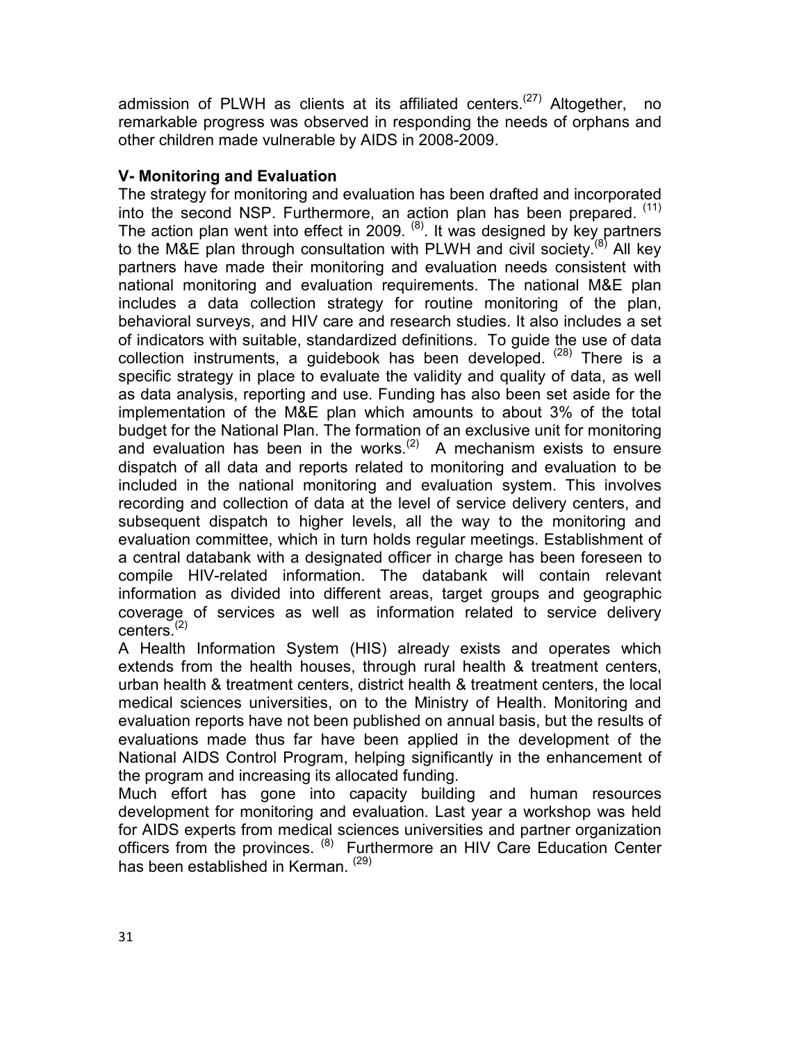admission of PLWH as clients at its affiliated centers.[27] Altogether, no remarkable progress was observed in responding the needs of orphans and other children made vulnerable by AIDS in 2008-2009.

## V- Monitoring and Evaluation

The strategy for monitoring and evaluation has been drafted and incorporated into the second NSP. Furthermore, an action plan has been prepared. [11] The action plan went into effect in 2009. [8]. It was designed by key partners to the M&E plan through consultation with PLWH and civil society.[8] All key partners have made their monitoring and evaluation needs consistent with national monitoring and evaluation requirements. The national M&E plan includes a data collection strategy for routine monitoring of the plan, behavioral surveys, and HIV care and research studies. It also includes a set of indicators with suitable, standardized definitions. To guide the use of data collection instruments, a guidebook has been developed. [28] There is a specific strategy in place to evaluate the validity and quality of data, as well as data analysis, reporting and use. Funding has also been set aside for the implementation of the M&E plan which amounts to about 3% of the total budget for the National Plan. The formation of an exclusive unit for monitoring and evaluation has been in the works.[2] A mechanism exists to ensure dispatch of all data and reports related to monitoring and evaluation to be included in the national monitoring and evaluation system. This involves recording and collection of data at the level of service delivery centers, and subsequent dispatch to higher levels, all the way to the monitoring and evaluation committee, which in turn holds regular meetings. Establishment of a central databank with a designated officer in charge has been foreseen to compile HIV-related information. The databank will contain relevant information as divided into different areas, target groups and geographic coverage of services as well as information related to service delivery centers.[2]

A Health Information System (HIS) already exists and operates which extends from the health houses, through rural health & treatment centers, urban health & treatment centers, district health & treatment centers, the local medical sciences universities, on to the Ministry of Health. Monitoring and evaluation reports have not been published on annual basis, but the results of evaluations made thus far have been applied in the development of the National AIDS Control Program, helping significantly in the enhancement of the program and increasing its allocated funding.

Much effort has gone into capacity building and human resources development for monitoring and evaluation. Last year a workshop was held for AIDS experts from medical sciences universities and partner organization officers from the provinces. [8] Furthermore an HIV Care Education Center has been established in Kerman. [29]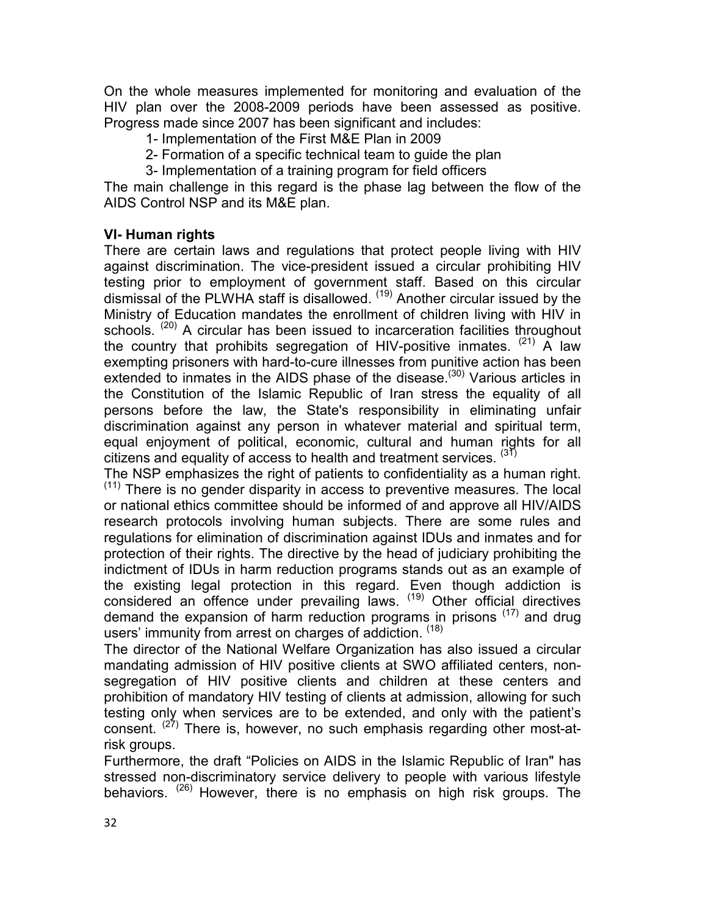On the whole measures implemented for monitoring and evaluation of the HIV plan over the 2008-2009 periods have been assessed as positive. Progress made since 2007 has been significant and includes:

1- Implementation of the First M&E Plan in 2009

2- Formation of a specific technical team to guide the plan

3- Implementation of a training program for field officers

The main challenge in this regard is the phase lag between the flow of the AIDS Control NSP and its M&E plan.

**VI- Human rights**

There are certain laws and regulations that protect people living with HIV against discrimination. The vice-president issued a circular prohibiting HIV testing prior to employment of government staff. Based on this circular dismissal of the PLWHA staff is disallowed. [19] Another circular issued by the Ministry of Education mandates the enrollment of children living with HIV in schools. [20] A circular has been issued to incarceration facilities throughout the country that prohibits segregation of HIV-positive inmates. [21] A law exempting prisoners with hard-to-cure illnesses from punitive action has been extended to inmates in the AIDS phase of the disease.[30] Various articles in the Constitution of the Islamic Republic of Iran stress the equality of all persons before the law, the State's responsibility in eliminating unfair discrimination against any person in whatever material and spiritual term, equal enjoyment of political, economic, cultural and human rights for all citizens and equality of access to health and treatment services. [31]

The NSP emphasizes the right of patients to confidentiality as a human right. [11] There is no gender disparity in access to preventive measures. The local or national ethics committee should be informed of and approve all HIV/AIDS research protocols involving human subjects. There are some rules and regulations for elimination of discrimination against IDUs and inmates and for protection of their rights. The directive by the head of judiciary prohibiting the indictment of IDUs in harm reduction programs stands out as an example of the existing legal protection in this regard. Even though addiction is considered an offence under prevailing laws. [19] Other official directives demand the expansion of harm reduction programs in prisons [17] and drug users' immunity from arrest on charges of addiction. [18]

The director of the National Welfare Organization has also issued a circular mandating admission of HIV positive clients at SWO affiliated centers, non-segregation of HIV positive clients and children at these centers and prohibition of mandatory HIV testing of clients at admission, allowing for such testing only when services are to be extended, and only with the patient's consent. [27] There is, however, no such emphasis regarding other most-at-risk groups.

Furthermore, the draft "Policies on AIDS in the Islamic Republic of Iran" has stressed non-discriminatory service delivery to people with various lifestyle behaviors. [26] However, there is no emphasis on high risk groups. The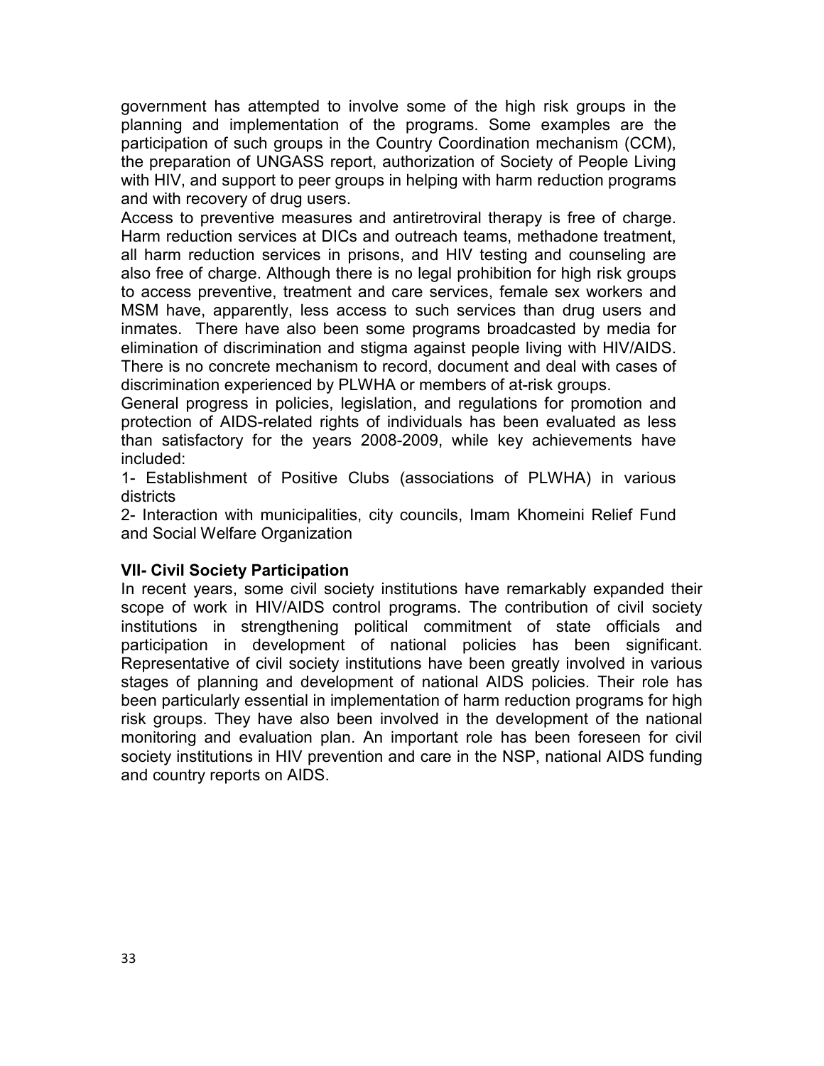government has attempted to involve some of the high risk groups in the planning and implementation of the programs. Some examples are the participation of such groups in the Country Coordination mechanism (CCM), the preparation of UNGASS report, authorization of Society of People Living with HIV, and support to peer groups in helping with harm reduction programs and with recovery of drug users.

Access to preventive measures and antiretroviral therapy is free of charge. Harm reduction services at DICs and outreach teams, methadone treatment, all harm reduction services in prisons, and HIV testing and counseling are also free of charge. Although there is no legal prohibition for high risk groups to access preventive, treatment and care services, female sex workers and MSM have, apparently, less access to such services than drug users and inmates. There have also been some programs broadcasted by media for elimination of discrimination and stigma against people living with HIV/AIDS. There is no concrete mechanism to record, document and deal with cases of discrimination experienced by PLWHA or members of at-risk groups.

General progress in policies, legislation, and regulations for promotion and protection of AIDS-related rights of individuals has been evaluated as less than satisfactory for the years 2008-2009, while key achievements have included:

1- Establishment of Positive Clubs (associations of PLWHA) in various districts

2- Interaction with municipalities, city councils, Imam Khomeini Relief Fund and Social Welfare Organization

**VII- Civil Society Participation**

In recent years, some civil society institutions have remarkably expanded their scope of work in HIV/AIDS control programs. The contribution of civil society institutions in strengthening political commitment of state officials and participation in development of national policies has been significant. Representative of civil society institutions have been greatly involved in various stages of planning and development of national AIDS policies. Their role has been particularly essential in implementation of harm reduction programs for high risk groups. They have also been involved in the development of the national monitoring and evaluation plan. An important role has been foreseen for civil society institutions in HIV prevention and care in the NSP, national AIDS funding and country reports on AIDS.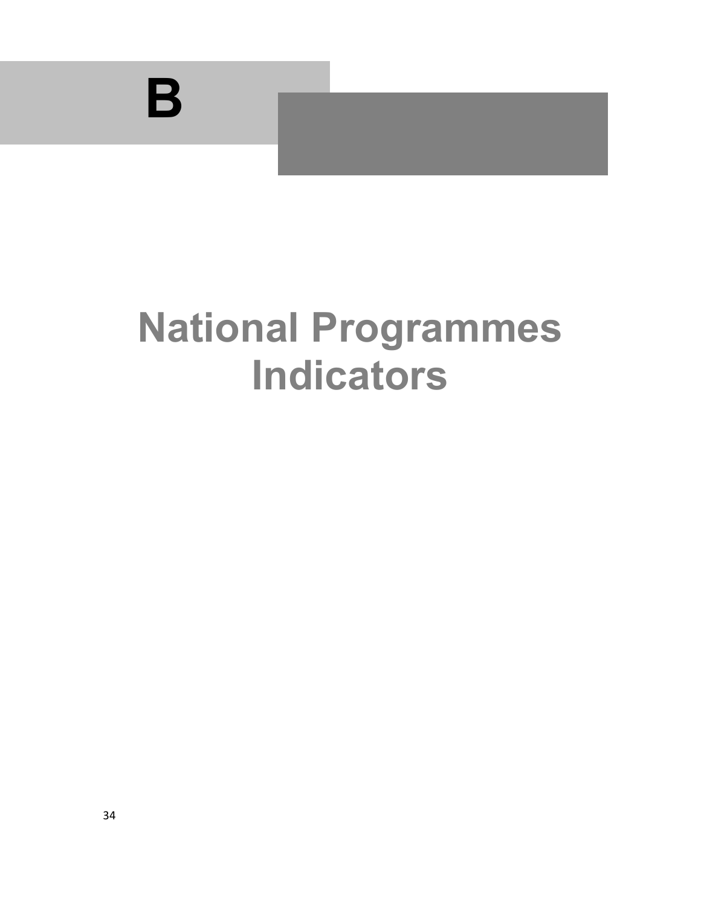# B

# National Programmes Indicators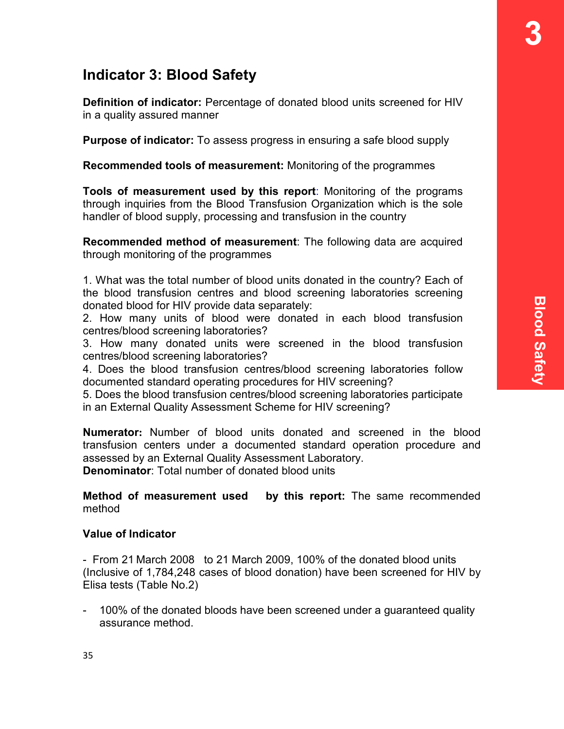## Indicator 3: Blood Safety

**Definition of indicator:** Percentage of donated blood units screened for HIV in a quality assured manner

**Purpose of indicator:** To assess progress in ensuring a safe blood supply

**Recommended tools of measurement:** Monitoring of the programmes

**Tools of measurement used by this report**: Monitoring of the programs through inquiries from the Blood Transfusion Organization which is the sole handler of blood supply, processing and transfusion in the country

**Recommended method of measurement**: The following data are acquired through monitoring of the programmes

1. What was the total number of blood units donated in the country? Each of the blood transfusion centres and blood screening laboratories screening donated blood for HIV provide data separately:
2. How many units of blood were donated in each blood transfusion centres/blood screening laboratories?
3. How many donated units were screened in the blood transfusion centres/blood screening laboratories?
4. Does the blood transfusion centres/blood screening laboratories follow documented standard operating procedures for HIV screening?
5. Does the blood transfusion centres/blood screening laboratories participate in an External Quality Assessment Scheme for HIV screening?

**Numerator:** Number of blood units donated and screened in the blood transfusion centers under a documented standard operation procedure and assessed by an External Quality Assessment Laboratory.
**Denominator**: Total number of donated blood units

**Method of measurement used by this report:** The same recommended method

**Value of Indicator**

- From 21 March 2008 to 21 March 2009, 100% of the donated blood units (Inclusive of 1,784,248 cases of blood donation) have been screened for HIV by Elisa tests (Table No.2)

- 100% of the donated bloods have been screened under a guaranteed quality assurance method.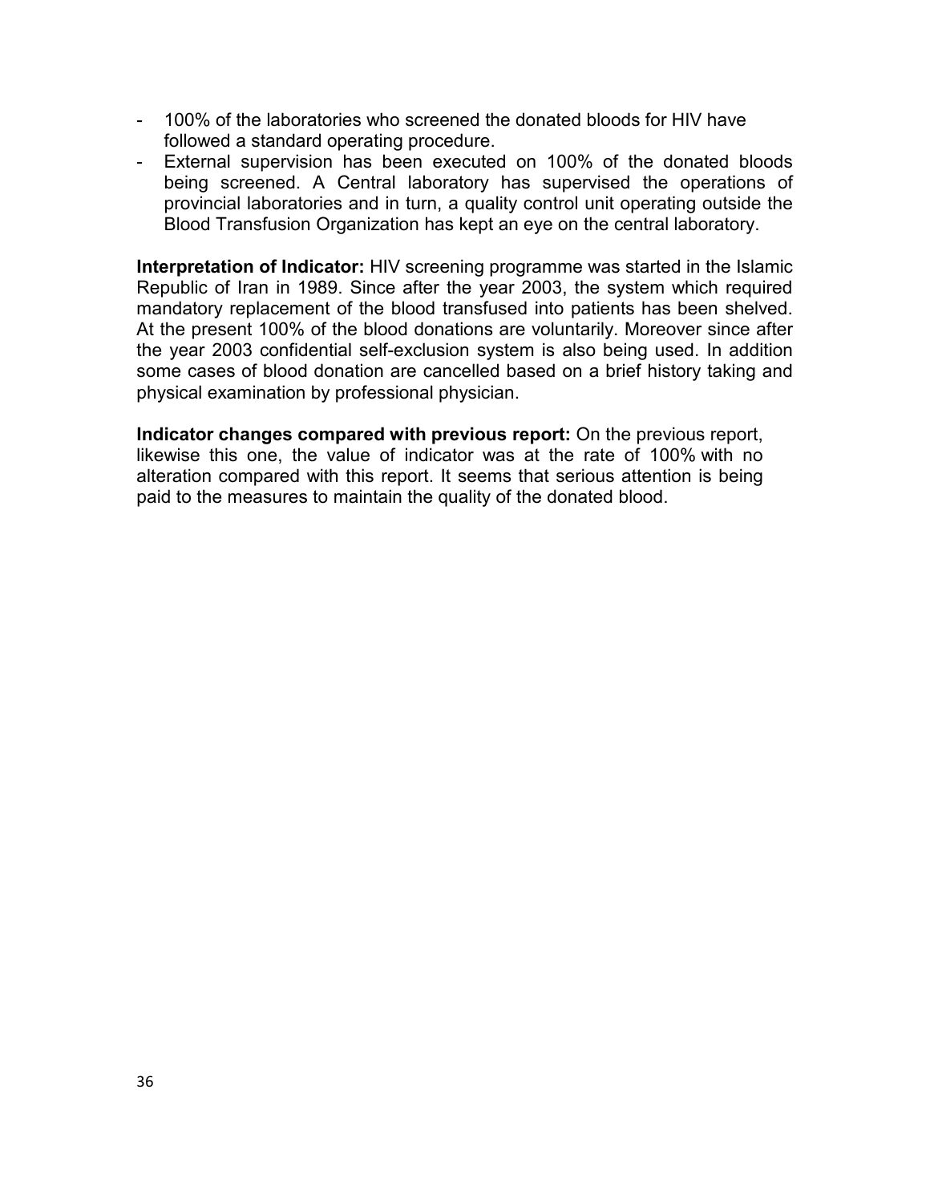- 100% of the laboratories who screened the donated bloods for HIV have followed a standard operating procedure.
- External supervision has been executed on 100% of the donated bloods being screened. A Central laboratory has supervised the operations of provincial laboratories and in turn, a quality control unit operating outside the Blood Transfusion Organization has kept an eye on the central laboratory.

**Interpretation of Indicator:** HIV screening programme was started in the Islamic Republic of Iran in 1989. Since after the year 2003, the system which required mandatory replacement of the blood transfused into patients has been shelved. At the present 100% of the blood donations are voluntarily. Moreover since after the year 2003 confidential self-exclusion system is also being used. In addition some cases of blood donation are cancelled based on a brief history taking and physical examination by professional physician.

**Indicator changes compared with previous report:** On the previous report, likewise this one, the value of indicator was at the rate of 100% with no alteration compared with this report. It seems that serious attention is being paid to the measures to maintain the quality of the donated blood.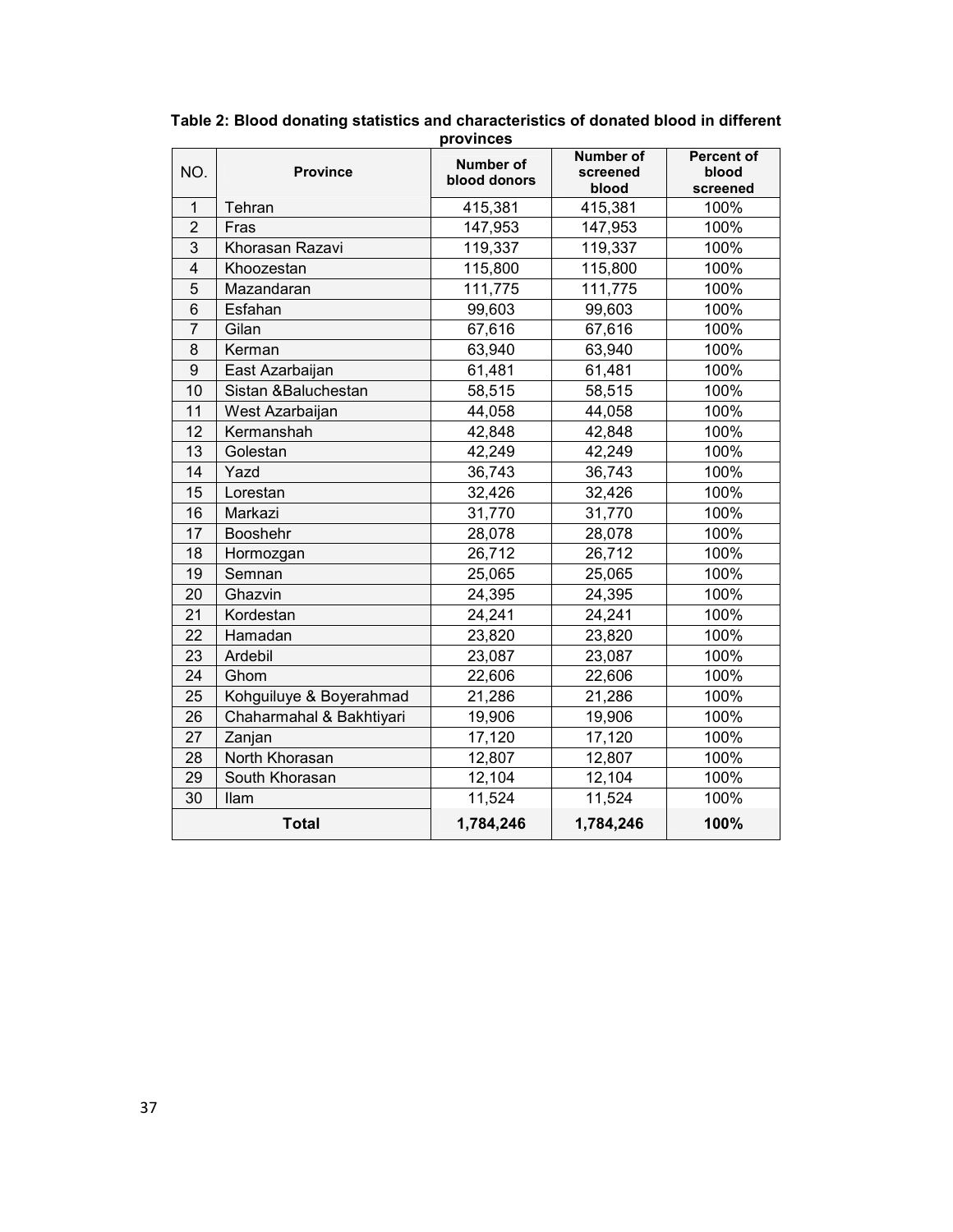**Table 2: Blood donating statistics and characteristics of donated blood in different provinces**

| NO. | Province | Number of blood donors | Number of screened blood | Percent of blood screened |
|---|---|---|---|---|
| 1 | Tehran | 415,381 | 415,381 | 100% |
| 2 | Fras | 147,953 | 147,953 | 100% |
| 3 | Khorasan Razavi | 119,337 | 119,337 | 100% |
| 4 | Khoozestan | 115,800 | 115,800 | 100% |
| 5 | Mazandaran | 111,775 | 111,775 | 100% |
| 6 | Esfahan | 99,603 | 99,603 | 100% |
| 7 | Gilan | 67,616 | 67,616 | 100% |
| 8 | Kerman | 63,940 | 63,940 | 100% |
| 9 | East Azarbaijan | 61,481 | 61,481 | 100% |
| 10 | Sistan &Baluchestan | 58,515 | 58,515 | 100% |
| 11 | West Azarbaijan | 44,058 | 44,058 | 100% |
| 12 | Kermanshah | 42,848 | 42,848 | 100% |
| 13 | Golestan | 42,249 | 42,249 | 100% |
| 14 | Yazd | 36,743 | 36,743 | 100% |
| 15 | Lorestan | 32,426 | 32,426 | 100% |
| 16 | Markazi | 31,770 | 31,770 | 100% |
| 17 | Booshehr | 28,078 | 28,078 | 100% |
| 18 | Hormozgan | 26,712 | 26,712 | 100% |
| 19 | Semnan | 25,065 | 25,065 | 100% |
| 20 | Ghazvin | 24,395 | 24,395 | 100% |
| 21 | Kordestan | 24,241 | 24,241 | 100% |
| 22 | Hamadan | 23,820 | 23,820 | 100% |
| 23 | Ardebil | 23,087 | 23,087 | 100% |
| 24 | Ghom | 22,606 | 22,606 | 100% |
| 25 | Kohguiluye & Boyerahmad | 21,286 | 21,286 | 100% |
| 26 | Chaharmahal & Bakhtiyari | 19,906 | 19,906 | 100% |
| 27 | Zanjan | 17,120 | 17,120 | 100% |
| 28 | North Khorasan | 12,807 | 12,807 | 100% |
| 29 | South Khorasan | 12,104 | 12,104 | 100% |
| 30 | Ilam | 11,524 | 11,524 | 100% |
| **Total** | | **1,784,246** | **1,784,246** | **100%** |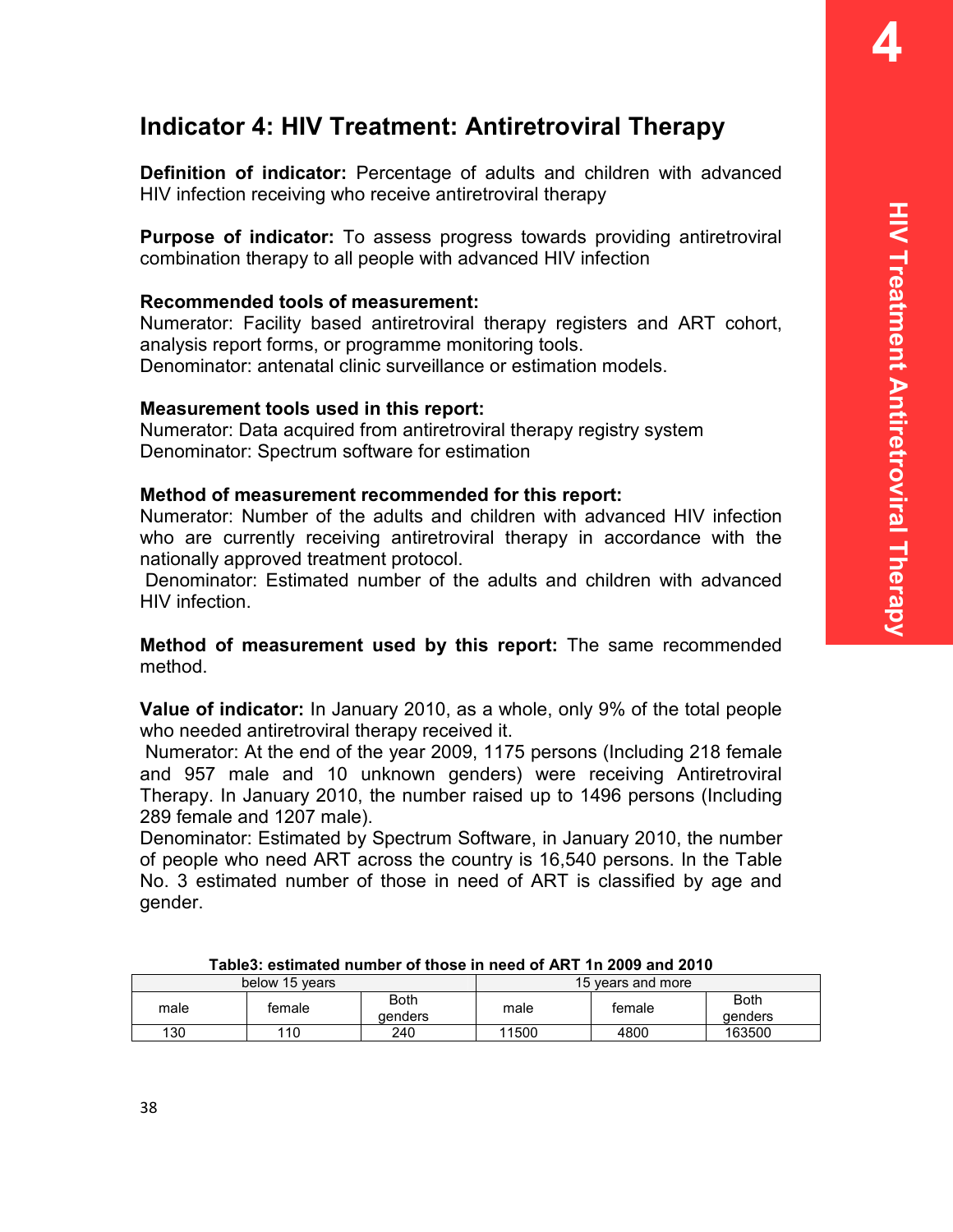## Indicator 4: HIV Treatment: Antiretroviral Therapy

**Definition of indicator:** Percentage of adults and children with advanced HIV infection receiving who receive antiretroviral therapy

**Purpose of indicator:** To assess progress towards providing antiretroviral combination therapy to all people with advanced HIV infection

**Recommended tools of measurement:**
Numerator: Facility based antiretroviral therapy registers and ART cohort, analysis report forms, or programme monitoring tools.
Denominator: antenatal clinic surveillance or estimation models.

**Measurement tools used in this report:**
Numerator: Data acquired from antiretroviral therapy registry system
Denominator: Spectrum software for estimation

**Method of measurement recommended for this report:**
Numerator: Number of the adults and children with advanced HIV infection who are currently receiving antiretroviral therapy in accordance with the nationally approved treatment protocol.
Denominator: Estimated number of the adults and children with advanced HIV infection.

**Method of measurement used by this report:** The same recommended method.

**Value of indicator:** In January 2010, as a whole, only 9% of the total people who needed antiretroviral therapy received it.
Numerator: At the end of the year 2009, 1175 persons (Including 218 female and 957 male and 10 unknown genders) were receiving Antiretroviral Therapy. In January 2010, the number raised up to 1496 persons (Including 289 female and 1207 male).
Denominator: Estimated by Spectrum Software, in January 2010, the number of people who need ART across the country is 16,540 persons. In the Table No. 3 estimated number of those in need of ART is classified by age and gender.

**Table3: estimated number of those in need of ART 1n 2009 and 2010**

| below 15 years | | | 15 years and more | | |
|---|---|---|---|---|---|
| male | female | Both genders | male | female | Both genders |
| 130 | 110 | 240 | 11500 | 4800 | 163500 |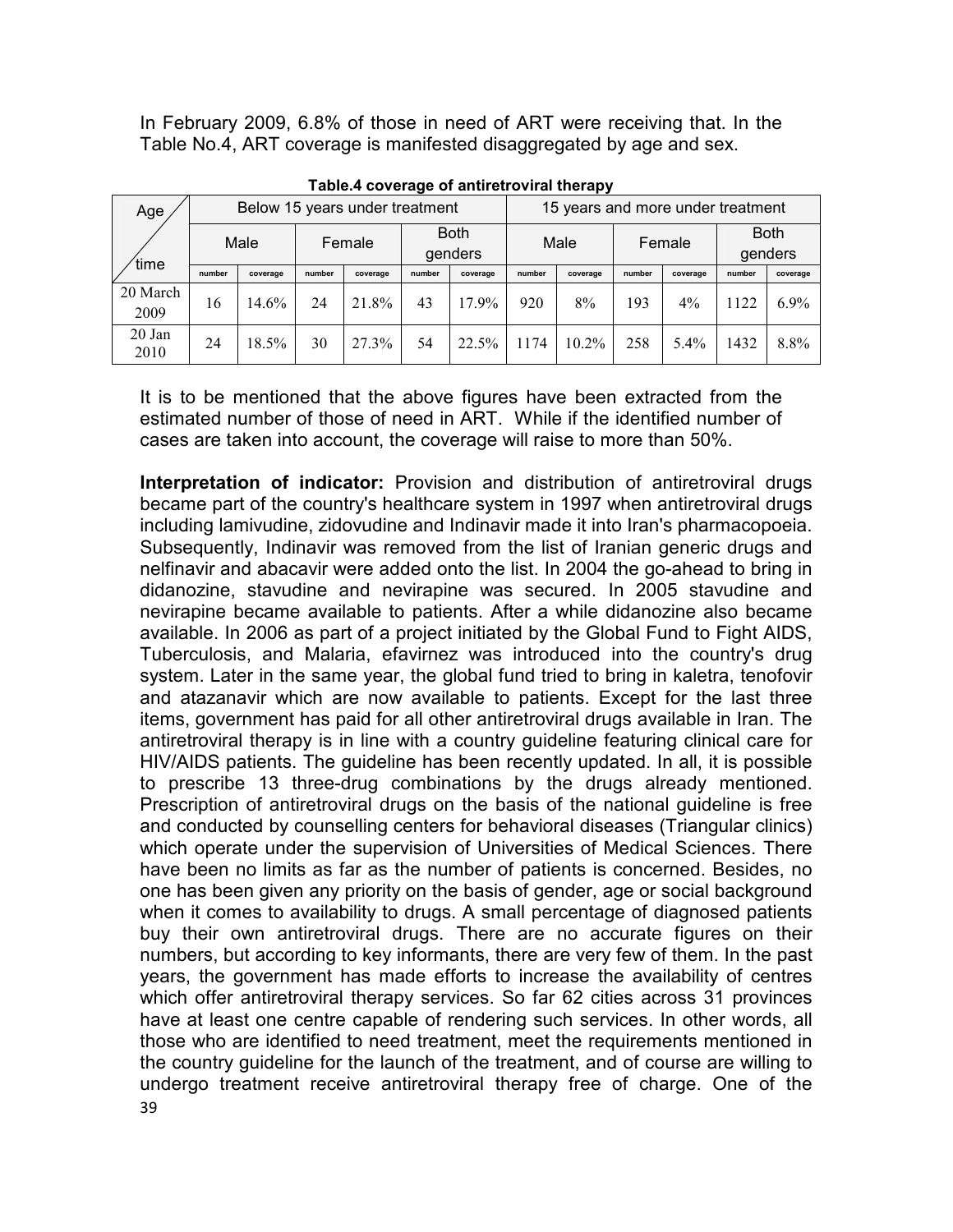In February 2009, 6.8% of those in need of ART were receiving that. In the Table No.4, ART coverage is manifested disaggregated by age and sex.

**Table.4 coverage of antiretroviral therapy**

| Age / time | Below 15 years under treatment | | | | | | 15 years and more under treatment | | | | | |
|---|---|---|---|---|---|---|---|---|---|---|---|---|
| | Male | | Female | | Both genders | | Male | | Female | | Both genders | |
| | number | coverage | number | coverage | number | coverage | number | coverage | number | coverage | number | coverage |
| 20 March 2009 | 16 | 14.6% | 24 | 21.8% | 43 | 17.9% | 920 | 8% | 193 | 4% | 1122 | 6.9% |
| 20 Jan 2010 | 24 | 18.5% | 30 | 27.3% | 54 | 22.5% | 1174 | 10.2% | 258 | 5.4% | 1432 | 8.8% |

It is to be mentioned that the above figures have been extracted from the estimated number of those of need in ART. While if the identified number of cases are taken into account, the coverage will raise to more than 50%.

**Interpretation of indicator:** Provision and distribution of antiretroviral drugs became part of the country's healthcare system in 1997 when antiretroviral drugs including lamivudine, zidovudine and Indinavir made it into Iran's pharmacopoeia. Subsequently, Indinavir was removed from the list of Iranian generic drugs and nelfinavir and abacavir were added onto the list. In 2004 the go-ahead to bring in didanozine, stavudine and nevirapine was secured. In 2005 stavudine and nevirapine became available to patients. After a while didanozine also became available. In 2006 as part of a project initiated by the Global Fund to Fight AIDS, Tuberculosis, and Malaria, efavirnez was introduced into the country's drug system. Later in the same year, the global fund tried to bring in kaletra, tenofovir and atazanavir which are now available to patients. Except for the last three items, government has paid for all other antiretroviral drugs available in Iran. The antiretroviral therapy is in line with a country guideline featuring clinical care for HIV/AIDS patients. The guideline has been recently updated. In all, it is possible to prescribe 13 three-drug combinations by the drugs already mentioned. Prescription of antiretroviral drugs on the basis of the national guideline is free and conducted by counselling centers for behavioral diseases (Triangular clinics) which operate under the supervision of Universities of Medical Sciences. There have been no limits as far as the number of patients is concerned. Besides, no one has been given any priority on the basis of gender, age or social background when it comes to availability to drugs. A small percentage of diagnosed patients buy their own antiretroviral drugs. There are no accurate figures on their numbers, but according to key informants, there are very few of them. In the past years, the government has made efforts to increase the availability of centres which offer antiretroviral therapy services. So far 62 cities across 31 provinces have at least one centre capable of rendering such services. In other words, all those who are identified to need treatment, meet the requirements mentioned in the country guideline for the launch of the treatment, and of course are willing to undergo treatment receive antiretroviral therapy free of charge. One of the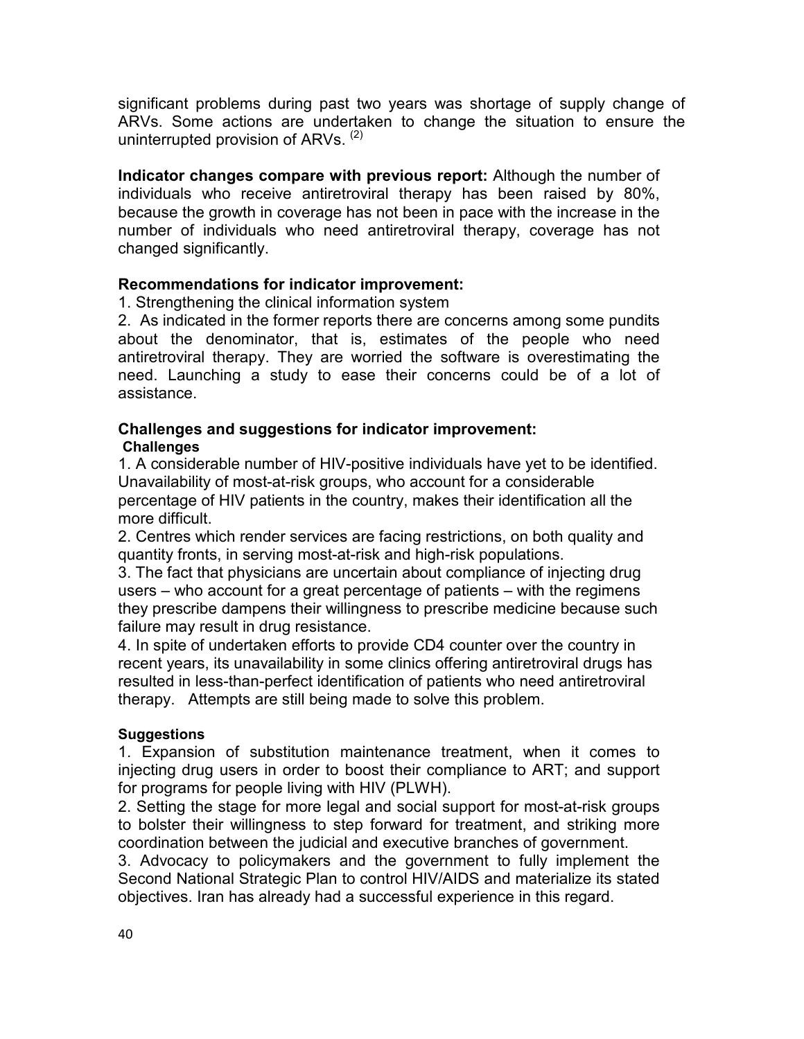significant problems during past two years was shortage of supply change of ARVs. Some actions are undertaken to change the situation to ensure the uninterrupted provision of ARVs. [(2)]

**Indicator changes compare with previous report:** Although the number of individuals who receive antiretroviral therapy has been raised by 80%, because the growth in coverage has not been in pace with the increase in the number of individuals who need antiretroviral therapy, coverage has not changed significantly.

**Recommendations for indicator improvement:**

1. Strengthening the clinical information system
2. As indicated in the former reports there are concerns among some pundits about the denominator, that is, estimates of the people who need antiretroviral therapy. They are worried the software is overestimating the need. Launching a study to ease their concerns could be of a lot of assistance.

**Challenges and suggestions for indicator improvement:**

**Challenges**

1. A considerable number of HIV-positive individuals have yet to be identified. Unavailability of most-at-risk groups, who account for a considerable percentage of HIV patients in the country, makes their identification all the more difficult.
2. Centres which render services are facing restrictions, on both quality and quantity fronts, in serving most-at-risk and high-risk populations.
3. The fact that physicians are uncertain about compliance of injecting drug users – who account for a great percentage of patients – with the regimens they prescribe dampens their willingness to prescribe medicine because such failure may result in drug resistance.
4. In spite of undertaken efforts to provide CD4 counter over the country in recent years, its unavailability in some clinics offering antiretroviral drugs has resulted in less-than-perfect identification of patients who need antiretroviral therapy. Attempts are still being made to solve this problem.

**Suggestions**

1. Expansion of substitution maintenance treatment, when it comes to injecting drug users in order to boost their compliance to ART; and support for programs for people living with HIV (PLWH).
2. Setting the stage for more legal and social support for most-at-risk groups to bolster their willingness to step forward for treatment, and striking more coordination between the judicial and executive branches of government.
3. Advocacy to policymakers and the government to fully implement the Second National Strategic Plan to control HIV/AIDS and materialize its stated objectives. Iran has already had a successful experience in this regard.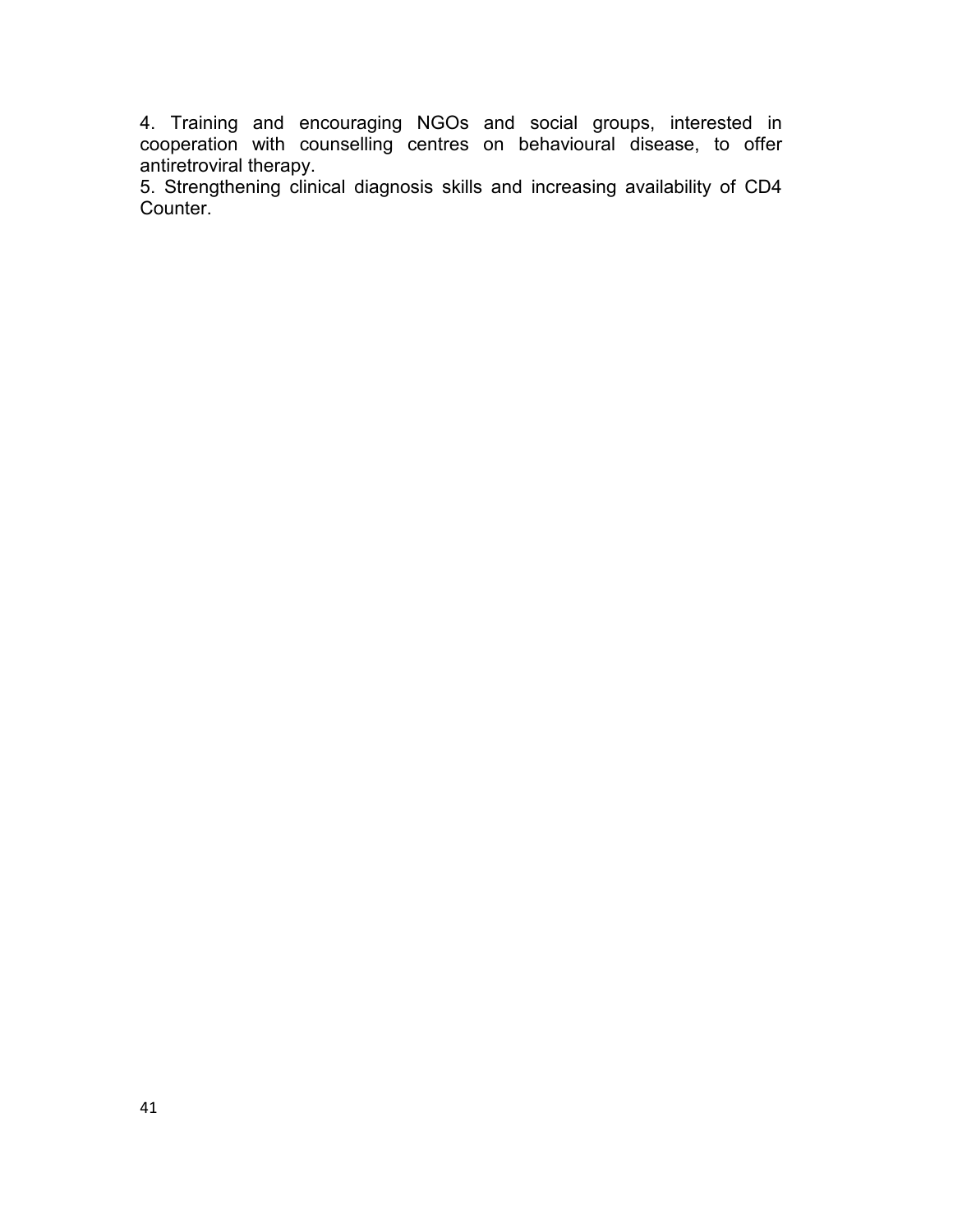4. Training and encouraging NGOs and social groups, interested in cooperation with counselling centres on behavioural disease, to offer antiretroviral therapy.
5. Strengthening clinical diagnosis skills and increasing availability of CD4 Counter.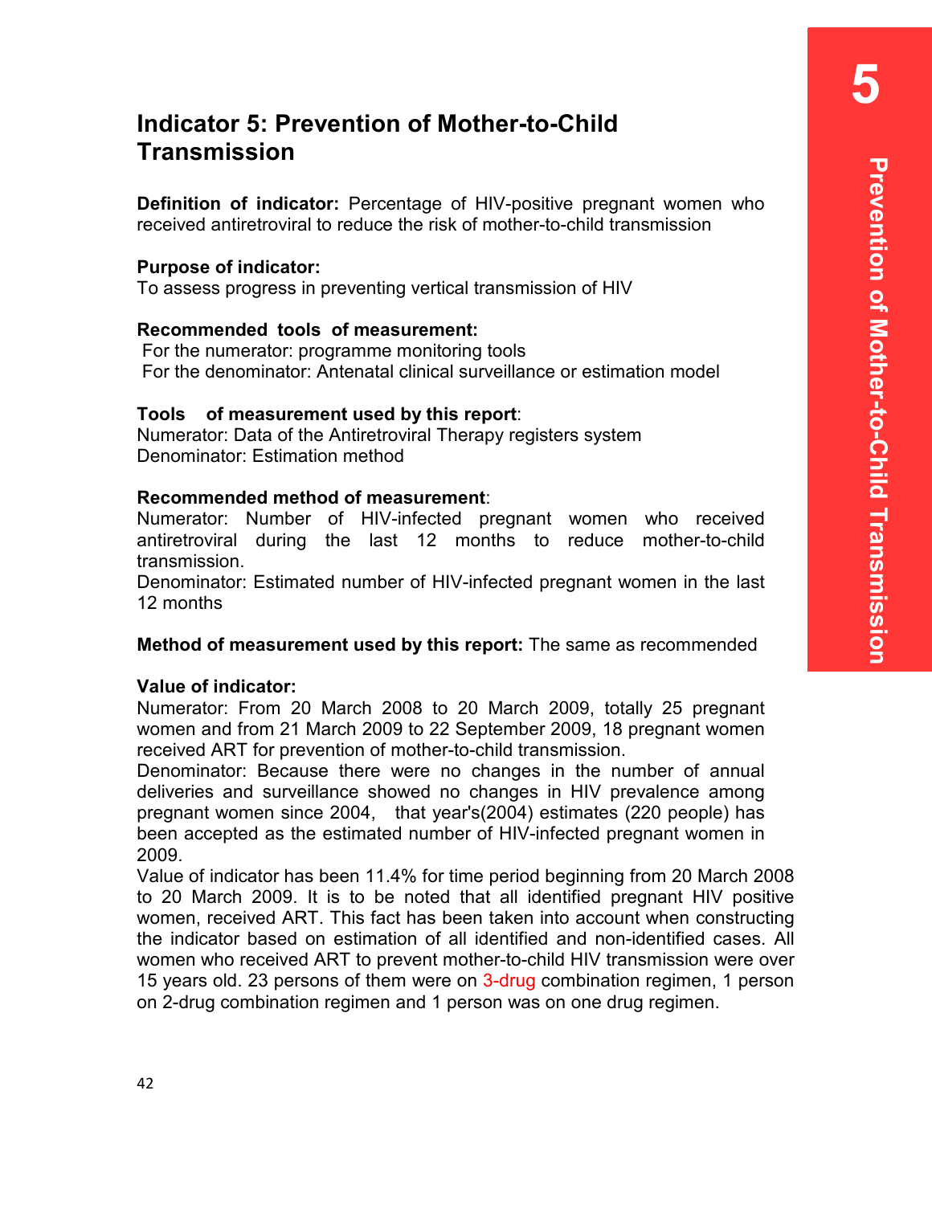# Indicator 5: Prevention of Mother-to-Child Transmission

**Definition of indicator:** Percentage of HIV-positive pregnant women who received antiretroviral to reduce the risk of mother-to-child transmission

**Purpose of indicator:**
To assess progress in preventing vertical transmission of HIV

**Recommended tools of measurement:**
For the numerator: programme monitoring tools
For the denominator: Antenatal clinical surveillance or estimation model

**Tools of measurement used by this report**:
Numerator: Data of the Antiretroviral Therapy registers system
Denominator: Estimation method

**Recommended method of measurement**:
Numerator: Number of HIV-infected pregnant women who received antiretroviral during the last 12 months to reduce mother-to-child transmission.
Denominator: Estimated number of HIV-infected pregnant women in the last 12 months

**Method of measurement used by this report:** The same as recommended

**Value of indicator:**
Numerator: From 20 March 2008 to 20 March 2009, totally 25 pregnant women and from 21 March 2009 to 22 September 2009, 18 pregnant women received ART for prevention of mother-to-child transmission.
Denominator: Because there were no changes in the number of annual deliveries and surveillance showed no changes in HIV prevalence among pregnant women since 2004, that year's(2004) estimates (220 people) has been accepted as the estimated number of HIV-infected pregnant women in 2009.
Value of indicator has been 11.4% for time period beginning from 20 March 2008 to 20 March 2009. It is to be noted that all identified pregnant HIV positive women, received ART. This fact has been taken into account when constructing the indicator based on estimation of all identified and non-identified cases. All women who received ART to prevent mother-to-child HIV transmission were over 15 years old. 23 persons of them were on 3-drug combination regimen, 1 person on 2-drug combination regimen and 1 person was on one drug regimen.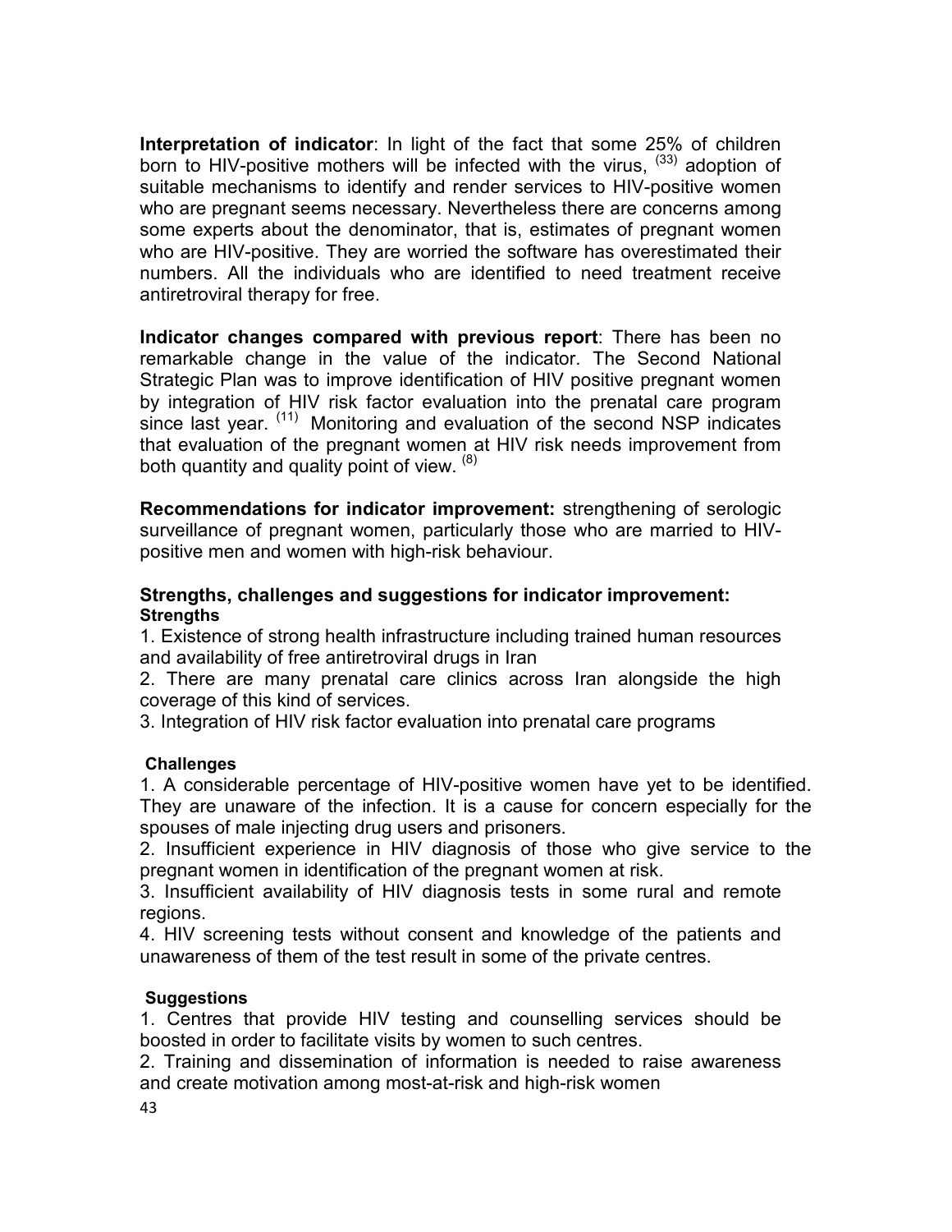**Interpretation of indicator**: In light of the fact that some 25% of children born to HIV-positive mothers will be infected with the virus, [33] adoption of suitable mechanisms to identify and render services to HIV-positive women who are pregnant seems necessary. Nevertheless there are concerns among some experts about the denominator, that is, estimates of pregnant women who are HIV-positive. They are worried the software has overestimated their numbers. All the individuals who are identified to need treatment receive antiretroviral therapy for free.

**Indicator changes compared with previous report**: There has been no remarkable change in the value of the indicator. The Second National Strategic Plan was to improve identification of HIV positive pregnant women by integration of HIV risk factor evaluation into the prenatal care program since last year. [11] Monitoring and evaluation of the second NSP indicates that evaluation of the pregnant women at HIV risk needs improvement from both quantity and quality point of view. [8]

**Recommendations for indicator improvement:** strengthening of serologic surveillance of pregnant women, particularly those who are married to HIV-positive men and women with high-risk behaviour.

### Strengths, challenges and suggestions for indicator improvement:

**Strengths**

1. Existence of strong health infrastructure including trained human resources and availability of free antiretroviral drugs in Iran
2. There are many prenatal care clinics across Iran alongside the high coverage of this kind of services.
3. Integration of HIV risk factor evaluation into prenatal care programs

**Challenges**

1. A considerable percentage of HIV-positive women have yet to be identified. They are unaware of the infection. It is a cause for concern especially for the spouses of male injecting drug users and prisoners.
2. Insufficient experience in HIV diagnosis of those who give service to the pregnant women in identification of the pregnant women at risk.
3. Insufficient availability of HIV diagnosis tests in some rural and remote regions.
4. HIV screening tests without consent and knowledge of the patients and unawareness of them of the test result in some of the private centres.

**Suggestions**

1. Centres that provide HIV testing and counselling services should be boosted in order to facilitate visits by women to such centres.
2. Training and dissemination of information is needed to raise awareness and create motivation among most-at-risk and high-risk women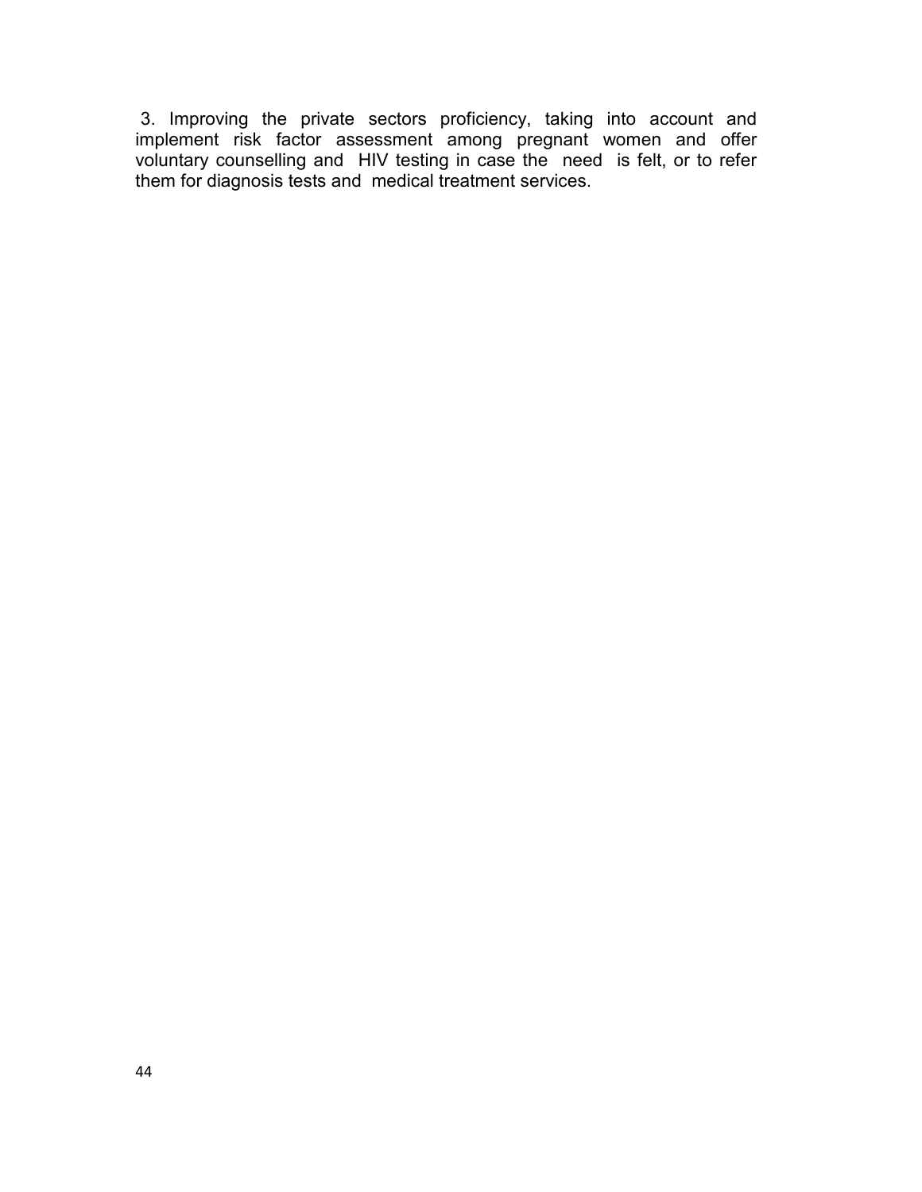3. Improving the private sectors proficiency, taking into account and implement risk factor assessment among pregnant women and offer voluntary counselling and HIV testing in case the need is felt, or to refer them for diagnosis tests and medical treatment services.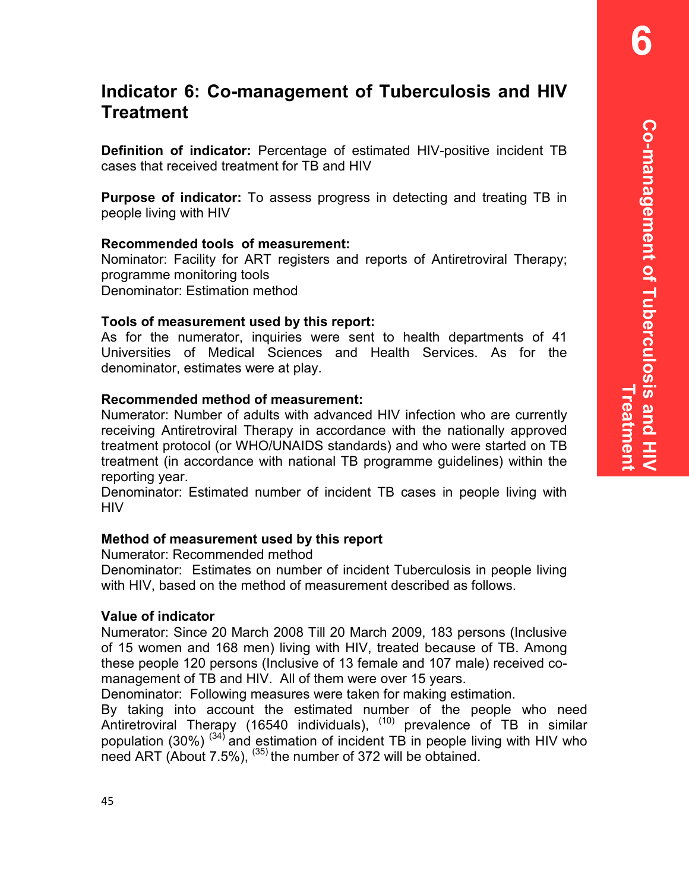## Indicator 6: Co-management of Tuberculosis and HIV Treatment

**Definition of indicator:** Percentage of estimated HIV-positive incident TB cases that received treatment for TB and HIV

**Purpose of indicator:** To assess progress in detecting and treating TB in people living with HIV

**Recommended tools of measurement:**
Nominator: Facility for ART registers and reports of Antiretroviral Therapy; programme monitoring tools
Denominator: Estimation method

**Tools of measurement used by this report:**
As for the numerator, inquiries were sent to health departments of 41 Universities of Medical Sciences and Health Services. As for the denominator, estimates were at play.

**Recommended method of measurement:**
Numerator: Number of adults with advanced HIV infection who are currently receiving Antiretroviral Therapy in accordance with the nationally approved treatment protocol (or WHO/UNAIDS standards) and who were started on TB treatment (in accordance with national TB programme guidelines) within the reporting year.
Denominator: Estimated number of incident TB cases in people living with HIV

**Method of measurement used by this report**
Numerator: Recommended method
Denominator: Estimates on number of incident Tuberculosis in people living with HIV, based on the method of measurement described as follows.

**Value of indicator**
Numerator: Since 20 March 2008 Till 20 March 2009, 183 persons (Inclusive of 15 women and 168 men) living with HIV, treated because of TB. Among these people 120 persons (Inclusive of 13 female and 107 male) received co-management of TB and HIV. All of them were over 15 years.
Denominator: Following measures were taken for making estimation.
By taking into account the estimated number of the people who need Antiretroviral Therapy (16540 individuals), [10] prevalence of TB in similar population (30%) [34] and estimation of incident TB in people living with HIV who need ART (About 7.5%), [35] the number of 372 will be obtained.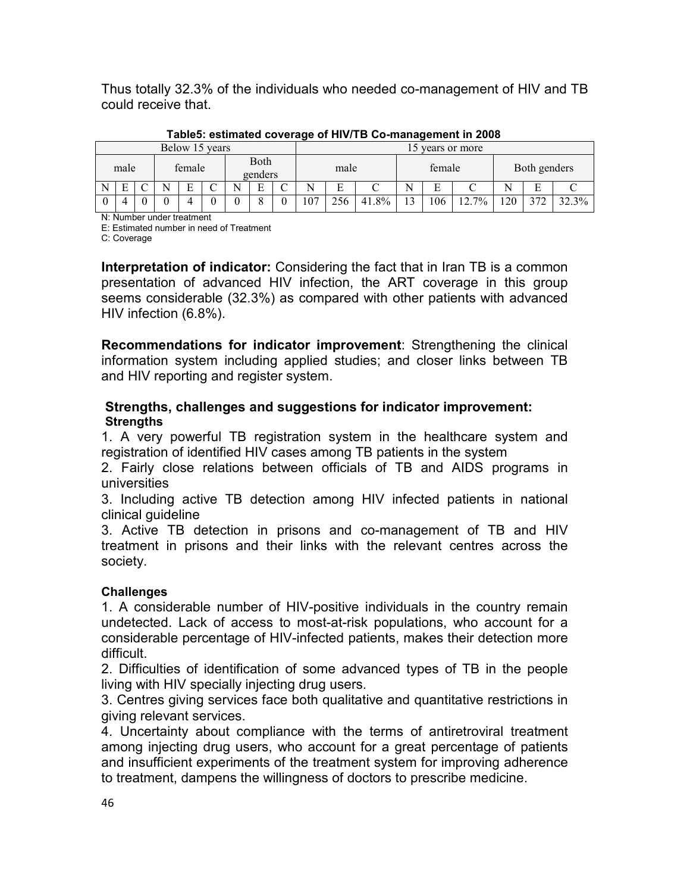Thus totally 32.3% of the individuals who needed co-management of HIV and TB could receive that.

**Table5: estimated coverage of HIV/TB Co-management in 2008**

| Below 15 years | | | | | | | | | 15 years or more | | | | | | | | |
|---|---|---|---|---|---|---|---|---|---|---|---|---|---|---|---|---|---|
| male | | | female | | | Both genders | | | male | | | female | | | Both genders | | |
| N | E | C | N | E | C | N | E | C | N | E | C | N | E | C | N | E | C |
| 0 | 4 | 0 | 0 | 4 | 0 | 0 | 8 | 0 | 107 | 256 | 41.8% | 13 | 106 | 12.7% | 120 | 372 | 32.3% |

N: Number under treatment
E: Estimated number in need of Treatment
C: Coverage

**Interpretation of indicator:** Considering the fact that in Iran TB is a common presentation of advanced HIV infection, the ART coverage in this group seems considerable (32.3%) as compared with other patients with advanced HIV infection (6.8%).

**Recommendations for indicator improvement**: Strengthening the clinical information system including applied studies; and closer links between TB and HIV reporting and register system.

### Strengths, challenges and suggestions for indicator improvement:

**Strengths**

1. A very powerful TB registration system in the healthcare system and registration of identified HIV cases among TB patients in the system
2. Fairly close relations between officials of TB and AIDS programs in universities
3. Including active TB detection among HIV infected patients in national clinical guideline
3. Active TB detection in prisons and co-management of TB and HIV treatment in prisons and their links with the relevant centres across the society.

**Challenges**

1. A considerable number of HIV-positive individuals in the country remain undetected. Lack of access to most-at-risk populations, who account for a considerable percentage of HIV-infected patients, makes their detection more difficult.
2. Difficulties of identification of some advanced types of TB in the people living with HIV specially injecting drug users.
3. Centres giving services face both qualitative and quantitative restrictions in giving relevant services.
4. Uncertainty about compliance with the terms of antiretroviral treatment among injecting drug users, who account for a great percentage of patients and insufficient experiments of the treatment system for improving adherence to treatment, dampens the willingness of doctors to prescribe medicine.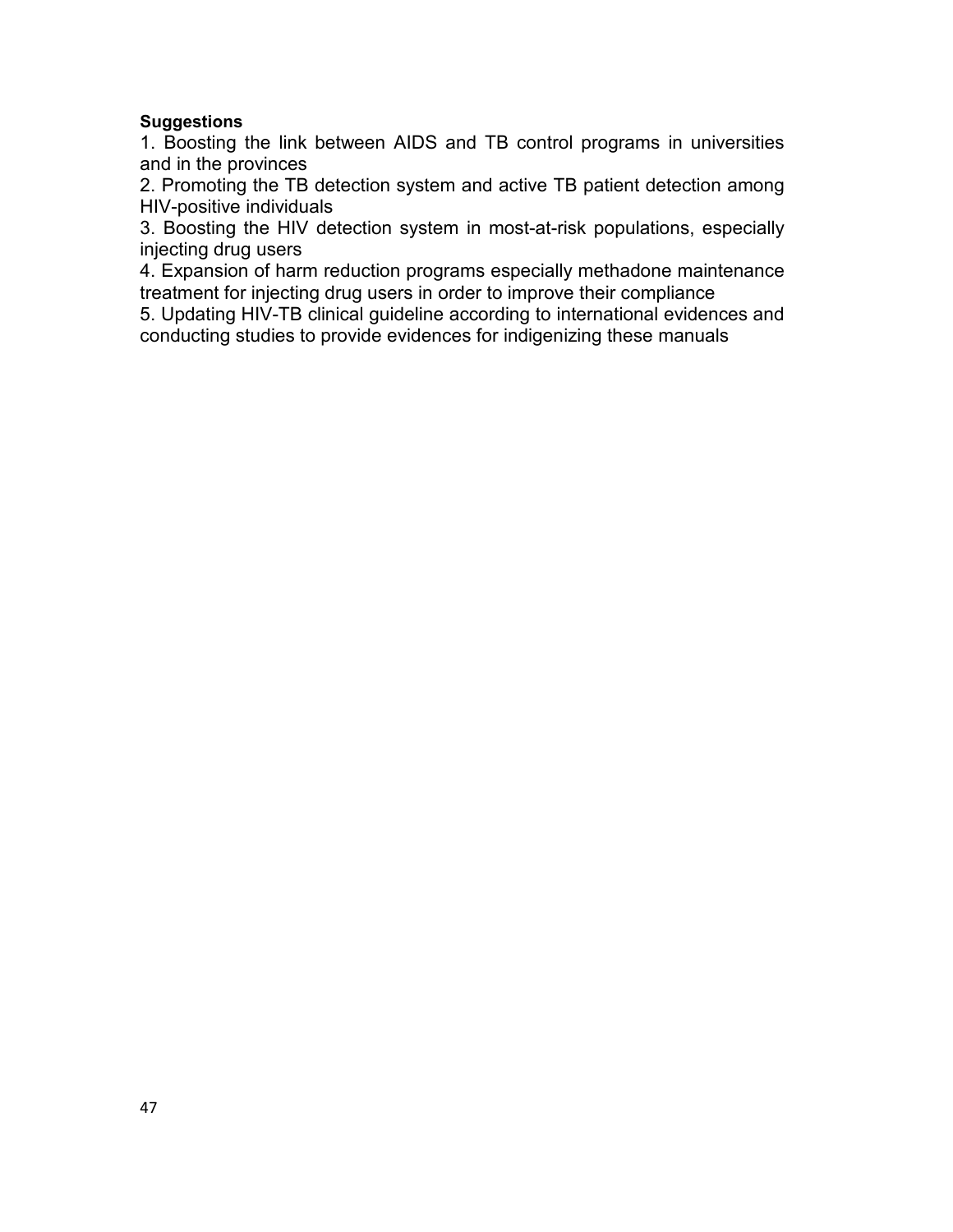**Suggestions**

1. Boosting the link between AIDS and TB control programs in universities and in the provinces
2. Promoting the TB detection system and active TB patient detection among HIV-positive individuals
3. Boosting the HIV detection system in most-at-risk populations, especially injecting drug users
4. Expansion of harm reduction programs especially methadone maintenance treatment for injecting drug users in order to improve their compliance
5. Updating HIV-TB clinical guideline according to international evidences and conducting studies to provide evidences for indigenizing these manuals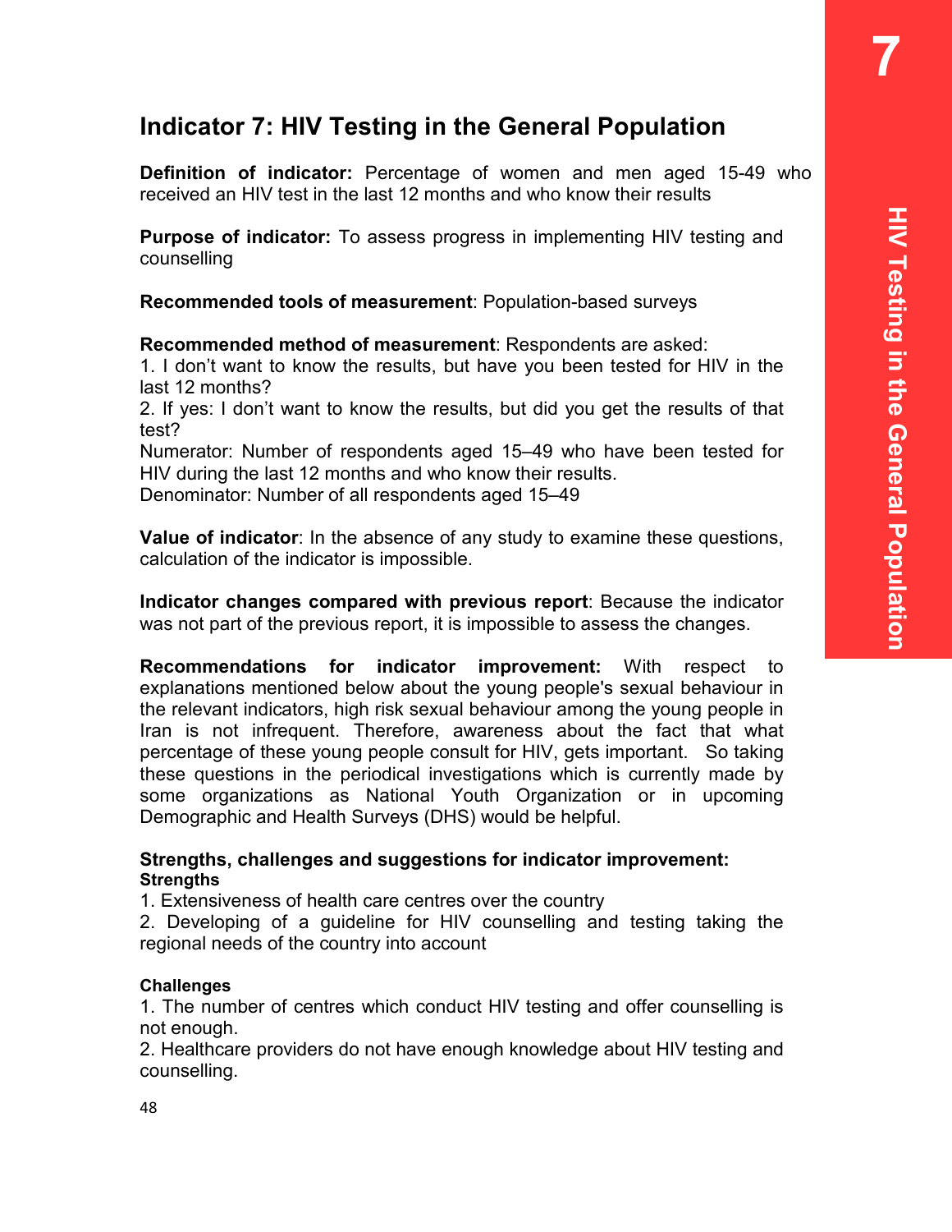## Indicator 7: HIV Testing in the General Population

**Definition of indicator:** Percentage of women and men aged 15-49 who received an HIV test in the last 12 months and who know their results

**Purpose of indicator:** To assess progress in implementing HIV testing and counselling

**Recommended tools of measurement**: Population-based surveys

**Recommended method of measurement**: Respondents are asked:
1. I don't want to know the results, but have you been tested for HIV in the last 12 months?
2. If yes: I don't want to know the results, but did you get the results of that test?
Numerator: Number of respondents aged 15–49 who have been tested for HIV during the last 12 months and who know their results.
Denominator: Number of all respondents aged 15–49

**Value of indicator**: In the absence of any study to examine these questions, calculation of the indicator is impossible.

**Indicator changes compared with previous report**: Because the indicator was not part of the previous report, it is impossible to assess the changes.

**Recommendations for indicator improvement:** With respect to explanations mentioned below about the young people's sexual behaviour in the relevant indicators, high risk sexual behaviour among the young people in Iran is not infrequent. Therefore, awareness about the fact that what percentage of these young people consult for HIV, gets important. So taking these questions in the periodical investigations which is currently made by some organizations as National Youth Organization or in upcoming Demographic and Health Surveys (DHS) would be helpful.

**Strengths, challenges and suggestions for indicator improvement:**
**Strengths**
1. Extensiveness of health care centres over the country
2. Developing of a guideline for HIV counselling and testing taking the regional needs of the country into account

**Challenges**
1. The number of centres which conduct HIV testing and offer counselling is not enough.
2. Healthcare providers do not have enough knowledge about HIV testing and counselling.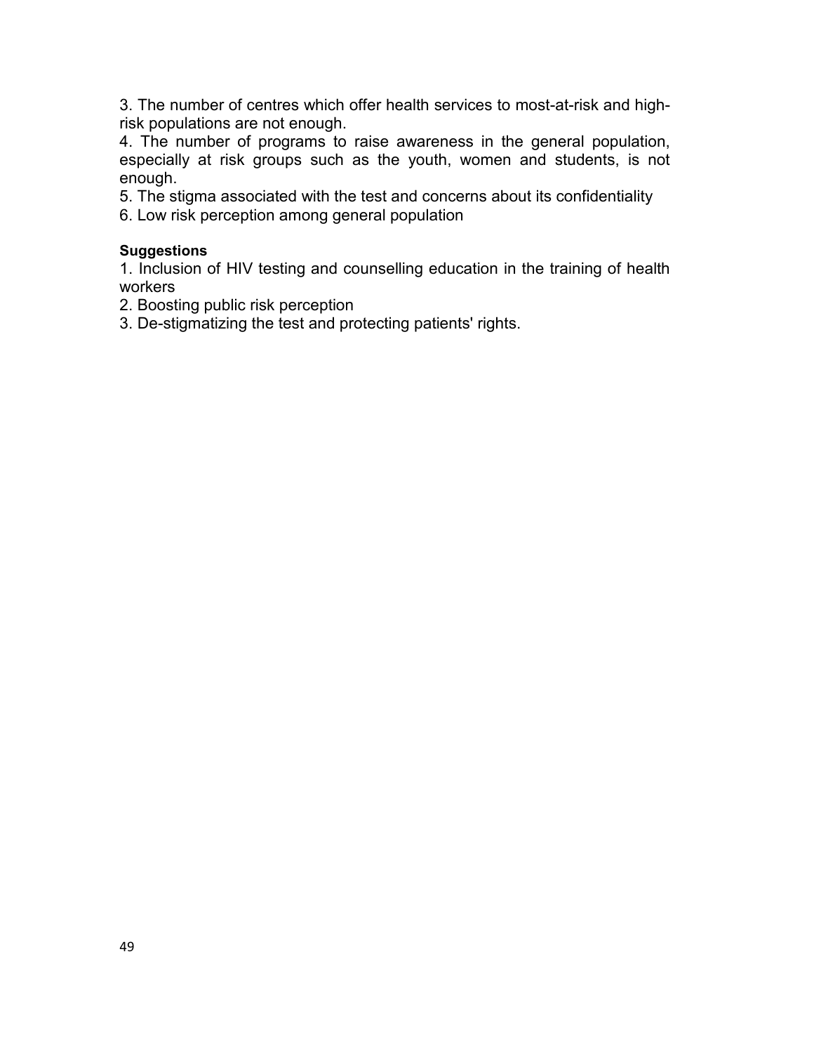3. The number of centres which offer health services to most-at-risk and high-risk populations are not enough.
4. The number of programs to raise awareness in the general population, especially at risk groups such as the youth, women and students, is not enough.
5. The stigma associated with the test and concerns about its confidentiality
6. Low risk perception among general population

**Suggestions**

1. Inclusion of HIV testing and counselling education in the training of health workers
2. Boosting public risk perception
3. De-stigmatizing the test and protecting patients' rights.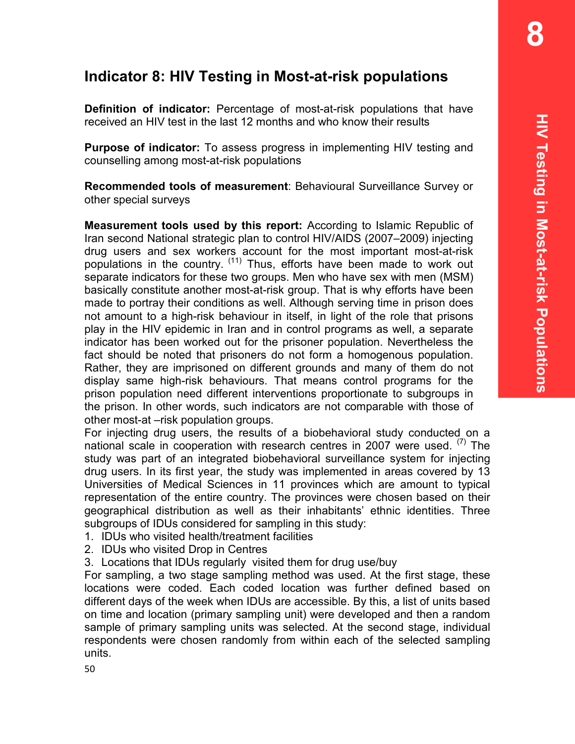## Indicator 8: HIV Testing in Most-at-risk populations

**Definition of indicator:** Percentage of most-at-risk populations that have received an HIV test in the last 12 months and who know their results

**Purpose of indicator:** To assess progress in implementing HIV testing and counselling among most-at-risk populations

**Recommended tools of measurement**: Behavioural Surveillance Survey or other special surveys

**Measurement tools used by this report:** According to Islamic Republic of Iran second National strategic plan to control HIV/AIDS (2007–2009) injecting drug users and sex workers account for the most important most-at-risk populations in the country. [11] Thus, efforts have been made to work out separate indicators for these two groups. Men who have sex with men (MSM) basically constitute another most-at-risk group. That is why efforts have been made to portray their conditions as well. Although serving time in prison does not amount to a high-risk behaviour in itself, in light of the role that prisons play in the HIV epidemic in Iran and in control programs as well, a separate indicator has been worked out for the prisoner population. Nevertheless the fact should be noted that prisoners do not form a homogenous population. Rather, they are imprisoned on different grounds and many of them do not display same high-risk behaviours. That means control programs for the prison population need different interventions proportionate to subgroups in the prison. In other words, such indicators are not comparable with those of other most-at –risk population groups.

For injecting drug users, the results of a biobehavioral study conducted on a national scale in cooperation with research centres in 2007 were used. [7] The study was part of an integrated biobehavioral surveillance system for injecting drug users. In its first year, the study was implemented in areas covered by 13 Universities of Medical Sciences in 11 provinces which are amount to typical representation of the entire country. The provinces were chosen based on their geographical distribution as well as their inhabitants' ethnic identities. Three subgroups of IDUs considered for sampling in this study:

1. IDUs who visited health/treatment facilities
2. IDUs who visited Drop in Centres
3. Locations that IDUs regularly visited them for drug use/buy

For sampling, a two stage sampling method was used. At the first stage, these locations were coded. Each coded location was further defined based on different days of the week when IDUs are accessible. By this, a list of units based on time and location (primary sampling unit) were developed and then a random sample of primary sampling units was selected. At the second stage, individual respondents were chosen randomly from within each of the selected sampling units.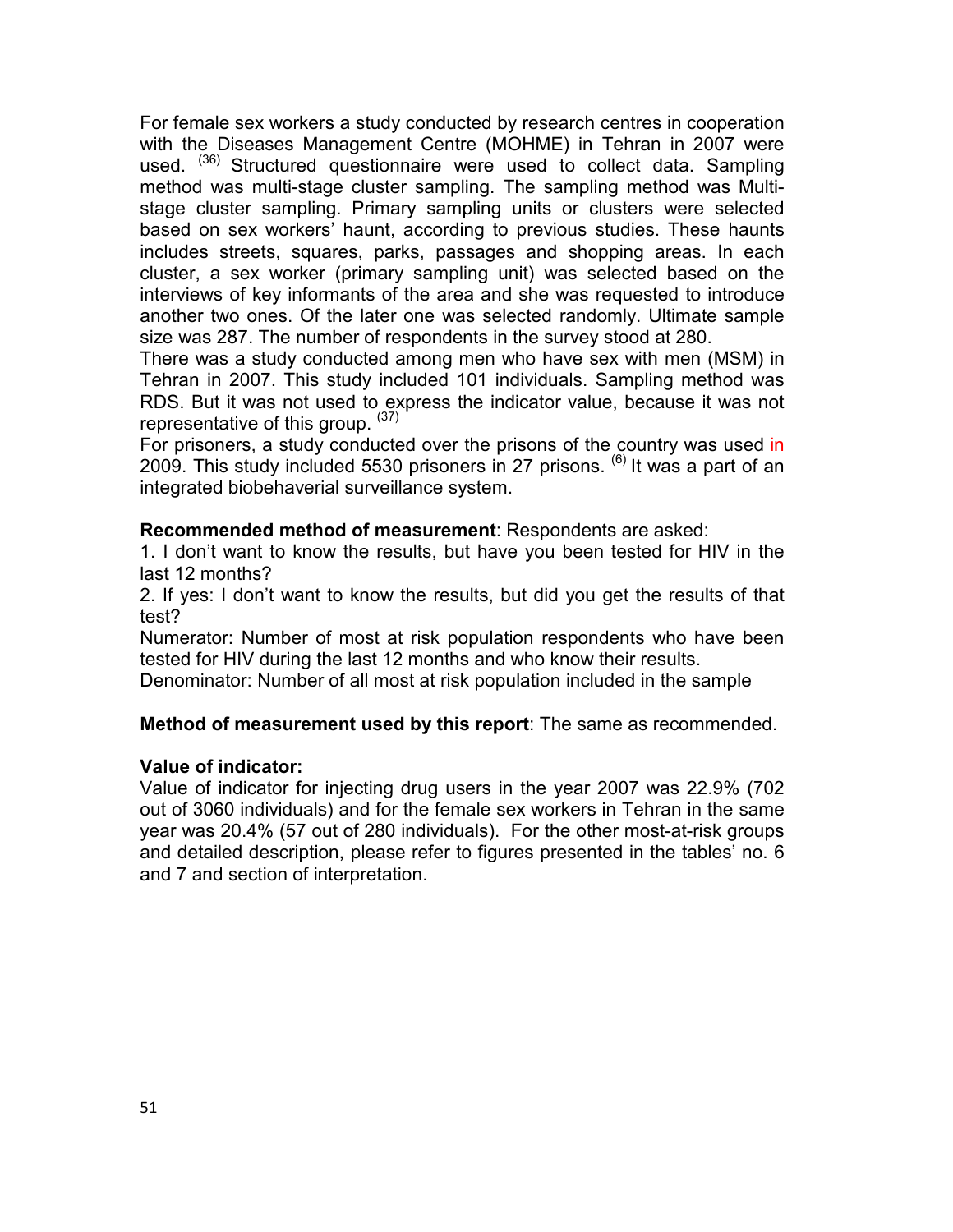For female sex workers a study conducted by research centres in cooperation with the Diseases Management Centre (MOHME) in Tehran in 2007 were used. [36] Structured questionnaire were used to collect data. Sampling method was multi-stage cluster sampling. The sampling method was Multi-stage cluster sampling. Primary sampling units or clusters were selected based on sex workers' haunt, according to previous studies. These haunts includes streets, squares, parks, passages and shopping areas. In each cluster, a sex worker (primary sampling unit) was selected based on the interviews of key informants of the area and she was requested to introduce another two ones. Of the later one was selected randomly. Ultimate sample size was 287. The number of respondents in the survey stood at 280.

There was a study conducted among men who have sex with men (MSM) in Tehran in 2007. This study included 101 individuals. Sampling method was RDS. But it was not used to express the indicator value, because it was not representative of this group. [37]

For prisoners, a study conducted over the prisons of the country was used in 2009. This study included 5530 prisoners in 27 prisons. [6] It was a part of an integrated biobehaverial surveillance system.

**Recommended method of measurement**: Respondents are asked:

1. I don't want to know the results, but have you been tested for HIV in the last 12 months?
2. If yes: I don't want to know the results, but did you get the results of that test?

Numerator: Number of most at risk population respondents who have been tested for HIV during the last 12 months and who know their results.

Denominator: Number of all most at risk population included in the sample

**Method of measurement used by this report**: The same as recommended.

**Value of indicator:**

Value of indicator for injecting drug users in the year 2007 was 22.9% (702 out of 3060 individuals) and for the female sex workers in Tehran in the same year was 20.4% (57 out of 280 individuals). For the other most-at-risk groups and detailed description, please refer to figures presented in the tables' no. 6 and 7 and section of interpretation.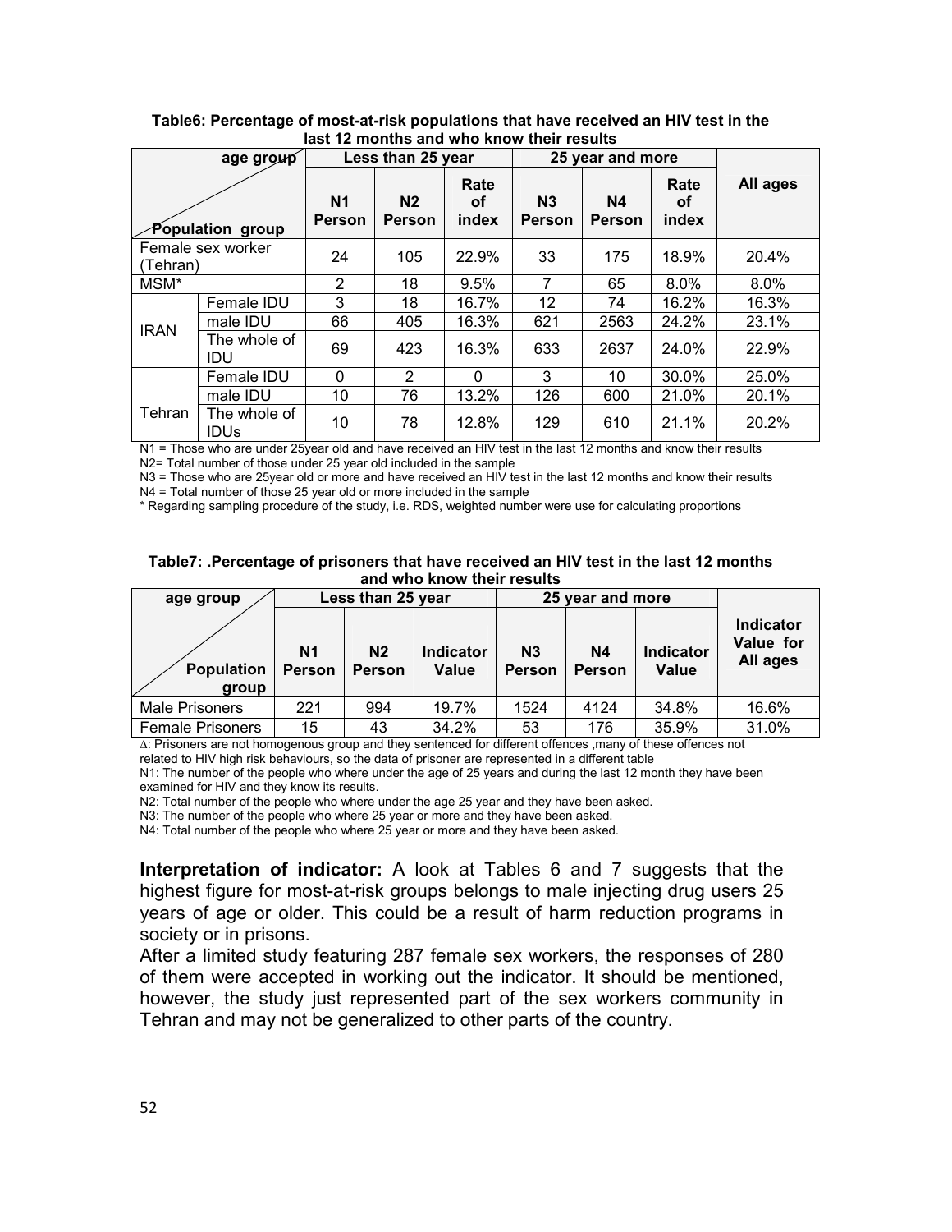**Table6: Percentage of most-at-risk populations that have received an HIV test in the last 12 months and who know their results**

| age group / Population group | | Less than 25 year | | | 25 year and more | | | All ages |
|---|---|---|---|---|---|---|---|---|
| | | N1 Person | N2 Person | Rate of index | N3 Person | N4 Person | Rate of index | |
| Female sex worker (Tehran) | | 24 | 105 | 22.9% | 33 | 175 | 18.9% | 20.4% |
| MSM* | | 2 | 18 | 9.5% | 7 | 65 | 8.0% | 8.0% |
| IRAN | Female IDU | 3 | 18 | 16.7% | 12 | 74 | 16.2% | 16.3% |
| | male IDU | 66 | 405 | 16.3% | 621 | 2563 | 24.2% | 23.1% |
| | The whole of IDU | 69 | 423 | 16.3% | 633 | 2637 | 24.0% | 22.9% |
| Tehran | Female IDU | 0 | 2 | 0 | 3 | 10 | 30.0% | 25.0% |
| | male IDU | 10 | 76 | 13.2% | 126 | 600 | 21.0% | 20.1% |
| | The whole of IDUs | 10 | 78 | 12.8% | 129 | 610 | 21.1% | 20.2% |

N1 = Those who are under 25year old and have received an HIV test in the last 12 months and know their results
N2= Total number of those under 25 year old included in the sample
N3 = Those who are 25year old or more and have received an HIV test in the last 12 months and know their results
N4 = Total number of those 25 year old or more included in the sample
* Regarding sampling procedure of the study, i.e. RDS, weighted number were use for calculating proportions

**Table7: .Percentage of prisoners that have received an HIV test in the last 12 months and who know their results**

| age group / Population group | Less than 25 year | | | 25 year and more | | | Indicator Value for All ages |
|---|---|---|---|---|---|---|---|
| | N1 Person | N2 Person | Indicator Value | N3 Person | N4 Person | Indicator Value | |
| Male Prisoners | 221 | 994 | 19.7% | 1524 | 4124 | 34.8% | 16.6% |
| Female Prisoners | 15 | 43 | 34.2% | 53 | 176 | 35.9% | 31.0% |

∆: Prisoners are not homogenous group and they sentenced for different offences ,many of these offences not related to HIV high risk behaviours, so the data of prisoner are represented in a different table
N1: The number of the people who where under the age of 25 years and during the last 12 month they have been examined for HIV and they know its results.
N2: Total number of the people who where under the age 25 year and they have been asked.
N3: The number of the people who where 25 year or more and they have been asked.
N4: Total number of the people who where 25 year or more and they have been asked.

**Interpretation of indicator:** A look at Tables 6 and 7 suggests that the highest figure for most-at-risk groups belongs to male injecting drug users 25 years of age or older. This could be a result of harm reduction programs in society or in prisons.

After a limited study featuring 287 female sex workers, the responses of 280 of them were accepted in working out the indicator. It should be mentioned, however, the study just represented part of the sex workers community in Tehran and may not be generalized to other parts of the country.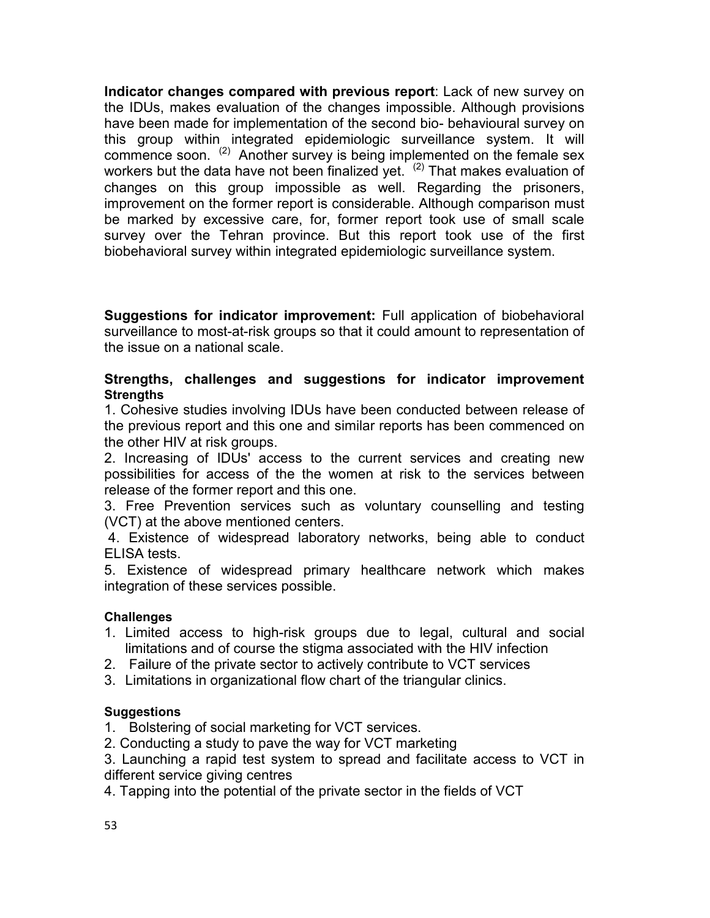**Indicator changes compared with previous report**: Lack of new survey on the IDUs, makes evaluation of the changes impossible. Although provisions have been made for implementation of the second bio- behavioural survey on this group within integrated epidemiologic surveillance system. It will commence soon. [2] Another survey is being implemented on the female sex workers but the data have not been finalized yet. [2] That makes evaluation of changes on this group impossible as well. Regarding the prisoners, improvement on the former report is considerable. Although comparison must be marked by excessive care, for, former report took use of small scale survey over the Tehran province. But this report took use of the first biobehavioral survey within integrated epidemiologic surveillance system.

**Suggestions for indicator improvement:** Full application of biobehavioral surveillance to most-at-risk groups so that it could amount to representation of the issue on a national scale.

### Strengths, challenges and suggestions for indicator improvement

#### Strengths

1. Cohesive studies involving IDUs have been conducted between release of the previous report and this one and similar reports has been commenced on the other HIV at risk groups.
2. Increasing of IDUs' access to the current services and creating new possibilities for access of the the women at risk to the services between release of the former report and this one.
3. Free Prevention services such as voluntary counselling and testing (VCT) at the above mentioned centers.
4. Existence of widespread laboratory networks, being able to conduct ELISA tests.
5. Existence of widespread primary healthcare network which makes integration of these services possible.

#### Challenges

1. Limited access to high-risk groups due to legal, cultural and social limitations and of course the stigma associated with the HIV infection
2. Failure of the private sector to actively contribute to VCT services
3. Limitations in organizational flow chart of the triangular clinics.

#### Suggestions

1. Bolstering of social marketing for VCT services.
2. Conducting a study to pave the way for VCT marketing
3. Launching a rapid test system to spread and facilitate access to VCT in different service giving centres
4. Tapping into the potential of the private sector in the fields of VCT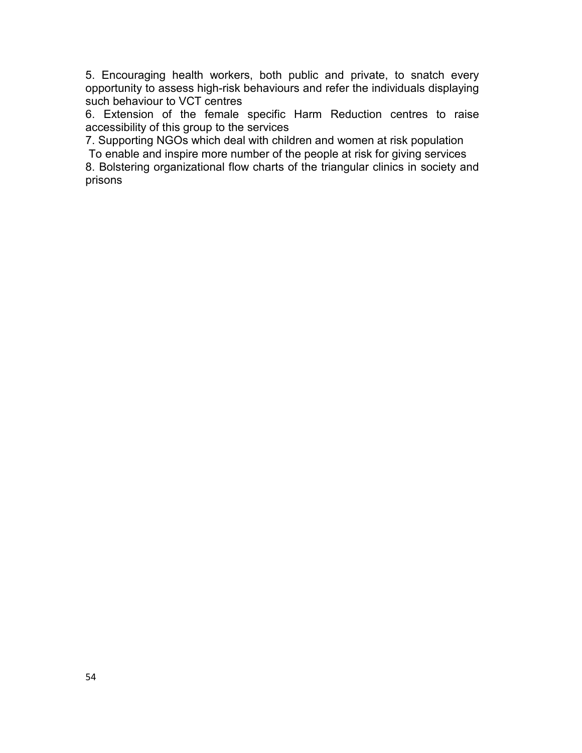5. Encouraging health workers, both public and private, to snatch every opportunity to assess high-risk behaviours and refer the individuals displaying such behaviour to VCT centres

6. Extension of the female specific Harm Reduction centres to raise accessibility of this group to the services

7. Supporting NGOs which deal with children and women at risk population
To enable and inspire more number of the people at risk for giving services

8. Bolstering organizational flow charts of the triangular clinics in society and prisons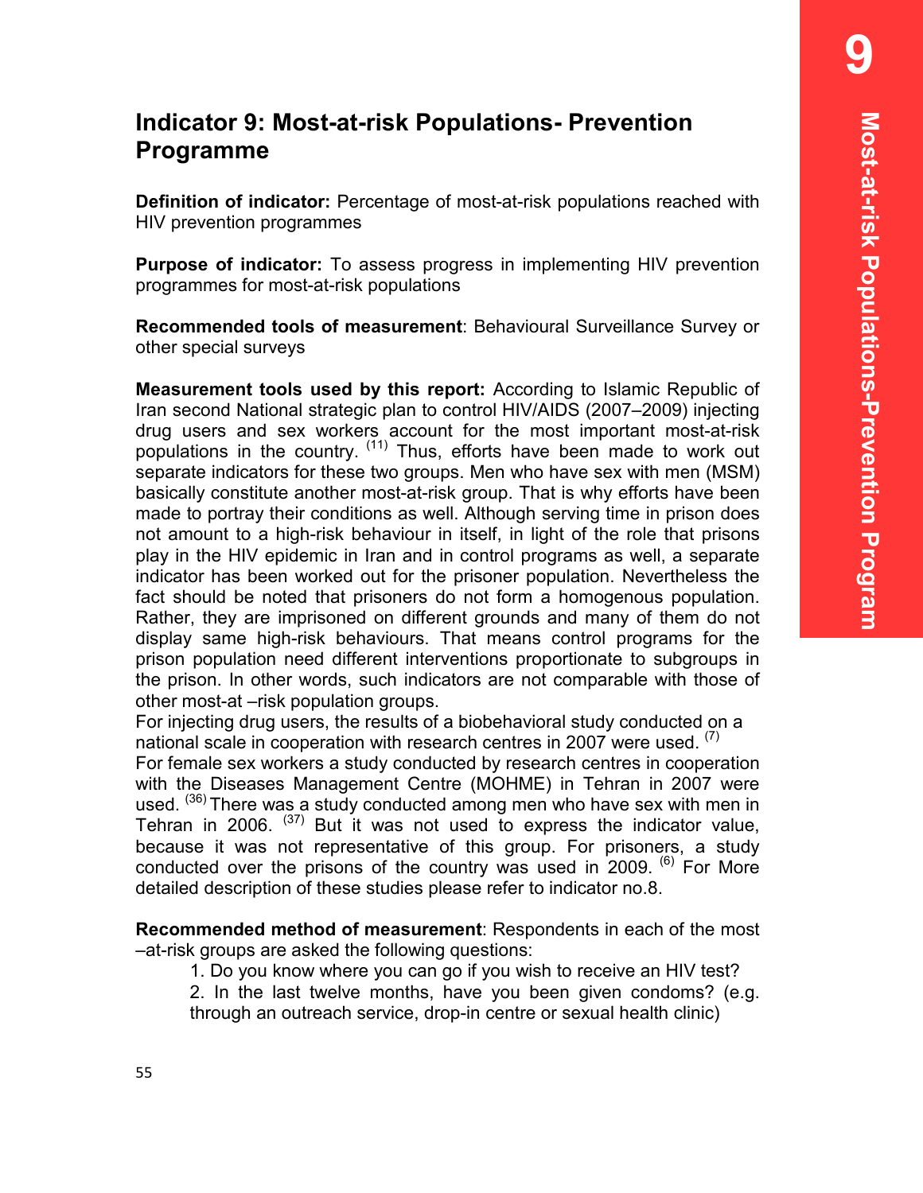## Indicator 9: Most-at-risk Populations- Prevention Programme

**Definition of indicator:** Percentage of most-at-risk populations reached with HIV prevention programmes

**Purpose of indicator:** To assess progress in implementing HIV prevention programmes for most-at-risk populations

**Recommended tools of measurement**: Behavioural Surveillance Survey or other special surveys

**Measurement tools used by this report:** According to Islamic Republic of Iran second National strategic plan to control HIV/AIDS (2007–2009) injecting drug users and sex workers account for the most important most-at-risk populations in the country. [11] Thus, efforts have been made to work out separate indicators for these two groups. Men who have sex with men (MSM) basically constitute another most-at-risk group. That is why efforts have been made to portray their conditions as well. Although serving time in prison does not amount to a high-risk behaviour in itself, in light of the role that prisons play in the HIV epidemic in Iran and in control programs as well, a separate indicator has been worked out for the prisoner population. Nevertheless the fact should be noted that prisoners do not form a homogenous population. Rather, they are imprisoned on different grounds and many of them do not display same high-risk behaviours. That means control programs for the prison population need different interventions proportionate to subgroups in the prison. In other words, such indicators are not comparable with those of other most-at –risk population groups.
For injecting drug users, the results of a biobehavioral study conducted on a national scale in cooperation with research centres in 2007 were used. [7]
For female sex workers a study conducted by research centres in cooperation with the Diseases Management Centre (MOHME) in Tehran in 2007 were used. [36] There was a study conducted among men who have sex with men in Tehran in 2006. [37] But it was not used to express the indicator value, because it was not representative of this group. For prisoners, a study conducted over the prisons of the country was used in 2009. [6] For More detailed description of these studies please refer to indicator no.8.

**Recommended method of measurement**: Respondents in each of the most –at-risk groups are asked the following questions:

1. Do you know where you can go if you wish to receive an HIV test?
2. In the last twelve months, have you been given condoms? (e.g. through an outreach service, drop-in centre or sexual health clinic)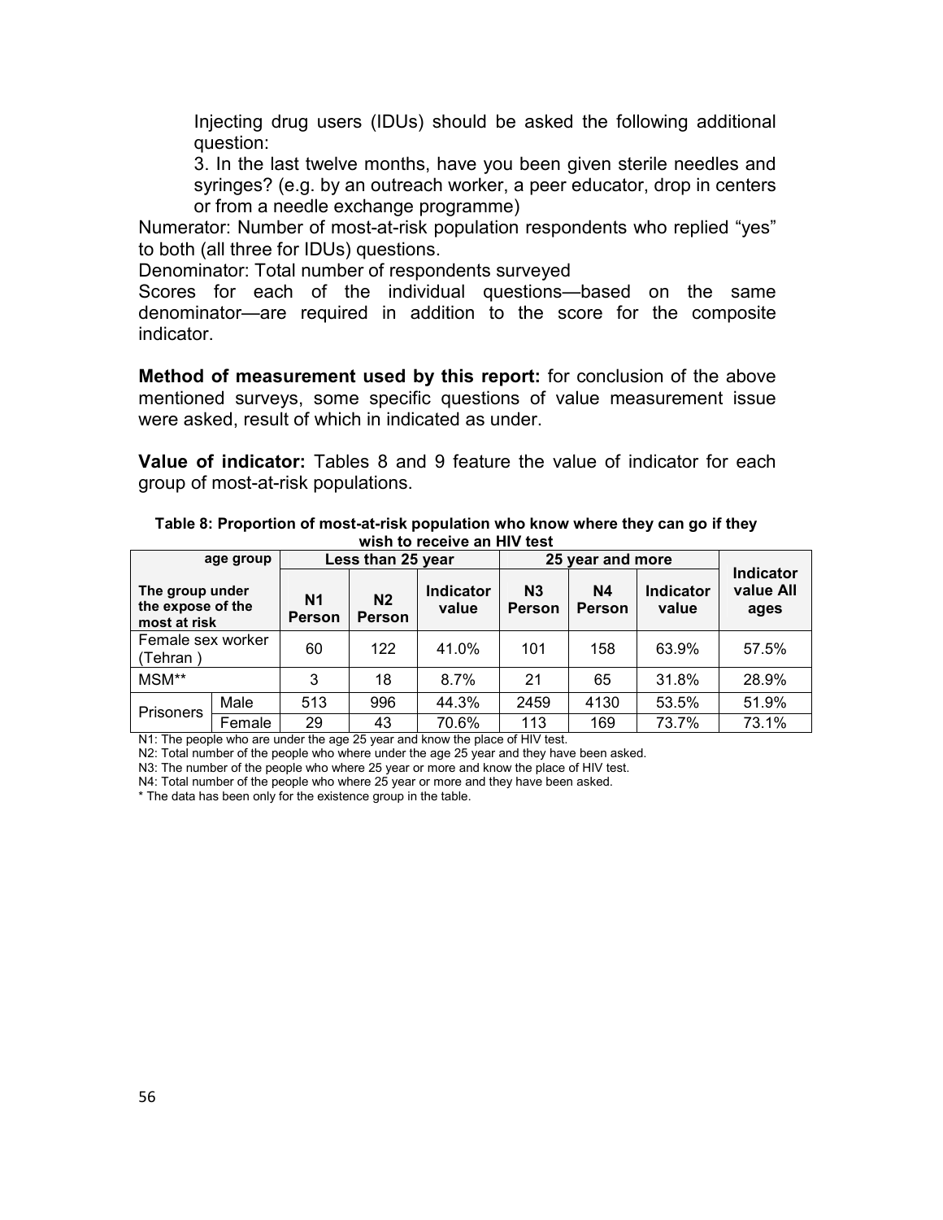Injecting drug users (IDUs) should be asked the following additional question:

3. In the last twelve months, have you been given sterile needles and syringes? (e.g. by an outreach worker, a peer educator, drop in centers or from a needle exchange programme)

Numerator: Number of most-at-risk population respondents who replied "yes" to both (all three for IDUs) questions.

Denominator: Total number of respondents surveyed

Scores for each of the individual questions—based on the same denominator—are required in addition to the score for the composite indicator.

**Method of measurement used by this report:** for conclusion of the above mentioned surveys, some specific questions of value measurement issue were asked, result of which in indicated as under.

**Value of indicator:** Tables 8 and 9 feature the value of indicator for each group of most-at-risk populations.

**Table 8: Proportion of most-at-risk population who know where they can go if they wish to receive an HIV test**

| age group / The group under the expose of the most at risk | | Less than 25 year | | | 25 year and more | | | Indicator value All ages |
|---|---|---|---|---|---|---|---|---|
| | | N1 Person | N2 Person | Indicator value | N3 Person | N4 Person | Indicator value | |
| Female sex worker (Tehran ) | | 60 | 122 | 41.0% | 101 | 158 | 63.9% | 57.5% |
| MSM** | | 3 | 18 | 8.7% | 21 | 65 | 31.8% | 28.9% |
| Prisoners | Male | 513 | 996 | 44.3% | 2459 | 4130 | 53.5% | 51.9% |
| | Female | 29 | 43 | 70.6% | 113 | 169 | 73.7% | 73.1% |

N1: The people who are under the age 25 year and know the place of HIV test.

N2: Total number of the people who where under the age 25 year and they have been asked.

N3: The number of the people who where 25 year or more and know the place of HIV test.

N4: Total number of the people who where 25 year or more and they have been asked.

* The data has been only for the existence group in the table.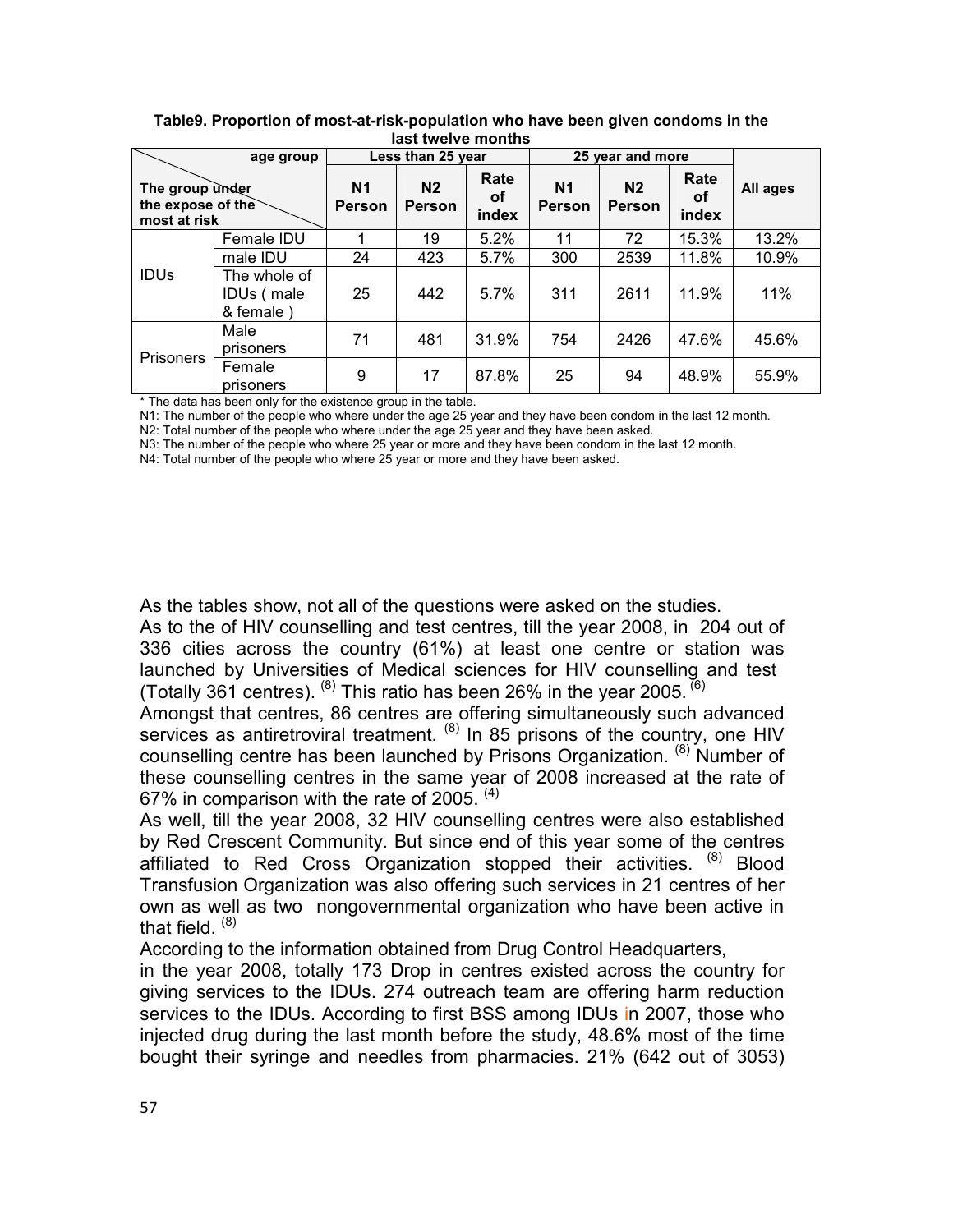**Table9. Proportion of most-at-risk-population who have been given condoms in the last twelve months**

| The group under the expose of the most at risk / age group | | Less than 25 year | | | 25 year and more | | | All ages |
|---|---|---|---|---|---|---|---|---|
| | | N1 Person | N2 Person | Rate of index | N1 Person | N2 Person | Rate of index | |
| IDUs | Female IDU | 1 | 19 | 5.2% | 11 | 72 | 15.3% | 13.2% |
| | male IDU | 24 | 423 | 5.7% | 300 | 2539 | 11.8% | 10.9% |
| | The whole of IDUs ( male & female ) | 25 | 442 | 5.7% | 311 | 2611 | 11.9% | 11% |
| Prisoners | Male prisoners | 71 | 481 | 31.9% | 754 | 2426 | 47.6% | 45.6% |
| | Female prisoners | 9 | 17 | 87.8% | 25 | 94 | 48.9% | 55.9% |

* The data has been only for the existence group in the table.

N1: The number of the people who where under the age 25 year and they have been condom in the last 12 month.

N2: Total number of the people who where under the age 25 year and they have been asked.

N3: The number of the people who where 25 year or more and they have been condom in the last 12 month.

N4: Total number of the people who where 25 year or more and they have been asked.

As the tables show, not all of the questions were asked on the studies.

As to the of HIV counselling and test centres, till the year 2008, in 204 out of 336 cities across the country (61%) at least one centre or station was launched by Universities of Medical sciences for HIV counselling and test (Totally 361 centres). (8) This ratio has been 26% in the year 2005. (6)

Amongst that centres, 86 centres are offering simultaneously such advanced services as antiretroviral treatment. (8) In 85 prisons of the country, one HIV counselling centre has been launched by Prisons Organization. (8) Number of these counselling centres in the same year of 2008 increased at the rate of 67% in comparison with the rate of 2005. (4)

As well, till the year 2008, 32 HIV counselling centres were also established by Red Crescent Community. But since end of this year some of the centres affiliated to Red Cross Organization stopped their activities. (8) Blood Transfusion Organization was also offering such services in 21 centres of her own as well as two nongovernmental organization who have been active in that field. (8)

According to the information obtained from Drug Control Headquarters,

in the year 2008, totally 173 Drop in centres existed across the country for giving services to the IDUs. 274 outreach team are offering harm reduction services to the IDUs. According to first BSS among IDUs in 2007, those who injected drug during the last month before the study, 48.6% most of the time bought their syringe and needles from pharmacies. 21% (642 out of 3053)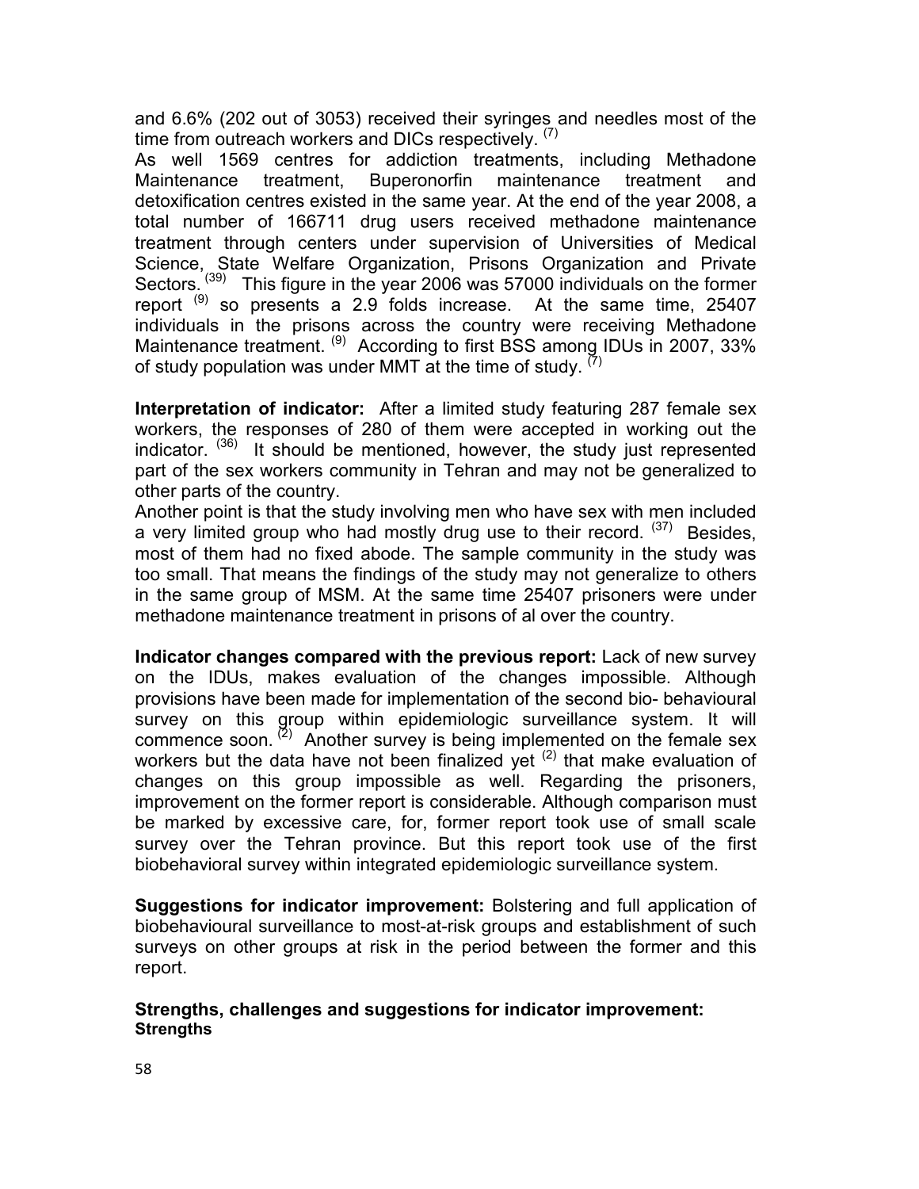and 6.6% (202 out of 3053) received their syringes and needles most of the time from outreach workers and DICs respectively. [7]

As well 1569 centres for addiction treatments, including Methadone Maintenance treatment, Buperonorfin maintenance treatment and detoxification centres existed in the same year. At the end of the year 2008, a total number of 166711 drug users received methadone maintenance treatment through centers under supervision of Universities of Medical Science, State Welfare Organization, Prisons Organization and Private Sectors. [39] This figure in the year 2006 was 57000 individuals on the former report [9] so presents a 2.9 folds increase. At the same time, 25407 individuals in the prisons across the country were receiving Methadone Maintenance treatment. [9] According to first BSS among IDUs in 2007, 33% of study population was under MMT at the time of study. [7]

**Interpretation of indicator:** After a limited study featuring 287 female sex workers, the responses of 280 of them were accepted in working out the indicator. [36] It should be mentioned, however, the study just represented part of the sex workers community in Tehran and may not be generalized to other parts of the country.

Another point is that the study involving men who have sex with men included a very limited group who had mostly drug use to their record. [37] Besides, most of them had no fixed abode. The sample community in the study was too small. That means the findings of the study may not generalize to others in the same group of MSM. At the same time 25407 prisoners were under methadone maintenance treatment in prisons of al over the country.

**Indicator changes compared with the previous report:** Lack of new survey on the IDUs, makes evaluation of the changes impossible. Although provisions have been made for implementation of the second bio- behavioural survey on this group within epidemiologic surveillance system. It will commence soon. [2] Another survey is being implemented on the female sex workers but the data have not been finalized yet [2] that make evaluation of changes on this group impossible as well. Regarding the prisoners, improvement on the former report is considerable. Although comparison must be marked by excessive care, for, former report took use of small scale survey over the Tehran province. But this report took use of the first biobehavioral survey within integrated epidemiologic surveillance system.

**Suggestions for indicator improvement:** Bolstering and full application of biobehavioural surveillance to most-at-risk groups and establishment of such surveys on other groups at risk in the period between the former and this report.

**Strengths, challenges and suggestions for indicator improvement:**
**Strengths**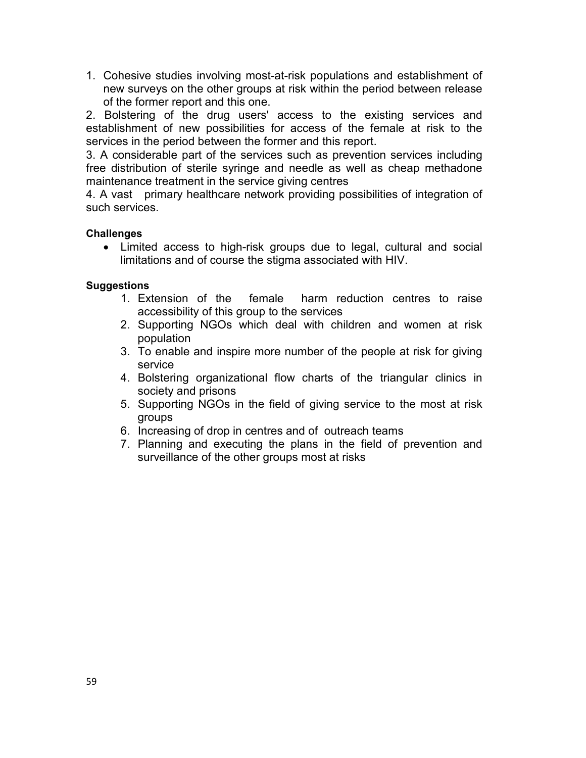1. Cohesive studies involving most-at-risk populations and establishment of new surveys on the other groups at risk within the period between release of the former report and this one.
2. Bolstering of the drug users' access to the existing services and establishment of new possibilities for access of the female at risk to the services in the period between the former and this report.
3. A considerable part of the services such as prevention services including free distribution of sterile syringe and needle as well as cheap methadone maintenance treatment in the service giving centres
4. A vast primary healthcare network providing possibilities of integration of such services.

**Challenges**

- Limited access to high-risk groups due to legal, cultural and social limitations and of course the stigma associated with HIV.

**Suggestions**

1. Extension of the female harm reduction centres to raise accessibility of this group to the services
2. Supporting NGOs which deal with children and women at risk population
3. To enable and inspire more number of the people at risk for giving service
4. Bolstering organizational flow charts of the triangular clinics in society and prisons
5. Supporting NGOs in the field of giving service to the most at risk groups
6. Increasing of drop in centres and of outreach teams
7. Planning and executing the plans in the field of prevention and surveillance of the other groups most at risks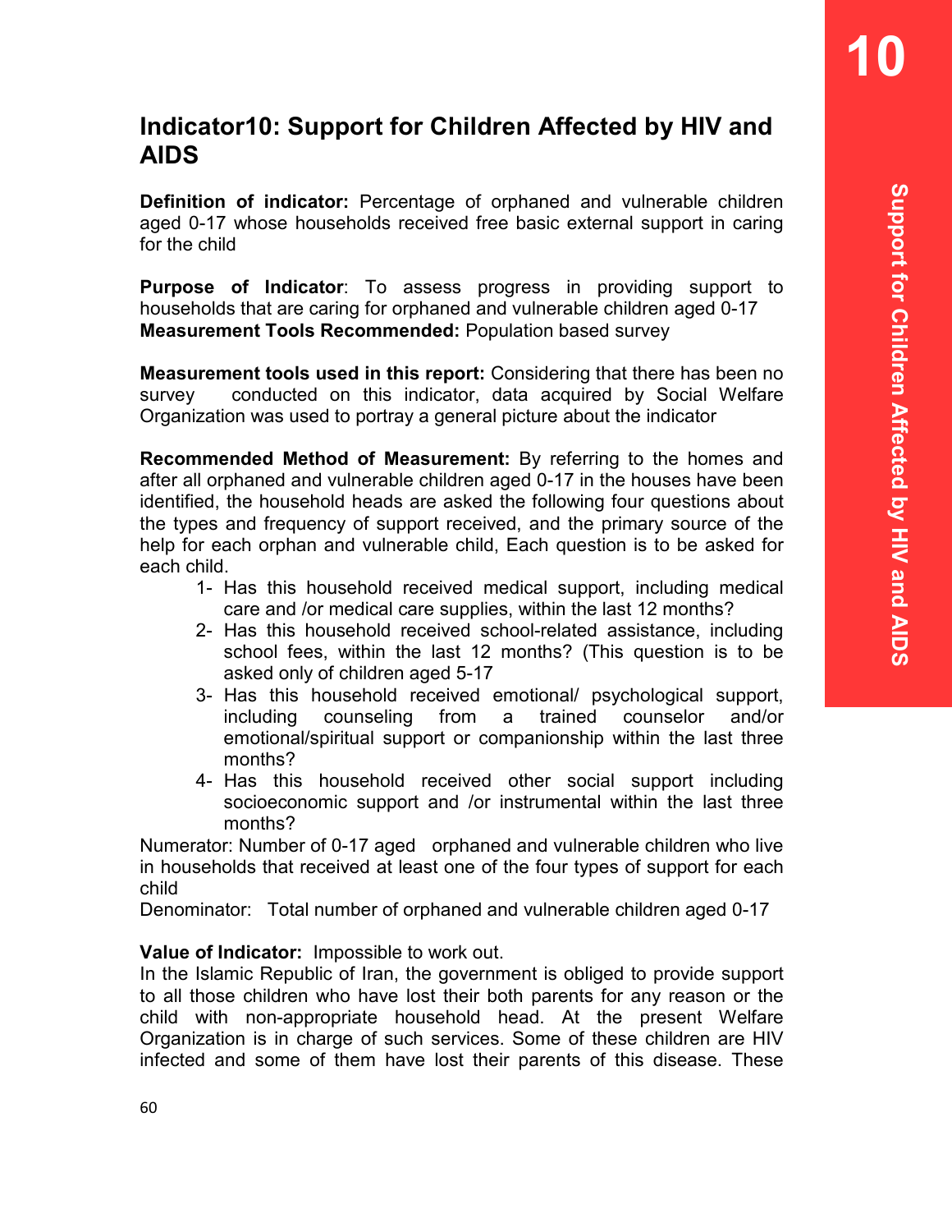# Indicator10: Support for Children Affected by HIV and AIDS

**Definition of indicator:** Percentage of orphaned and vulnerable children aged 0-17 whose households received free basic external support in caring for the child

**Purpose of Indicator**: To assess progress in providing support to households that are caring for orphaned and vulnerable children aged 0-17
**Measurement Tools Recommended:** Population based survey

**Measurement tools used in this report:** Considering that there has been no survey conducted on this indicator, data acquired by Social Welfare Organization was used to portray a general picture about the indicator

**Recommended Method of Measurement:** By referring to the homes and after all orphaned and vulnerable children aged 0-17 in the houses have been identified, the household heads are asked the following four questions about the types and frequency of support received, and the primary source of the help for each orphan and vulnerable child, Each question is to be asked for each child.

1- Has this household received medical support, including medical care and /or medical care supplies, within the last 12 months?
2- Has this household received school-related assistance, including school fees, within the last 12 months? (This question is to be asked only of children aged 5-17
3- Has this household received emotional/ psychological support, including counseling from a trained counselor and/or emotional/spiritual support or companionship within the last three months?
4- Has this household received other social support including socioeconomic support and /or instrumental within the last three months?

Numerator: Number of 0-17 aged orphaned and vulnerable children who live in households that received at least one of the four types of support for each child
Denominator: Total number of orphaned and vulnerable children aged 0-17

**Value of Indicator:** Impossible to work out.
In the Islamic Republic of Iran, the government is obliged to provide support to all those children who have lost their both parents for any reason or the child with non-appropriate household head. At the present Welfare Organization is in charge of such services. Some of these children are HIV infected and some of them have lost their parents of this disease. These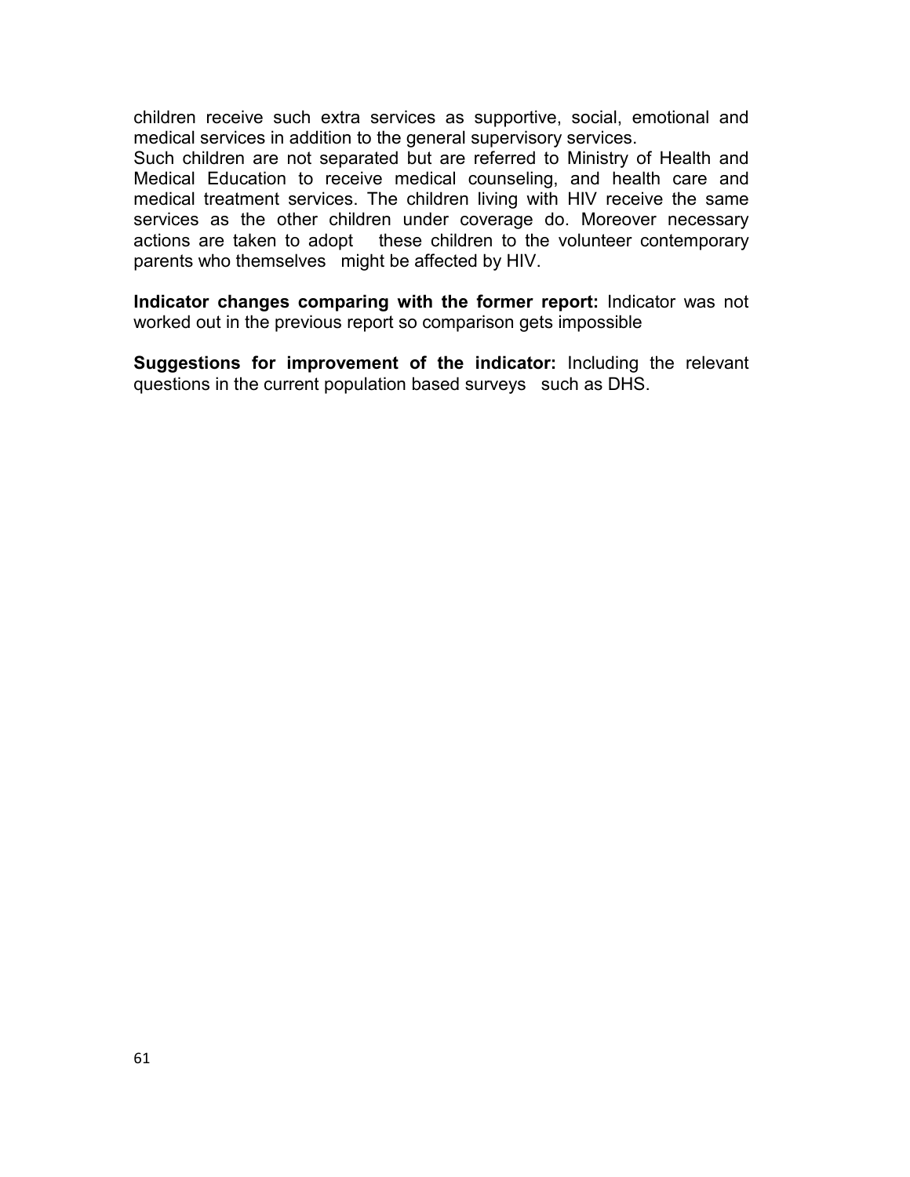children receive such extra services as supportive, social, emotional and medical services in addition to the general supervisory services.
Such children are not separated but are referred to Ministry of Health and Medical Education to receive medical counseling, and health care and medical treatment services. The children living with HIV receive the same services as the other children under coverage do. Moreover necessary actions are taken to adopt these children to the volunteer contemporary parents who themselves might be affected by HIV.

**Indicator changes comparing with the former report:** Indicator was not worked out in the previous report so comparison gets impossible

**Suggestions for improvement of the indicator:** Including the relevant questions in the current population based surveys such as DHS.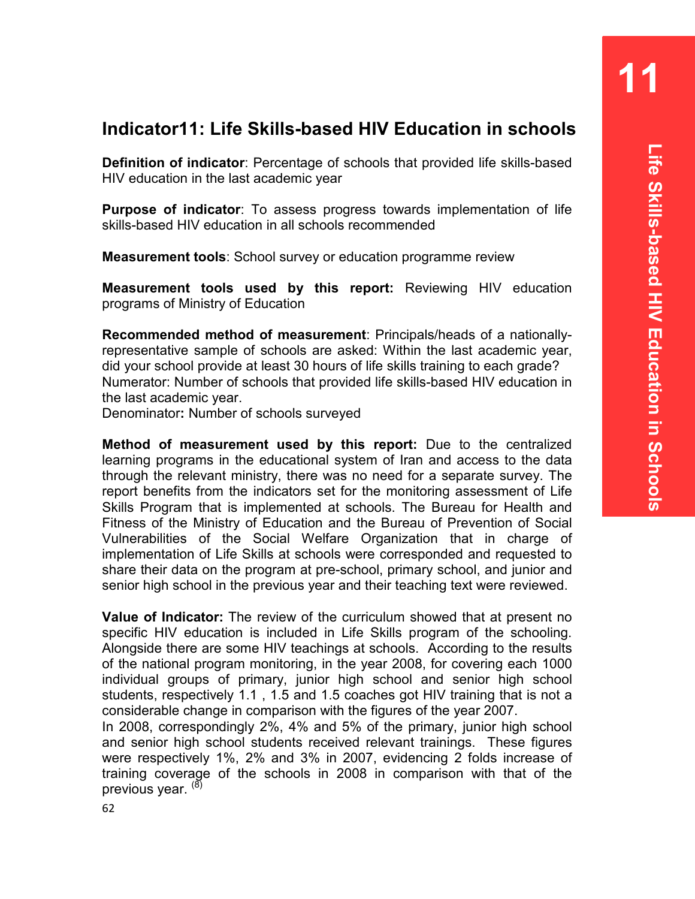## Indicator11: Life Skills-based HIV Education in schools

**Definition of indicator**: Percentage of schools that provided life skills-based HIV education in the last academic year

**Purpose of indicator**: To assess progress towards implementation of life skills-based HIV education in all schools recommended

**Measurement tools**: School survey or education programme review

**Measurement tools used by this report:** Reviewing HIV education programs of Ministry of Education

**Recommended method of measurement**: Principals/heads of a nationally-representative sample of schools are asked: Within the last academic year, did your school provide at least 30 hours of life skills training to each grade?
Numerator: Number of schools that provided life skills-based HIV education in the last academic year.
Denominator**:** Number of schools surveyed

**Method of measurement used by this report:** Due to the centralized learning programs in the educational system of Iran and access to the data through the relevant ministry, there was no need for a separate survey. The report benefits from the indicators set for the monitoring assessment of Life Skills Program that is implemented at schools. The Bureau for Health and Fitness of the Ministry of Education and the Bureau of Prevention of Social Vulnerabilities of the Social Welfare Organization that in charge of implementation of Life Skills at schools were corresponded and requested to share their data on the program at pre-school, primary school, and junior and senior high school in the previous year and their teaching text were reviewed.

**Value of Indicator:** The review of the curriculum showed that at present no specific HIV education is included in Life Skills program of the schooling. Alongside there are some HIV teachings at schools. According to the results of the national program monitoring, in the year 2008, for covering each 1000 individual groups of primary, junior high school and senior high school students, respectively 1.1 , 1.5 and 1.5 coaches got HIV training that is not a considerable change in comparison with the figures of the year 2007.
In 2008, correspondingly 2%, 4% and 5% of the primary, junior high school and senior high school students received relevant trainings. These figures were respectively 1%, 2% and 3% in 2007, evidencing 2 folds increase of training coverage of the schools in 2008 in comparison with that of the previous year. [8]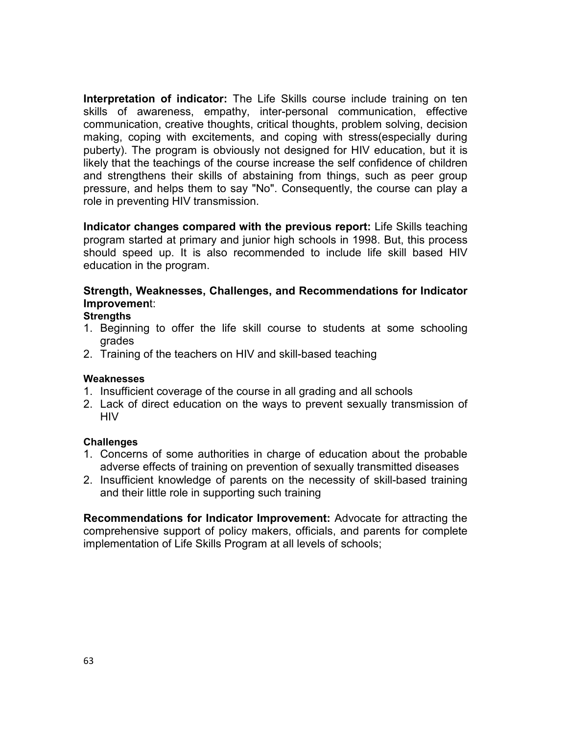**Interpretation of indicator:** The Life Skills course include training on ten skills of awareness, empathy, inter-personal communication, effective communication, creative thoughts, critical thoughts, problem solving, decision making, coping with excitements, and coping with stress(especially during puberty). The program is obviously not designed for HIV education, but it is likely that the teachings of the course increase the self confidence of children and strengthens their skills of abstaining from things, such as peer group pressure, and helps them to say "No". Consequently, the course can play a role in preventing HIV transmission.

**Indicator changes compared with the previous report:** Life Skills teaching program started at primary and junior high schools in 1998. But, this process should speed up. It is also recommended to include life skill based HIV education in the program.

**Strength, Weaknesses, Challenges, and Recommendations for Indicator Improvement**:

**Strengths**

1. Beginning to offer the life skill course to students at some schooling grades
2. Training of the teachers on HIV and skill-based teaching

**Weaknesses**

1. Insufficient coverage of the course in all grading and all schools
2. Lack of direct education on the ways to prevent sexually transmission of HIV

**Challenges**

1. Concerns of some authorities in charge of education about the probable adverse effects of training on prevention of sexually transmitted diseases
2. Insufficient knowledge of parents on the necessity of skill-based training and their little role in supporting such training

**Recommendations for Indicator Improvement:** Advocate for attracting the comprehensive support of policy makers, officials, and parents for complete implementation of Life Skills Program at all levels of schools;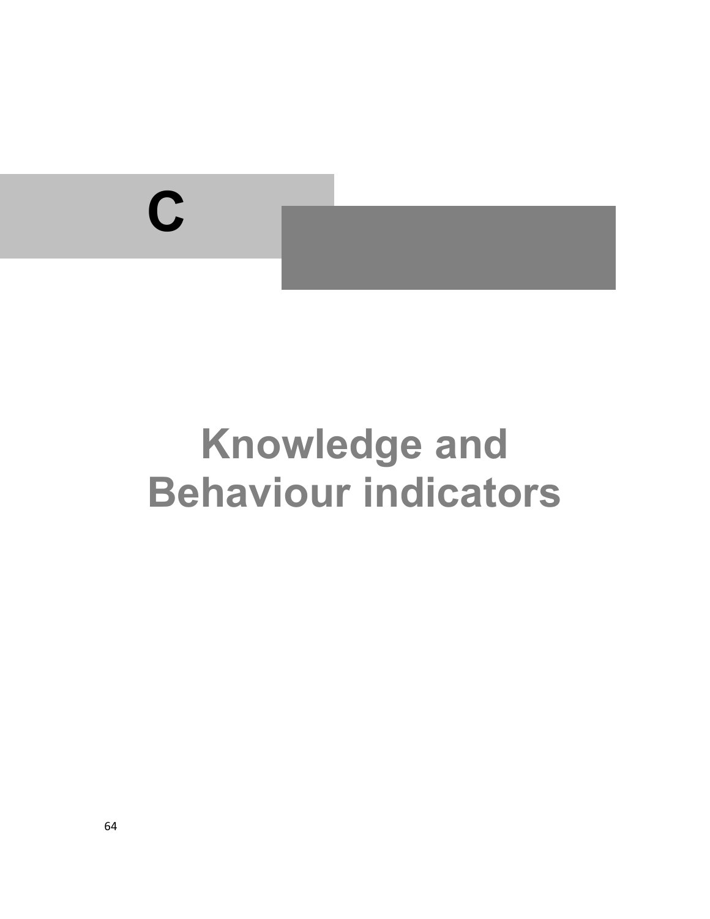# C

# Knowledge and Behaviour indicators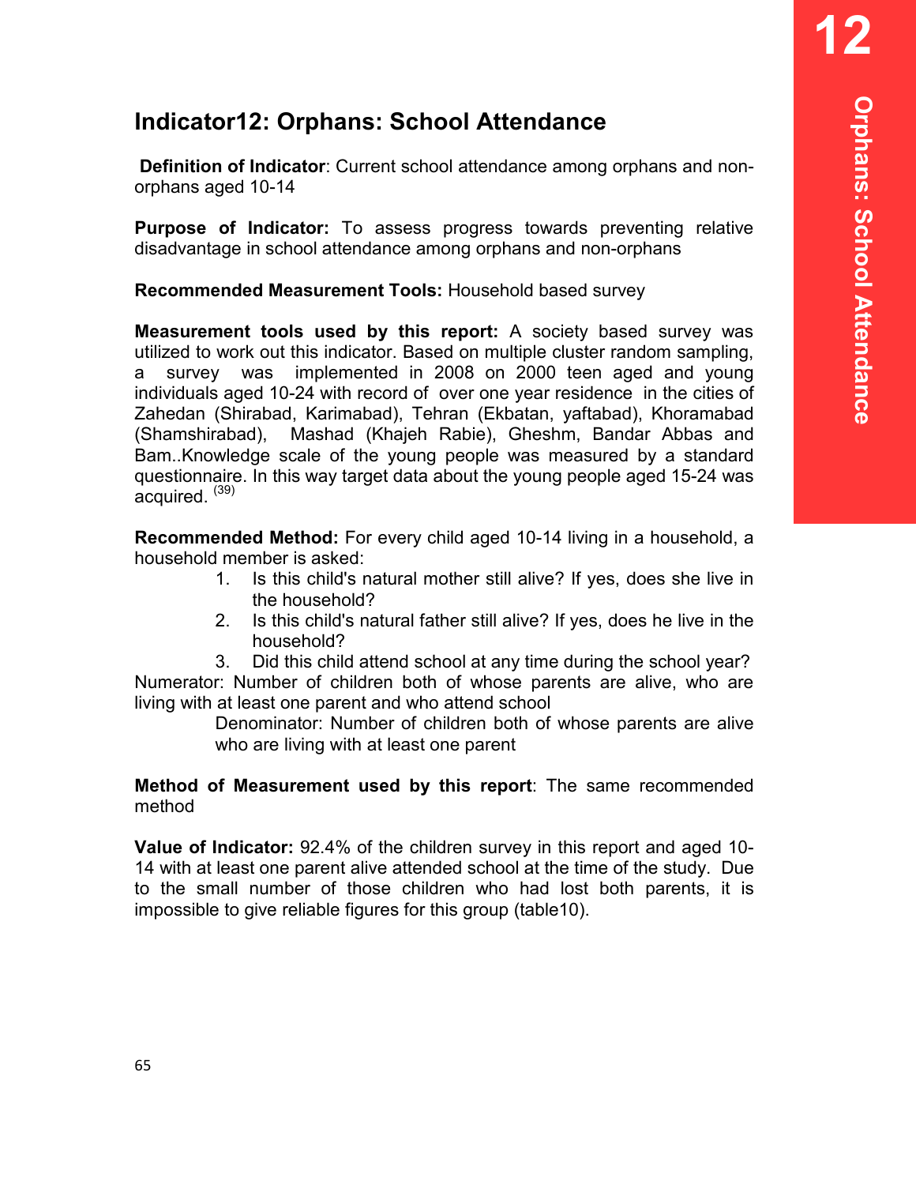# Indicator12: Orphans: School Attendance

**Definition of Indicator**: Current school attendance among orphans and non-orphans aged 10-14

**Purpose of Indicator:** To assess progress towards preventing relative disadvantage in school attendance among orphans and non-orphans

**Recommended Measurement Tools:** Household based survey

**Measurement tools used by this report:** A society based survey was utilized to work out this indicator. Based on multiple cluster random sampling, a survey was implemented in 2008 on 2000 teen aged and young individuals aged 10-24 with record of over one year residence in the cities of Zahedan (Shirabad, Karimabad), Tehran (Ekbatan, yaftabad), Khoramabad (Shamshirabad), Mashad (Khajeh Rabie), Gheshm, Bandar Abbas and Bam..Knowledge scale of the young people was measured by a standard questionnaire. In this way target data about the young people aged 15-24 was acquired. (39)

**Recommended Method:** For every child aged 10-14 living in a household, a household member is asked:

1. Is this child's natural mother still alive? If yes, does she live in the household?
2. Is this child's natural father still alive? If yes, does he live in the household?
3. Did this child attend school at any time during the school year?

Numerator: Number of children both of whose parents are alive, who are living with at least one parent and who attend school

Denominator: Number of children both of whose parents are alive who are living with at least one parent

**Method of Measurement used by this report**: The same recommended method

**Value of Indicator:** 92.4% of the children survey in this report and aged 10-14 with at least one parent alive attended school at the time of the study. Due to the small number of those children who had lost both parents, it is impossible to give reliable figures for this group (table10).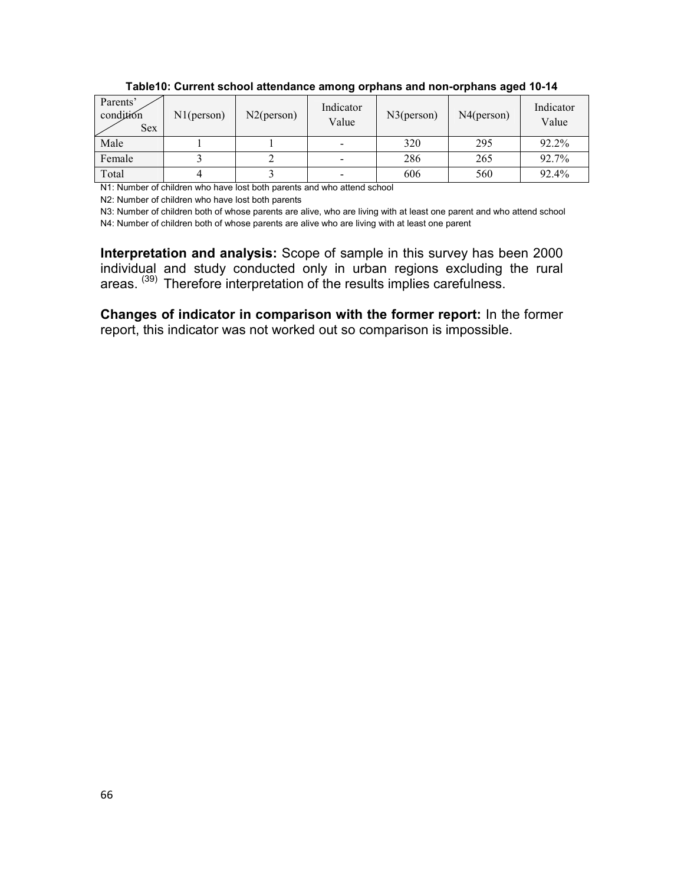**Table10: Current school attendance among orphans and non-orphans aged 10-14**

| Parents' condition / Sex | N1(person) | N2(person) | Indicator Value | N3(person) | N4(person) | Indicator Value |
|---|---|---|---|---|---|---|
| Male | 1 | 1 | - | 320 | 295 | 92.2% |
| Female | 3 | 2 | - | 286 | 265 | 92.7% |
| Total | 4 | 3 | - | 606 | 560 | 92.4% |

N1: Number of children who have lost both parents and who attend school

N2: Number of children who have lost both parents

N3: Number of children both of whose parents are alive, who are living with at least one parent and who attend school

N4: Number of children both of whose parents are alive who are living with at least one parent

**Interpretation and analysis:** Scope of sample in this survey has been 2000 individual and study conducted only in urban regions excluding the rural areas. (39) Therefore interpretation of the results implies carefulness.

**Changes of indicator in comparison with the former report:** In the former report, this indicator was not worked out so comparison is impossible.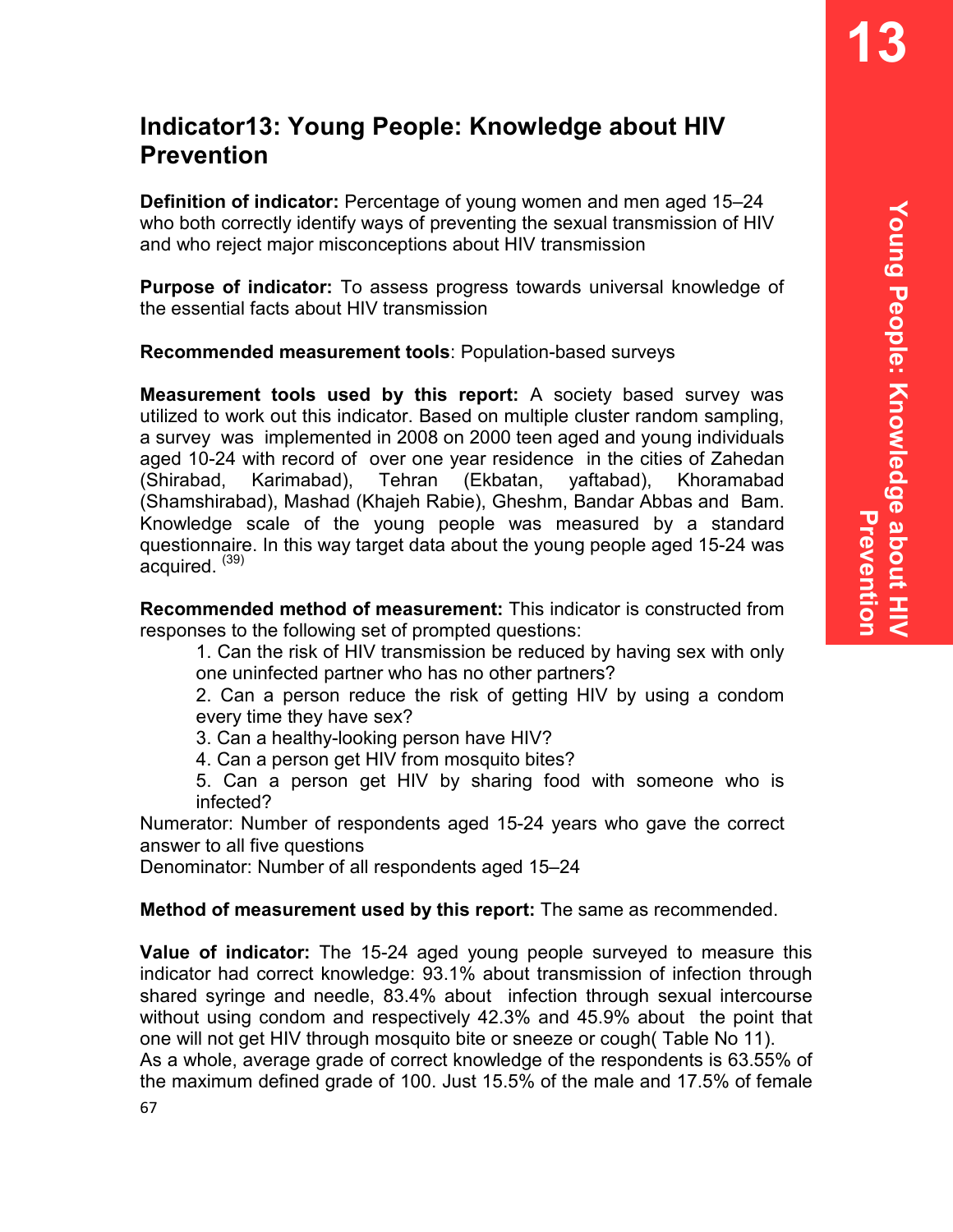# Indicator13: Young People: Knowledge about HIV Prevention

**Definition of indicator:** Percentage of young women and men aged 15–24 who both correctly identify ways of preventing the sexual transmission of HIV and who reject major misconceptions about HIV transmission

**Purpose of indicator:** To assess progress towards universal knowledge of the essential facts about HIV transmission

**Recommended measurement tools**: Population-based surveys

**Measurement tools used by this report:** A society based survey was utilized to work out this indicator. Based on multiple cluster random sampling, a survey was implemented in 2008 on 2000 teen aged and young individuals aged 10-24 with record of over one year residence in the cities of Zahedan (Shirabad, Karimabad), Tehran (Ekbatan, yaftabad), Khoramabad (Shamshirabad), Mashad (Khajeh Rabie), Gheshm, Bandar Abbas and Bam. Knowledge scale of the young people was measured by a standard questionnaire. In this way target data about the young people aged 15-24 was acquired. [39]

**Recommended method of measurement:** This indicator is constructed from responses to the following set of prompted questions:

1. Can the risk of HIV transmission be reduced by having sex with only one uninfected partner who has no other partners?
2. Can a person reduce the risk of getting HIV by using a condom every time they have sex?
3. Can a healthy-looking person have HIV?
4. Can a person get HIV from mosquito bites?
5. Can a person get HIV by sharing food with someone who is infected?

Numerator: Number of respondents aged 15-24 years who gave the correct answer to all five questions

Denominator: Number of all respondents aged 15–24

**Method of measurement used by this report:** The same as recommended.

**Value of indicator:** The 15-24 aged young people surveyed to measure this indicator had correct knowledge: 93.1% about transmission of infection through shared syringe and needle, 83.4% about infection through sexual intercourse without using condom and respectively 42.3% and 45.9% about the point that one will not get HIV through mosquito bite or sneeze or cough( Table No 11).

As a whole, average grade of correct knowledge of the respondents is 63.55% of the maximum defined grade of 100. Just 15.5% of the male and 17.5% of female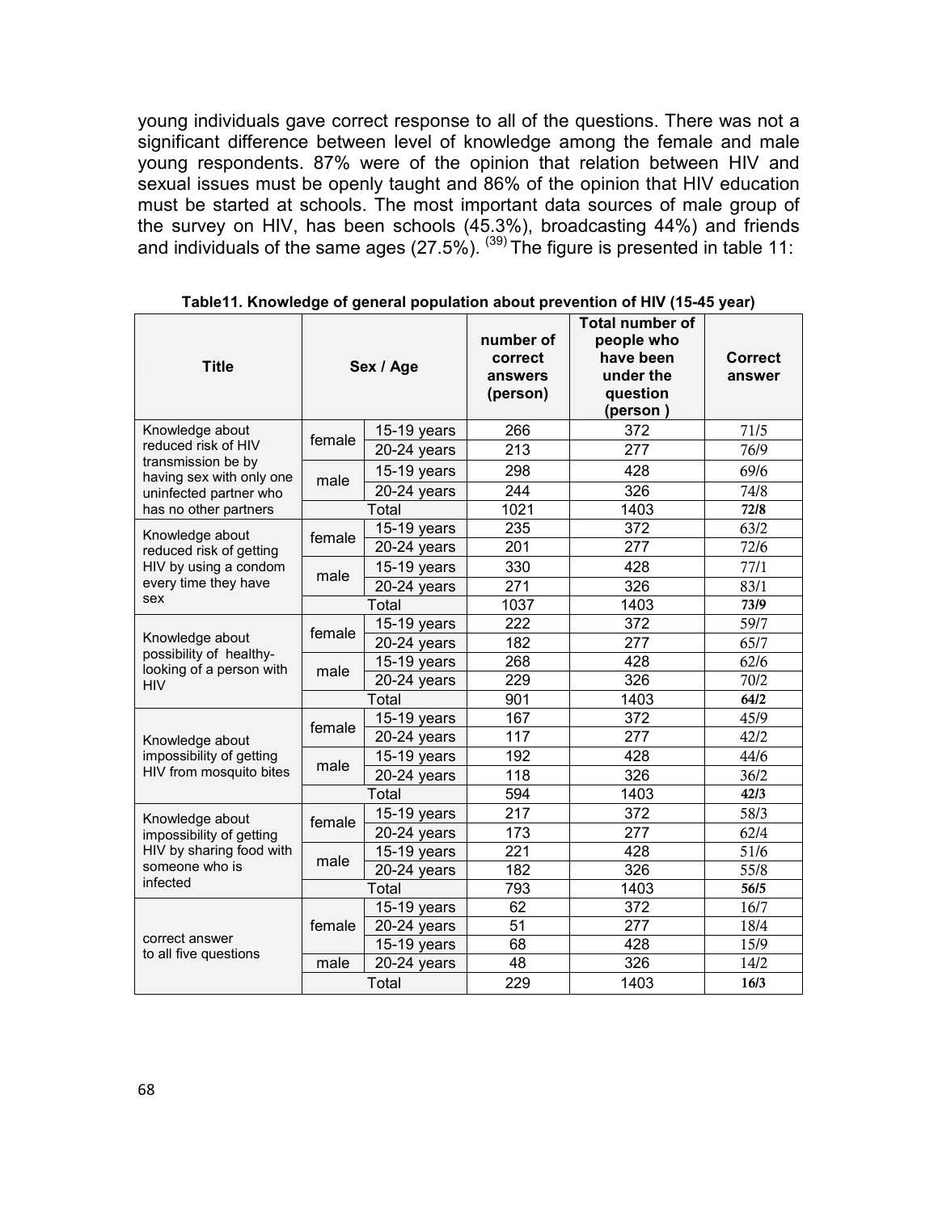young individuals gave correct response to all of the questions. There was not a significant difference between level of knowledge among the female and male young respondents. 87% were of the opinion that relation between HIV and sexual issues must be openly taught and 86% of the opinion that HIV education must be started at schools. The most important data sources of male group of the survey on HIV, has been schools (45.3%), broadcasting 44%) and friends and individuals of the same ages (27.5%). [39] The figure is presented in table 11:

**Table11. Knowledge of general population about prevention of HIV (15-45 year)**

| Title | Sex / Age | | number of correct answers (person) | Total number of people who have been under the question (person ) | Correct answer |
|---|---|---|---|---|---|
| Knowledge about reduced risk of HIV transmission be by having sex with only one uninfected partner who has no other partners | female | 15-19 years | 266 | 372 | 71/5 |
| | | 20-24 years | 213 | 277 | 76/9 |
| | male | 15-19 years | 298 | 428 | 69/6 |
| | | 20-24 years | 244 | 326 | 74/8 |
| | Total | | 1021 | 1403 | **72/8** |
| Knowledge about reduced risk of getting HIV by using a condom every time they have sex | female | 15-19 years | 235 | 372 | 63/2 |
| | | 20-24 years | 201 | 277 | 72/6 |
| | male | 15-19 years | 330 | 428 | 77/1 |
| | | 20-24 years | 271 | 326 | 83/1 |
| | Total | | 1037 | 1403 | **73/9** |
| Knowledge about possibility of healthy-looking of a person with HIV | female | 15-19 years | 222 | 372 | 59/7 |
| | | 20-24 years | 182 | 277 | 65/7 |
| | male | 15-19 years | 268 | 428 | 62/6 |
| | | 20-24 years | 229 | 326 | 70/2 |
| | Total | | 901 | 1403 | **64/2** |
| Knowledge about impossibility of getting HIV from mosquito bites | female | 15-19 years | 167 | 372 | 45/9 |
| | | 20-24 years | 117 | 277 | 42/2 |
| | male | 15-19 years | 192 | 428 | 44/6 |
| | | 20-24 years | 118 | 326 | 36/2 |
| | Total | | 594 | 1403 | **42/3** |
| Knowledge about impossibility of getting HIV by sharing food with someone who is infected | female | 15-19 years | 217 | 372 | 58/3 |
| | | 20-24 years | 173 | 277 | 62/4 |
| | male | 15-19 years | 221 | 428 | 51/6 |
| | | 20-24 years | 182 | 326 | 55/8 |
| | Total | | 793 | 1403 | **56/5** |
| correct answer to all five questions | female | 15-19 years | 62 | 372 | 16/7 |
| | | 20-24 years | 51 | 277 | 18/4 |
| | | 15-19 years | 68 | 428 | 15/9 |
| | male | 20-24 years | 48 | 326 | 14/2 |
| | Total | | 229 | 1403 | **16/3** |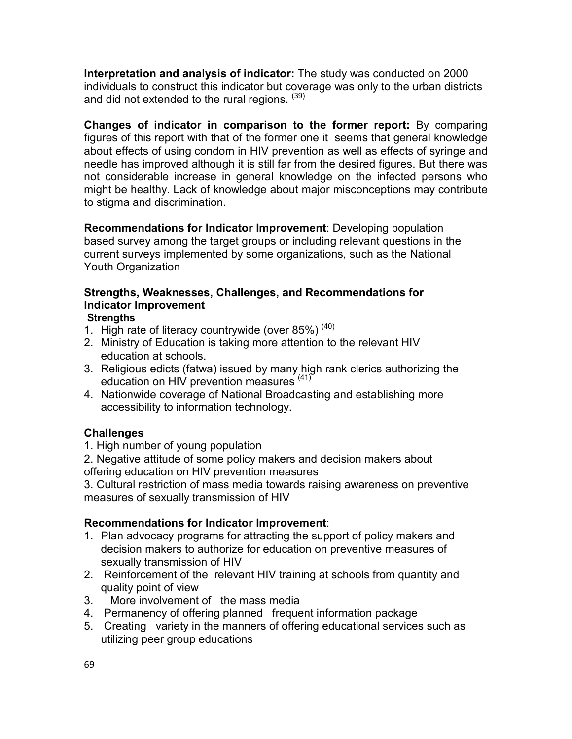**Interpretation and analysis of indicator:** The study was conducted on 2000 individuals to construct this indicator but coverage was only to the urban districts and did not extended to the rural regions. [39]

**Changes of indicator in comparison to the former report:** By comparing figures of this report with that of the former one it seems that general knowledge about effects of using condom in HIV prevention as well as effects of syringe and needle has improved although it is still far from the desired figures. But there was not considerable increase in general knowledge on the infected persons who might be healthy. Lack of knowledge about major misconceptions may contribute to stigma and discrimination.

**Recommendations for Indicator Improvement**: Developing population based survey among the target groups or including relevant questions in the current surveys implemented by some organizations, such as the National Youth Organization

### Strengths, Weaknesses, Challenges, and Recommendations for Indicator Improvement

**Strengths**

1. High rate of literacy countrywide (over 85%) [40]
2. Ministry of Education is taking more attention to the relevant HIV education at schools.
3. Religious edicts (fatwa) issued by many high rank clerics authorizing the education on HIV prevention measures [41]
4. Nationwide coverage of National Broadcasting and establishing more accessibility to information technology.

**Challenges**

1. High number of young population
2. Negative attitude of some policy makers and decision makers about offering education on HIV prevention measures
3. Cultural restriction of mass media towards raising awareness on preventive measures of sexually transmission of HIV

**Recommendations for Indicator Improvement**:

1. Plan advocacy programs for attracting the support of policy makers and decision makers to authorize for education on preventive measures of sexually transmission of HIV
2. Reinforcement of the relevant HIV training at schools from quantity and quality point of view
3. More involvement of the mass media
4. Permanency of offering planned frequent information package
5. Creating variety in the manners of offering educational services such as utilizing peer group educations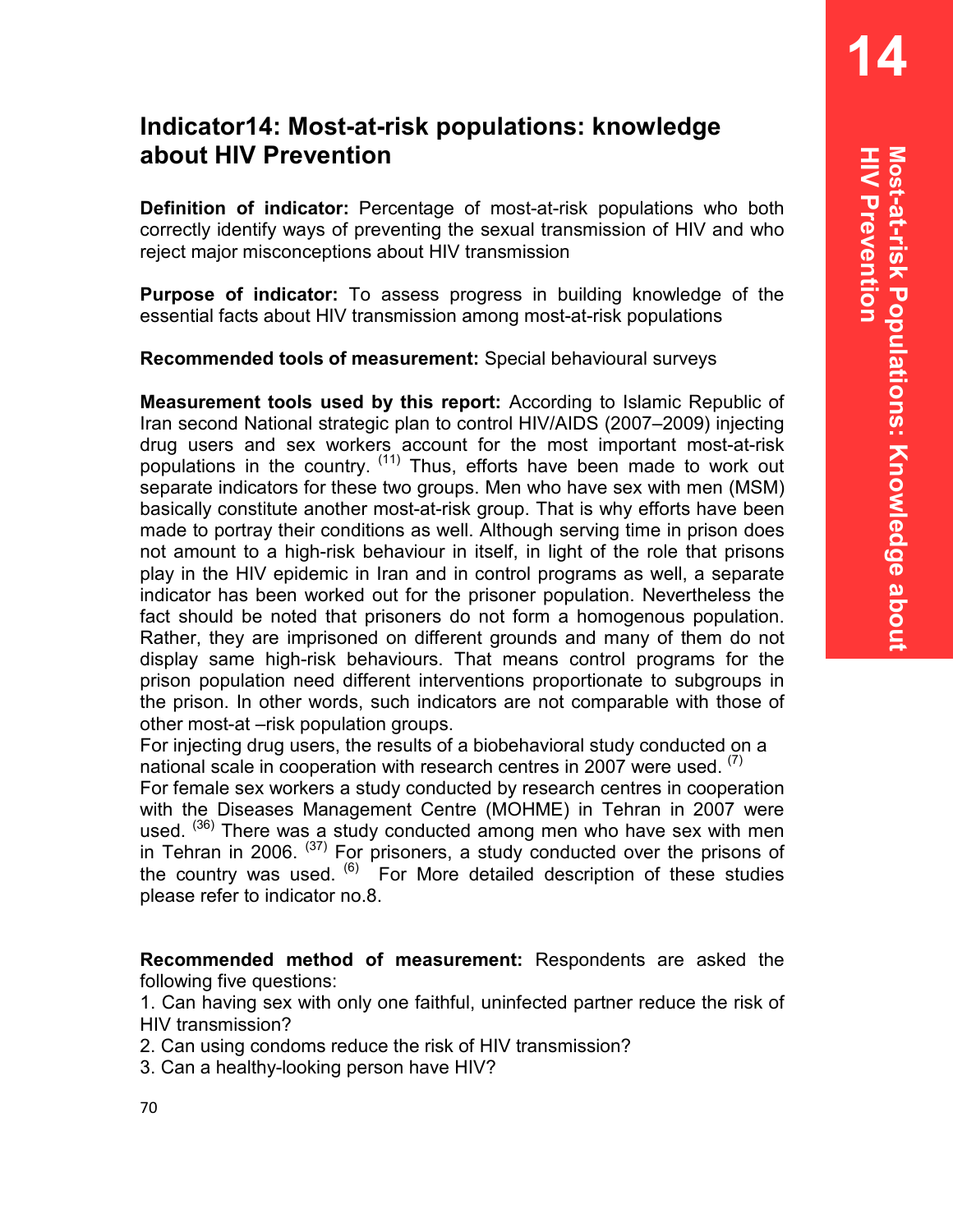# Indicator14: Most-at-risk populations: knowledge about HIV Prevention

**Definition of indicator:** Percentage of most-at-risk populations who both correctly identify ways of preventing the sexual transmission of HIV and who reject major misconceptions about HIV transmission

**Purpose of indicator:** To assess progress in building knowledge of the essential facts about HIV transmission among most-at-risk populations

**Recommended tools of measurement:** Special behavioural surveys

**Measurement tools used by this report:** According to Islamic Republic of Iran second National strategic plan to control HIV/AIDS (2007–2009) injecting drug users and sex workers account for the most important most-at-risk populations in the country. [11] Thus, efforts have been made to work out separate indicators for these two groups. Men who have sex with men (MSM) basically constitute another most-at-risk group. That is why efforts have been made to portray their conditions as well. Although serving time in prison does not amount to a high-risk behaviour in itself, in light of the role that prisons play in the HIV epidemic in Iran and in control programs as well, a separate indicator has been worked out for the prisoner population. Nevertheless the fact should be noted that prisoners do not form a homogenous population. Rather, they are imprisoned on different grounds and many of them do not display same high-risk behaviours. That means control programs for the prison population need different interventions proportionate to subgroups in the prison. In other words, such indicators are not comparable with those of other most-at –risk population groups.

For injecting drug users, the results of a biobehavioral study conducted on a national scale in cooperation with research centres in 2007 were used. [7]

For female sex workers a study conducted by research centres in cooperation with the Diseases Management Centre (MOHME) in Tehran in 2007 were used. [36] There was a study conducted among men who have sex with men in Tehran in 2006. [37] For prisoners, a study conducted over the prisons of the country was used. [6] For More detailed description of these studies please refer to indicator no.8.

**Recommended method of measurement:** Respondents are asked the following five questions:

1. Can having sex with only one faithful, uninfected partner reduce the risk of HIV transmission?
2. Can using condoms reduce the risk of HIV transmission?
3. Can a healthy-looking person have HIV?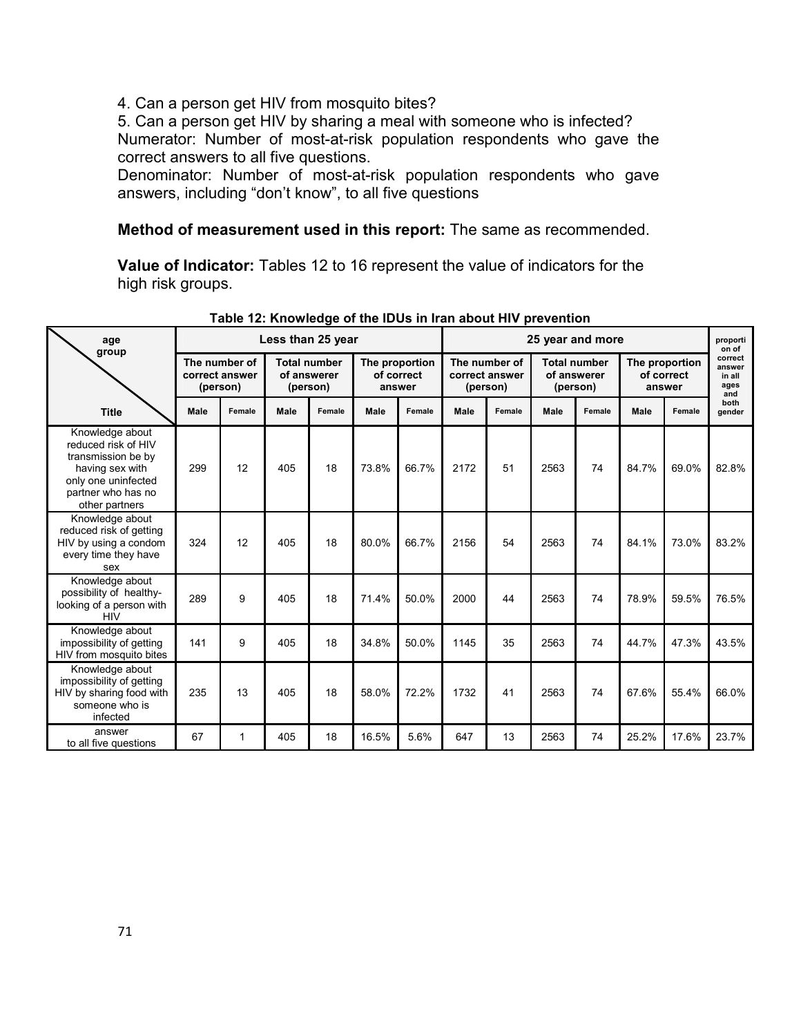4. Can a person get HIV from mosquito bites?
5. Can a person get HIV by sharing a meal with someone who is infected?
Numerator: Number of most-at-risk population respondents who gave the correct answers to all five questions.
Denominator: Number of most-at-risk population respondents who gave answers, including "don't know", to all five questions

**Method of measurement used in this report:** The same as recommended.

**Value of Indicator:** Tables 12 to 16 represent the value of indicators for the high risk groups.

**Table 12: Knowledge of the IDUs in Iran about HIV prevention**

| age group / Title | Less than 25 year | | | | | | 25 year and more | | | | | | proportion of correct answer in all ages and both gender |
|---|---|---|---|---|---|---|---|---|---|---|---|---|---|
| | The number of correct answer (person) | | Total number of answerer (person) | | The proportion of correct answer | | The number of correct answer (person) | | Total number of answerer (person) | | The proportion of correct answer | | |
| | Male | Female | Male | Female | Male | Female | Male | Female | Male | Female | Male | Female | |
| Knowledge about reduced risk of HIV transmission be by having sex with only one uninfected partner who has no other partners | 299 | 12 | 405 | 18 | 73.8% | 66.7% | 2172 | 51 | 2563 | 74 | 84.7% | 69.0% | 82.8% |
| Knowledge about reduced risk of getting HIV by using a condom every time they have sex | 324 | 12 | 405 | 18 | 80.0% | 66.7% | 2156 | 54 | 2563 | 74 | 84.1% | 73.0% | 83.2% |
| Knowledge about possibility of healthy-looking of a person with HIV | 289 | 9 | 405 | 18 | 71.4% | 50.0% | 2000 | 44 | 2563 | 74 | 78.9% | 59.5% | 76.5% |
| Knowledge about impossibility of getting HIV from mosquito bites | 141 | 9 | 405 | 18 | 34.8% | 50.0% | 1145 | 35 | 2563 | 74 | 44.7% | 47.3% | 43.5% |
| Knowledge about impossibility of getting HIV by sharing food with someone who is infected | 235 | 13 | 405 | 18 | 58.0% | 72.2% | 1732 | 41 | 2563 | 74 | 67.6% | 55.4% | 66.0% |
| answer to all five questions | 67 | 1 | 405 | 18 | 16.5% | 5.6% | 647 | 13 | 2563 | 74 | 25.2% | 17.6% | 23.7% |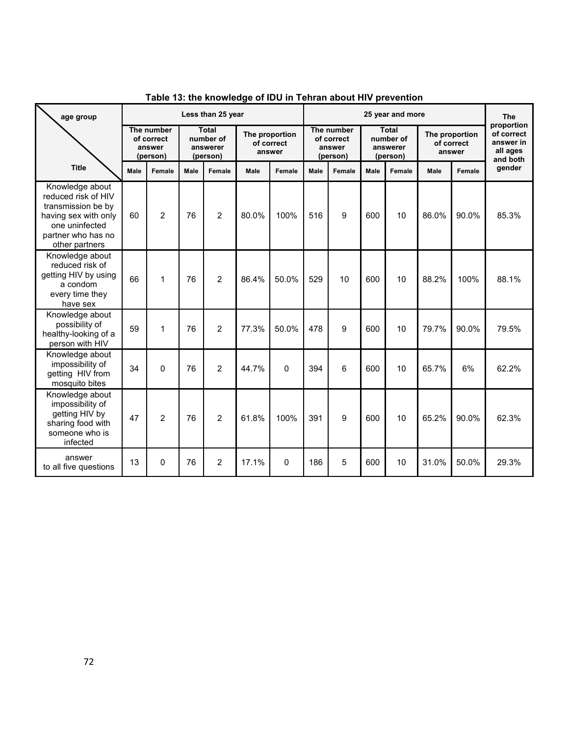**Table 13: the knowledge of IDU in Tehran about HIV prevention**

| age group / Title | Less than 25 year | | | | | | 25 year and more | | | | | | The proportion of correct answer in all ages and both gender |
|---|---|---|---|---|---|---|---|---|---|---|---|---|---|
| | The number of correct answer (person) | | Total number of answerer (person) | | The proportion of correct answer | | The number of correct answer (person) | | Total number of answerer (person) | | The proportion of correct answer | | |
| | Male | Female | Male | Female | Male | Female | Male | Female | Male | Female | Male | Female | |
| Knowledge about reduced risk of HIV transmission be by having sex with only one uninfected partner who has no other partners | 60 | 2 | 76 | 2 | 80.0% | 100% | 516 | 9 | 600 | 10 | 86.0% | 90.0% | 85.3% |
| Knowledge about reduced risk of getting HIV by using a condom every time they have sex | 66 | 1 | 76 | 2 | 86.4% | 50.0% | 529 | 10 | 600 | 10 | 88.2% | 100% | 88.1% |
| Knowledge about possibility of healthy-looking of a person with HIV | 59 | 1 | 76 | 2 | 77.3% | 50.0% | 478 | 9 | 600 | 10 | 79.7% | 90.0% | 79.5% |
| Knowledge about impossibility of getting HIV from mosquito bites | 34 | 0 | 76 | 2 | 44.7% | 0 | 394 | 6 | 600 | 10 | 65.7% | 6% | 62.2% |
| Knowledge about impossibility of getting HIV by sharing food with someone who is infected | 47 | 2 | 76 | 2 | 61.8% | 100% | 391 | 9 | 600 | 10 | 65.2% | 90.0% | 62.3% |
| answer to all five questions | 13 | 0 | 76 | 2 | 17.1% | 0 | 186 | 5 | 600 | 10 | 31.0% | 50.0% | 29.3% |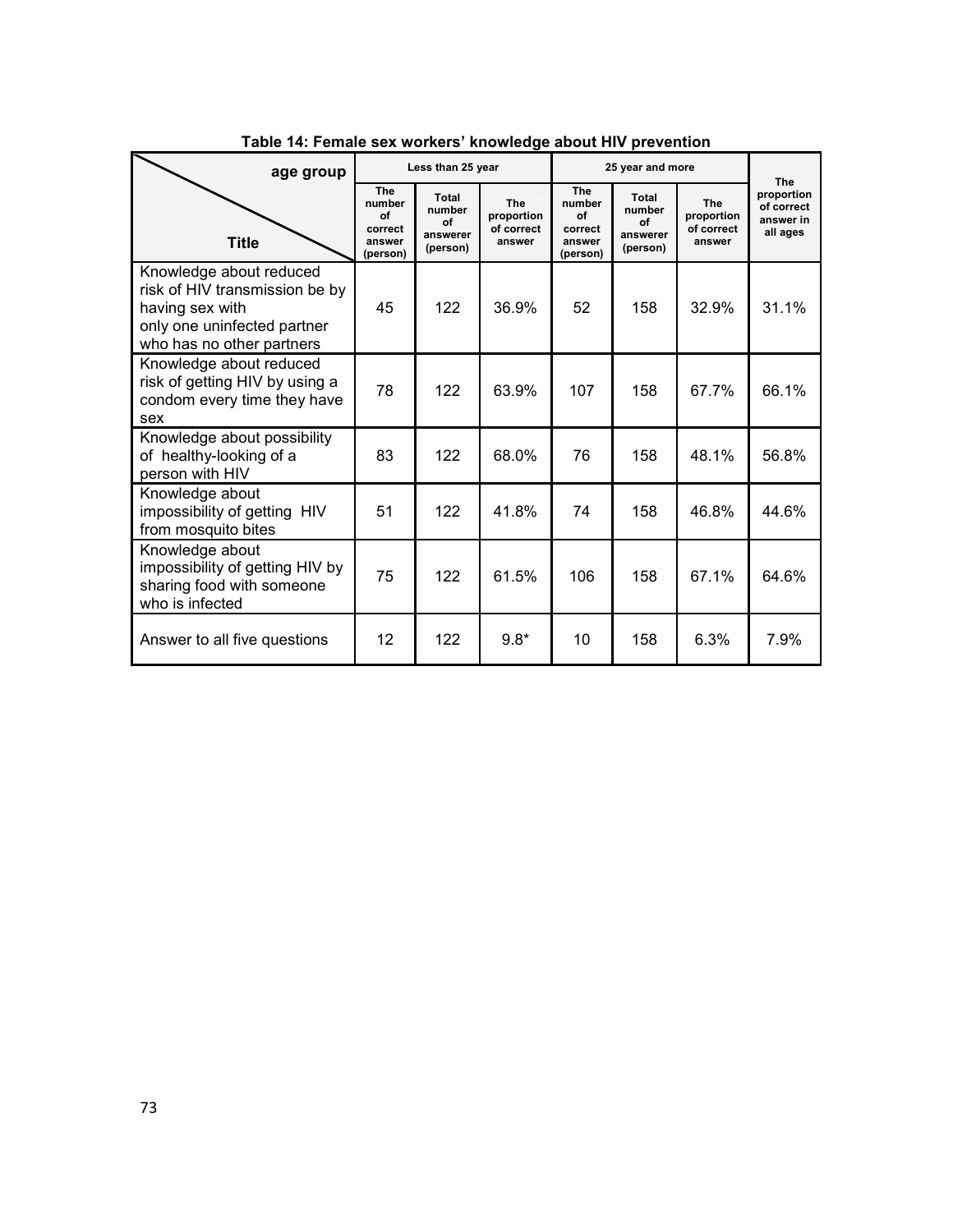**Table 14: Female sex workers' knowledge about HIV prevention**

| age group / Title | Less than 25 year | | | 25 year and more | | | The proportion of correct answer in all ages |
|---|---|---|---|---|---|---|---|
| | The number of correct answer (person) | Total number of answerer (person) | The proportion of correct answer | The number of correct answer (person) | Total number of answerer (person) | The proportion of correct answer | |
| Knowledge about reduced risk of HIV transmission be by having sex with only one uninfected partner who has no other partners | 45 | 122 | 36.9% | 52 | 158 | 32.9% | 31.1% |
| Knowledge about reduced risk of getting HIV by using a condom every time they have sex | 78 | 122 | 63.9% | 107 | 158 | 67.7% | 66.1% |
| Knowledge about possibility of healthy-looking of a person with HIV | 83 | 122 | 68.0% | 76 | 158 | 48.1% | 56.8% |
| Knowledge about impossibility of getting HIV from mosquito bites | 51 | 122 | 41.8% | 74 | 158 | 46.8% | 44.6% |
| Knowledge about impossibility of getting HIV by sharing food with someone who is infected | 75 | 122 | 61.5% | 106 | 158 | 67.1% | 64.6% |
| Answer to all five questions | 12 | 122 | 9.8* | 10 | 158 | 6.3% | 7.9% |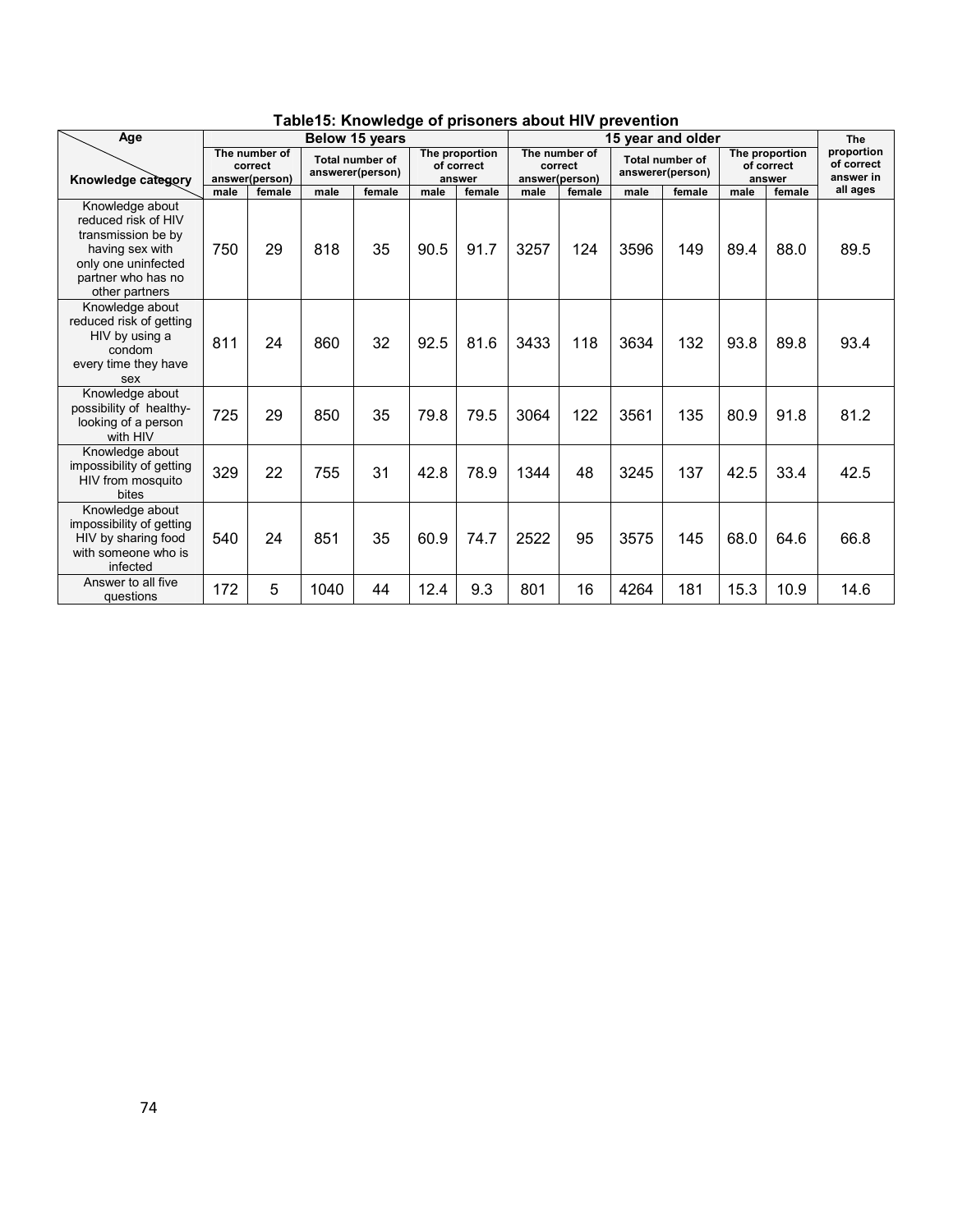**Table15: Knowledge of prisoners about HIV prevention**

| Age / Knowledge category | Below 15 years | | | | | | 15 year and older | | | | | | The proportion of correct answer in all ages |
|---|---|---|---|---|---|---|---|---|---|---|---|---|---|
| | The number of correct answer(person) | | Total number of answerer(person) | | The proportion of correct answer | | The number of correct answer(person) | | Total number of answerer(person) | | The proportion of correct answer | | |
| | male | female | male | female | male | female | male | female | male | female | male | female | |
| Knowledge about reduced risk of HIV transmission be by having sex with only one uninfected partner who has no other partners | 750 | 29 | 818 | 35 | 90.5 | 91.7 | 3257 | 124 | 3596 | 149 | 89.4 | 88.0 | 89.5 |
| Knowledge about reduced risk of getting HIV by using a condom every time they have sex | 811 | 24 | 860 | 32 | 92.5 | 81.6 | 3433 | 118 | 3634 | 132 | 93.8 | 89.8 | 93.4 |
| Knowledge about possibility of healthy-looking of a person with HIV | 725 | 29 | 850 | 35 | 79.8 | 79.5 | 3064 | 122 | 3561 | 135 | 80.9 | 91.8 | 81.2 |
| Knowledge about impossibility of getting HIV from mosquito bites | 329 | 22 | 755 | 31 | 42.8 | 78.9 | 1344 | 48 | 3245 | 137 | 42.5 | 33.4 | 42.5 |
| Knowledge about impossibility of getting HIV by sharing food with someone who is infected | 540 | 24 | 851 | 35 | 60.9 | 74.7 | 2522 | 95 | 3575 | 145 | 68.0 | 64.6 | 66.8 |
| Answer to all five questions | 172 | 5 | 1040 | 44 | 12.4 | 9.3 | 801 | 16 | 4264 | 181 | 15.3 | 10.9 | 14.6 |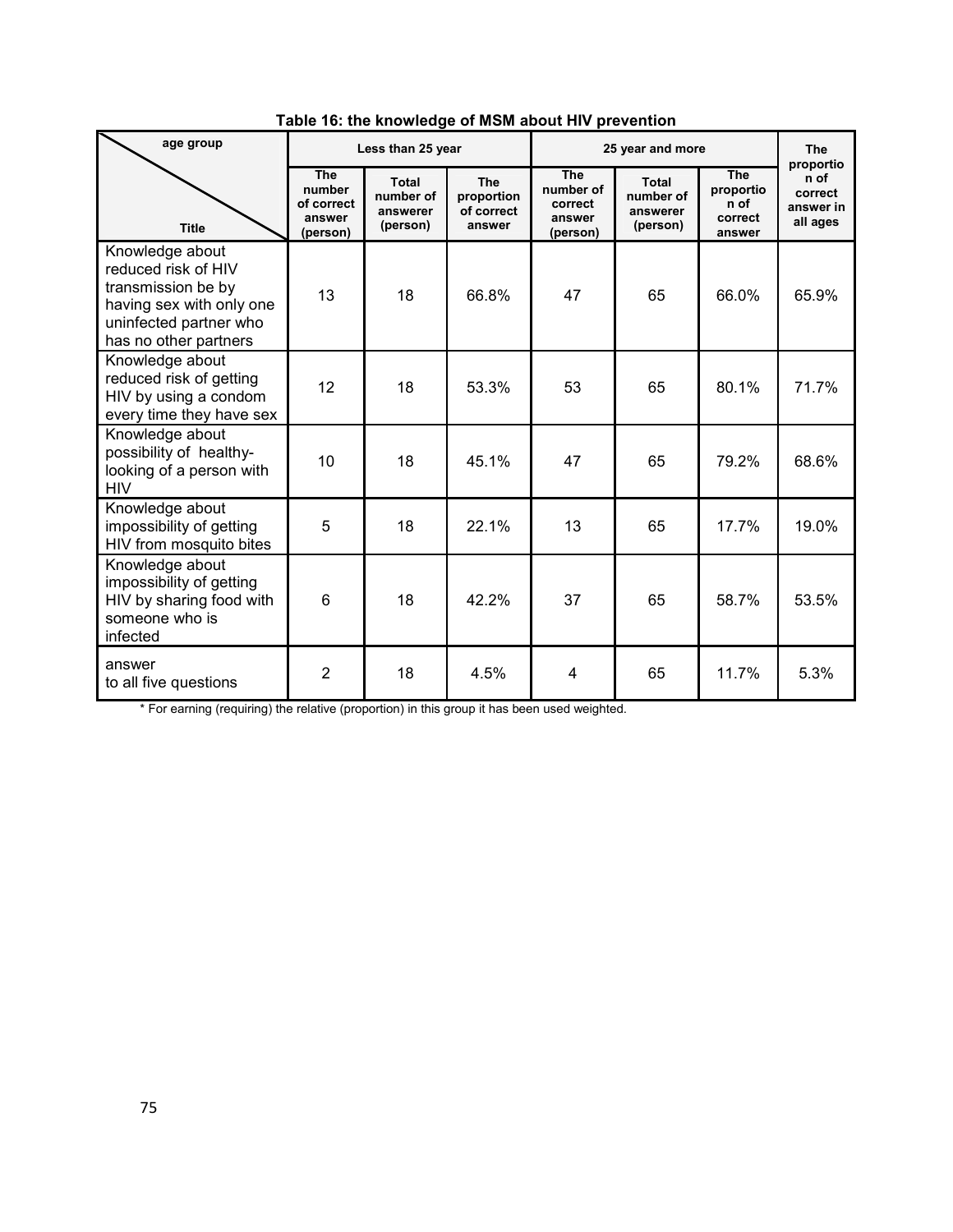**Table 16: the knowledge of MSM about HIV prevention**

| age group / Title | Less than 25 year | | | 25 year and more | | | The proportion of correct answer in all ages |
|---|---|---|---|---|---|---|---|
| | The number of correct answer (person) | Total number of answerer (person) | The proportion of correct answer | The number of correct answer (person) | Total number of answerer (person) | The proportion of correct answer | |
| Knowledge about reduced risk of HIV transmission be by having sex with only one uninfected partner who has no other partners | 13 | 18 | 66.8% | 47 | 65 | 66.0% | 65.9% |
| Knowledge about reduced risk of getting HIV by using a condom every time they have sex | 12 | 18 | 53.3% | 53 | 65 | 80.1% | 71.7% |
| Knowledge about possibility of healthy-looking of a person with HIV | 10 | 18 | 45.1% | 47 | 65 | 79.2% | 68.6% |
| Knowledge about impossibility of getting HIV from mosquito bites | 5 | 18 | 22.1% | 13 | 65 | 17.7% | 19.0% |
| Knowledge about impossibility of getting HIV by sharing food with someone who is infected | 6 | 18 | 42.2% | 37 | 65 | 58.7% | 53.5% |
| answer to all five questions | 2 | 18 | 4.5% | 4 | 65 | 11.7% | 5.3% |

* For earning (requiring) the relative (proportion) in this group it has been used weighted.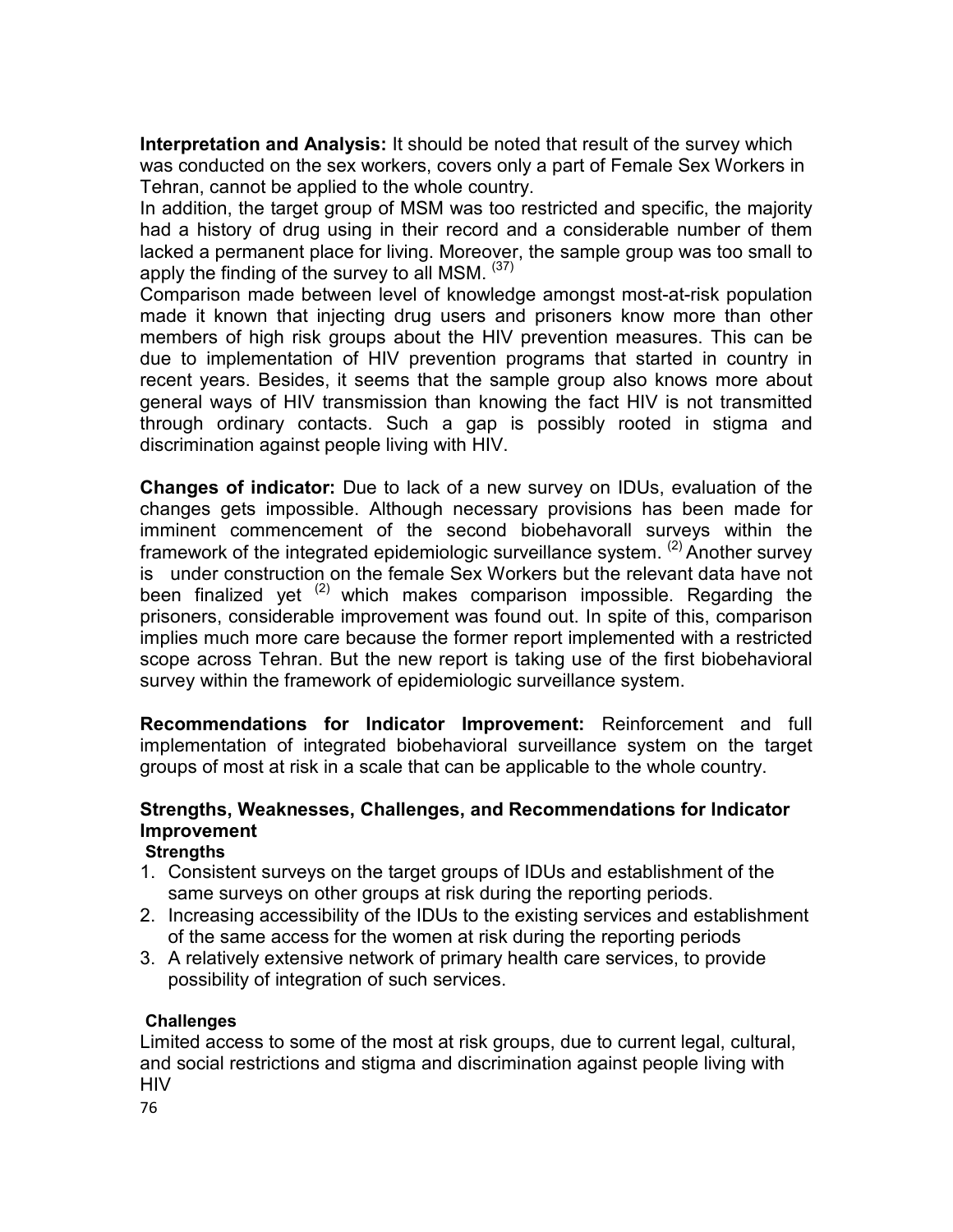**Interpretation and Analysis:** It should be noted that result of the survey which was conducted on the sex workers, covers only a part of Female Sex Workers in Tehran, cannot be applied to the whole country.

In addition, the target group of MSM was too restricted and specific, the majority had a history of drug using in their record and a considerable number of them lacked a permanent place for living. Moreover, the sample group was too small to apply the finding of the survey to all MSM. [37]

Comparison made between level of knowledge amongst most-at-risk population made it known that injecting drug users and prisoners know more than other members of high risk groups about the HIV prevention measures. This can be due to implementation of HIV prevention programs that started in country in recent years. Besides, it seems that the sample group also knows more about general ways of HIV transmission than knowing the fact HIV is not transmitted through ordinary contacts. Such a gap is possibly rooted in stigma and discrimination against people living with HIV.

**Changes of indicator:** Due to lack of a new survey on IDUs, evaluation of the changes gets impossible. Although necessary provisions has been made for imminent commencement of the second biobehavorall surveys within the framework of the integrated epidemiologic surveillance system. [2] Another survey is under construction on the female Sex Workers but the relevant data have not been finalized yet [2] which makes comparison impossible. Regarding the prisoners, considerable improvement was found out. In spite of this, comparison implies much more care because the former report implemented with a restricted scope across Tehran. But the new report is taking use of the first biobehavioral survey within the framework of epidemiologic surveillance system.

**Recommendations for Indicator Improvement:** Reinforcement and full implementation of integrated biobehavioral surveillance system on the target groups of most at risk in a scale that can be applicable to the whole country.

## Strengths, Weaknesses, Challenges, and Recommendations for Indicator Improvement

### Strengths

1. Consistent surveys on the target groups of IDUs and establishment of the same surveys on other groups at risk during the reporting periods.
2. Increasing accessibility of the IDUs to the existing services and establishment of the same access for the women at risk during the reporting periods
3. A relatively extensive network of primary health care services, to provide possibility of integration of such services.

### Challenges

Limited access to some of the most at risk groups, due to current legal, cultural, and social restrictions and stigma and discrimination against people living with HIV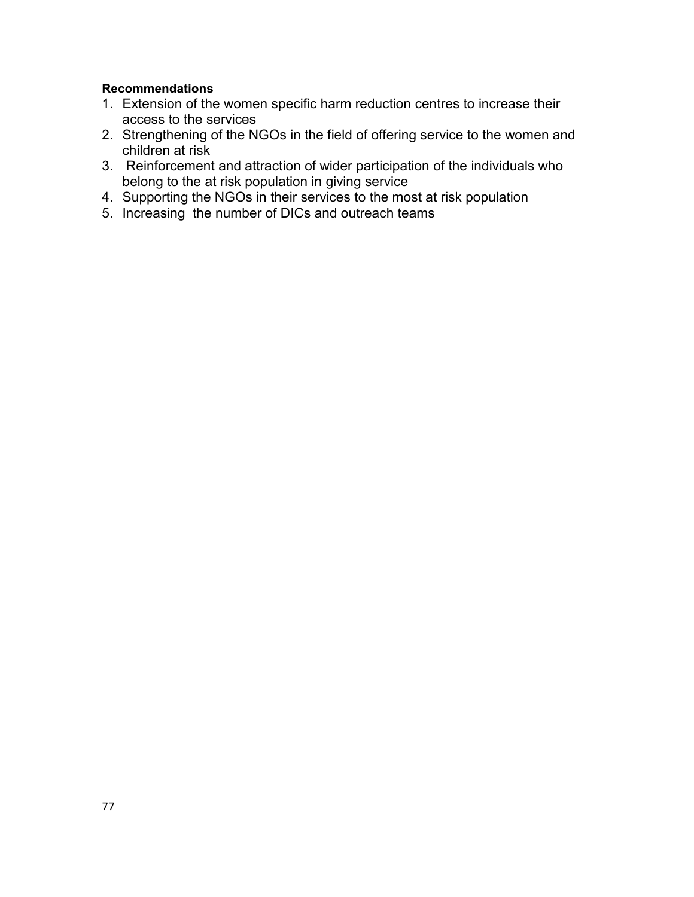**Recommendations**

1. Extension of the women specific harm reduction centres to increase their access to the services
2. Strengthening of the NGOs in the field of offering service to the women and children at risk
3. Reinforcement and attraction of wider participation of the individuals who belong to the at risk population in giving service
4. Supporting the NGOs in their services to the most at risk population
5. Increasing the number of DICs and outreach teams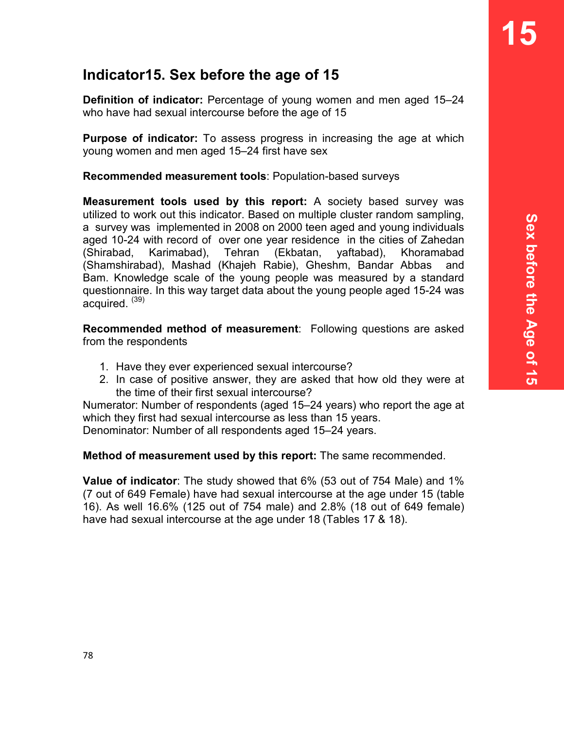# Indicator15. Sex before the age of 15

**Definition of indicator:** Percentage of young women and men aged 15–24 who have had sexual intercourse before the age of 15

**Purpose of indicator:** To assess progress in increasing the age at which young women and men aged 15–24 first have sex

**Recommended measurement tools**: Population-based surveys

**Measurement tools used by this report:** A society based survey was utilized to work out this indicator. Based on multiple cluster random sampling, a survey was implemented in 2008 on 2000 teen aged and young individuals aged 10-24 with record of over one year residence in the cities of Zahedan (Shirabad, Karimabad), Tehran (Ekbatan, yaftabad), Khoramabad (Shamshirabad), Mashad (Khajeh Rabie), Gheshm, Bandar Abbas and Bam. Knowledge scale of the young people was measured by a standard questionnaire. In this way target data about the young people aged 15-24 was acquired. [39]

**Recommended method of measurement**: Following questions are asked from the respondents

1. Have they ever experienced sexual intercourse?
2. In case of positive answer, they are asked that how old they were at the time of their first sexual intercourse?

Numerator: Number of respondents (aged 15–24 years) who report the age at which they first had sexual intercourse as less than 15 years.
Denominator: Number of all respondents aged 15–24 years.

**Method of measurement used by this report:** The same recommended.

**Value of indicator**: The study showed that 6% (53 out of 754 Male) and 1% (7 out of 649 Female) have had sexual intercourse at the age under 15 (table 16). As well 16.6% (125 out of 754 male) and 2.8% (18 out of 649 female) have had sexual intercourse at the age under 18 (Tables 17 & 18).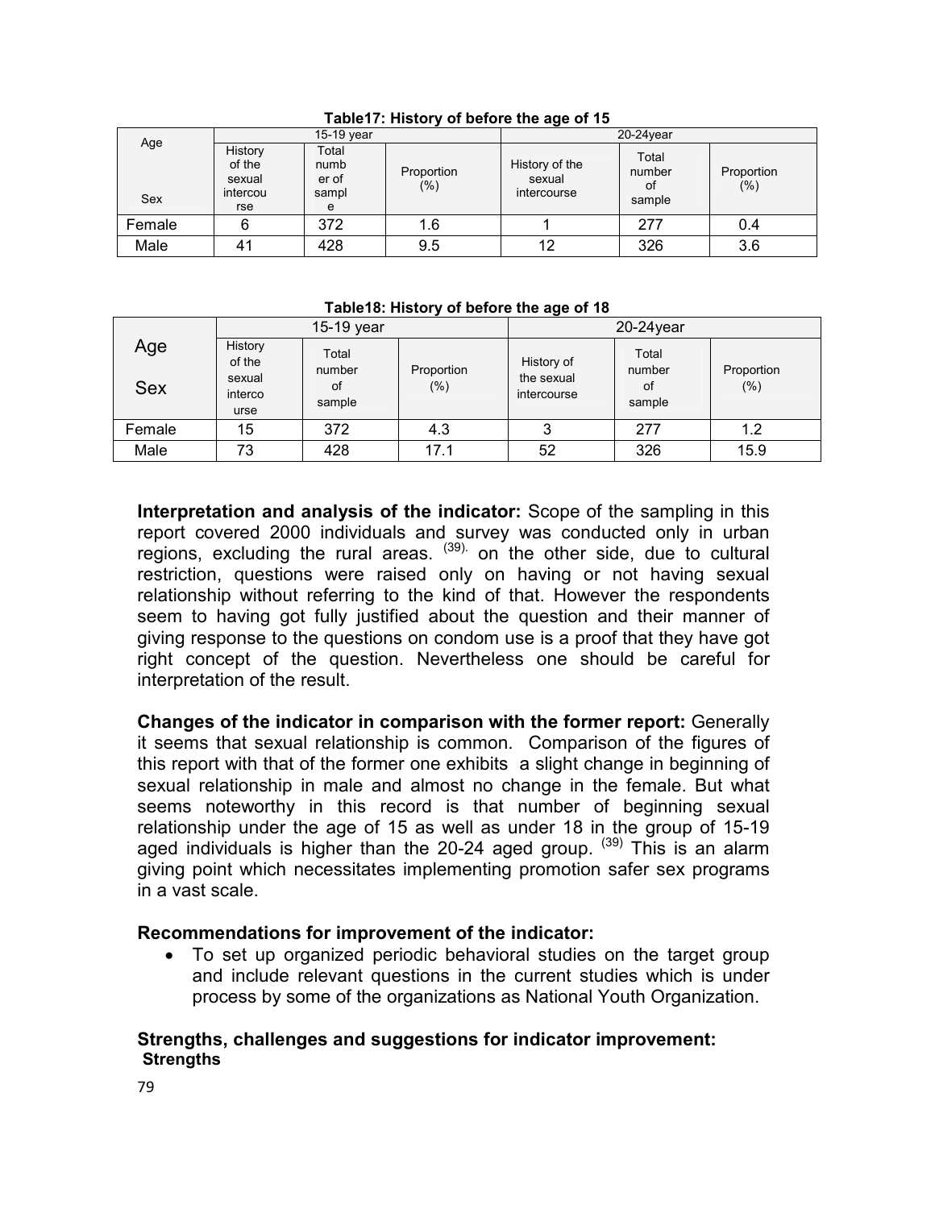**Table17: History of before the age of 15**

| Age / Sex | 15-19 year | | | 20-24year | | |
|---|---|---|---|---|---|---|
| | History of the sexual intercourse | Total number of sample | Proportion (%) | History of the sexual intercourse | Total number of sample | Proportion (%) |
| Female | 6 | 372 | 1.6 | 1 | 277 | 0.4 |
| Male | 41 | 428 | 9.5 | 12 | 326 | 3.6 |

**Table18: History of before the age of 18**

| Age / Sex | 15-19 year | | | 20-24year | | |
|---|---|---|---|---|---|---|
| | History of the sexual intercourse | Total number of sample | Proportion (%) | History of the sexual intercourse | Total number of sample | Proportion (%) |
| Female | 15 | 372 | 4.3 | 3 | 277 | 1.2 |
| Male | 73 | 428 | 17.1 | 52 | 326 | 15.9 |

**Interpretation and analysis of the indicator:** Scope of the sampling in this report covered 2000 individuals and survey was conducted only in urban regions, excluding the rural areas. [39]. on the other side, due to cultural restriction, questions were raised only on having or not having sexual relationship without referring to the kind of that. However the respondents seem to having got fully justified about the question and their manner of giving response to the questions on condom use is a proof that they have got right concept of the question. Nevertheless one should be careful for interpretation of the result.

**Changes of the indicator in comparison with the former report:** Generally it seems that sexual relationship is common. Comparison of the figures of this report with that of the former one exhibits a slight change in beginning of sexual relationship in male and almost no change in the female. But what seems noteworthy in this record is that number of beginning sexual relationship under the age of 15 as well as under 18 in the group of 15-19 aged individuals is higher than the 20-24 aged group. [39] This is an alarm giving point which necessitates implementing promotion safer sex programs in a vast scale.

**Recommendations for improvement of the indicator:**

- To set up organized periodic behavioral studies on the target group and include relevant questions in the current studies which is under process by some of the organizations as National Youth Organization.

**Strengths, challenges and suggestions for indicator improvement:**

**Strengths**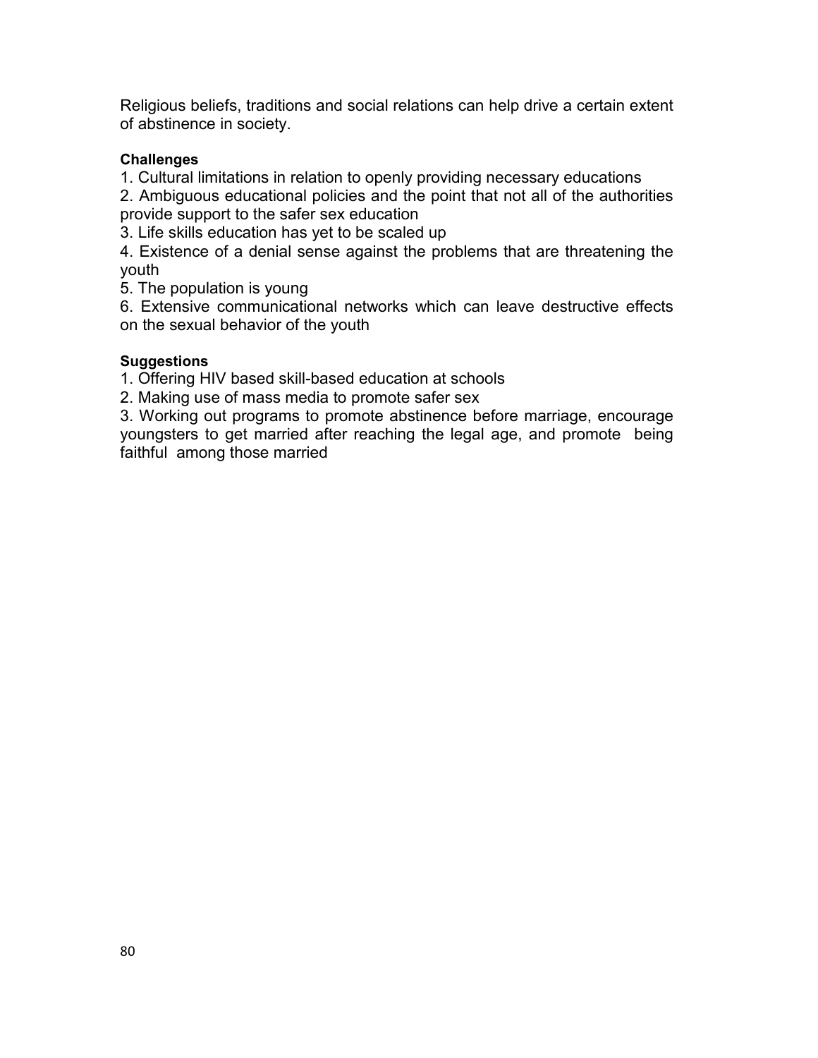Religious beliefs, traditions and social relations can help drive a certain extent of abstinence in society.

**Challenges**

1. Cultural limitations in relation to openly providing necessary educations
2. Ambiguous educational policies and the point that not all of the authorities provide support to the safer sex education
3. Life skills education has yet to be scaled up
4. Existence of a denial sense against the problems that are threatening the youth
5. The population is young
6. Extensive communicational networks which can leave destructive effects on the sexual behavior of the youth

**Suggestions**

1. Offering HIV based skill-based education at schools
2. Making use of mass media to promote safer sex
3. Working out programs to promote abstinence before marriage, encourage youngsters to get married after reaching the legal age, and promote being faithful among those married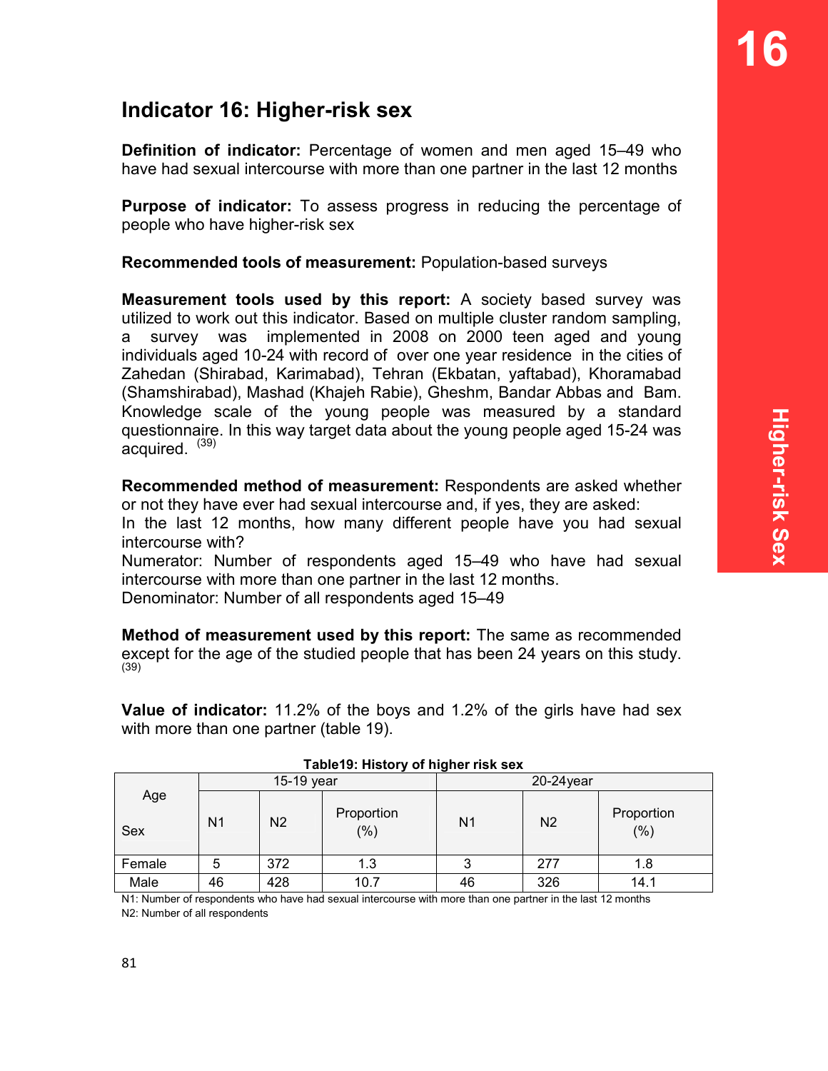# Indicator 16: Higher-risk sex

**Definition of indicator:** Percentage of women and men aged 15–49 who have had sexual intercourse with more than one partner in the last 12 months

**Purpose of indicator:** To assess progress in reducing the percentage of people who have higher-risk sex

**Recommended tools of measurement:** Population-based surveys

**Measurement tools used by this report:** A society based survey was utilized to work out this indicator. Based on multiple cluster random sampling, a survey was implemented in 2008 on 2000 teen aged and young individuals aged 10-24 with record of over one year residence in the cities of Zahedan (Shirabad, Karimabad), Tehran (Ekbatan, yaftabad), Khoramabad (Shamshirabad), Mashad (Khajeh Rabie), Gheshm, Bandar Abbas and Bam. Knowledge scale of the young people was measured by a standard questionnaire. In this way target data about the young people aged 15-24 was acquired. [39]

**Recommended method of measurement:** Respondents are asked whether or not they have ever had sexual intercourse and, if yes, they are asked:
In the last 12 months, how many different people have you had sexual intercourse with?
Numerator: Number of respondents aged 15–49 who have had sexual intercourse with more than one partner in the last 12 months.
Denominator: Number of all respondents aged 15–49

**Method of measurement used by this report:** The same as recommended except for the age of the studied people that has been 24 years on this study. [39]

**Value of indicator:** 11.2% of the boys and 1.2% of the girls have had sex with more than one partner (table 19).

**Table19: History of higher risk sex**

| Age / Sex | 15-19 year | | | 20-24year | | |
|---|---|---|---|---|---|---|
| | N1 | N2 | Proportion (%) | N1 | N2 | Proportion (%) |
| Female | 5 | 372 | 1.3 | 3 | 277 | 1.8 |
| Male | 46 | 428 | 10.7 | 46 | 326 | 14.1 |

N1: Number of respondents who have had sexual intercourse with more than one partner in the last 12 months
N2: Number of all respondents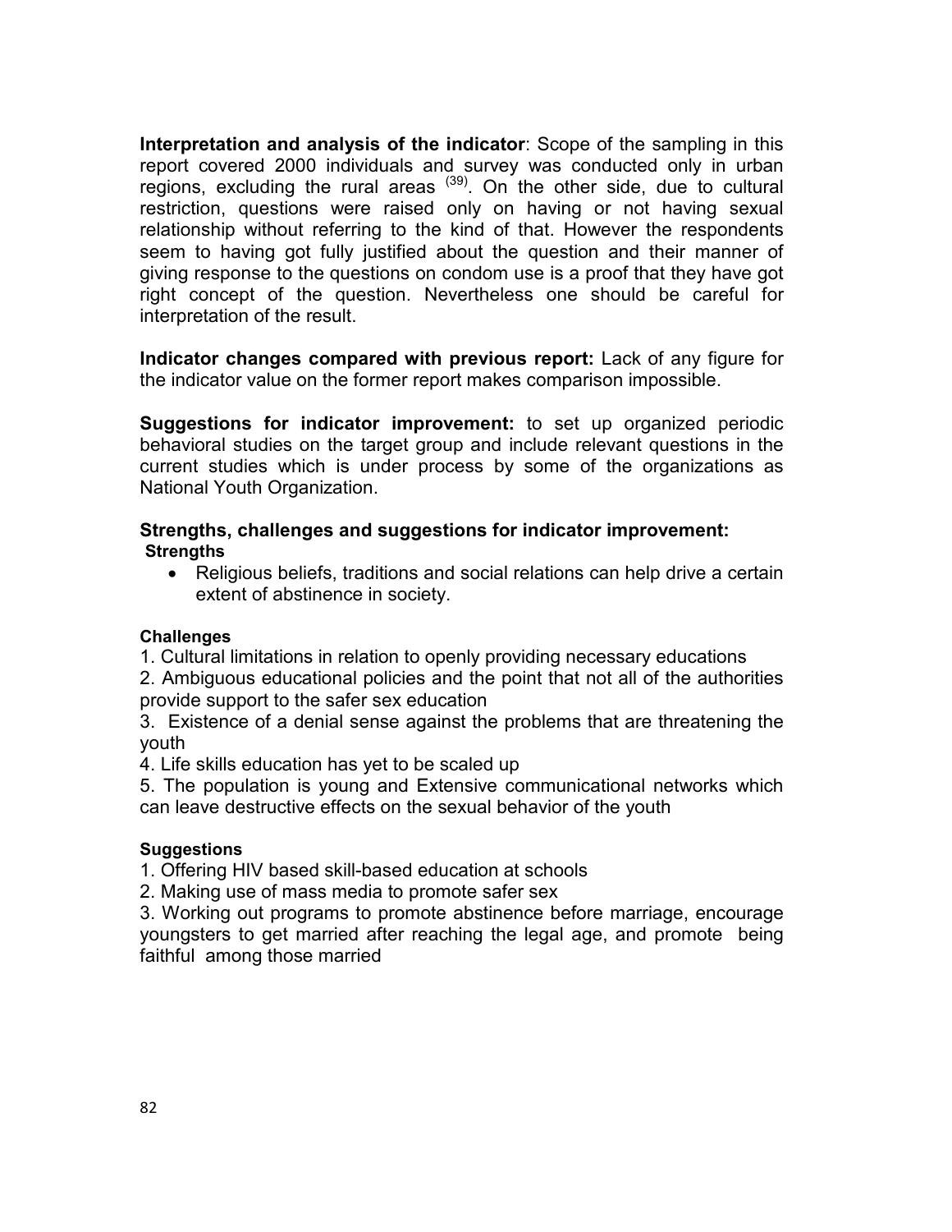**Interpretation and analysis of the indicator**: Scope of the sampling in this report covered 2000 individuals and survey was conducted only in urban regions, excluding the rural areas [39]. On the other side, due to cultural restriction, questions were raised only on having or not having sexual relationship without referring to the kind of that. However the respondents seem to having got fully justified about the question and their manner of giving response to the questions on condom use is a proof that they have got right concept of the question. Nevertheless one should be careful for interpretation of the result.

**Indicator changes compared with previous report:** Lack of any figure for the indicator value on the former report makes comparison impossible.

**Suggestions for indicator improvement:** to set up organized periodic behavioral studies on the target group and include relevant questions in the current studies which is under process by some of the organizations as National Youth Organization.

**Strengths, challenges and suggestions for indicator improvement:**

**Strengths**

- Religious beliefs, traditions and social relations can help drive a certain extent of abstinence in society.

**Challenges**

1. Cultural limitations in relation to openly providing necessary educations
2. Ambiguous educational policies and the point that not all of the authorities provide support to the safer sex education
3. Existence of a denial sense against the problems that are threatening the youth
4. Life skills education has yet to be scaled up
5. The population is young and Extensive communicational networks which can leave destructive effects on the sexual behavior of the youth

**Suggestions**

1. Offering HIV based skill-based education at schools
2. Making use of mass media to promote safer sex
3. Working out programs to promote abstinence before marriage, encourage youngsters to get married after reaching the legal age, and promote being faithful among those married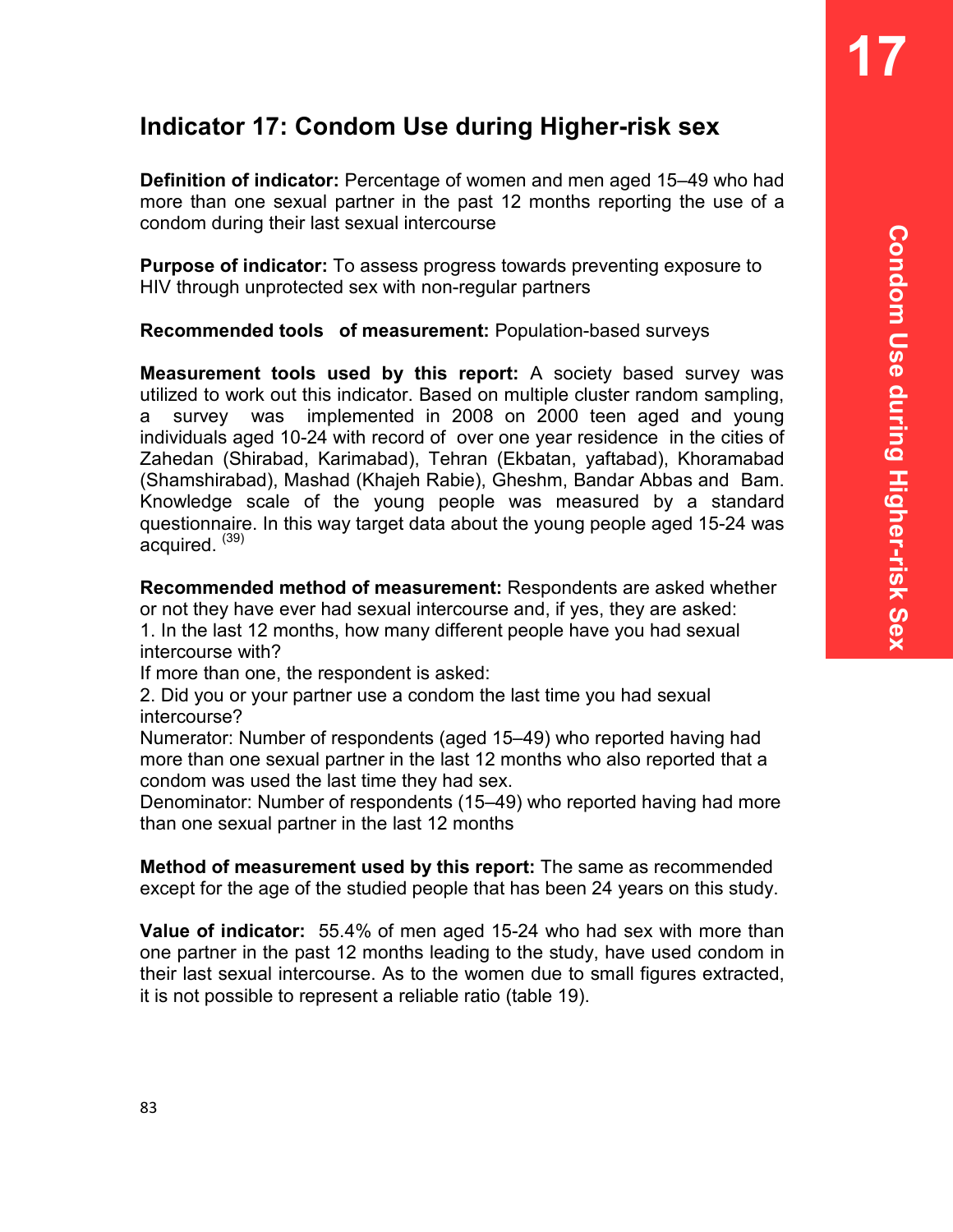# Indicator 17: Condom Use during Higher-risk sex

**Definition of indicator:** Percentage of women and men aged 15–49 who had more than one sexual partner in the past 12 months reporting the use of a condom during their last sexual intercourse

**Purpose of indicator:** To assess progress towards preventing exposure to HIV through unprotected sex with non-regular partners

**Recommended tools of measurement:** Population-based surveys

**Measurement tools used by this report:** A society based survey was utilized to work out this indicator. Based on multiple cluster random sampling, a survey was implemented in 2008 on 2000 teen aged and young individuals aged 10-24 with record of over one year residence in the cities of Zahedan (Shirabad, Karimabad), Tehran (Ekbatan, yaftabad), Khoramabad (Shamshirabad), Mashad (Khajeh Rabie), Gheshm, Bandar Abbas and Bam. Knowledge scale of the young people was measured by a standard questionnaire. In this way target data about the young people aged 15-24 was acquired. [39]

**Recommended method of measurement:** Respondents are asked whether or not they have ever had sexual intercourse and, if yes, they are asked:
1. In the last 12 months, how many different people have you had sexual intercourse with?
If more than one, the respondent is asked:
2. Did you or your partner use a condom the last time you had sexual intercourse?
Numerator: Number of respondents (aged 15–49) who reported having had more than one sexual partner in the last 12 months who also reported that a condom was used the last time they had sex.
Denominator: Number of respondents (15–49) who reported having had more than one sexual partner in the last 12 months

**Method of measurement used by this report:** The same as recommended except for the age of the studied people that has been 24 years on this study.

**Value of indicator:** 55.4% of men aged 15-24 who had sex with more than one partner in the past 12 months leading to the study, have used condom in their last sexual intercourse. As to the women due to small figures extracted, it is not possible to represent a reliable ratio (table 19).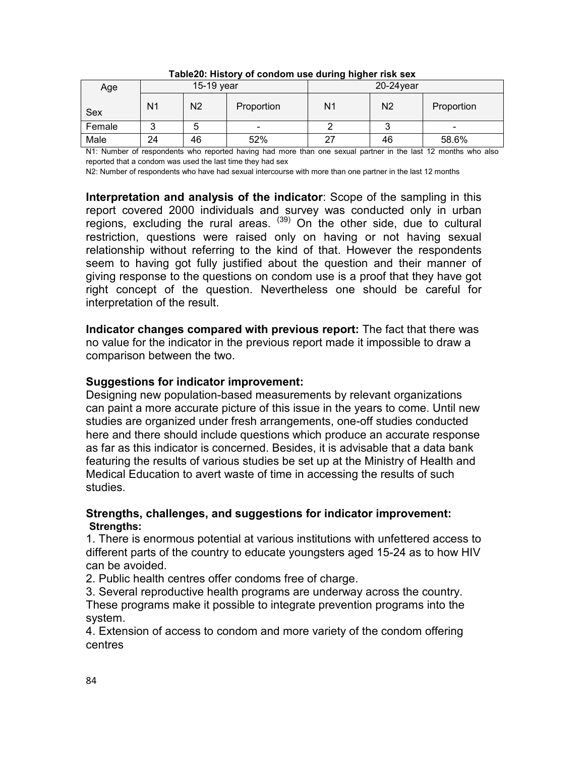**Table20: History of condom use during higher risk sex**

| Age / Sex | 15-19 year | | | 20-24year | | |
|---|---|---|---|---|---|---|
| | N1 | N2 | Proportion | N1 | N2 | Proportion |
| Female | 3 | 5 | - | 2 | 3 | - |
| Male | 24 | 46 | 52% | 27 | 46 | 58.6% |

N1: Number of respondents who reported having had more than one sexual partner in the last 12 months who also reported that a condom was used the last time they had sex

N2: Number of respondents who have had sexual intercourse with more than one partner in the last 12 months

**Interpretation and analysis of the indicator**: Scope of the sampling in this report covered 2000 individuals and survey was conducted only in urban regions, excluding the rural areas. (39) On the other side, due to cultural restriction, questions were raised only on having or not having sexual relationship without referring to the kind of that. However the respondents seem to having got fully justified about the question and their manner of giving response to the questions on condom use is a proof that they have got right concept of the question. Nevertheless one should be careful for interpretation of the result.

**Indicator changes compared with previous report:** The fact that there was no value for the indicator in the previous report made it impossible to draw a comparison between the two.

**Suggestions for indicator improvement:**

Designing new population-based measurements by relevant organizations can paint a more accurate picture of this issue in the years to come. Until new studies are organized under fresh arrangements, one-off studies conducted here and there should include questions which produce an accurate response as far as this indicator is concerned. Besides, it is advisable that a data bank featuring the results of various studies be set up at the Ministry of Health and Medical Education to avert waste of time in accessing the results of such studies.

**Strengths, challenges, and suggestions for indicator improvement:**

**Strengths:**

1. There is enormous potential at various institutions with unfettered access to different parts of the country to educate youngsters aged 15-24 as to how HIV can be avoided.
2. Public health centres offer condoms free of charge.
3. Several reproductive health programs are underway across the country. These programs make it possible to integrate prevention programs into the system.
4. Extension of access to condom and more variety of the condom offering centres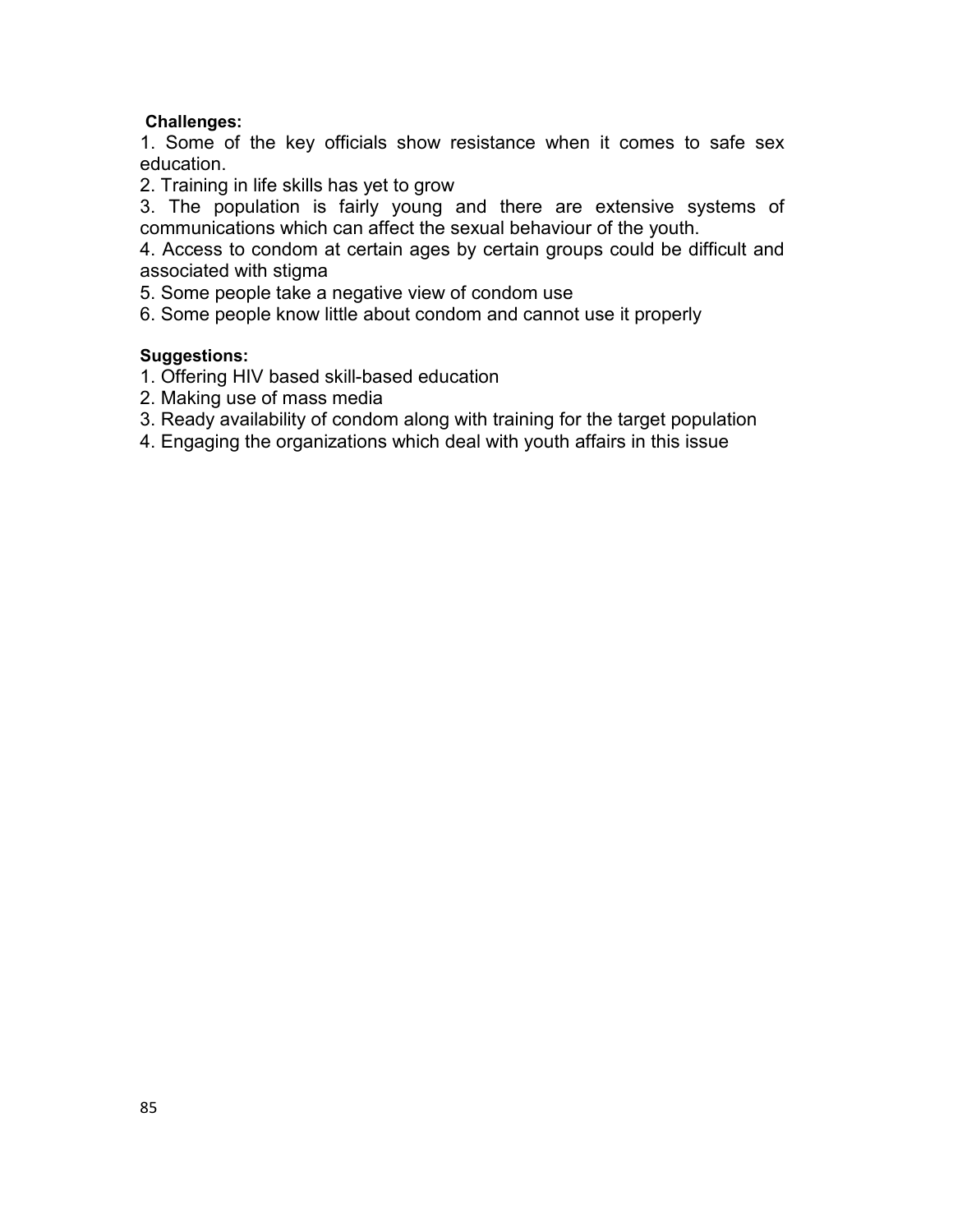**Challenges:**

1. Some of the key officials show resistance when it comes to safe sex education.
2. Training in life skills has yet to grow
3. The population is fairly young and there are extensive systems of communications which can affect the sexual behaviour of the youth.
4. Access to condom at certain ages by certain groups could be difficult and associated with stigma
5. Some people take a negative view of condom use
6. Some people know little about condom and cannot use it properly

**Suggestions:**

1. Offering HIV based skill-based education
2. Making use of mass media
3. Ready availability of condom along with training for the target population
4. Engaging the organizations which deal with youth affairs in this issue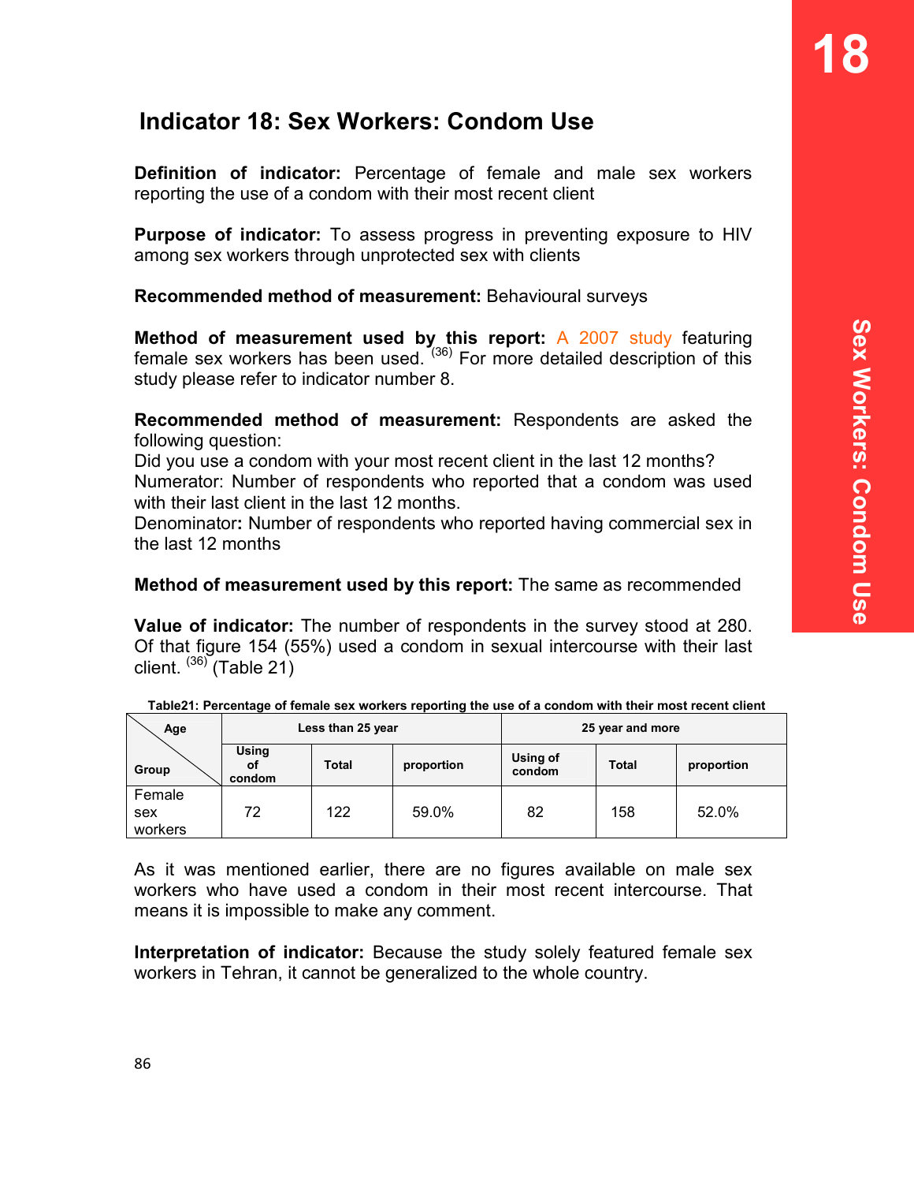## Indicator 18: Sex Workers: Condom Use

**Definition of indicator:** Percentage of female and male sex workers reporting the use of a condom with their most recent client

**Purpose of indicator:** To assess progress in preventing exposure to HIV among sex workers through unprotected sex with clients

**Recommended method of measurement:** Behavioural surveys

**Method of measurement used by this report:** A 2007 study featuring female sex workers has been used. [36] For more detailed description of this study please refer to indicator number 8.

**Recommended method of measurement:** Respondents are asked the following question:
Did you use a condom with your most recent client in the last 12 months?
Numerator: Number of respondents who reported that a condom was used with their last client in the last 12 months.
Denominator**:** Number of respondents who reported having commercial sex in the last 12 months

**Method of measurement used by this report:** The same as recommended

**Value of indicator:** The number of respondents in the survey stood at 280. Of that figure 154 (55%) used a condom in sexual intercourse with their last client. [36] (Table 21)

**Table21: Percentage of female sex workers reporting the use of a condom with their most recent client**

| Age / Group | Less than 25 year | | | 25 year and more | | |
|---|---|---|---|---|---|---|
| | Using of condom | Total | proportion | Using of condom | Total | proportion |
| Female sex workers | 72 | 122 | 59.0% | 82 | 158 | 52.0% |

As it was mentioned earlier, there are no figures available on male sex workers who have used a condom in their most recent intercourse. That means it is impossible to make any comment.

**Interpretation of indicator:** Because the study solely featured female sex workers in Tehran, it cannot be generalized to the whole country.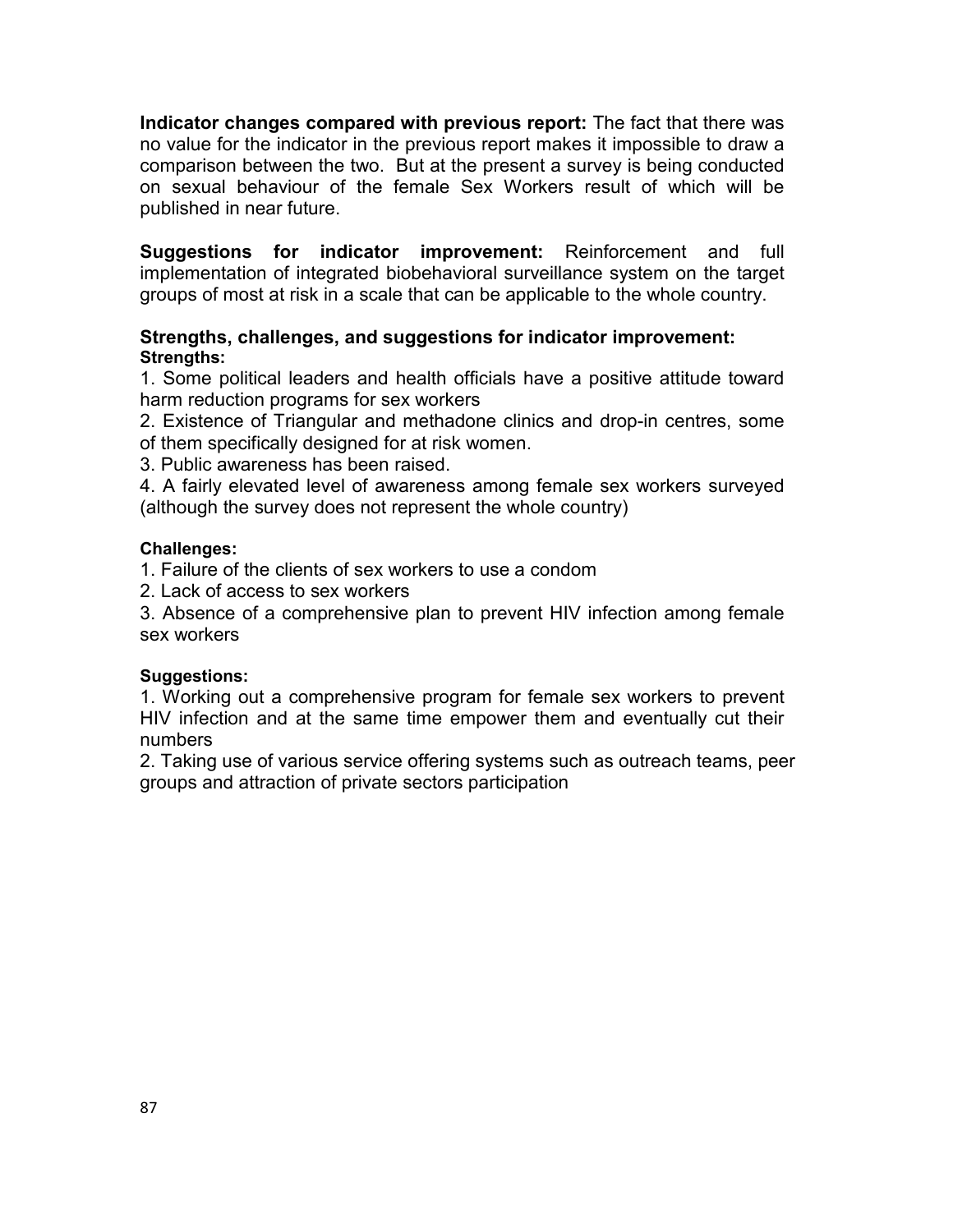**Indicator changes compared with previous report:** The fact that there was no value for the indicator in the previous report makes it impossible to draw a comparison between the two. But at the present a survey is being conducted on sexual behaviour of the female Sex Workers result of which will be published in near future.

**Suggestions for indicator improvement:** Reinforcement and full implementation of integrated biobehavioral surveillance system on the target groups of most at risk in a scale that can be applicable to the whole country.

### Strengths, challenges, and suggestions for indicator improvement:

**Strengths:**

1. Some political leaders and health officials have a positive attitude toward harm reduction programs for sex workers
2. Existence of Triangular and methadone clinics and drop-in centres, some of them specifically designed for at risk women.
3. Public awareness has been raised.
4. A fairly elevated level of awareness among female sex workers surveyed (although the survey does not represent the whole country)

**Challenges:**

1. Failure of the clients of sex workers to use a condom
2. Lack of access to sex workers
3. Absence of a comprehensive plan to prevent HIV infection among female sex workers

**Suggestions:**

1. Working out a comprehensive program for female sex workers to prevent HIV infection and at the same time empower them and eventually cut their numbers
2. Taking use of various service offering systems such as outreach teams, peer groups and attraction of private sectors participation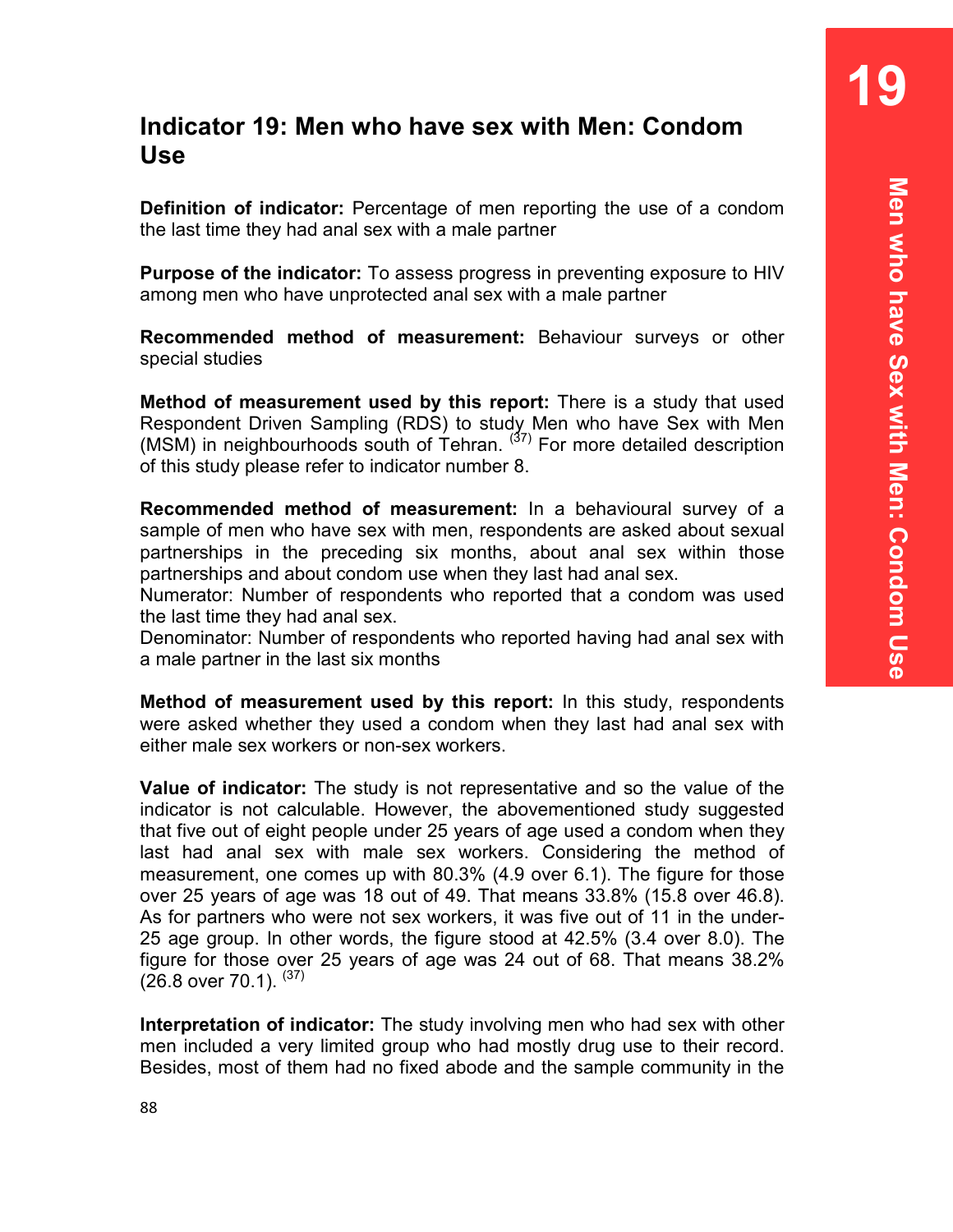## Indicator 19: Men who have sex with Men: Condom Use

**Definition of indicator:** Percentage of men reporting the use of a condom the last time they had anal sex with a male partner

**Purpose of the indicator:** To assess progress in preventing exposure to HIV among men who have unprotected anal sex with a male partner

**Recommended method of measurement:** Behaviour surveys or other special studies

**Method of measurement used by this report:** There is a study that used Respondent Driven Sampling (RDS) to study Men who have Sex with Men (MSM) in neighbourhoods south of Tehran. [37] For more detailed description of this study please refer to indicator number 8.

**Recommended method of measurement:** In a behavioural survey of a sample of men who have sex with men, respondents are asked about sexual partnerships in the preceding six months, about anal sex within those partnerships and about condom use when they last had anal sex.
Numerator: Number of respondents who reported that a condom was used the last time they had anal sex.
Denominator: Number of respondents who reported having had anal sex with a male partner in the last six months

**Method of measurement used by this report:** In this study, respondents were asked whether they used a condom when they last had anal sex with either male sex workers or non-sex workers.

**Value of indicator:** The study is not representative and so the value of the indicator is not calculable. However, the abovementioned study suggested that five out of eight people under 25 years of age used a condom when they last had anal sex with male sex workers. Considering the method of measurement, one comes up with 80.3% (4.9 over 6.1). The figure for those over 25 years of age was 18 out of 49. That means 33.8% (15.8 over 46.8). As for partners who were not sex workers, it was five out of 11 in the under-25 age group. In other words, the figure stood at 42.5% (3.4 over 8.0). The figure for those over 25 years of age was 24 out of 68. That means 38.2% (26.8 over 70.1). [37]

**Interpretation of indicator:** The study involving men who had sex with other men included a very limited group who had mostly drug use to their record. Besides, most of them had no fixed abode and the sample community in the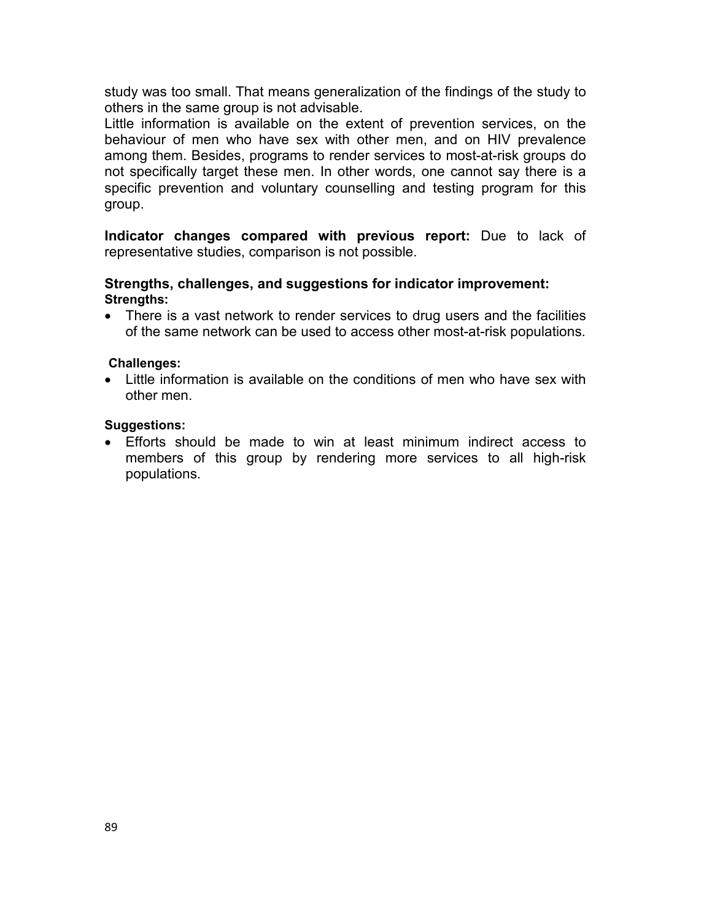study was too small. That means generalization of the findings of the study to others in the same group is not advisable.
Little information is available on the extent of prevention services, on the behaviour of men who have sex with other men, and on HIV prevalence among them. Besides, programs to render services to most-at-risk groups do not specifically target these men. In other words, one cannot say there is a specific prevention and voluntary counselling and testing program for this group.

**Indicator changes compared with previous report:** Due to lack of representative studies, comparison is not possible.

### Strengths, challenges, and suggestions for indicator improvement:

**Strengths:**

- There is a vast network to render services to drug users and the facilities of the same network can be used to access other most-at-risk populations.

**Challenges:**

- Little information is available on the conditions of men who have sex with other men.

**Suggestions:**

- Efforts should be made to win at least minimum indirect access to members of this group by rendering more services to all high-risk populations.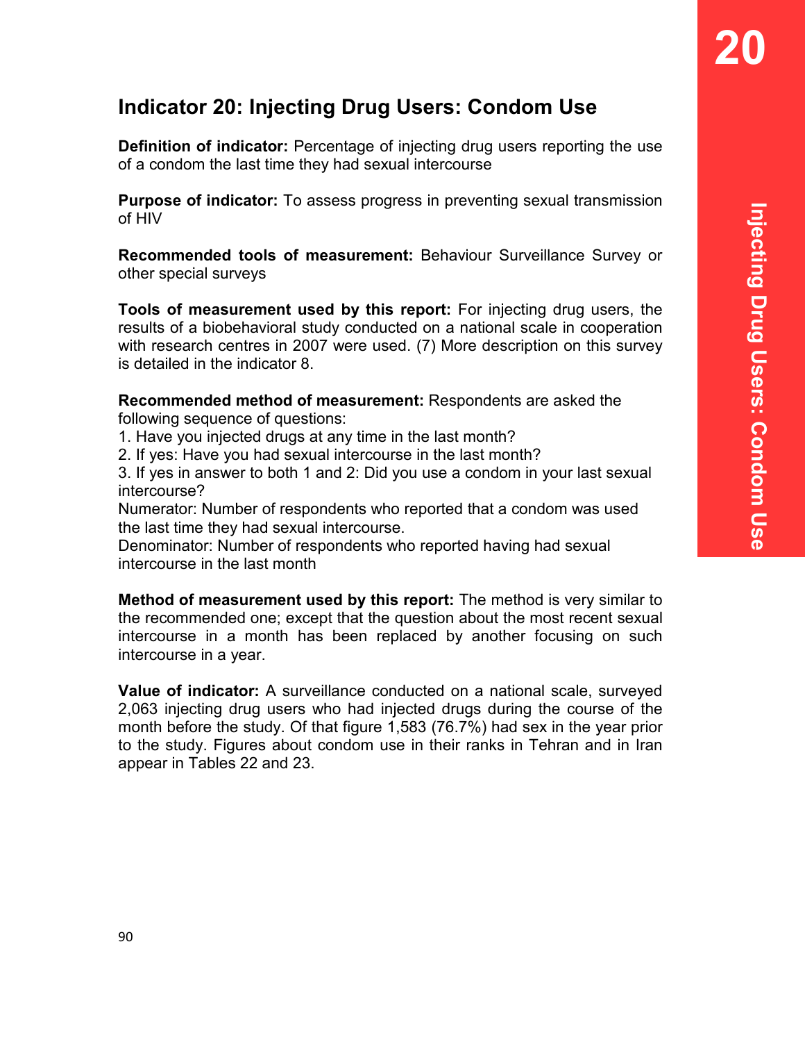## Indicator 20: Injecting Drug Users: Condom Use

**Definition of indicator:** Percentage of injecting drug users reporting the use of a condom the last time they had sexual intercourse

**Purpose of indicator:** To assess progress in preventing sexual transmission of HIV

**Recommended tools of measurement:** Behaviour Surveillance Survey or other special surveys

**Tools of measurement used by this report:** For injecting drug users, the results of a biobehavioral study conducted on a national scale in cooperation with research centres in 2007 were used. (7) More description on this survey is detailed in the indicator 8.

**Recommended method of measurement:** Respondents are asked the following sequence of questions:
1. Have you injected drugs at any time in the last month?
2. If yes: Have you had sexual intercourse in the last month?
3. If yes in answer to both 1 and 2: Did you use a condom in your last sexual intercourse?

Numerator: Number of respondents who reported that a condom was used the last time they had sexual intercourse.
Denominator: Number of respondents who reported having had sexual intercourse in the last month

**Method of measurement used by this report:** The method is very similar to the recommended one; except that the question about the most recent sexual intercourse in a month has been replaced by another focusing on such intercourse in a year.

**Value of indicator:** A surveillance conducted on a national scale, surveyed 2,063 injecting drug users who had injected drugs during the course of the month before the study. Of that figure 1,583 (76.7%) had sex in the year prior to the study. Figures about condom use in their ranks in Tehran and in Iran appear in Tables 22 and 23.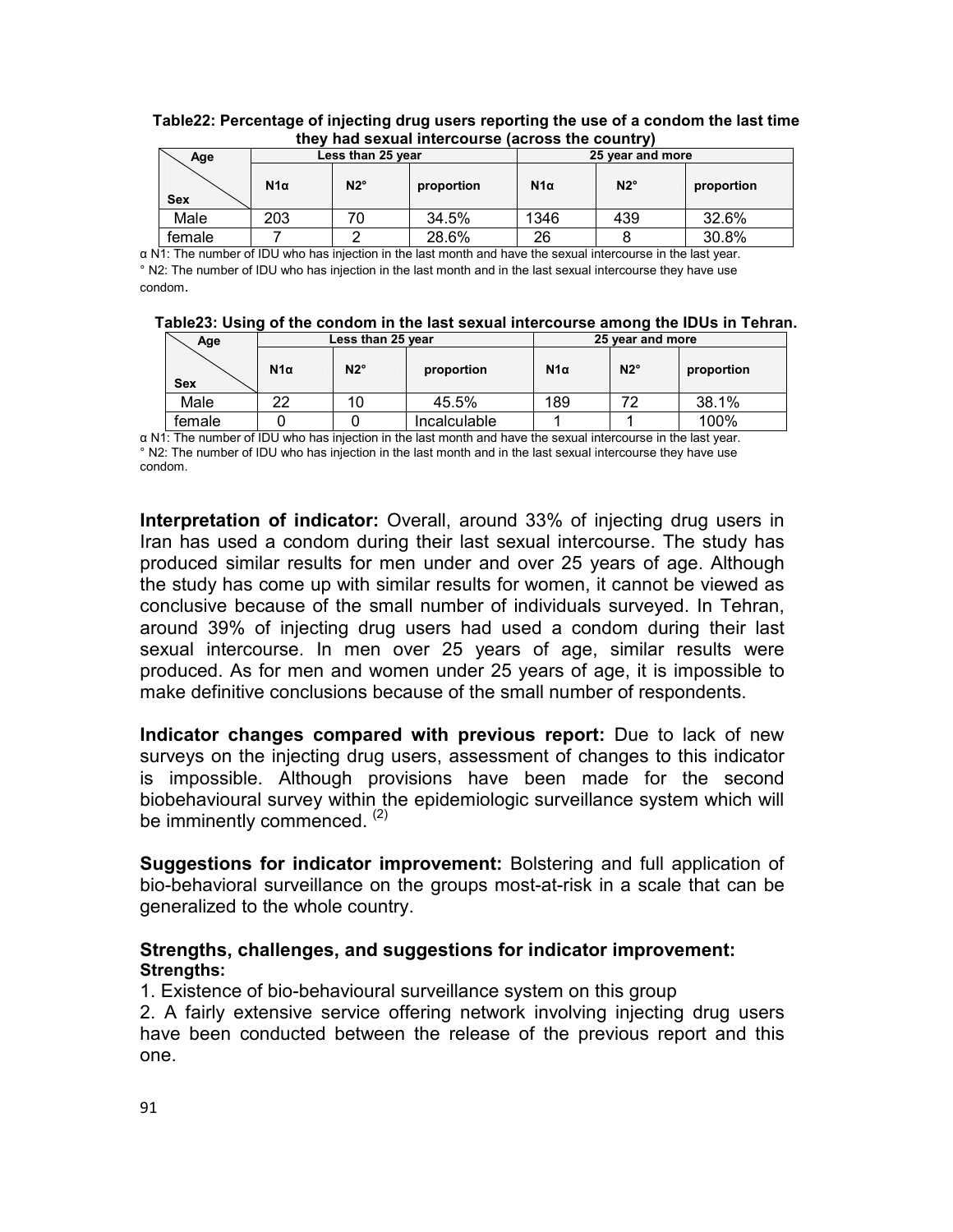**Table22: Percentage of injecting drug users reporting the use of a condom the last time they had sexual intercourse (across the country)**

| Age / Sex | Less than 25 year | | | 25 year and more | | |
|---|---|---|---|---|---|---|
| | N1α | N2° | proportion | N1α | N2° | proportion |
| Male | 203 | 70 | 34.5% | 1346 | 439 | 32.6% |
| female | 7 | 2 | 28.6% | 26 | 8 | 30.8% |

α N1: The number of IDU who has injection in the last month and have the sexual intercourse in the last year.
° N2: The number of IDU who has injection in the last month and in the last sexual intercourse they have use condom.

**Table23: Using of the condom in the last sexual intercourse among the IDUs in Tehran.**

| Age / Sex | Less than 25 year | | | 25 year and more | | |
|---|---|---|---|---|---|---|
| | N1α | N2° | proportion | N1α | N2° | proportion |
| Male | 22 | 10 | 45.5% | 189 | 72 | 38.1% |
| female | 0 | 0 | Incalculable | 1 | 1 | 100% |

α N1: The number of IDU who has injection in the last month and have the sexual intercourse in the last year.
° N2: The number of IDU who has injection in the last month and in the last sexual intercourse they have use condom.

**Interpretation of indicator:** Overall, around 33% of injecting drug users in Iran has used a condom during their last sexual intercourse. The study has produced similar results for men under and over 25 years of age. Although the study has come up with similar results for women, it cannot be viewed as conclusive because of the small number of individuals surveyed. In Tehran, around 39% of injecting drug users had used a condom during their last sexual intercourse. In men over 25 years of age, similar results were produced. As for men and women under 25 years of age, it is impossible to make definitive conclusions because of the small number of respondents.

**Indicator changes compared with previous report:** Due to lack of new surveys on the injecting drug users, assessment of changes to this indicator is impossible. Although provisions have been made for the second biobehavioural survey within the epidemiologic surveillance system which will be imminently commenced. (2)

**Suggestions for indicator improvement:** Bolstering and full application of bio-behavioral surveillance on the groups most-at-risk in a scale that can be generalized to the whole country.

### Strengths, challenges, and suggestions for indicator improvement:

**Strengths:**

1. Existence of bio-behavioural surveillance system on this group
2. A fairly extensive service offering network involving injecting drug users have been conducted between the release of the previous report and this one.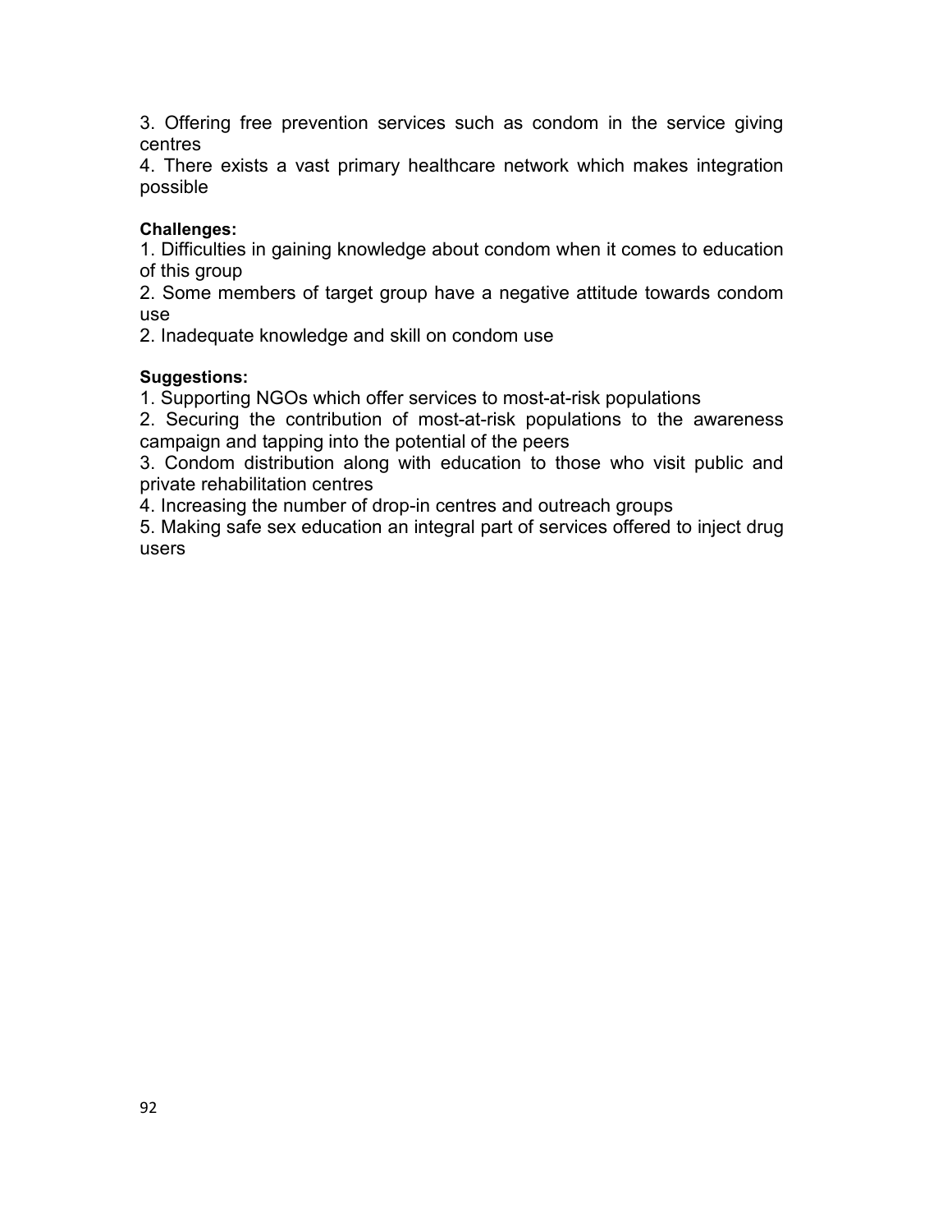3. Offering free prevention services such as condom in the service giving centres
4. There exists a vast primary healthcare network which makes integration possible

**Challenges:**
1. Difficulties in gaining knowledge about condom when it comes to education of this group
2. Some members of target group have a negative attitude towards condom use
2. Inadequate knowledge and skill on condom use

**Suggestions:**
1. Supporting NGOs which offer services to most-at-risk populations
2. Securing the contribution of most-at-risk populations to the awareness campaign and tapping into the potential of the peers
3. Condom distribution along with education to those who visit public and private rehabilitation centres
4. Increasing the number of drop-in centres and outreach groups
5. Making safe sex education an integral part of services offered to inject drug users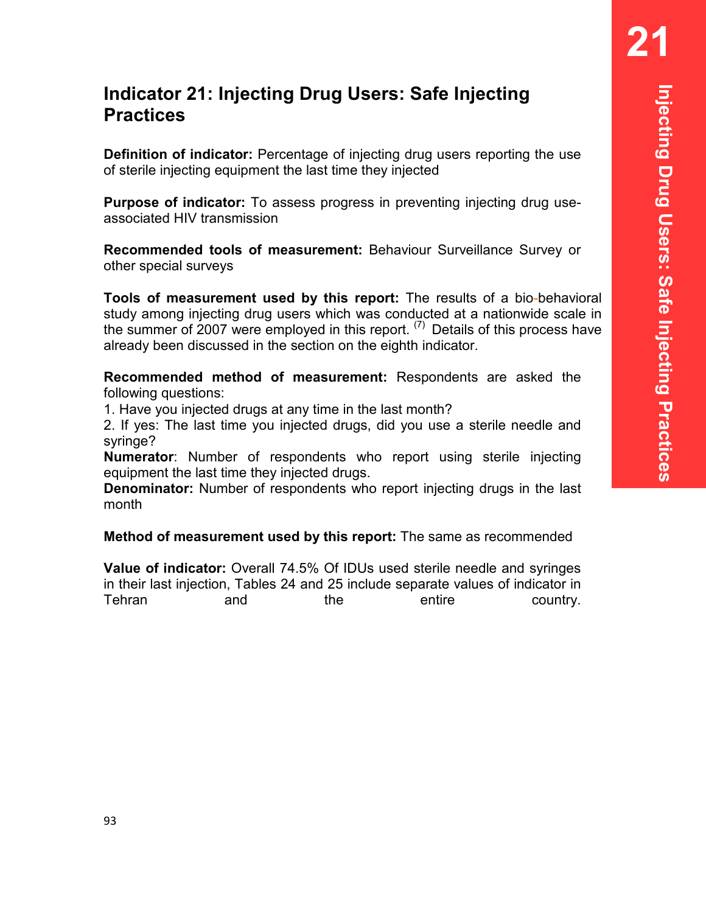# Indicator 21: Injecting Drug Users: Safe Injecting Practices

**Definition of indicator:** Percentage of injecting drug users reporting the use of sterile injecting equipment the last time they injected

**Purpose of indicator:** To assess progress in preventing injecting drug use-associated HIV transmission

**Recommended tools of measurement:** Behaviour Surveillance Survey or other special surveys

**Tools of measurement used by this report:** The results of a bio-behavioral study among injecting drug users which was conducted at a nationwide scale in the summer of 2007 were employed in this report. (7) Details of this process have already been discussed in the section on the eighth indicator.

**Recommended method of measurement:** Respondents are asked the following questions:

1. Have you injected drugs at any time in the last month?
2. If yes: The last time you injected drugs, did you use a sterile needle and syringe?

**Numerator**: Number of respondents who report using sterile injecting equipment the last time they injected drugs.

**Denominator:** Number of respondents who report injecting drugs in the last month

**Method of measurement used by this report:** The same as recommended

**Value of indicator:** Overall 74.5% Of IDUs used sterile needle and syringes in their last injection, Tables 24 and 25 include separate values of indicator in Tehran and the entire country.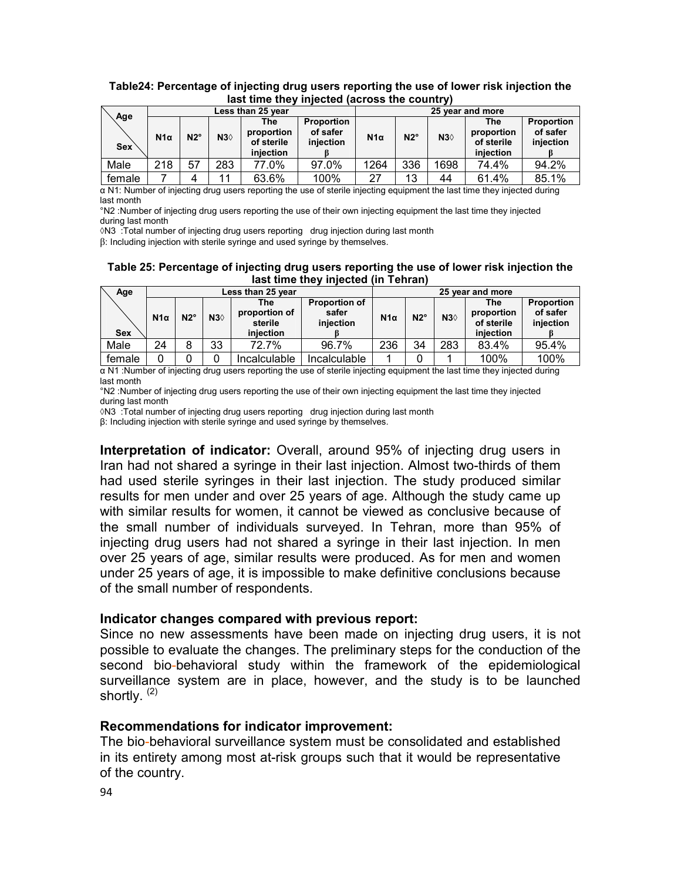**Table24: Percentage of injecting drug users reporting the use of lower risk injection the last time they injected (across the country)**

| Age / Sex | Less than 25 year | | | | | 25 year and more | | | | |
|---|---|---|---|---|---|---|---|---|---|---|
| | N1α | N2° | N3◊ | The proportion of sterile injection | Proportion of safer injection β | N1α | N2° | N3◊ | The proportion of sterile injection | Proportion of safer injection β |
| Male | 218 | 57 | 283 | 77.0% | 97.0% | 1264 | 336 | 1698 | 74.4% | 94.2% |
| female | 7 | 4 | 11 | 63.6% | 100% | 27 | 13 | 44 | 61.4% | 85.1% |

α N1: Number of injecting drug users reporting the use of sterile injecting equipment the last time they injected during last month

°N2 :Number of injecting drug users reporting the use of their own injecting equipment the last time they injected during last month

◊N3 :Total number of injecting drug users reporting drug injection during last month

β: Including injection with sterile syringe and used syringe by themselves.

**Table 25: Percentage of injecting drug users reporting the use of lower risk injection the last time they injected (in Tehran)**

| Age / Sex | Less than 25 year | | | | | 25 year and more | | | | |
|---|---|---|---|---|---|---|---|---|---|---|
| | N1α | N2° | N3◊ | The proportion of sterile injection | Proportion of safer injection β | N1α | N2° | N3◊ | The proportion of sterile injection | Proportion of safer injection β |
| Male | 24 | 8 | 33 | 72.7% | 96.7% | 236 | 34 | 283 | 83.4% | 95.4% |
| female | 0 | 0 | 0 | Incalculable | Incalculable | 1 | 0 | 1 | 100% | 100% |

α N1 :Number of injecting drug users reporting the use of sterile injecting equipment the last time they injected during last month

°N2 :Number of injecting drug users reporting the use of their own injecting equipment the last time they injected during last month

◊N3 :Total number of injecting drug users reporting drug injection during last month

β: Including injection with sterile syringe and used syringe by themselves.

**Interpretation of indicator:** Overall, around 95% of injecting drug users in Iran had not shared a syringe in their last injection. Almost two-thirds of them had used sterile syringes in their last injection. The study produced similar results for men under and over 25 years of age. Although the study came up with similar results for women, it cannot be viewed as conclusive because of the small number of individuals surveyed. In Tehran, more than 95% of injecting drug users had not shared a syringe in their last injection. In men over 25 years of age, similar results were produced. As for men and women under 25 years of age, it is impossible to make definitive conclusions because of the small number of respondents.

### Indicator changes compared with previous report:

Since no new assessments have been made on injecting drug users, it is not possible to evaluate the changes. The preliminary steps for the conduction of the second bio-behavioral study within the framework of the epidemiological surveillance system are in place, however, and the study is to be launched shortly. [(2)]

### Recommendations for indicator improvement:

The bio-behavioral surveillance system must be consolidated and established in its entirety among most at-risk groups such that it would be representative of the country.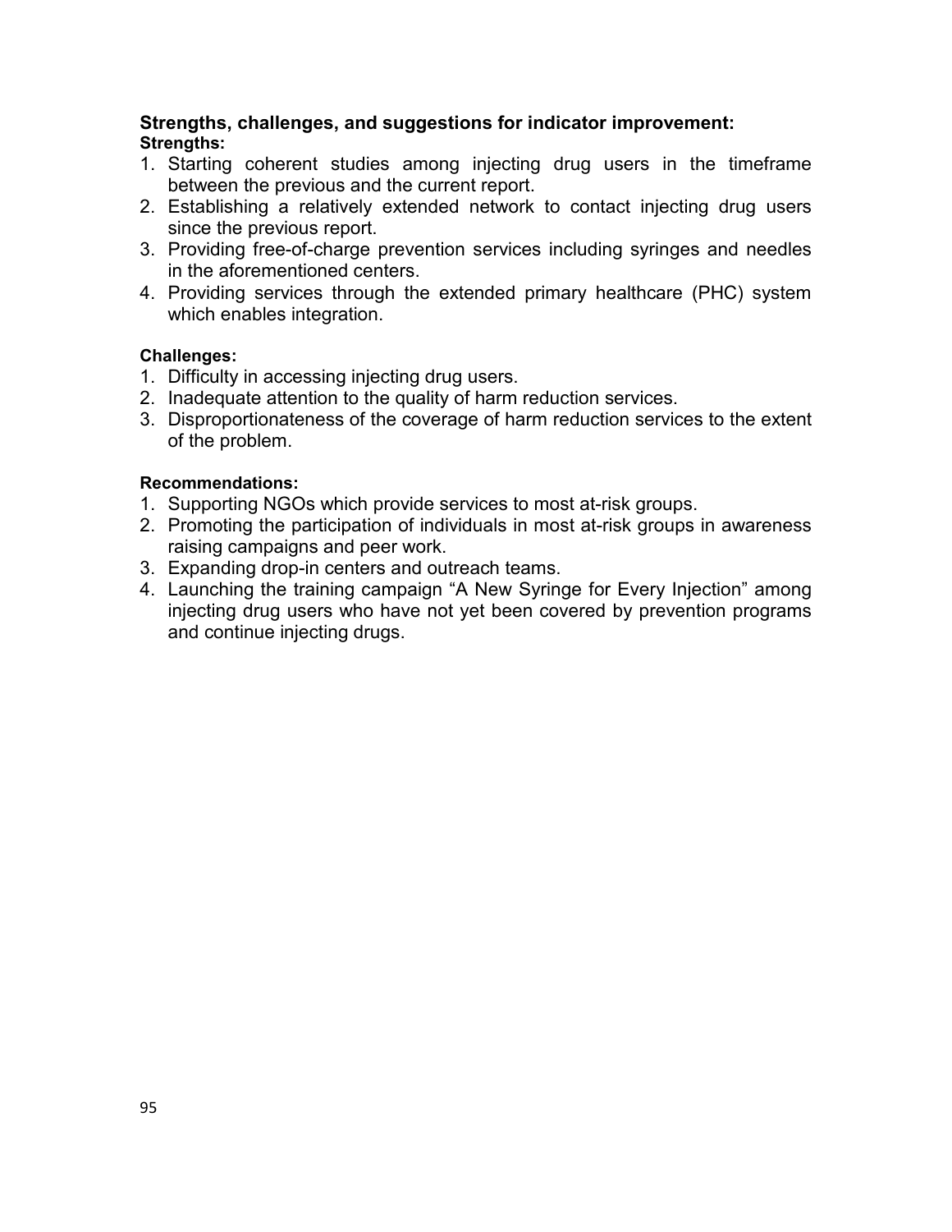**Strengths, challenges, and suggestions for indicator improvement:**

**Strengths:**

1. Starting coherent studies among injecting drug users in the timeframe between the previous and the current report.
2. Establishing a relatively extended network to contact injecting drug users since the previous report.
3. Providing free-of-charge prevention services including syringes and needles in the aforementioned centers.
4. Providing services through the extended primary healthcare (PHC) system which enables integration.

**Challenges:**

1. Difficulty in accessing injecting drug users.
2. Inadequate attention to the quality of harm reduction services.
3. Disproportionateness of the coverage of harm reduction services to the extent of the problem.

**Recommendations:**

1. Supporting NGOs which provide services to most at-risk groups.
2. Promoting the participation of individuals in most at-risk groups in awareness raising campaigns and peer work.
3. Expanding drop-in centers and outreach teams.
4. Launching the training campaign “A New Syringe for Every Injection” among injecting drug users who have not yet been covered by prevention programs and continue injecting drugs.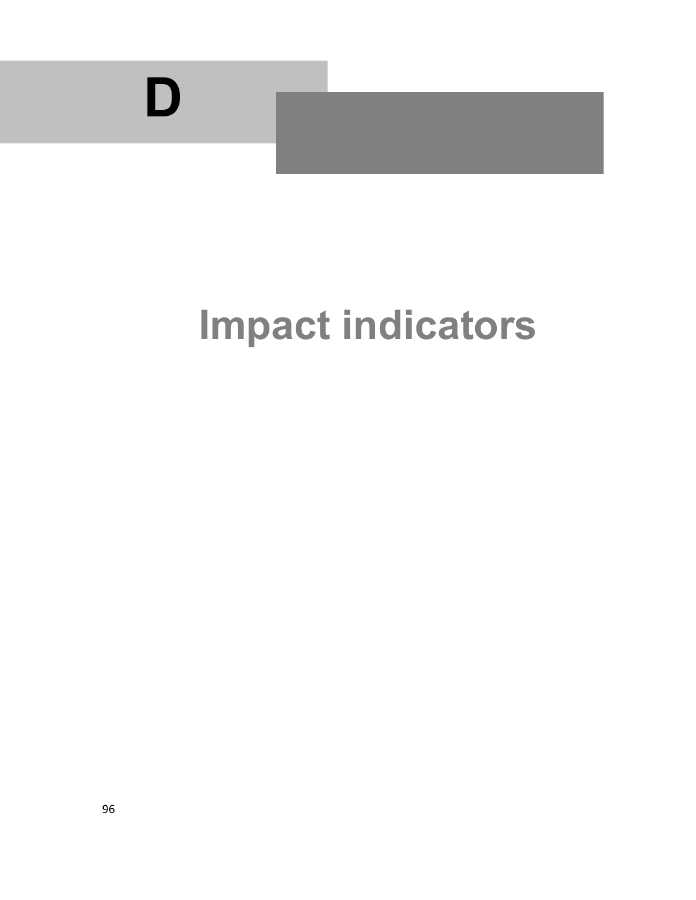# D

# Impact indicators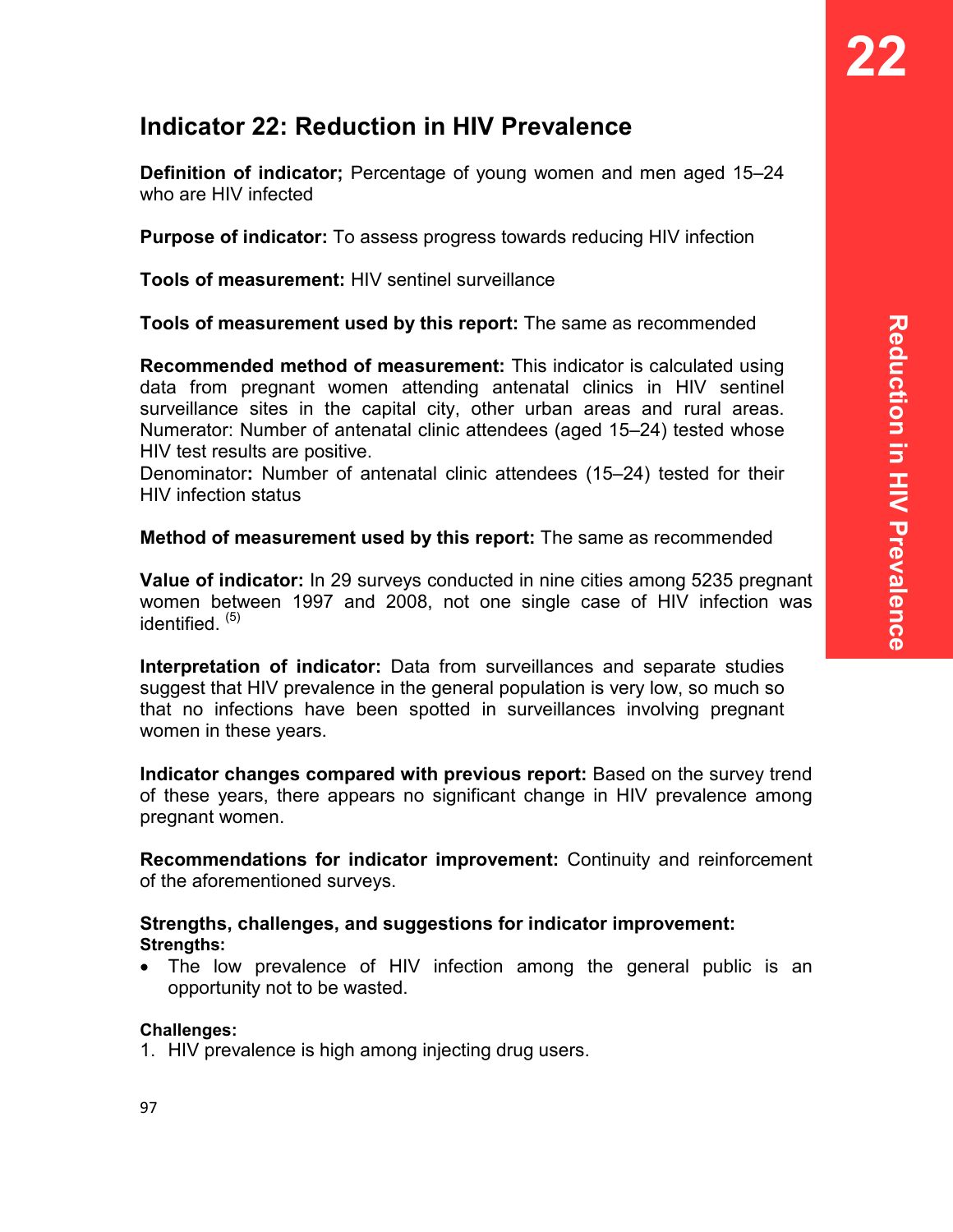# Indicator 22: Reduction in HIV Prevalence

**Definition of indicator;** Percentage of young women and men aged 15–24 who are HIV infected

**Purpose of indicator:** To assess progress towards reducing HIV infection

**Tools of measurement:** HIV sentinel surveillance

**Tools of measurement used by this report:** The same as recommended

**Recommended method of measurement:** This indicator is calculated using data from pregnant women attending antenatal clinics in HIV sentinel surveillance sites in the capital city, other urban areas and rural areas. Numerator: Number of antenatal clinic attendees (aged 15–24) tested whose HIV test results are positive.
Denominator**:** Number of antenatal clinic attendees (15–24) tested for their HIV infection status

**Method of measurement used by this report:** The same as recommended

**Value of indicator:** In 29 surveys conducted in nine cities among 5235 pregnant women between 1997 and 2008, not one single case of HIV infection was identified. [5]

**Interpretation of indicator:** Data from surveillances and separate studies suggest that HIV prevalence in the general population is very low, so much so that no infections have been spotted in surveillances involving pregnant women in these years.

**Indicator changes compared with previous report:** Based on the survey trend of these years, there appears no significant change in HIV prevalence among pregnant women.

**Recommendations for indicator improvement:** Continuity and reinforcement of the aforementioned surveys.

**Strengths, challenges, and suggestions for indicator improvement:**
**Strengths:**

- The low prevalence of HIV infection among the general public is an opportunity not to be wasted.

**Challenges:**

1. HIV prevalence is high among injecting drug users.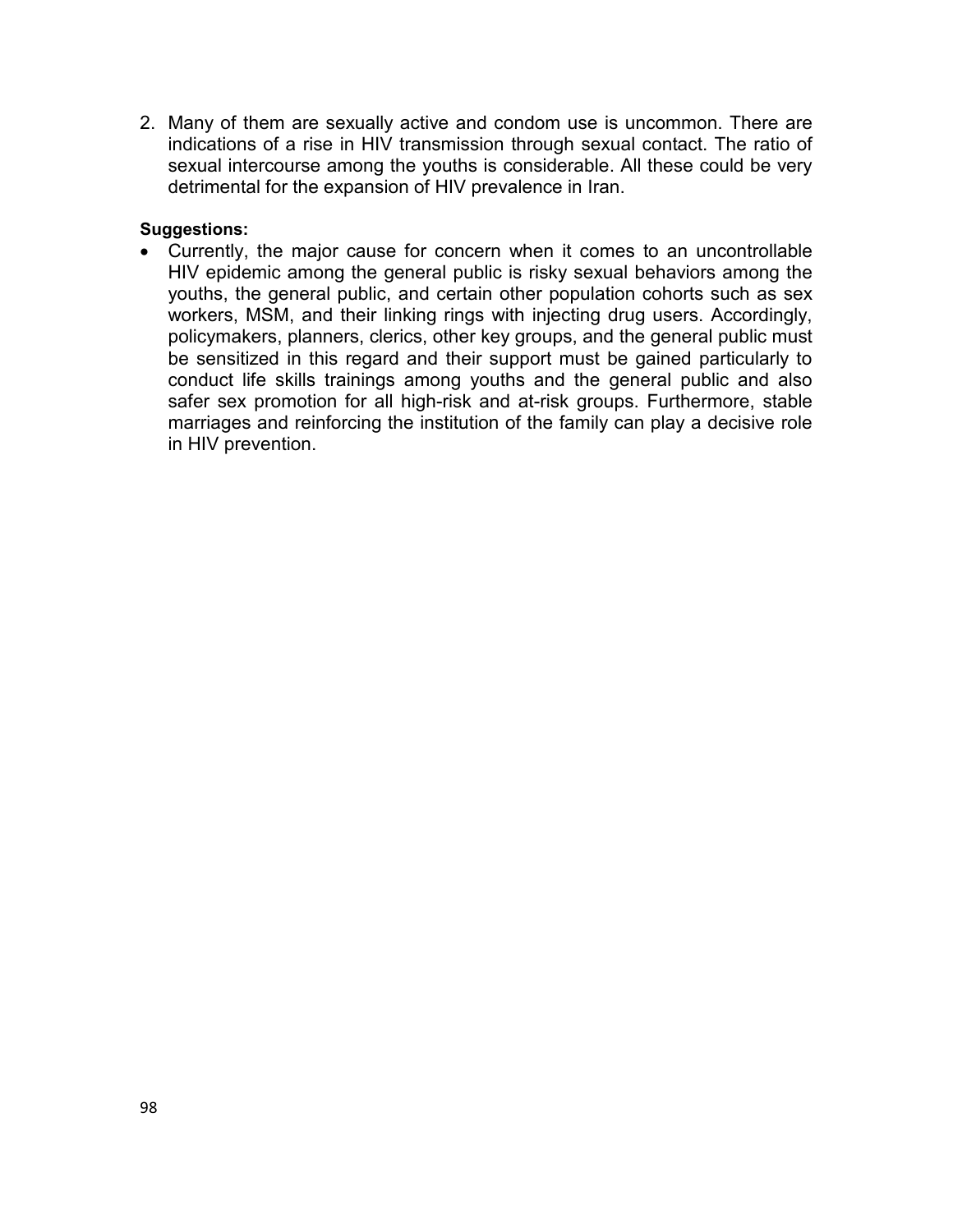2. Many of them are sexually active and condom use is uncommon. There are indications of a rise in HIV transmission through sexual contact. The ratio of sexual intercourse among the youths is considerable. All these could be very detrimental for the expansion of HIV prevalence in Iran.

**Suggestions:**

- Currently, the major cause for concern when it comes to an uncontrollable HIV epidemic among the general public is risky sexual behaviors among the youths, the general public, and certain other population cohorts such as sex workers, MSM, and their linking rings with injecting drug users. Accordingly, policymakers, planners, clerics, other key groups, and the general public must be sensitized in this regard and their support must be gained particularly to conduct life skills trainings among youths and the general public and also safer sex promotion for all high-risk and at-risk groups. Furthermore, stable marriages and reinforcing the institution of the family can play a decisive role in HIV prevention.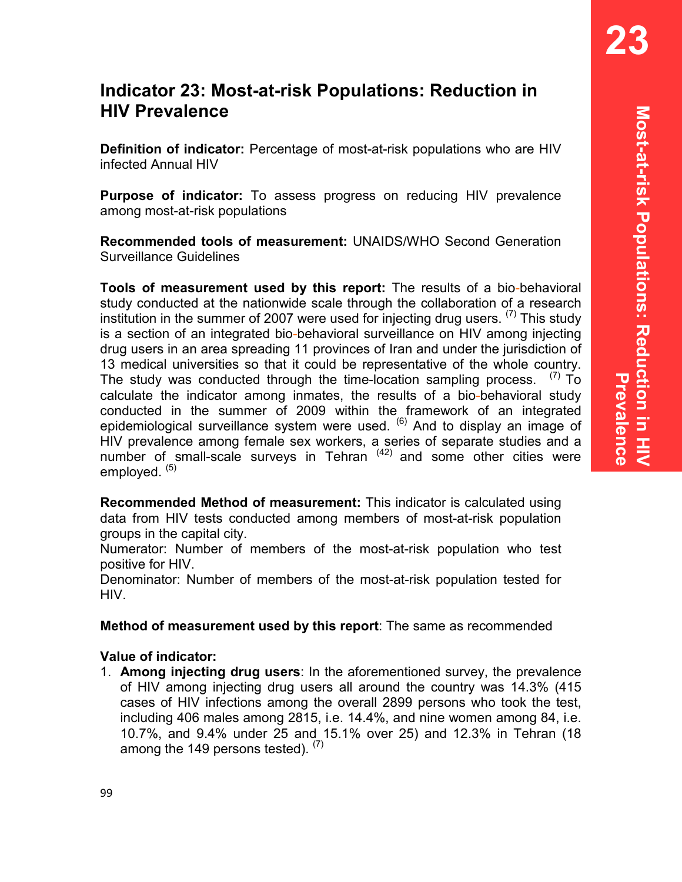# Indicator 23: Most-at-risk Populations: Reduction in HIV Prevalence

**Definition of indicator:** Percentage of most-at-risk populations who are HIV infected Annual HIV

**Purpose of indicator:** To assess progress on reducing HIV prevalence among most-at-risk populations

**Recommended tools of measurement:** UNAIDS/WHO Second Generation Surveillance Guidelines

**Tools of measurement used by this report:** The results of a bio-behavioral study conducted at the nationwide scale through the collaboration of a research institution in the summer of 2007 were used for injecting drug users. [7] This study is a section of an integrated bio-behavioral surveillance on HIV among injecting drug users in an area spreading 11 provinces of Iran and under the jurisdiction of 13 medical universities so that it could be representative of the whole country. The study was conducted through the time-location sampling process. [7] To calculate the indicator among inmates, the results of a bio-behavioral study conducted in the summer of 2009 within the framework of an integrated epidemiological surveillance system were used. [6] And to display an image of HIV prevalence among female sex workers, a series of separate studies and a number of small-scale surveys in Tehran [42] and some other cities were employed. [5]

**Recommended Method of measurement:** This indicator is calculated using data from HIV tests conducted among members of most-at-risk population groups in the capital city.
Numerator: Number of members of the most-at-risk population who test positive for HIV.
Denominator: Number of members of the most-at-risk population tested for HIV.

**Method of measurement used by this report**: The same as recommended

**Value of indicator:**

1. **Among injecting drug users**: In the aforementioned survey, the prevalence of HIV among injecting drug users all around the country was 14.3% (415 cases of HIV infections among the overall 2899 persons who took the test, including 406 males among 2815, i.e. 14.4%, and nine women among 84, i.e. 10.7%, and 9.4% under 25 and 15.1% over 25) and 12.3% in Tehran (18 among the 149 persons tested). [7]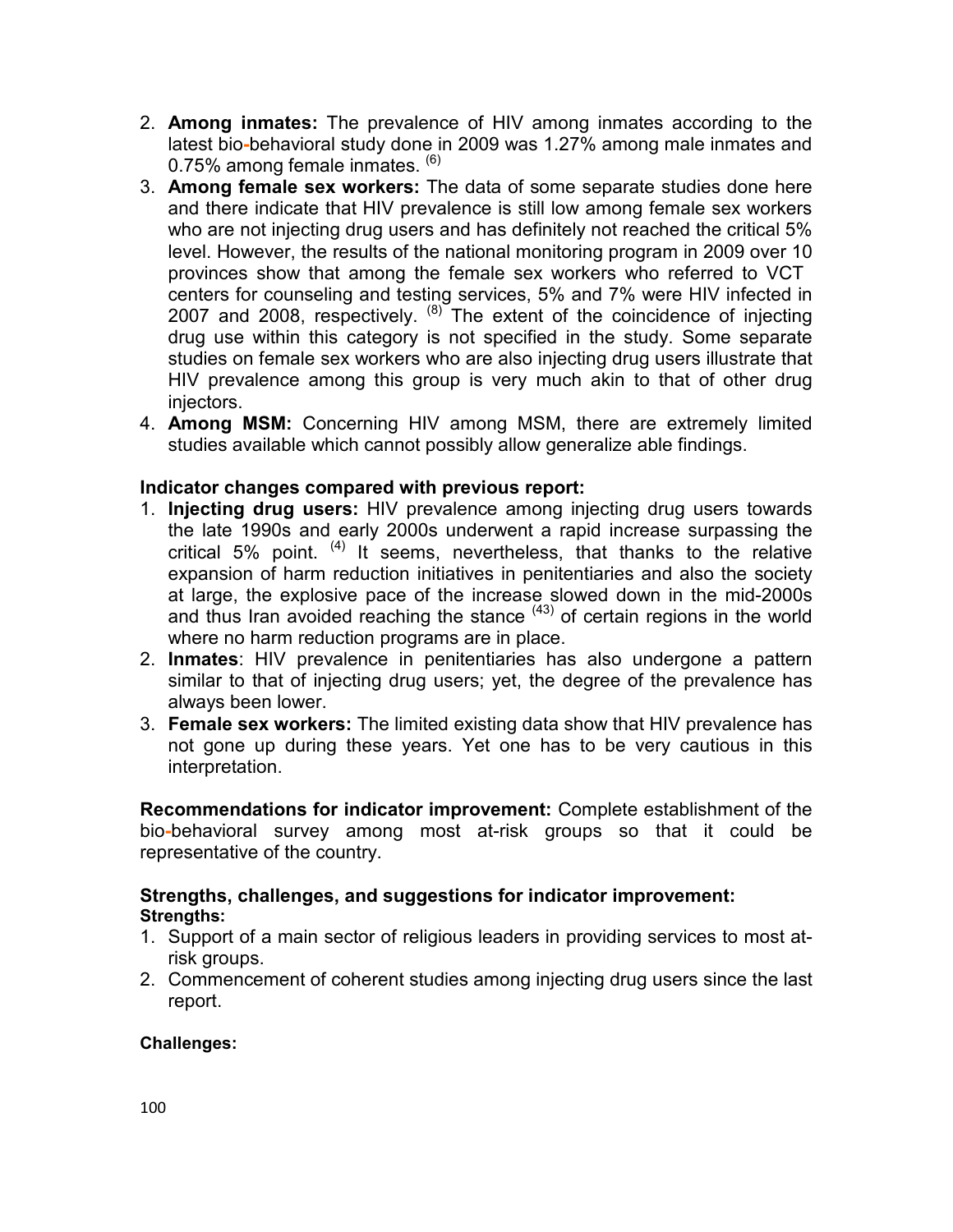2. **Among inmates:** The prevalence of HIV among inmates according to the latest bio-behavioral study done in 2009 was 1.27% among male inmates and 0.75% among female inmates. [(6)]
3. **Among female sex workers:** The data of some separate studies done here and there indicate that HIV prevalence is still low among female sex workers who are not injecting drug users and has definitely not reached the critical 5% level. However, the results of the national monitoring program in 2009 over 10 provinces show that among the female sex workers who referred to VCT centers for counseling and testing services, 5% and 7% were HIV infected in 2007 and 2008, respectively. [(8)] The extent of the coincidence of injecting drug use within this category is not specified in the study. Some separate studies on female sex workers who are also injecting drug users illustrate that HIV prevalence among this group is very much akin to that of other drug injectors.
4. **Among MSM:** Concerning HIV among MSM, there are extremely limited studies available which cannot possibly allow generalize able findings.

**Indicator changes compared with previous report:**

1. **Injecting drug users:** HIV prevalence among injecting drug users towards the late 1990s and early 2000s underwent a rapid increase surpassing the critical 5% point. [(4)] It seems, nevertheless, that thanks to the relative expansion of harm reduction initiatives in penitentiaries and also the society at large, the explosive pace of the increase slowed down in the mid-2000s and thus Iran avoided reaching the stance [(43)] of certain regions in the world where no harm reduction programs are in place.
2. **Inmates**: HIV prevalence in penitentiaries has also undergone a pattern similar to that of injecting drug users; yet, the degree of the prevalence has always been lower.
3. **Female sex workers:** The limited existing data show that HIV prevalence has not gone up during these years. Yet one has to be very cautious in this interpretation.

**Recommendations for indicator improvement:** Complete establishment of the bio-behavioral survey among most at-risk groups so that it could be representative of the country.

**Strengths, challenges, and suggestions for indicator improvement:**

**Strengths:**

1. Support of a main sector of religious leaders in providing services to most at-risk groups.
2. Commencement of coherent studies among injecting drug users since the last report.

**Challenges:**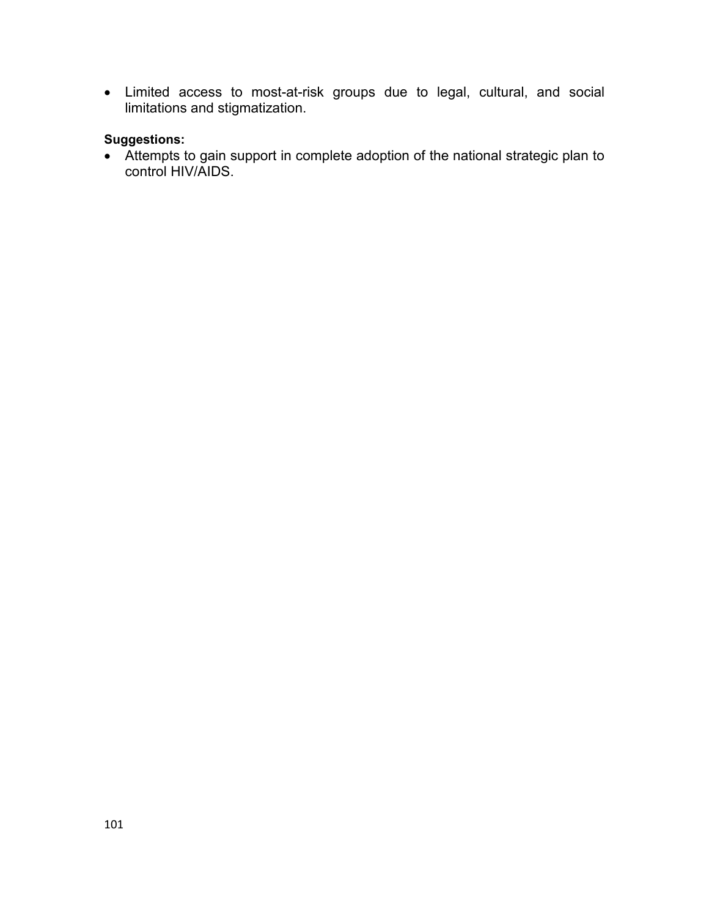- Limited access to most-at-risk groups due to legal, cultural, and social limitations and stigmatization.

**Suggestions:**

- Attempts to gain support in complete adoption of the national strategic plan to control HIV/AIDS.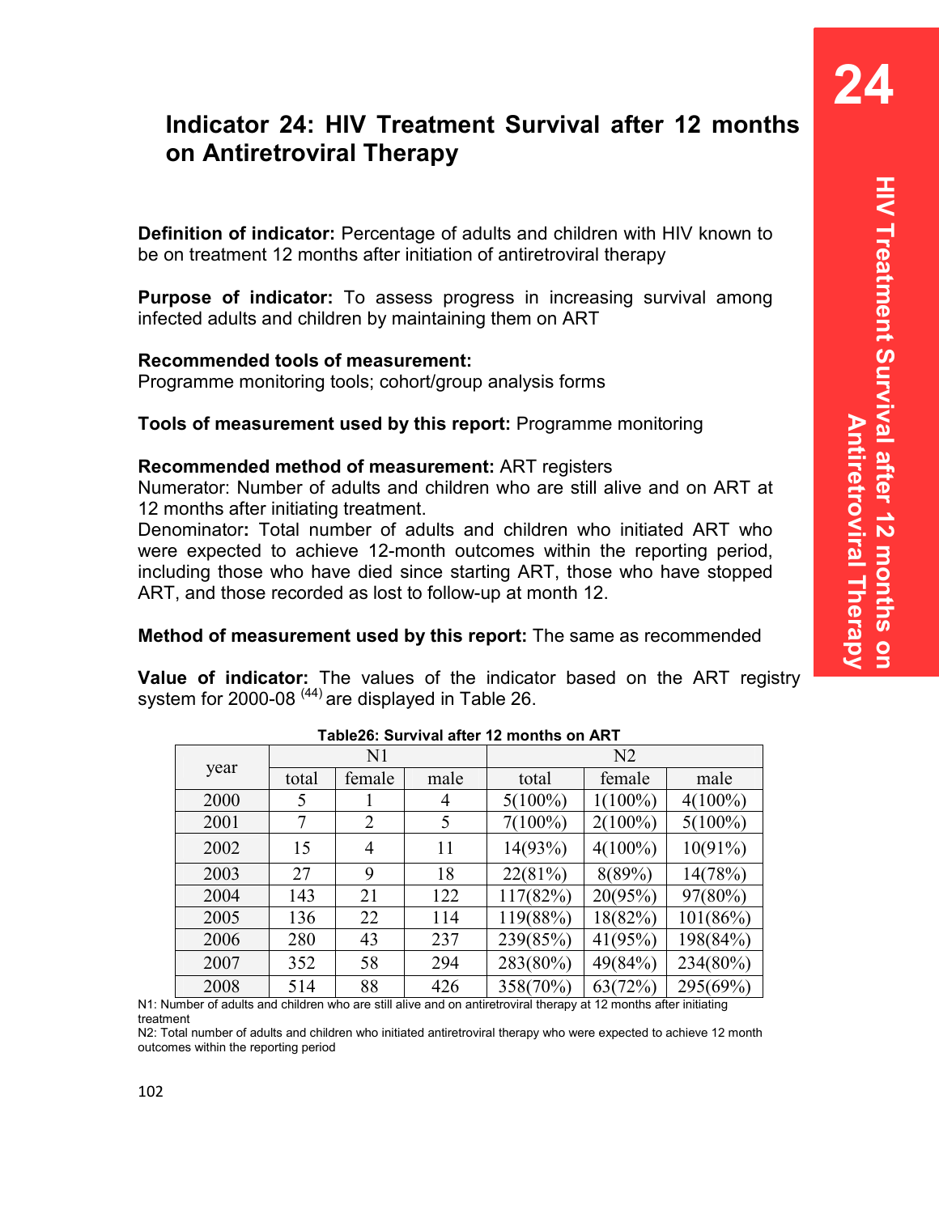# Indicator 24: HIV Treatment Survival after 12 months on Antiretroviral Therapy

**Definition of indicator:** Percentage of adults and children with HIV known to be on treatment 12 months after initiation of antiretroviral therapy

**Purpose of indicator:** To assess progress in increasing survival among infected adults and children by maintaining them on ART

**Recommended tools of measurement:**
Programme monitoring tools; cohort/group analysis forms

**Tools of measurement used by this report:** Programme monitoring

**Recommended method of measurement:** ART registers
Numerator: Number of adults and children who are still alive and on ART at 12 months after initiating treatment.
Denominator**:** Total number of adults and children who initiated ART who were expected to achieve 12-month outcomes within the reporting period, including those who have died since starting ART, those who have stopped ART, and those recorded as lost to follow-up at month 12.

**Method of measurement used by this report:** The same as recommended

**Value of indicator:** The values of the indicator based on the ART registry system for 2000-08 [44] are displayed in Table 26.

**Table26: Survival after 12 months on ART**

| year | N1 | | | N2 | | |
|---|---|---|---|---|---|---|
| | total | female | male | total | female | male |
| 2000 | 5 | 1 | 4 | 5(100%) | 1(100%) | 4(100%) |
| 2001 | 7 | 2 | 5 | 7(100%) | 2(100%) | 5(100%) |
| 2002 | 15 | 4 | 11 | 14(93%) | 4(100%) | 10(91%) |
| 2003 | 27 | 9 | 18 | 22(81%) | 8(89%) | 14(78%) |
| 2004 | 143 | 21 | 122 | 117(82%) | 20(95%) | 97(80%) |
| 2005 | 136 | 22 | 114 | 119(88%) | 18(82%) | 101(86%) |
| 2006 | 280 | 43 | 237 | 239(85%) | 41(95%) | 198(84%) |
| 2007 | 352 | 58 | 294 | 283(80%) | 49(84%) | 234(80%) |
| 2008 | 514 | 88 | 426 | 358(70%) | 63(72%) | 295(69%) |

N1: Number of adults and children who are still alive and on antiretroviral therapy at 12 months after initiating treatment
N2: Total number of adults and children who initiated antiretroviral therapy who were expected to achieve 12 month outcomes within the reporting period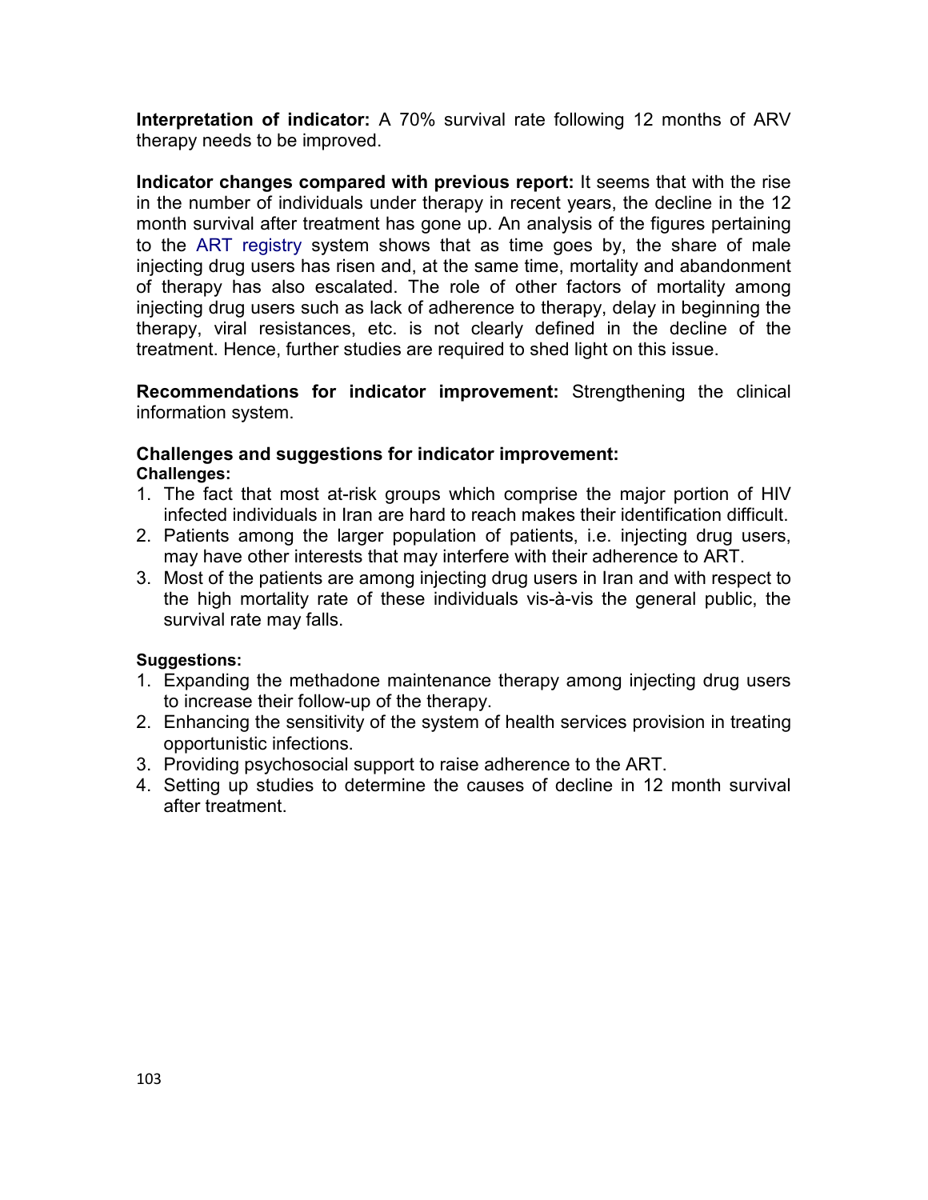**Interpretation of indicator:** A 70% survival rate following 12 months of ARV therapy needs to be improved.

**Indicator changes compared with previous report:** It seems that with the rise in the number of individuals under therapy in recent years, the decline in the 12 month survival after treatment has gone up. An analysis of the figures pertaining to the ART registry system shows that as time goes by, the share of male injecting drug users has risen and, at the same time, mortality and abandonment of therapy has also escalated. The role of other factors of mortality among injecting drug users such as lack of adherence to therapy, delay in beginning the therapy, viral resistances, etc. is not clearly defined in the decline of the treatment. Hence, further studies are required to shed light on this issue.

**Recommendations for indicator improvement:** Strengthening the clinical information system.

**Challenges and suggestions for indicator improvement:**

**Challenges:**

1. The fact that most at-risk groups which comprise the major portion of HIV infected individuals in Iran are hard to reach makes their identification difficult.
2. Patients among the larger population of patients, i.e. injecting drug users, may have other interests that may interfere with their adherence to ART.
3. Most of the patients are among injecting drug users in Iran and with respect to the high mortality rate of these individuals vis-à-vis the general public, the survival rate may falls.

**Suggestions:**

1. Expanding the methadone maintenance therapy among injecting drug users to increase their follow-up of the therapy.
2. Enhancing the sensitivity of the system of health services provision in treating opportunistic infections.
3. Providing psychosocial support to raise adherence to the ART.
4. Setting up studies to determine the causes of decline in 12 month survival after treatment.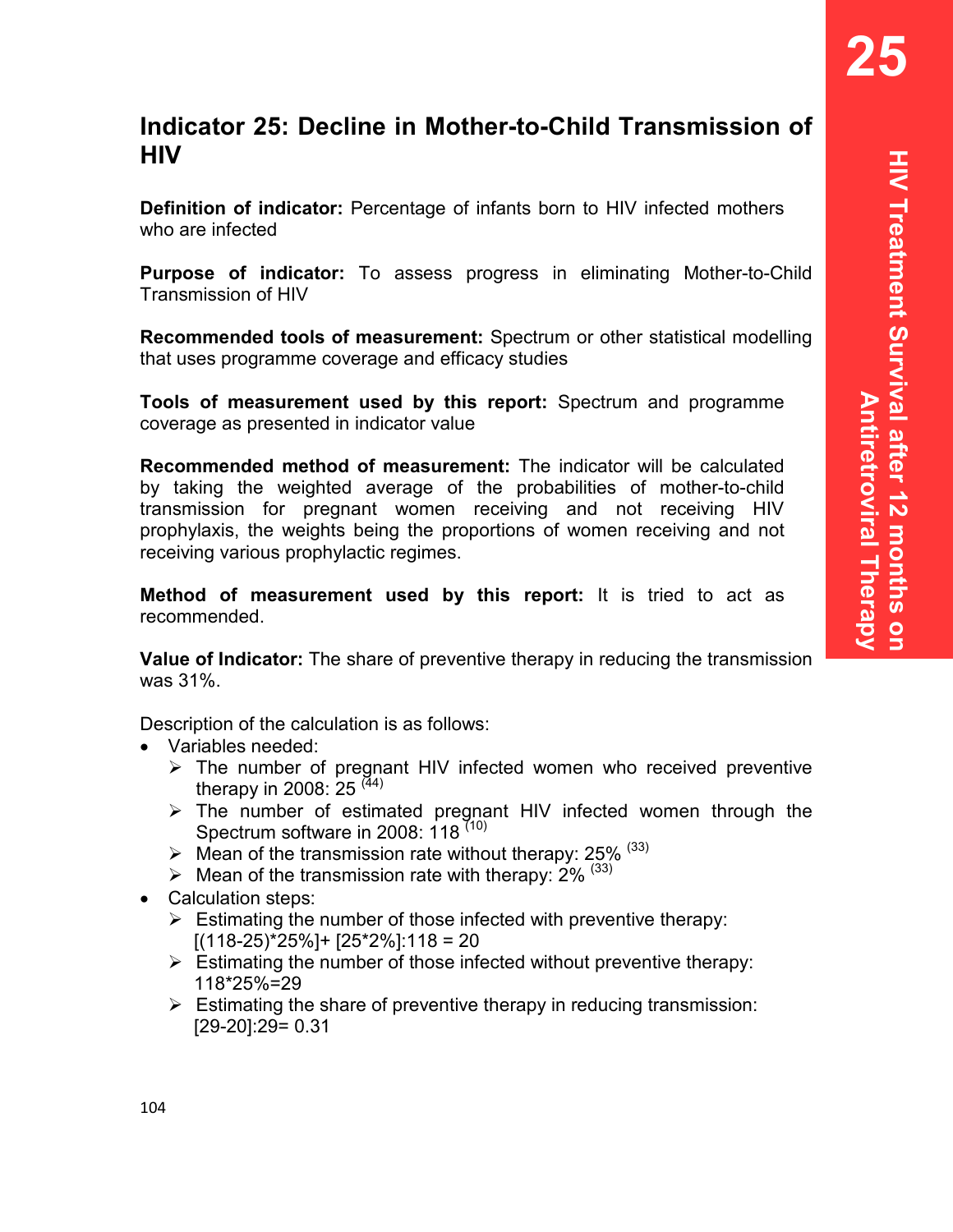## Indicator 25: Decline in Mother-to-Child Transmission of HIV

**Definition of indicator:** Percentage of infants born to HIV infected mothers who are infected

**Purpose of indicator:** To assess progress in eliminating Mother-to-Child Transmission of HIV

**Recommended tools of measurement:** Spectrum or other statistical modelling that uses programme coverage and efficacy studies

**Tools of measurement used by this report:** Spectrum and programme coverage as presented in indicator value

**Recommended method of measurement:** The indicator will be calculated by taking the weighted average of the probabilities of mother-to-child transmission for pregnant women receiving and not receiving HIV prophylaxis, the weights being the proportions of women receiving and not receiving various prophylactic regimes.

**Method of measurement used by this report:** It is tried to act as recommended.

**Value of Indicator:** The share of preventive therapy in reducing the transmission was 31%.

Description of the calculation is as follows:

- Variables needed:
  - The number of pregnant HIV infected women who received preventive therapy in 2008: 25 [44]
  - The number of estimated pregnant HIV infected women through the Spectrum software in 2008: 118 [10]
  - Mean of the transmission rate without therapy: 25% [33]
  - Mean of the transmission rate with therapy: 2% [33]
- Calculation steps:
  - Estimating the number of those infected with preventive therapy:
    [(118-25)*25%]+ [25*2%]:118 = 20
  - Estimating the number of those infected without preventive therapy:
    118*25%=29
  - Estimating the share of preventive therapy in reducing transmission:
    [29-20]:29= 0.31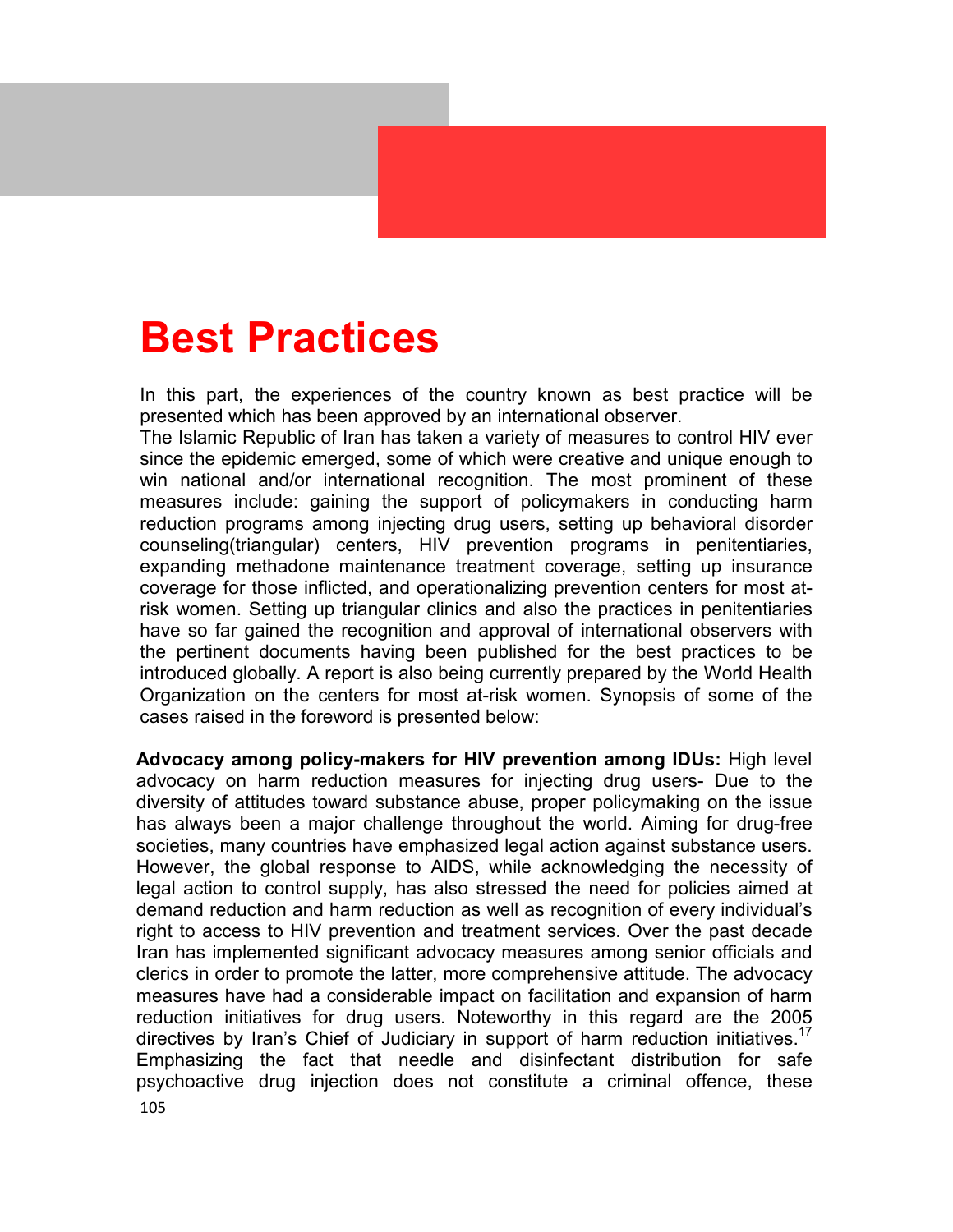# Best Practices

In this part, the experiences of the country known as best practice will be presented which has been approved by an international observer.

The Islamic Republic of Iran has taken a variety of measures to control HIV ever since the epidemic emerged, some of which were creative and unique enough to win national and/or international recognition. The most prominent of these measures include: gaining the support of policymakers in conducting harm reduction programs among injecting drug users, setting up behavioral disorder counseling(triangular) centers, HIV prevention programs in penitentiaries, expanding methadone maintenance treatment coverage, setting up insurance coverage for those inflicted, and operationalizing prevention centers for most at-risk women. Setting up triangular clinics and also the practices in penitentiaries have so far gained the recognition and approval of international observers with the pertinent documents having been published for the best practices to be introduced globally. A report is also being currently prepared by the World Health Organization on the centers for most at-risk women. Synopsis of some of the cases raised in the foreword is presented below:

**Advocacy among policy-makers for HIV prevention among IDUs:** High level advocacy on harm reduction measures for injecting drug users- Due to the diversity of attitudes toward substance abuse, proper policymaking on the issue has always been a major challenge throughout the world. Aiming for drug-free societies, many countries have emphasized legal action against substance users. However, the global response to AIDS, while acknowledging the necessity of legal action to control supply, has also stressed the need for policies aimed at demand reduction and harm reduction as well as recognition of every individual's right to access to HIV prevention and treatment services. Over the past decade Iran has implemented significant advocacy measures among senior officials and clerics in order to promote the latter, more comprehensive attitude. The advocacy measures have had a considerable impact on facilitation and expansion of harm reduction initiatives for drug users. Noteworthy in this regard are the 2005 directives by Iran's Chief of Judiciary in support of harm reduction initiatives.[17] Emphasizing the fact that needle and disinfectant distribution for safe psychoactive drug injection does not constitute a criminal offence, these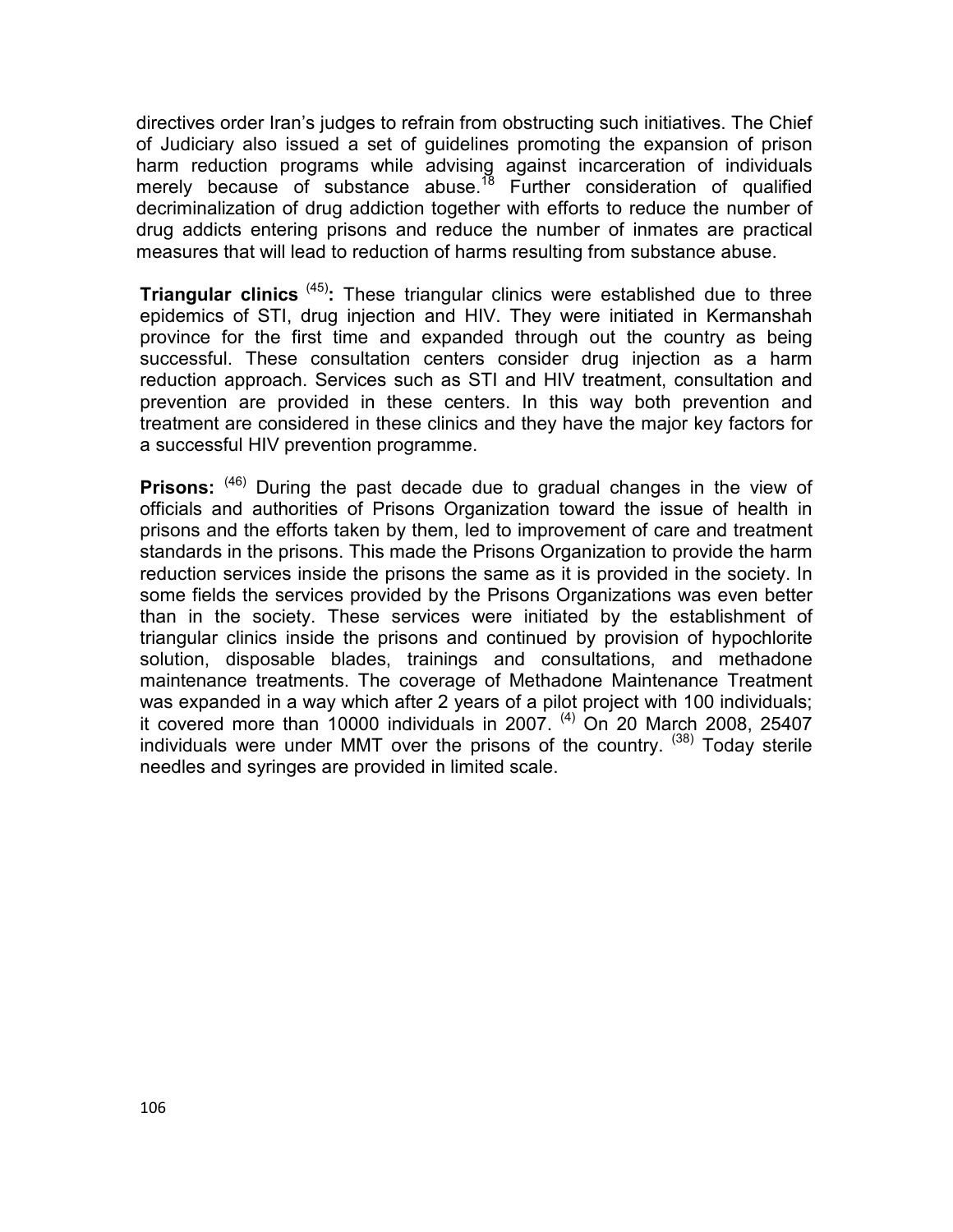directives order Iran's judges to refrain from obstructing such initiatives. The Chief of Judiciary also issued a set of guidelines promoting the expansion of prison harm reduction programs while advising against incarceration of individuals merely because of substance abuse.[18] Further consideration of qualified decriminalization of drug addiction together with efforts to reduce the number of drug addicts entering prisons and reduce the number of inmates are practical measures that will lead to reduction of harms resulting from substance abuse.

**Triangular clinics** [(45)]**:** These triangular clinics were established due to three epidemics of STI, drug injection and HIV. They were initiated in Kermanshah province for the first time and expanded through out the country as being successful. These consultation centers consider drug injection as a harm reduction approach. Services such as STI and HIV treatment, consultation and prevention are provided in these centers. In this way both prevention and treatment are considered in these clinics and they have the major key factors for a successful HIV prevention programme.

**Prisons:** [(46)] During the past decade due to gradual changes in the view of officials and authorities of Prisons Organization toward the issue of health in prisons and the efforts taken by them, led to improvement of care and treatment standards in the prisons. This made the Prisons Organization to provide the harm reduction services inside the prisons the same as it is provided in the society. In some fields the services provided by the Prisons Organizations was even better than in the society. These services were initiated by the establishment of triangular clinics inside the prisons and continued by provision of hypochlorite solution, disposable blades, trainings and consultations, and methadone maintenance treatments. The coverage of Methadone Maintenance Treatment was expanded in a way which after 2 years of a pilot project with 100 individuals; it covered more than 10000 individuals in 2007. [(4)] On 20 March 2008, 25407 individuals were under MMT over the prisons of the country. [(38)] Today sterile needles and syringes are provided in limited scale.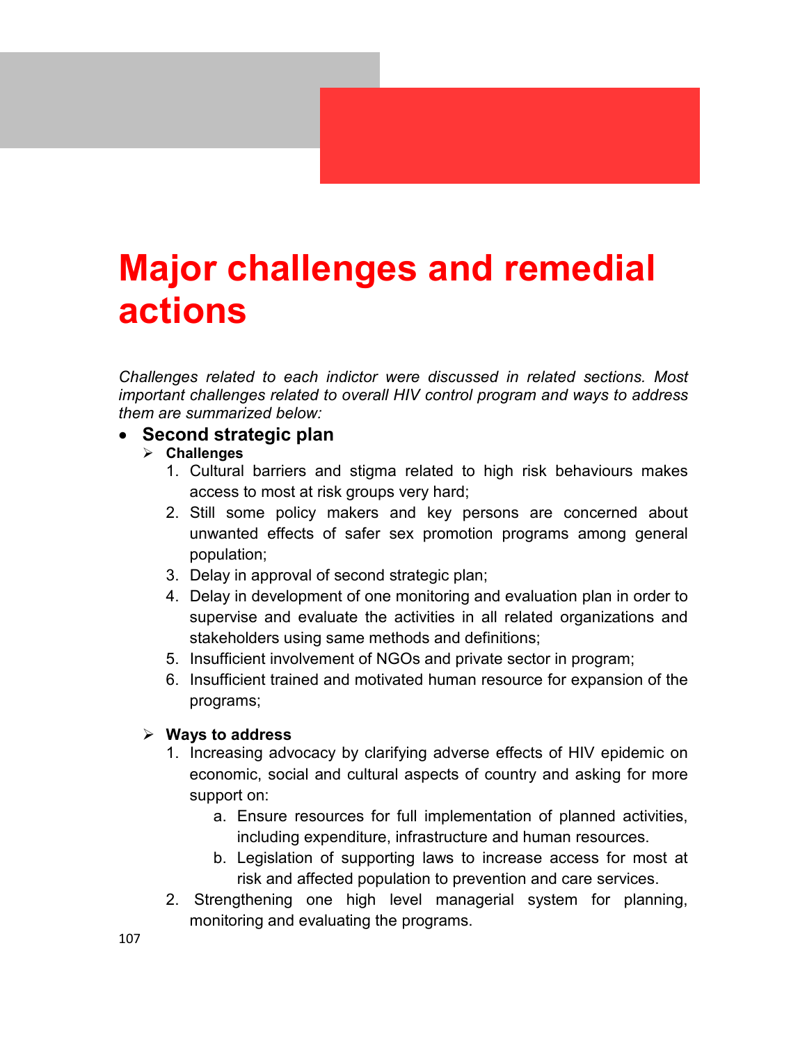# Major challenges and remedial actions

*Challenges related to each indictor were discussed in related sections. Most important challenges related to overall HIV control program and ways to address them are summarized below:*

- **Second strategic plan**
  - **Challenges**
    1. Cultural barriers and stigma related to high risk behaviours makes access to most at risk groups very hard;
    2. Still some policy makers and key persons are concerned about unwanted effects of safer sex promotion programs among general population;
    3. Delay in approval of second strategic plan;
    4. Delay in development of one monitoring and evaluation plan in order to supervise and evaluate the activities in all related organizations and stakeholders using same methods and definitions;
    5. Insufficient involvement of NGOs and private sector in program;
    6. Insufficient trained and motivated human resource for expansion of the programs;

  - **Ways to address**
    1. Increasing advocacy by clarifying adverse effects of HIV epidemic on economic, social and cultural aspects of country and asking for more support on:
       a. Ensure resources for full implementation of planned activities, including expenditure, infrastructure and human resources.
       b. Legislation of supporting laws to increase access for most at risk and affected population to prevention and care services.
    2. Strengthening one high level managerial system for planning, monitoring and evaluating the programs.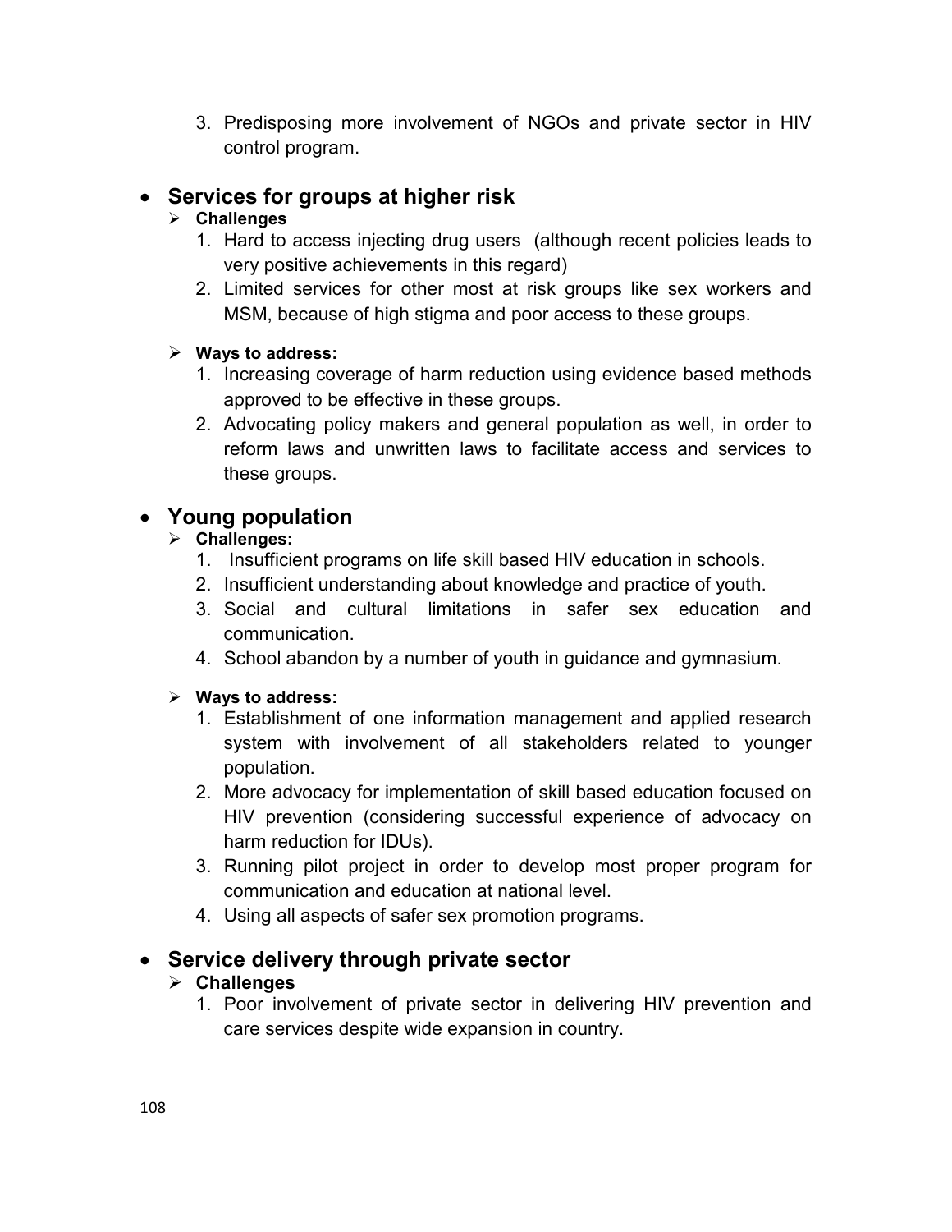3. Predisposing more involvement of NGOs and private sector in HIV control program.

- **Services for groups at higher risk**
  - **Challenges**
    1. Hard to access injecting drug users (although recent policies leads to very positive achievements in this regard)
    2. Limited services for other most at risk groups like sex workers and MSM, because of high stigma and poor access to these groups.
  - **Ways to address:**
    1. Increasing coverage of harm reduction using evidence based methods approved to be effective in these groups.
    2. Advocating policy makers and general population as well, in order to reform laws and unwritten laws to facilitate access and services to these groups.

- **Young population**
  - **Challenges:**
    1. Insufficient programs on life skill based HIV education in schools.
    2. Insufficient understanding about knowledge and practice of youth.
    3. Social and cultural limitations in safer sex education and communication.
    4. School abandon by a number of youth in guidance and gymnasium.
  - **Ways to address:**
    1. Establishment of one information management and applied research system with involvement of all stakeholders related to younger population.
    2. More advocacy for implementation of skill based education focused on HIV prevention (considering successful experience of advocacy on harm reduction for IDUs).
    3. Running pilot project in order to develop most proper program for communication and education at national level.
    4. Using all aspects of safer sex promotion programs.

- **Service delivery through private sector**
  - **Challenges**
    1. Poor involvement of private sector in delivering HIV prevention and care services despite wide expansion in country.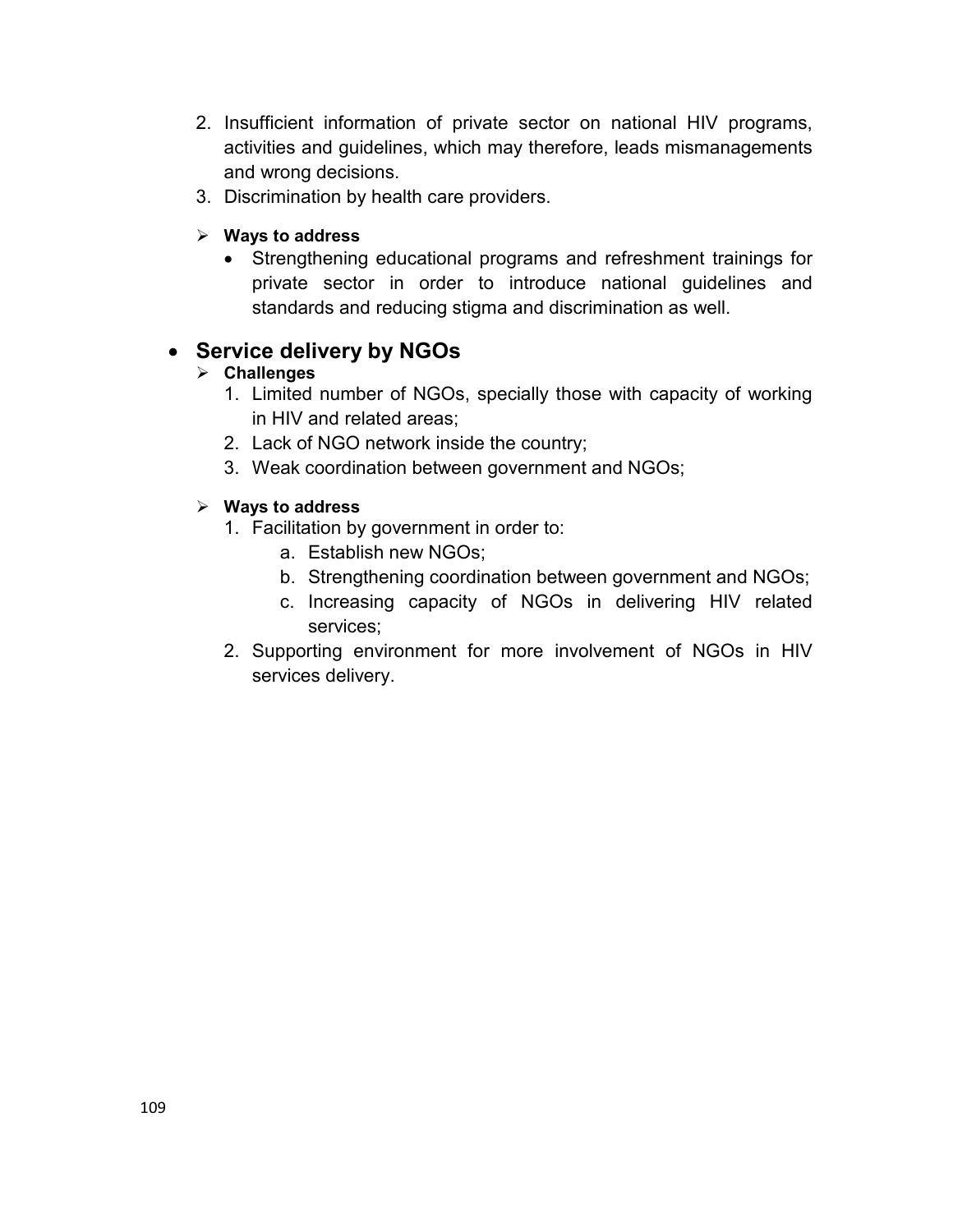2. Insufficient information of private sector on national HIV programs, activities and guidelines, which may therefore, leads mismanagements and wrong decisions.
3. Discrimination by health care providers.

- **Ways to address**
  - Strengthening educational programs and refreshment trainings for private sector in order to introduce national guidelines and standards and reducing stigma and discrimination as well.

- **Service delivery by NGOs**
  - **Challenges**
    1. Limited number of NGOs, specially those with capacity of working in HIV and related areas;
    2. Lack of NGO network inside the country;
    3. Weak coordination between government and NGOs;
  - **Ways to address**
    1. Facilitation by government in order to:
       a. Establish new NGOs;
       b. Strengthening coordination between government and NGOs;
       c. Increasing capacity of NGOs in delivering HIV related services;
    2. Supporting environment for more involvement of NGOs in HIV services delivery.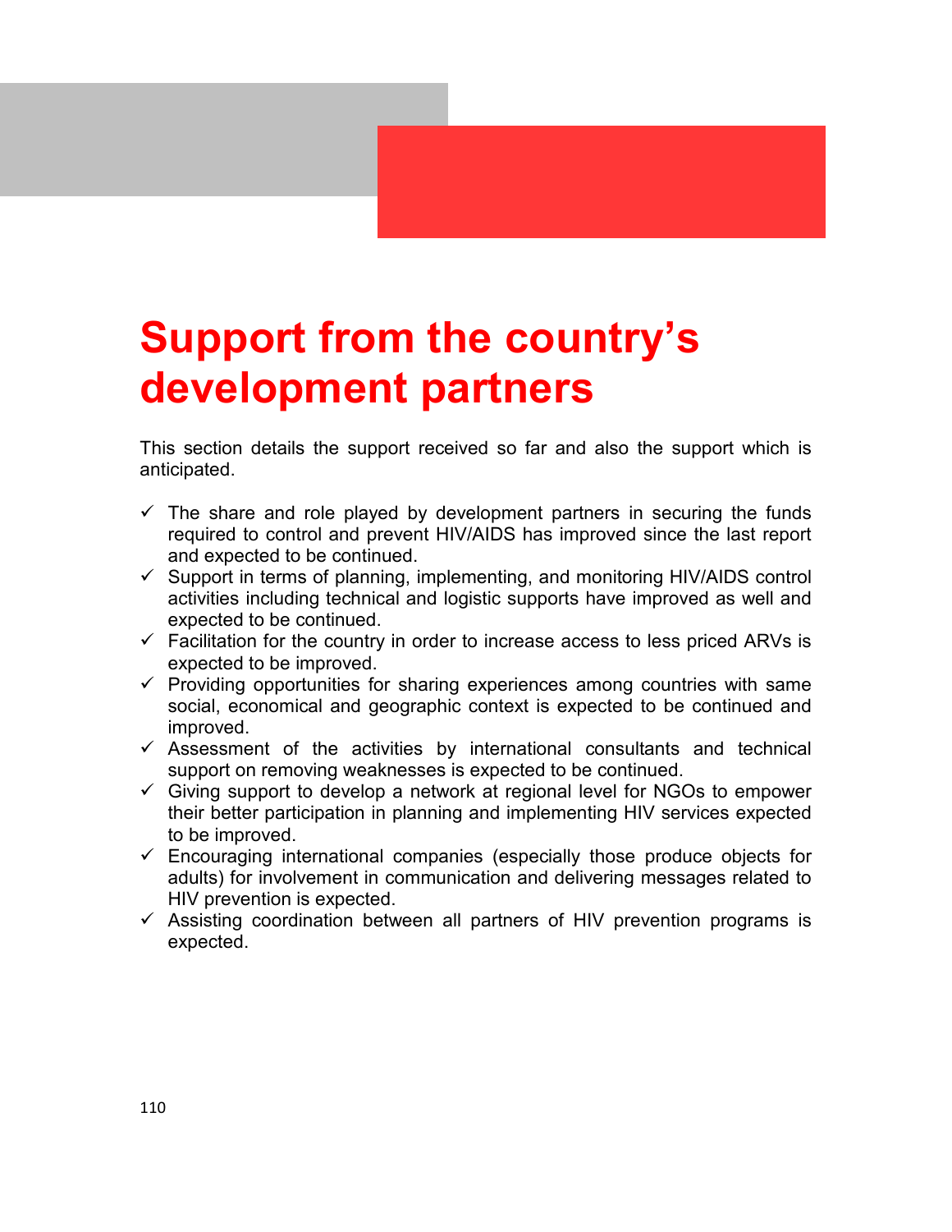# Support from the country's development partners

This section details the support received so far and also the support which is anticipated.

- ✓ The share and role played by development partners in securing the funds required to control and prevent HIV/AIDS has improved since the last report and expected to be continued.
- ✓ Support in terms of planning, implementing, and monitoring HIV/AIDS control activities including technical and logistic supports have improved as well and expected to be continued.
- ✓ Facilitation for the country in order to increase access to less priced ARVs is expected to be improved.
- ✓ Providing opportunities for sharing experiences among countries with same social, economical and geographic context is expected to be continued and improved.
- ✓ Assessment of the activities by international consultants and technical support on removing weaknesses is expected to be continued.
- ✓ Giving support to develop a network at regional level for NGOs to empower their better participation in planning and implementing HIV services expected to be improved.
- ✓ Encouraging international companies (especially those produce objects for adults) for involvement in communication and delivering messages related to HIV prevention is expected.
- ✓ Assisting coordination between all partners of HIV prevention programs is expected.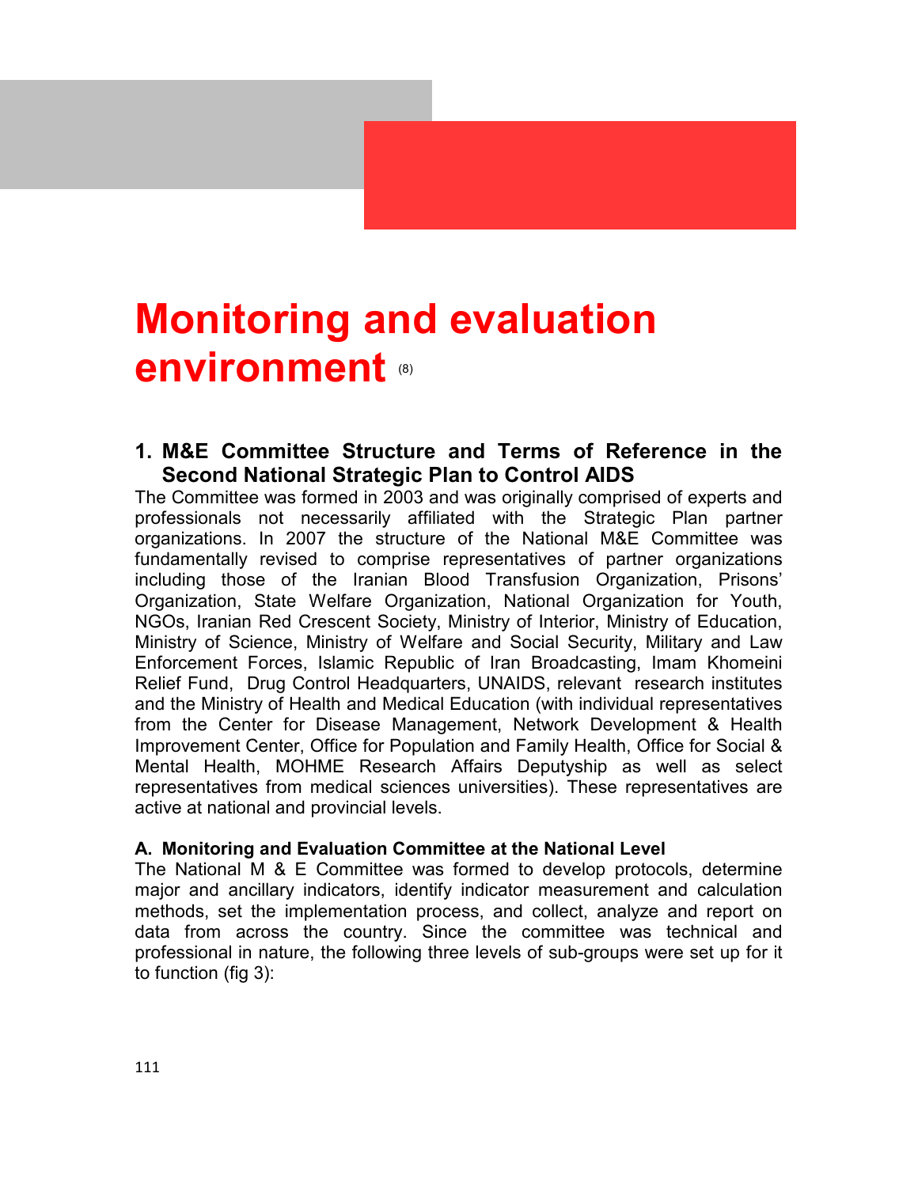# Monitoring and evaluation environment (8)

## 1. M&E Committee Structure and Terms of Reference in the Second National Strategic Plan to Control AIDS

The Committee was formed in 2003 and was originally comprised of experts and professionals not necessarily affiliated with the Strategic Plan partner organizations. In 2007 the structure of the National M&E Committee was fundamentally revised to comprise representatives of partner organizations including those of the Iranian Blood Transfusion Organization, Prisons' Organization, State Welfare Organization, National Organization for Youth, NGOs, Iranian Red Crescent Society, Ministry of Interior, Ministry of Education, Ministry of Science, Ministry of Welfare and Social Security, Military and Law Enforcement Forces, Islamic Republic of Iran Broadcasting, Imam Khomeini Relief Fund, Drug Control Headquarters, UNAIDS, relevant research institutes and the Ministry of Health and Medical Education (with individual representatives from the Center for Disease Management, Network Development & Health Improvement Center, Office for Population and Family Health, Office for Social & Mental Health, MOHME Research Affairs Deputyship as well as select representatives from medical sciences universities). These representatives are active at national and provincial levels.

### A. Monitoring and Evaluation Committee at the National Level

The National M & E Committee was formed to develop protocols, determine major and ancillary indicators, identify indicator measurement and calculation methods, set the implementation process, and collect, analyze and report on data from across the country. Since the committee was technical and professional in nature, the following three levels of sub-groups were set up for it to function (fig 3):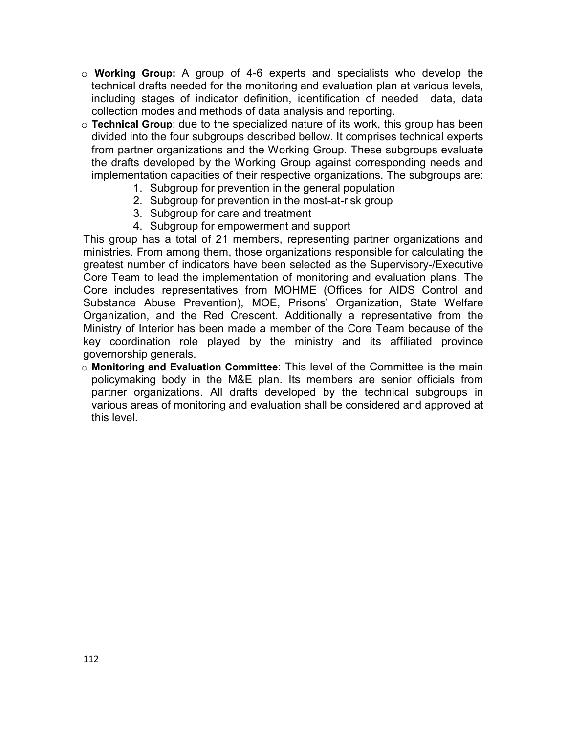- **Working Group:** A group of 4-6 experts and specialists who develop the technical drafts needed for the monitoring and evaluation plan at various levels, including stages of indicator definition, identification of needed data, data collection modes and methods of data analysis and reporting.
- **Technical Group**: due to the specialized nature of its work, this group has been divided into the four subgroups described bellow. It comprises technical experts from partner organizations and the Working Group. These subgroups evaluate the drafts developed by the Working Group against corresponding needs and implementation capacities of their respective organizations. The subgroups are:
    1. Subgroup for prevention in the general population
    2. Subgroup for prevention in the most-at-risk group
    3. Subgroup for care and treatment
    4. Subgroup for empowerment and support

  This group has a total of 21 members, representing partner organizations and ministries. From among them, those organizations responsible for calculating the greatest number of indicators have been selected as the Supervisory-/Executive Core Team to lead the implementation of monitoring and evaluation plans. The Core includes representatives from MOHME (Offices for AIDS Control and Substance Abuse Prevention), MOE, Prisons' Organization, State Welfare Organization, and the Red Crescent. Additionally a representative from the Ministry of Interior has been made a member of the Core Team because of the key coordination role played by the ministry and its affiliated province governorship generals.
- **Monitoring and Evaluation Committee**: This level of the Committee is the main policymaking body in the M&E plan. Its members are senior officials from partner organizations. All drafts developed by the technical subgroups in various areas of monitoring and evaluation shall be considered and approved at this level.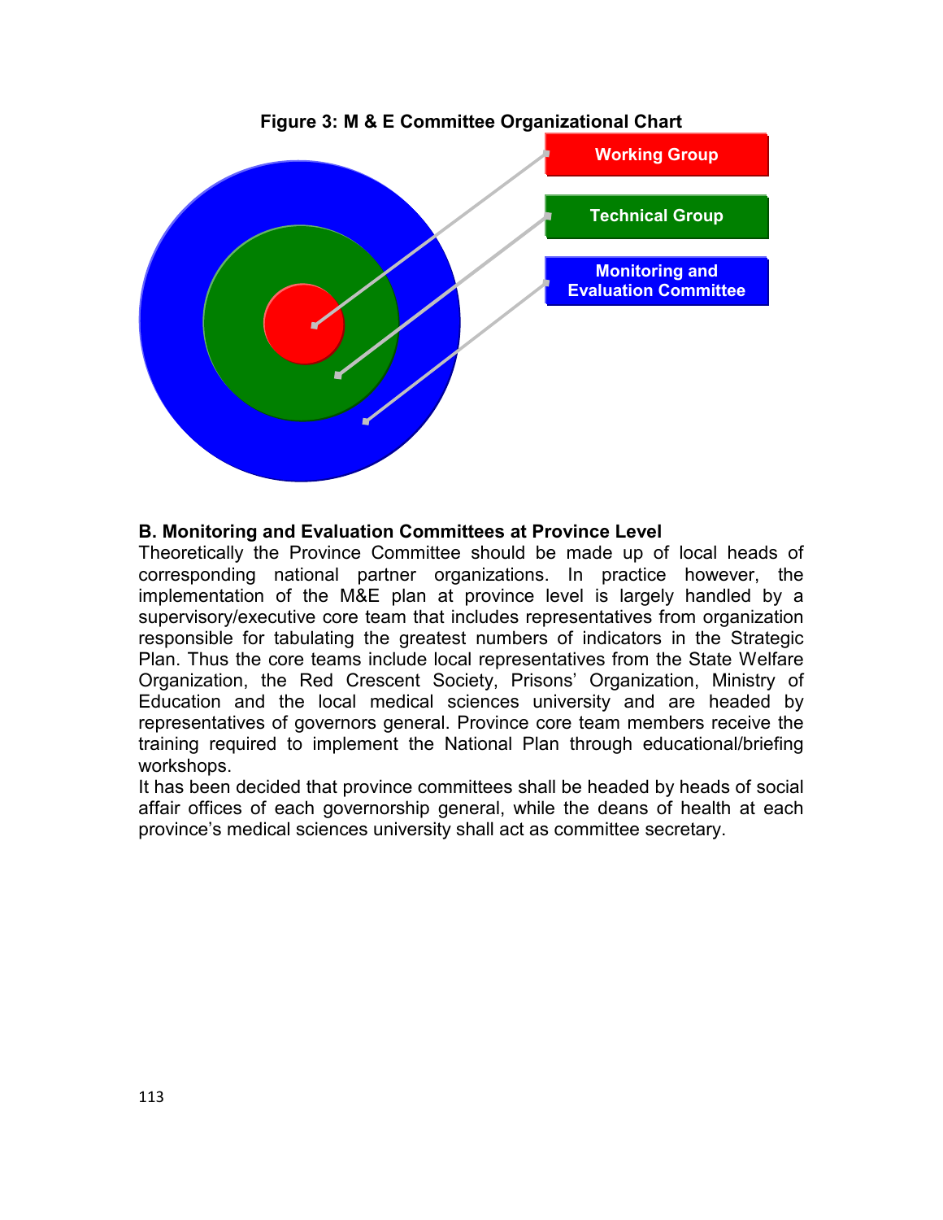**Figure 3: M & E Committee Organizational Chart**

Working Group

Technical Group

Monitoring and Evaluation Committee

**B. Monitoring and Evaluation Committees at Province Level**

Theoretically the Province Committee should be made up of local heads of corresponding national partner organizations. In practice however, the implementation of the M&E plan at province level is largely handled by a supervisory/executive core team that includes representatives from organization responsible for tabulating the greatest numbers of indicators in the Strategic Plan. Thus the core teams include local representatives from the State Welfare Organization, the Red Crescent Society, Prisons' Organization, Ministry of Education and the local medical sciences university and are headed by representatives of governors general. Province core team members receive the training required to implement the National Plan through educational/briefing workshops.

It has been decided that province committees shall be headed by heads of social affair offices of each governorship general, while the deans of health at each province's medical sciences university shall act as committee secretary.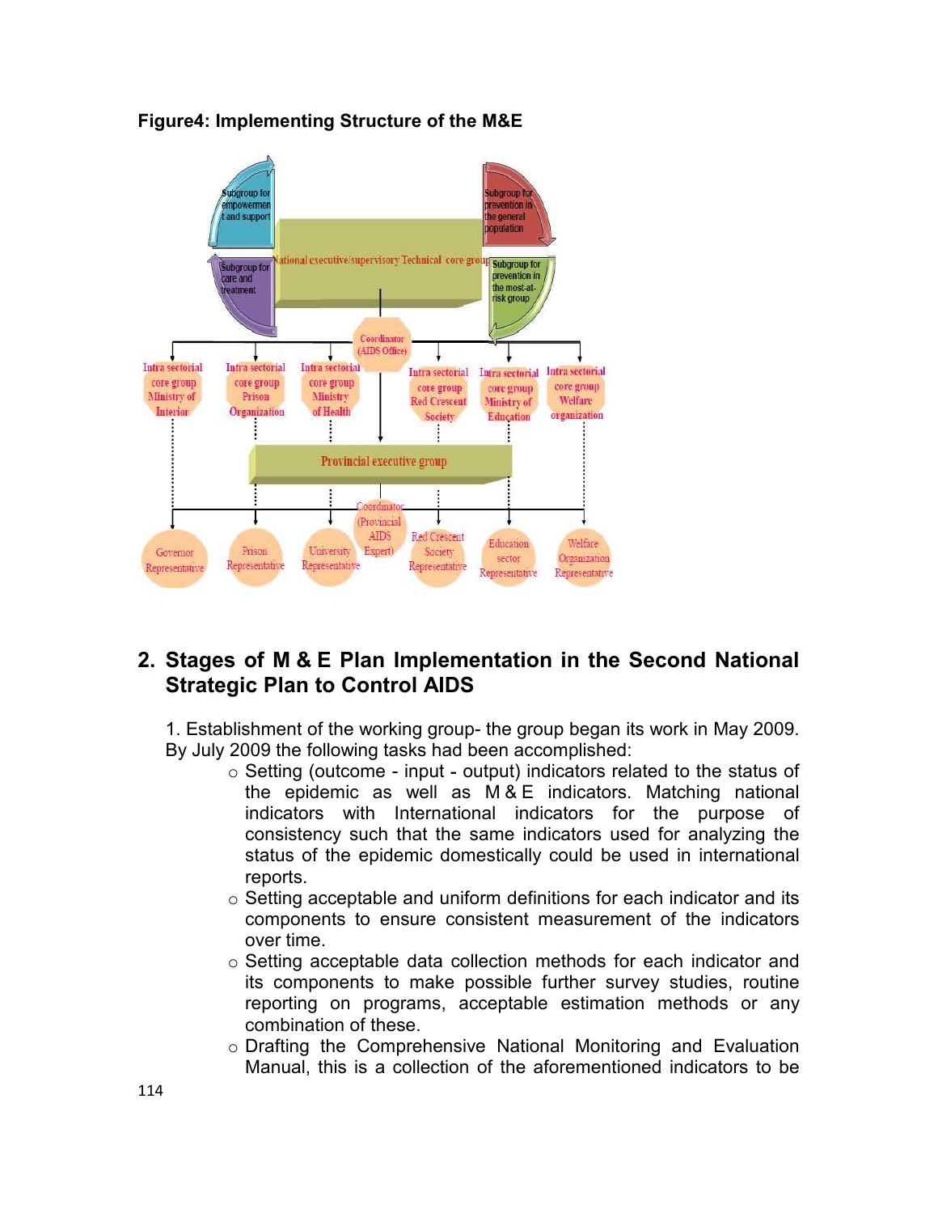**Figure4: Implementing Structure of the M&E**

## 2. Stages of M & E Plan Implementation in the Second National Strategic Plan to Control AIDS

1. Establishment of the working group- the group began its work in May 2009. By July 2009 the following tasks had been accomplished:

- Setting (outcome - input - output) indicators related to the status of the epidemic as well as M & E indicators. Matching national indicators with International indicators for the purpose of consistency such that the same indicators used for analyzing the status of the epidemic domestically could be used in international reports.
- Setting acceptable and uniform definitions for each indicator and its components to ensure consistent measurement of the indicators over time.
- Setting acceptable data collection methods for each indicator and its components to make possible further survey studies, routine reporting on programs, acceptable estimation methods or any combination of these.
- Drafting the Comprehensive National Monitoring and Evaluation Manual, this is a collection of the aforementioned indicators to be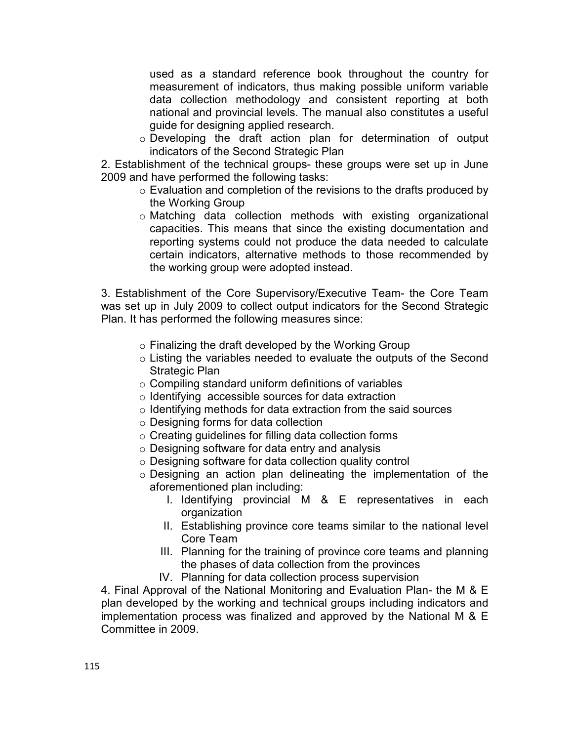used as a standard reference book throughout the country for measurement of indicators, thus making possible uniform variable data collection methodology and consistent reporting at both national and provincial levels. The manual also constitutes a useful guide for designing applied research.

- Developing the draft action plan for determination of output indicators of the Second Strategic Plan

2. Establishment of the technical groups- these groups were set up in June 2009 and have performed the following tasks:

   - Evaluation and completion of the revisions to the drafts produced by the Working Group
   - Matching data collection methods with existing organizational capacities. This means that since the existing documentation and reporting systems could not produce the data needed to calculate certain indicators, alternative methods to those recommended by the working group were adopted instead.

3. Establishment of the Core Supervisory/Executive Team- the Core Team was set up in July 2009 to collect output indicators for the Second Strategic Plan. It has performed the following measures since:

   - Finalizing the draft developed by the Working Group
   - Listing the variables needed to evaluate the outputs of the Second Strategic Plan
   - Compiling standard uniform definitions of variables
   - Identifying accessible sources for data extraction
   - Identifying methods for data extraction from the said sources
   - Designing forms for data collection
   - Creating guidelines for filling data collection forms
   - Designing software for data entry and analysis
   - Designing software for data collection quality control
   - Designing an action plan delineating the implementation of the aforementioned plan including:
     - I. Identifying provincial M & E representatives in each organization
     - II. Establishing province core teams similar to the national level Core Team
     - III. Planning for the training of province core teams and planning the phases of data collection from the provinces
     - IV. Planning for data collection process supervision

4. Final Approval of the National Monitoring and Evaluation Plan- the M & E plan developed by the working and technical groups including indicators and implementation process was finalized and approved by the National M & E Committee in 2009.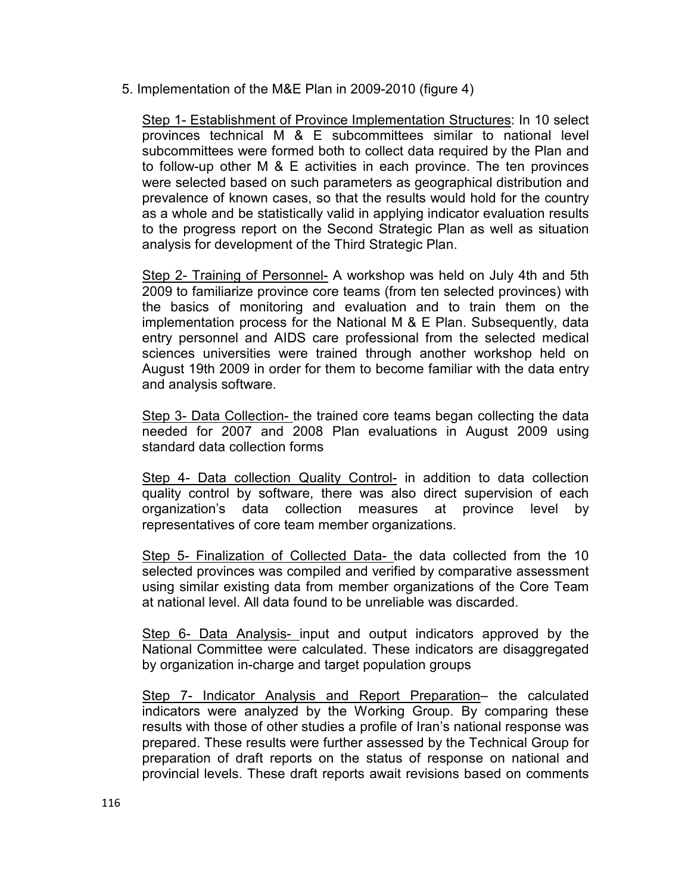5. Implementation of the M&E Plan in 2009-2010 (figure 4)

Step 1- Establishment of Province Implementation Structures: In 10 select provinces technical M & E subcommittees similar to national level subcommittees were formed both to collect data required by the Plan and to follow-up other M & E activities in each province. The ten provinces were selected based on such parameters as geographical distribution and prevalence of known cases, so that the results would hold for the country as a whole and be statistically valid in applying indicator evaluation results to the progress report on the Second Strategic Plan as well as situation analysis for development of the Third Strategic Plan.

Step 2- Training of Personnel- A workshop was held on July 4th and 5th 2009 to familiarize province core teams (from ten selected provinces) with the basics of monitoring and evaluation and to train them on the implementation process for the National M & E Plan. Subsequently, data entry personnel and AIDS care professional from the selected medical sciences universities were trained through another workshop held on August 19th 2009 in order for them to become familiar with the data entry and analysis software.

Step 3- Data Collection- the trained core teams began collecting the data needed for 2007 and 2008 Plan evaluations in August 2009 using standard data collection forms

Step 4- Data collection Quality Control- in addition to data collection quality control by software, there was also direct supervision of each organization's data collection measures at province level by representatives of core team member organizations.

Step 5- Finalization of Collected Data- the data collected from the 10 selected provinces was compiled and verified by comparative assessment using similar existing data from member organizations of the Core Team at national level. All data found to be unreliable was discarded.

Step 6- Data Analysis- input and output indicators approved by the National Committee were calculated. These indicators are disaggregated by organization in-charge and target population groups

Step 7- Indicator Analysis and Report Preparation– the calculated indicators were analyzed by the Working Group. By comparing these results with those of other studies a profile of Iran's national response was prepared. These results were further assessed by the Technical Group for preparation of draft reports on the status of response on national and provincial levels. These draft reports await revisions based on comments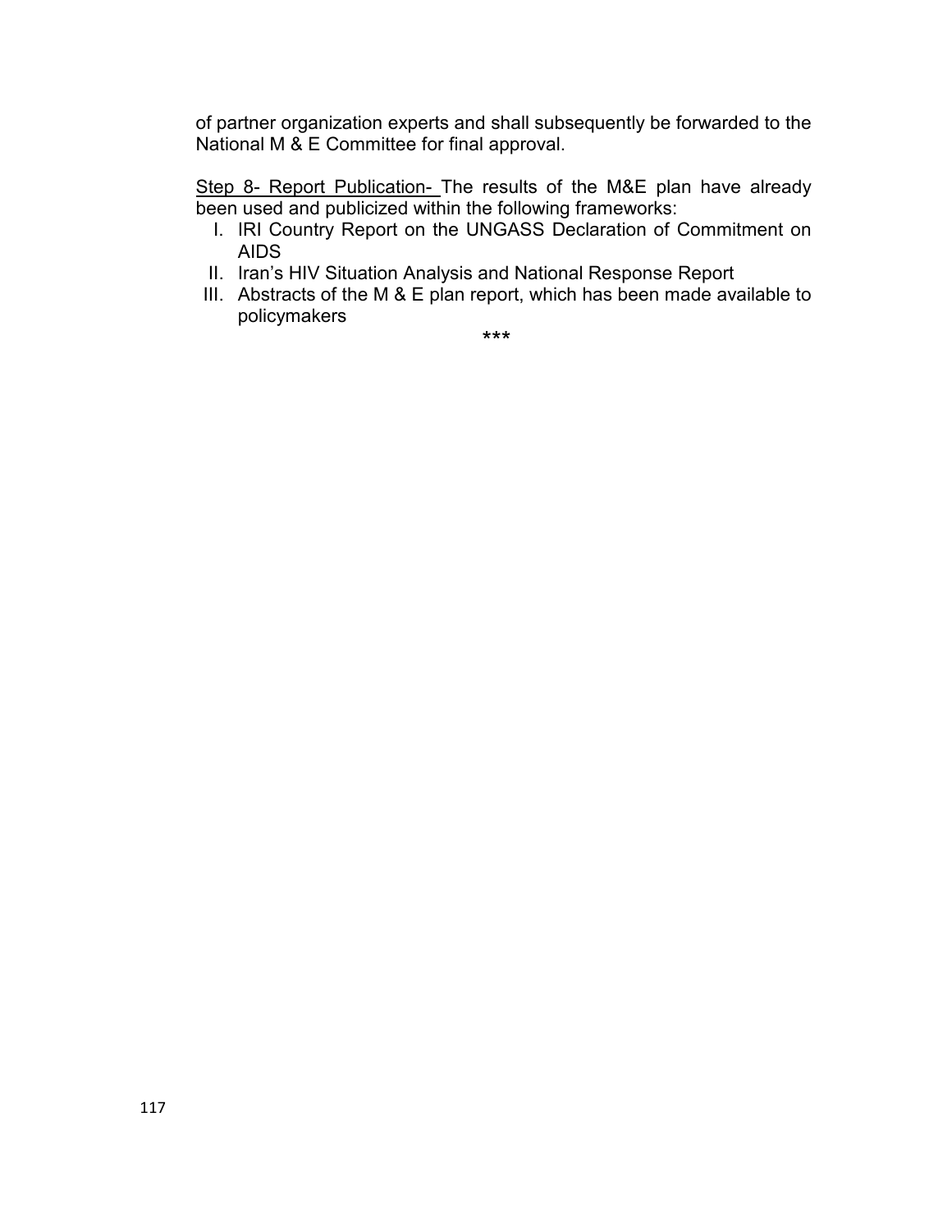of partner organization experts and shall subsequently be forwarded to the National M & E Committee for final approval.

<u>Step 8- Report Publication-</u> The results of the M&E plan have already been used and publicized within the following frameworks:

I. IRI Country Report on the UNGASS Declaration of Commitment on AIDS
II. Iran's HIV Situation Analysis and National Response Report
III. Abstracts of the M & E plan report, which has been made available to policymakers

***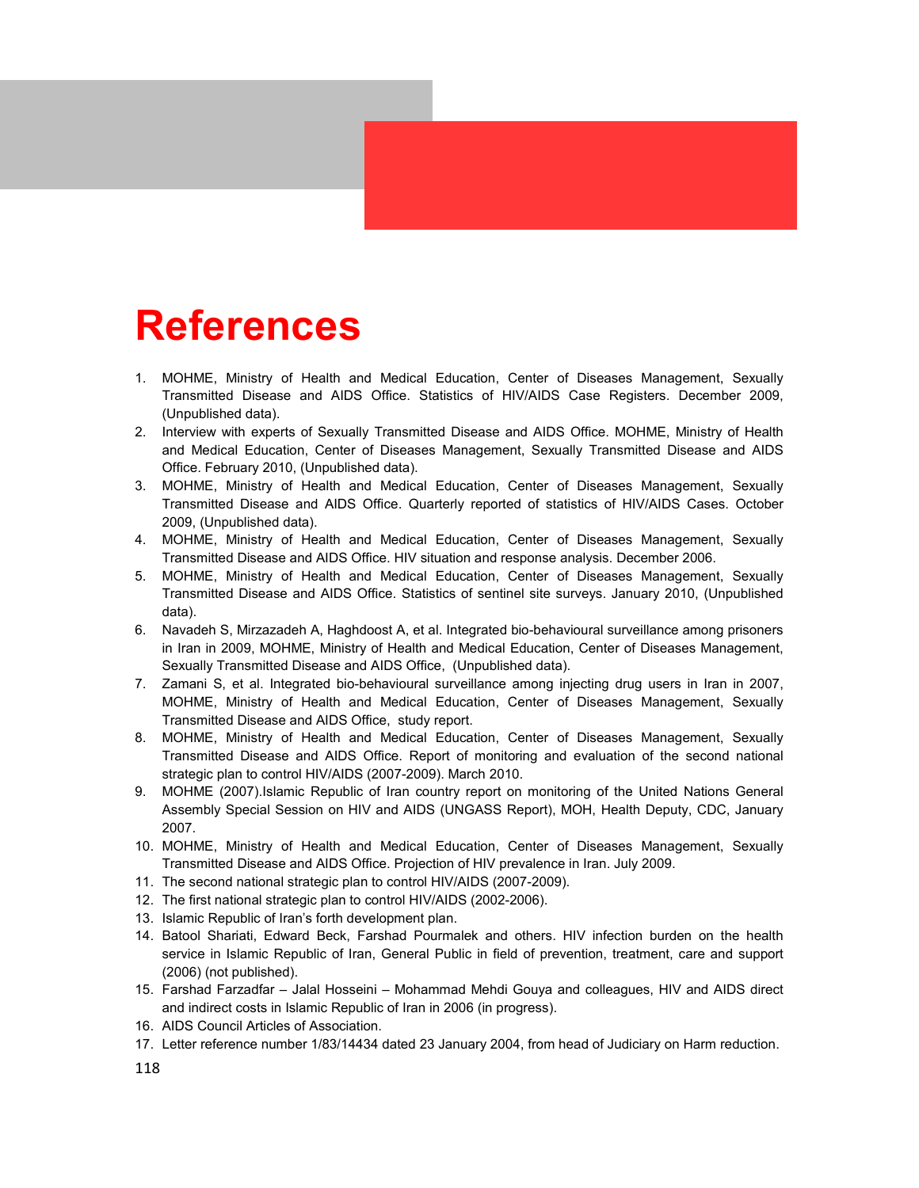# References

1. MOHME, Ministry of Health and Medical Education, Center of Diseases Management, Sexually Transmitted Disease and AIDS Office. Statistics of HIV/AIDS Case Registers. December 2009, (Unpublished data).
2. Interview with experts of Sexually Transmitted Disease and AIDS Office. MOHME, Ministry of Health and Medical Education, Center of Diseases Management, Sexually Transmitted Disease and AIDS Office. February 2010, (Unpublished data).
3. MOHME, Ministry of Health and Medical Education, Center of Diseases Management, Sexually Transmitted Disease and AIDS Office. Quarterly reported of statistics of HIV/AIDS Cases. October 2009, (Unpublished data).
4. MOHME, Ministry of Health and Medical Education, Center of Diseases Management, Sexually Transmitted Disease and AIDS Office. HIV situation and response analysis. December 2006.
5. MOHME, Ministry of Health and Medical Education, Center of Diseases Management, Sexually Transmitted Disease and AIDS Office. Statistics of sentinel site surveys. January 2010, (Unpublished data).
6. Navadeh S, Mirzazadeh A, Haghdoost A, et al. Integrated bio-behavioural surveillance among prisoners in Iran in 2009, MOHME, Ministry of Health and Medical Education, Center of Diseases Management, Sexually Transmitted Disease and AIDS Office, (Unpublished data).
7. Zamani S, et al. Integrated bio-behavioural surveillance among injecting drug users in Iran in 2007, MOHME, Ministry of Health and Medical Education, Center of Diseases Management, Sexually Transmitted Disease and AIDS Office, study report.
8. MOHME, Ministry of Health and Medical Education, Center of Diseases Management, Sexually Transmitted Disease and AIDS Office. Report of monitoring and evaluation of the second national strategic plan to control HIV/AIDS (2007-2009). March 2010.
9. MOHME (2007).Islamic Republic of Iran country report on monitoring of the United Nations General Assembly Special Session on HIV and AIDS (UNGASS Report), MOH, Health Deputy, CDC, January 2007.
10. MOHME, Ministry of Health and Medical Education, Center of Diseases Management, Sexually Transmitted Disease and AIDS Office. Projection of HIV prevalence in Iran. July 2009.
11. The second national strategic plan to control HIV/AIDS (2007-2009).
12. The first national strategic plan to control HIV/AIDS (2002-2006).
13. Islamic Republic of Iran's forth development plan.
14. Batool Shariati, Edward Beck, Farshad Pourmalek and others. HIV infection burden on the health service in Islamic Republic of Iran, General Public in field of prevention, treatment, care and support (2006) (not published).
15. Farshad Farzadfar – Jalal Hosseini – Mohammad Mehdi Gouya and colleagues, HIV and AIDS direct and indirect costs in Islamic Republic of Iran in 2006 (in progress).
16. AIDS Council Articles of Association.
17. Letter reference number 1/83/14434 dated 23 January 2004, from head of Judiciary on Harm reduction.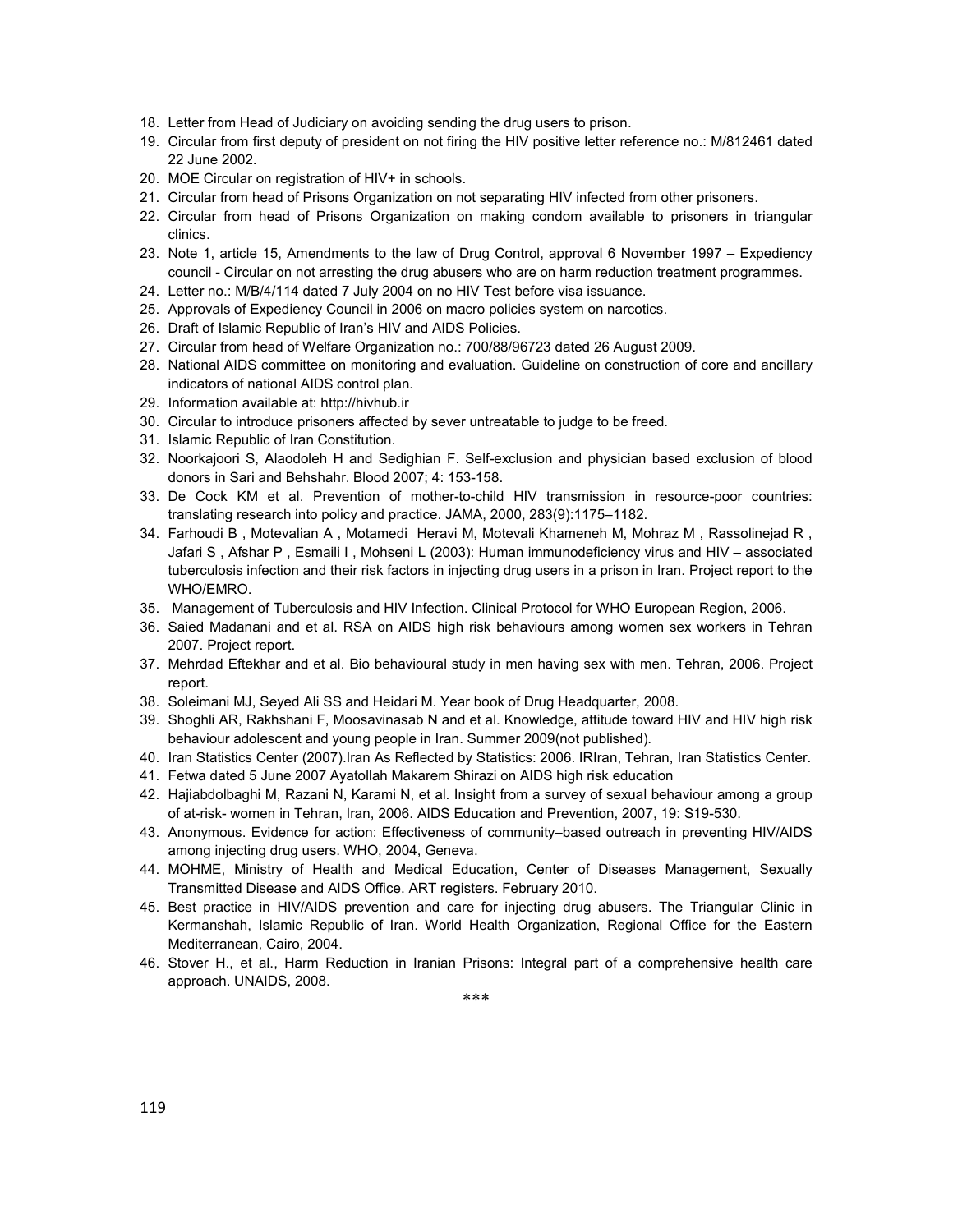18. Letter from Head of Judiciary on avoiding sending the drug users to prison.
19. Circular from first deputy of president on not firing the HIV positive letter reference no.: M/812461 dated 22 June 2002.
20. MOE Circular on registration of HIV+ in schools.
21. Circular from head of Prisons Organization on not separating HIV infected from other prisoners.
22. Circular from head of Prisons Organization on making condom available to prisoners in triangular clinics.
23. Note 1, article 15, Amendments to the law of Drug Control, approval 6 November 1997 – Expediency council - Circular on not arresting the drug abusers who are on harm reduction treatment programmes.
24. Letter no.: M/B/4/114 dated 7 July 2004 on no HIV Test before visa issuance.
25. Approvals of Expediency Council in 2006 on macro policies system on narcotics.
26. Draft of Islamic Republic of Iran's HIV and AIDS Policies.
27. Circular from head of Welfare Organization no.: 700/88/96723 dated 26 August 2009.
28. National AIDS committee on monitoring and evaluation. Guideline on construction of core and ancillary indicators of national AIDS control plan.
29. Information available at: http://hivhub.ir
30. Circular to introduce prisoners affected by sever untreatable to judge to be freed.
31. Islamic Republic of Iran Constitution.
32. Noorkajoori S, Alaodoleh H and Sedighian F. Self-exclusion and physician based exclusion of blood donors in Sari and Behshahr. Blood 2007; 4: 153-158.
33. De Cock KM et al. Prevention of mother-to-child HIV transmission in resource-poor countries: translating research into policy and practice. JAMA, 2000, 283(9):1175–1182.
34. Farhoudi B , Motevalian A , Motamedi Heravi M, Motevali Khameneh M, Mohraz M , Rassolinejad R , Jafari S , Afshar P , Esmaili I , Mohseni L (2003): Human immunodeficiency virus and HIV – associated tuberculosis infection and their risk factors in injecting drug users in a prison in Iran. Project report to the WHO/EMRO.
35. Management of Tuberculosis and HIV Infection. Clinical Protocol for WHO European Region, 2006.
36. Saied Madanani and et al. RSA on AIDS high risk behaviours among women sex workers in Tehran 2007. Project report.
37. Mehrdad Eftekhar and et al. Bio behavioural study in men having sex with men. Tehran, 2006. Project report.
38. Soleimani MJ, Seyed Ali SS and Heidari M. Year book of Drug Headquarter, 2008.
39. Shoghli AR, Rakhshani F, Moosavinasab N and et al. Knowledge, attitude toward HIV and HIV high risk behaviour adolescent and young people in Iran. Summer 2009(not published).
40. Iran Statistics Center (2007).Iran As Reflected by Statistics: 2006. IRIran, Tehran, Iran Statistics Center.
41. Fetwa dated 5 June 2007 Ayatollah Makarem Shirazi on AIDS high risk education
42. Hajiabdolbaghi M, Razani N, Karami N, et al. Insight from a survey of sexual behaviour among a group of at-risk- women in Tehran, Iran, 2006. AIDS Education and Prevention, 2007, 19: S19-530.
43. Anonymous. Evidence for action: Effectiveness of community–based outreach in preventing HIV/AIDS among injecting drug users. WHO, 2004, Geneva.
44. MOHME, Ministry of Health and Medical Education, Center of Diseases Management, Sexually Transmitted Disease and AIDS Office. ART registers. February 2010.
45. Best practice in HIV/AIDS prevention and care for injecting drug abusers. The Triangular Clinic in Kermanshah, Islamic Republic of Iran. World Health Organization, Regional Office for the Eastern Mediterranean, Cairo, 2004.
46. Stover H., et al., Harm Reduction in Iranian Prisons: Integral part of a comprehensive health care approach. UNAIDS, 2008.

***